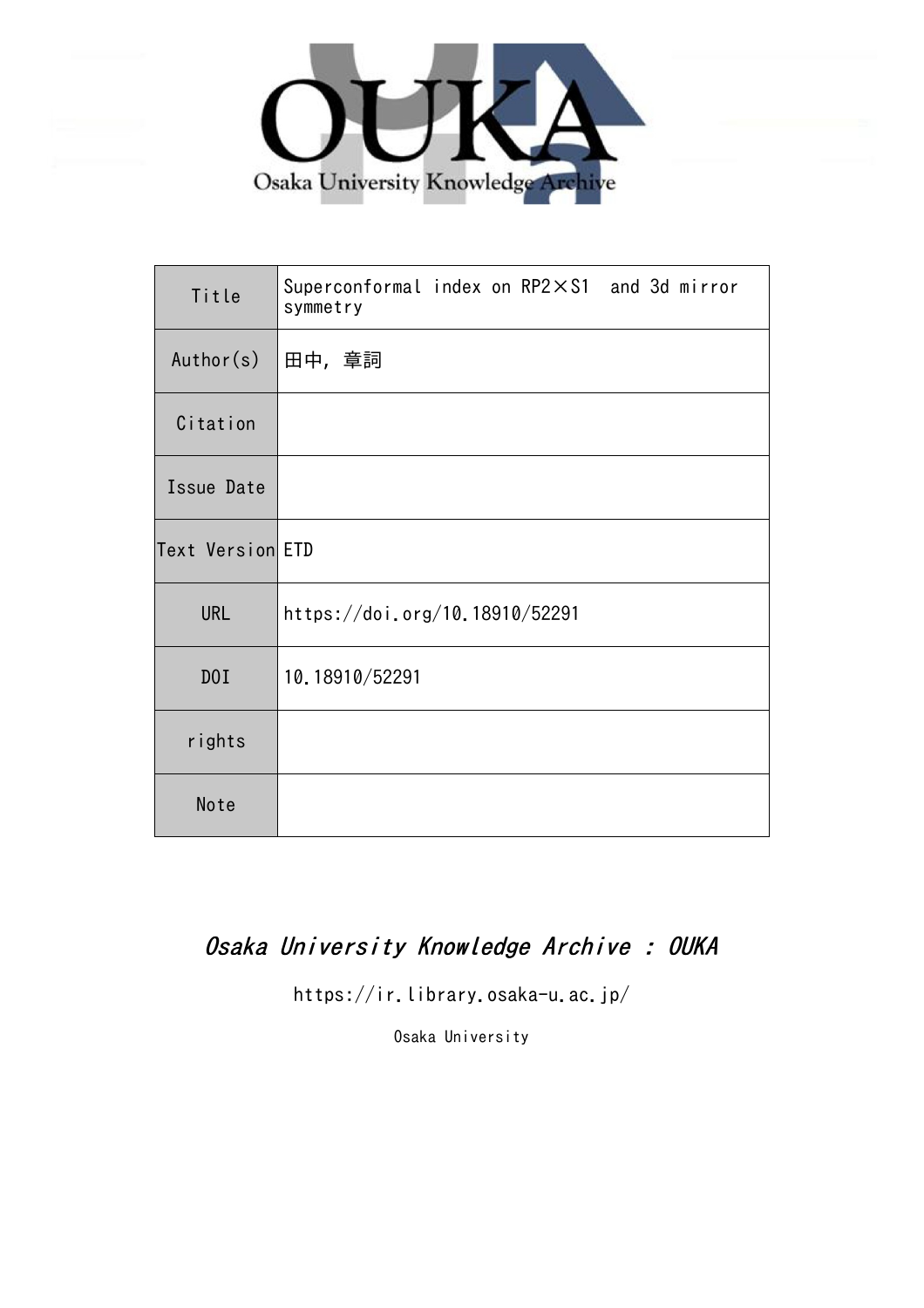| Title | Superconformal index on RP2×S1 and 3d mirror symmetry |
| --- | --- |
| Author(s) | 田中, 章詞 |
| Citation | |
| Issue Date | |
| Text Version | ETD |
| URL | https://doi.org/10.18910/52291 |
| DOI | 10.18910/52291 |
| rights | |
| Note | |

*Osaka University Knowledge Archive : OUKA*

https://ir.library.osaka-u.ac.jp/

Osaka University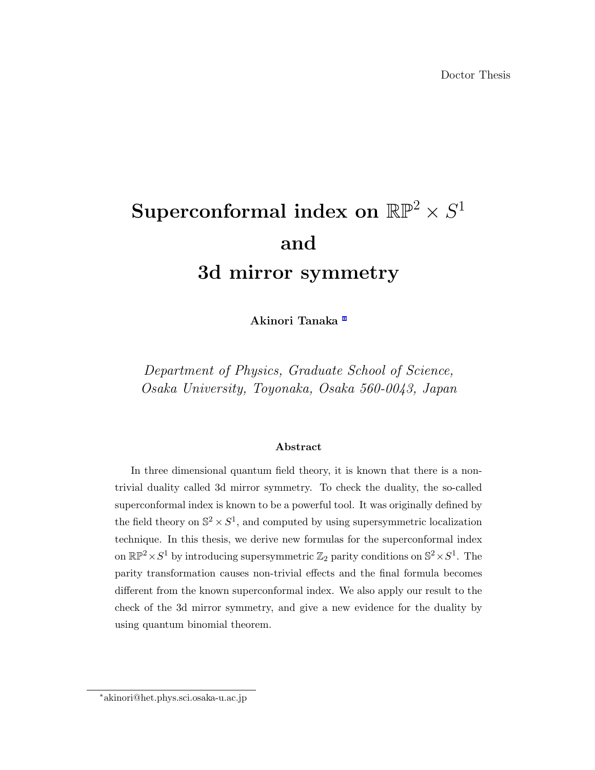Doctor Thesis

# Superconformal index on $\mathbb{RP}^2 \times S^1$ and 3d mirror symmetry

**Akinori Tanaka** [*]

*Department of Physics, Graduate School of Science, Osaka University, Toyonaka, Osaka 560-0043, Japan*

### Abstract

In three dimensional quantum field theory, it is known that there is a non-trivial duality called 3d mirror symmetry. To check the duality, the so-called superconformal index is known to be a powerful tool. It was originally defined by the field theory on $\mathbb{S}^2 \times S^1$, and computed by using supersymmetric localization technique. In this thesis, we derive new formulas for the superconformal index on $\mathbb{RP}^2 \times S^1$ by introducing supersymmetric $\mathbb{Z}_2$ parity conditions on $\mathbb{S}^2 \times S^1$. The parity transformation causes non-trivial effects and the final formula becomes different from the known superconformal index. We also apply our result to the check of the 3d mirror symmetry, and give a new evidence for the duality by using quantum binomial theorem.

---

[*] akinori@het.phys.sci.osaka-u.ac.jp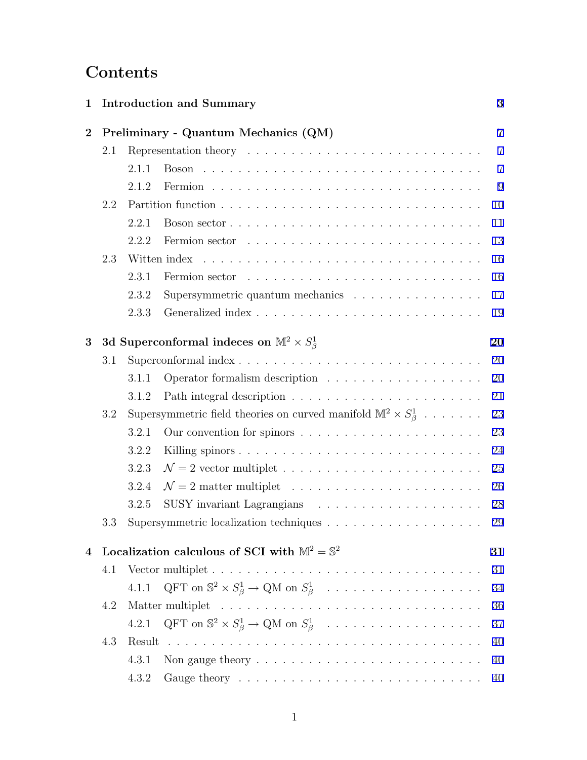# Contents

**1 Introduction and Summary** — 3

**2 Preliminary - Quantum Mechanics (QM)** — 7

- 2.1 Representation theory — 7
  - 2.1.1 Boson — 7
  - 2.1.2 Fermion — 9
- 2.2 Partition function — 10
  - 2.2.1 Boson sector — 11
  - 2.2.2 Fermion sector — 13
- 2.3 Witten index — 16
  - 2.3.1 Fermion sector — 16
  - 2.3.2 Supersymmetric quantum mechanics — 17
  - 2.3.3 Generalized index — 19

**3 3d Superconformal indeces on $\mathbb{M}^2 \times S^1_\beta$** — 20

- 3.1 Superconformal index — 20
  - 3.1.1 Operator formalism description — 20
  - 3.1.2 Path integral description — 21
- 3.2 Supersymmetric field theories on curved manifold $\mathbb{M}^2 \times S^1_\beta$ — 23
  - 3.2.1 Our convention for spinors — 23
  - 3.2.2 Killing spinors — 24
  - 3.2.3 $\mathcal{N} = 2$ vector multiplet — 25
  - 3.2.4 $\mathcal{N} = 2$ matter multiplet — 26
  - 3.2.5 SUSY invariant Lagrangians — 28
- 3.3 Supersymmetric localization techniques — 29

**4 Localization calculous of SCI with $\mathbb{M}^2 = \mathbb{S}^2$** — 31

- 4.1 Vector multiplet — 31
  - 4.1.1 QFT on $\mathbb{S}^2 \times S^1_\beta \to$ QM on $S^1_\beta$ — 34
- 4.2 Matter multiplet — 36
  - 4.2.1 QFT on $\mathbb{S}^2 \times S^1_\beta \to$ QM on $S^1_\beta$ — 37
- 4.3 Result — 40
  - 4.3.1 Non gauge theory — 40
  - 4.3.2 Gauge theory — 40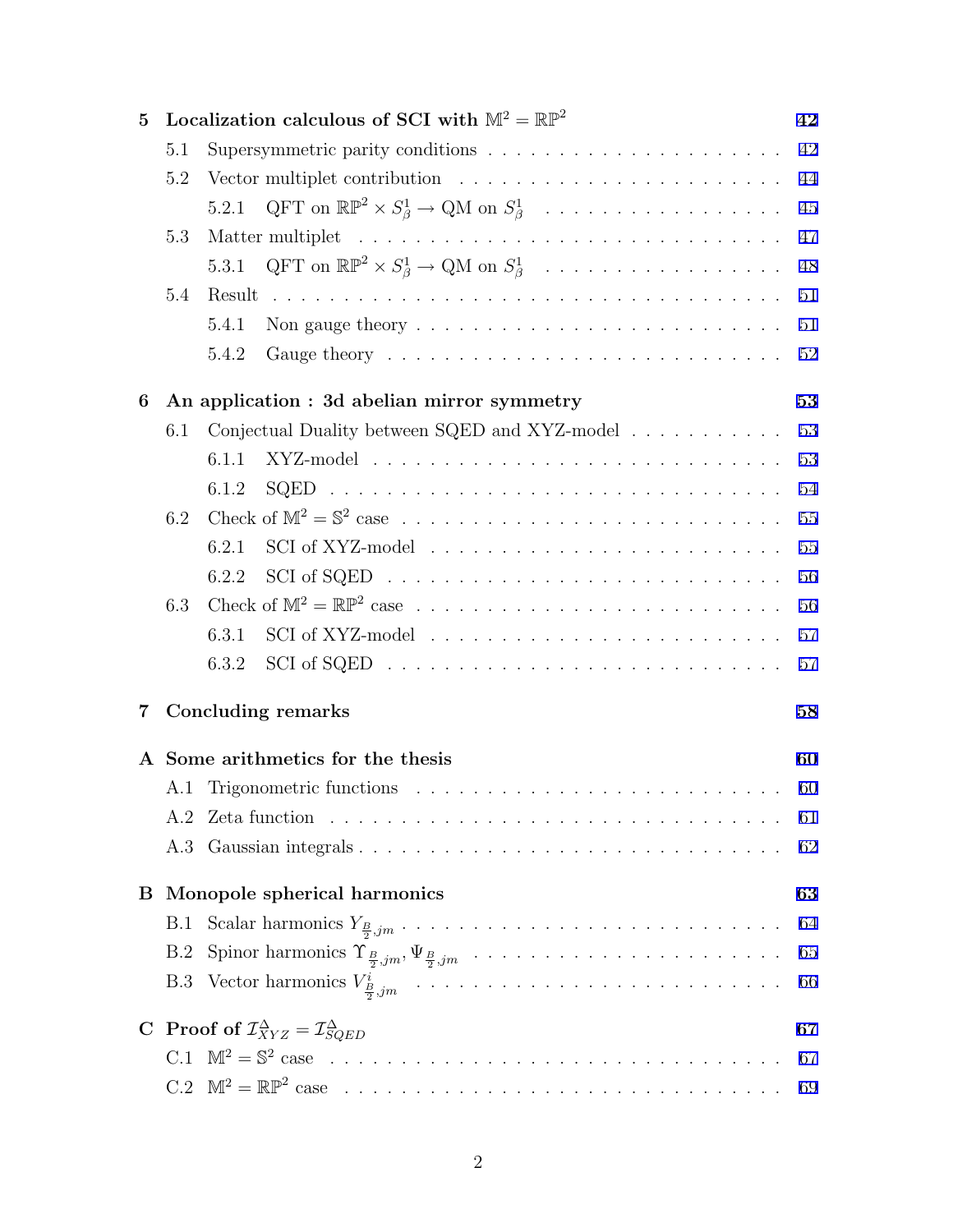**5 Localization calculous of SCI with $\mathbb{M}^2 = \mathbb{RP}^2$** — 42

- 5.1 Supersymmetric parity conditions — 42
- 5.2 Vector multiplet contribution — 44
  - 5.2.1 QFT on $\mathbb{RP}^2 \times S^1_\beta \to$ QM on $S^1_\beta$ — 45
- 5.3 Matter multiplet — 47
  - 5.3.1 QFT on $\mathbb{RP}^2 \times S^1_\beta \to$ QM on $S^1_\beta$ — 48
- 5.4 Result — 51
  - 5.4.1 Non gauge theory — 51
  - 5.4.2 Gauge theory — 52

**6 An application : 3d abelian mirror symmetry** — 53

- 6.1 Conjectual Duality between SQED and XYZ-model — 53
  - 6.1.1 XYZ-model — 53
  - 6.1.2 SQED — 54
- 6.2 Check of $\mathbb{M}^2 = \mathbb{S}^2$ case — 55
  - 6.2.1 SCI of XYZ-model — 55
  - 6.2.2 SCI of SQED — 56
- 6.3 Check of $\mathbb{M}^2 = \mathbb{RP}^2$ case — 56
  - 6.3.1 SCI of XYZ-model — 57
  - 6.3.2 SCI of SQED — 57

**7 Concluding remarks** — 58

**A Some arithmetics for the thesis** — 60

- A.1 Trigonometric functions — 60
- A.2 Zeta function — 61
- A.3 Gaussian integrals — 62

**B Monopole spherical harmonics** — 63

- B.1 Scalar harmonics $Y_{\frac{B}{2},jm}$ — 64
- B.2 Spinor harmonics $\Upsilon_{\frac{B}{2},jm}, \Psi_{\frac{B}{2},jm}$ — 65
- B.3 Vector harmonics $V^i_{\frac{B}{2},jm}$ — 66

**C Proof of $\mathcal{I}^{\Delta}_{XYZ} = \mathcal{I}^{\Delta}_{SQED}$** — 67

- C.1 $\mathbb{M}^2 = \mathbb{S}^2$ case — 67
- C.2 $\mathbb{M}^2 = \mathbb{RP}^2$ case — 69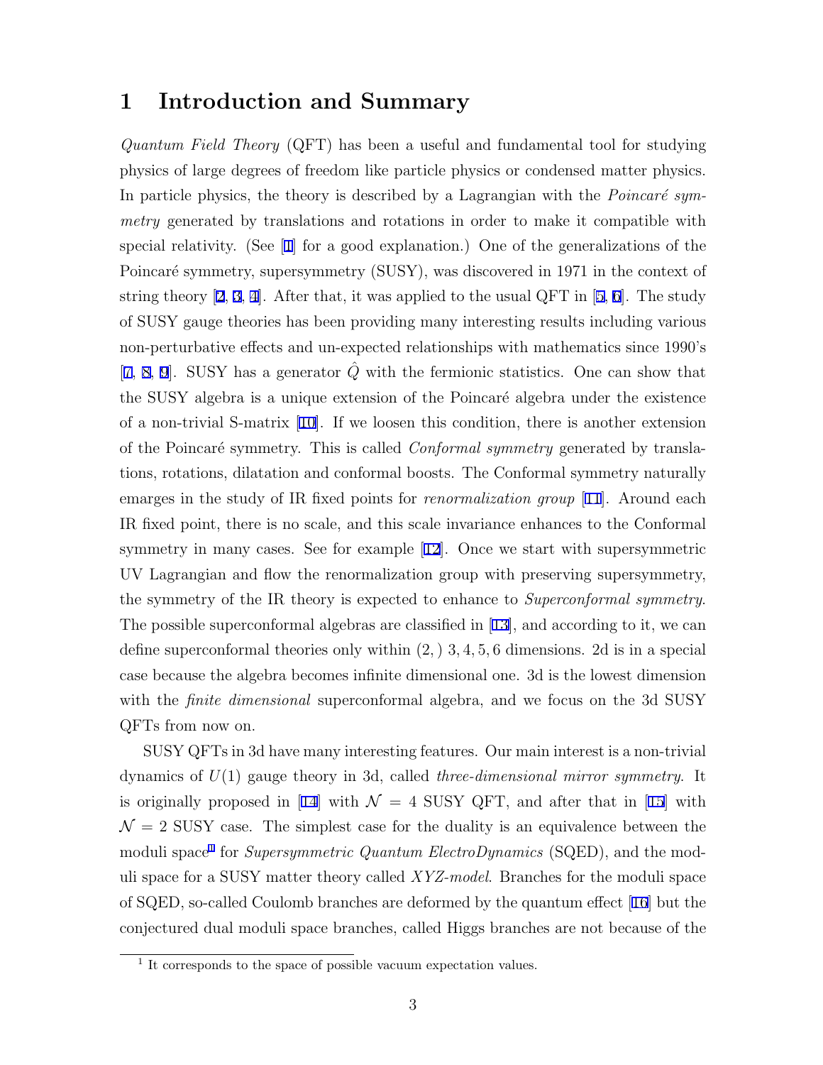# 1 Introduction and Summary

*Quantum Field Theory* (QFT) has been a useful and fundamental tool for studying physics of large degrees of freedom like particle physics or condensed matter physics. In particle physics, the theory is described by a Lagrangian with the *Poincaré symmetry* generated by translations and rotations in order to make it compatible with special relativity. (See [1] for a good explanation.) One of the generalizations of the Poincaré symmetry, supersymmetry (SUSY), was discovered in 1971 in the context of string theory [2, 3, 4]. After that, it was applied to the usual QFT in [5, 6]. The study of SUSY gauge theories has been providing many interesting results including various non-perturbative effects and un-expected relationships with mathematics since 1990's [7, 8, 9]. SUSY has a generator $\hat{Q}$ with the fermionic statistics. One can show that the SUSY algebra is a unique extension of the Poincaré algebra under the existence of a non-trivial S-matrix [10]. If we loosen this condition, there is another extension of the Poincaré symmetry. This is called *Conformal symmetry* generated by translations, rotations, dilatation and conformal boosts. The Conformal symmetry naturally emarges in the study of IR fixed points for *renormalization group* [11]. Around each IR fixed point, there is no scale, and this scale invariance enhances to the Conformal symmetry in many cases. See for example [12]. Once we start with supersymmetric UV Lagrangian and flow the renormalization group with preserving supersymmetry, the symmetry of the IR theory is expected to enhance to *Superconformal symmetry*. The possible superconformal algebras are classified in [13], and according to it, we can define superconformal theories only within (2, ) 3, 4, 5, 6 dimensions. 2d is in a special case because the algebra becomes infinite dimensional one. 3d is the lowest dimension with the *finite dimensional* superconformal algebra, and we focus on the 3d SUSY QFTs from now on.

SUSY QFTs in 3d have many interesting features. Our main interest is a non-trivial dynamics of $U(1)$ gauge theory in 3d, called *three-dimensional mirror symmetry*. It is originally proposed in [14] with $\mathcal{N} = 4$ SUSY QFT, and after that in [15] with $\mathcal{N} = 2$ SUSY case. The simplest case for the duality is an equivalence between the moduli space[1] for *Supersymmetric Quantum ElectroDynamics* (SQED), and the moduli space for a SUSY matter theory called *XYZ-model*. Branches for the moduli space of SQED, so-called Coulomb branches are deformed by the quantum effect [16] but the conjectured dual moduli space branches, called Higgs branches are not because of the

[1] It corresponds to the space of possible vacuum expectation values.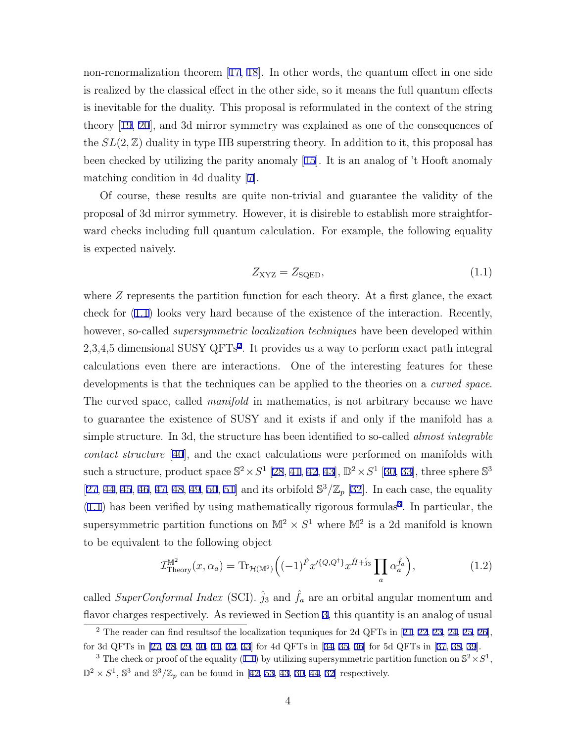non-renormalization theorem [17, 18]. In other words, the quantum effect in one side is realized by the classical effect in the other side, so it means the full quantum effects is inevitable for the duality. This proposal is reformulated in the context of the string theory [19, 20], and 3d mirror symmetry was explained as one of the consequences of the $SL(2,\mathbb{Z})$ duality in type IIB superstring theory. In addition to it, this proposal has been checked by utilizing the parity anomaly [15]. It is an analog of 't Hooft anomaly matching condition in 4d duality [7].

Of course, these results are quite non-trivial and guarantee the validity of the proposal of 3d mirror symmetry. However, it is disireble to establish more straightforward checks including full quantum calculation. For example, the following equality is expected naively.

$$Z_{\rm XYZ} = Z_{\rm SQED}, \tag{1.1}$$

where $Z$ represents the partition function for each theory. At a first glance, the exact check for (1.1) looks very hard because of the existence of the interaction. Recently, however, so-called *supersymmetric localization techniques* have been developed within 2,3,4,5 dimensional SUSY QFTs[2]. It provides us a way to perform exact path integral calculations even there are interactions. One of the interesting features for these developments is that the techniques can be applied to the theories on a *curved space*. The curved space, called *manifold* in mathematics, is not arbitrary because we have to guarantee the existence of SUSY and it exists if and only if the manifold has a simple structure. In 3d, the structure has been identified to so-called *almost integrable contact structure* [40], and the exact calculations were performed on manifolds with such a structure, product space $\mathbb{S}^2 \times S^1$ [28, 41, 42, 43], $\mathbb{D}^2 \times S^1$ [30, 33], three sphere $\mathbb{S}^3$ [27, 44, 45, 46, 47, 48, 49, 50, 51] and its orbifold $\mathbb{S}^3/\mathbb{Z}_p$ [32]. In each case, the equality (1.1) has been verified by using mathematically rigorous formulas[3]. In particular, the supersymmetric partition functions on $\mathbb{M}^2 \times S^1$ where $\mathbb{M}^2$ is a 2d manifold is known to be equivalent to the following object

$$\mathcal{I}^{\mathbb{M}^2}_{\rm Theory}(x,\alpha_a) = {\rm Tr}_{\mathcal{H}(\mathbb{M}^2)}\Big( (-1)^{\hat{F}} x'^{\{Q,Q^\dagger\}} x^{\hat{H}+\hat{j}_3} \prod_a \alpha_a^{\hat{f}_a} \Big), \tag{1.2}$$

called *SuperConformal Index* (SCI). $\hat{j}_3$ and $\hat{f}_a$ are an orbital angular momentum and flavor charges respectively. As reviewed in Section 3, this quantity is an analog of usual

---

[2] The reader can find resultsof the localization tequniques for 2d QFTs in [21, 22, 23, 24, 25, 26], for 3d QFTs in [27, 28, 29, 30, 31, 32, 33] for 4d QFTs in [34, 35, 36] for 5d QFTs in [37, 38, 39].

[3] The check or proof of the equality (1.1) by utilizing supersymmetric partition function on $\mathbb{S}^2 \times S^1$, $\mathbb{D}^2 \times S^1$, $\mathbb{S}^3$ and $\mathbb{S}^3/\mathbb{Z}_p$ can be found in [42, 53, 43, 30, 44, 32] respectively.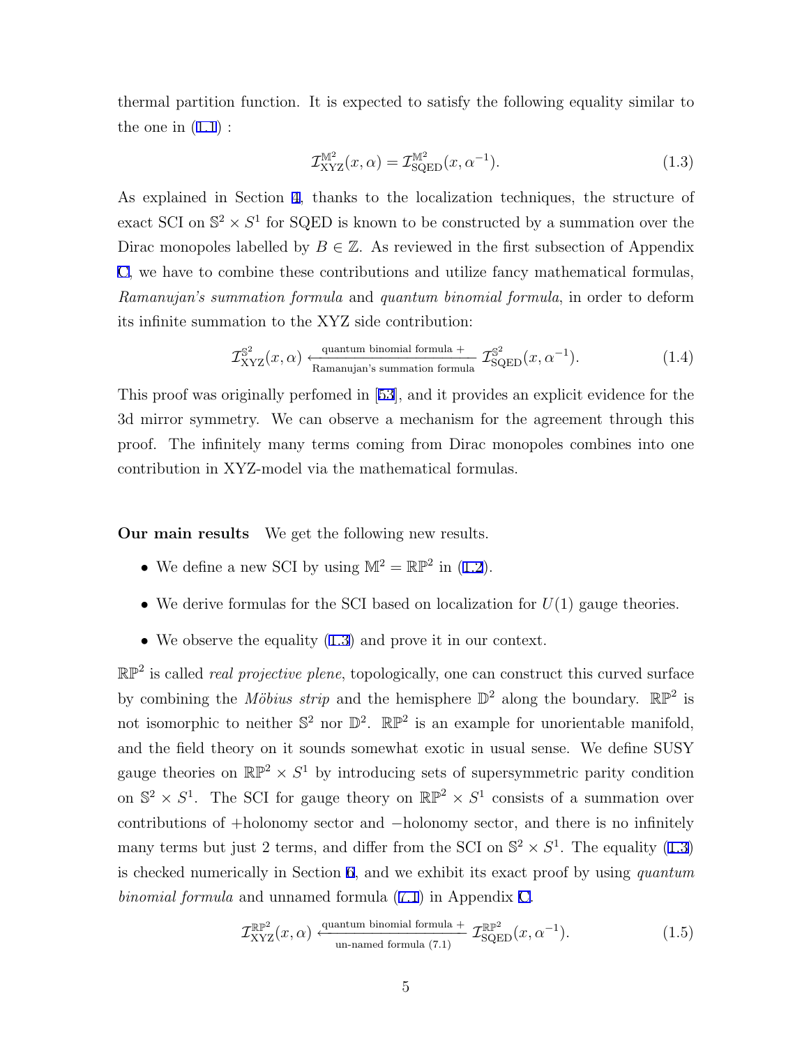thermal partition function. It is expected to satisfy the following equality similar to the one in (1.1) :

$$\mathcal{I}^{\mathbb{M}^2}_{\rm XYZ}(x,\alpha) = \mathcal{I}^{\mathbb{M}^2}_{\rm SQED}(x,\alpha^{-1}). \tag{1.3}$$

As explained in Section 4, thanks to the localization techniques, the structure of exact SCI on $\mathbb{S}^2 \times S^1$ for SQED is known to be constructed by a summation over the Dirac monopoles labelled by $B \in \mathbb{Z}$. As reviewed in the first subsection of Appendix C, we have to combine these contributions and utilize fancy mathematical formulas, *Ramanujan's summation formula* and *quantum binomial formula*, in order to deform its infinite summation to the XYZ side contribution:

$$\mathcal{I}^{\mathbb{S}^2}_{\rm XYZ}(x,\alpha) \xleftarrow[\text{Ramanujan's summation formula}]{\text{quantum binomial formula +}} \mathcal{I}^{\mathbb{S}^2}_{\rm SQED}(x,\alpha^{-1}). \tag{1.4}$$

This proof was originally perfomed in [53], and it provides an explicit evidence for the 3d mirror symmetry. We can observe a mechanism for the agreement through this proof. The infinitely many terms coming from Dirac monopoles combines into one contribution in XYZ-model via the mathematical formulas.

**Our main results** We get the following new results.

- We define a new SCI by using $\mathbb{M}^2 = \mathbb{RP}^2$ in (1.2).
- We derive formulas for the SCI based on localization for $U(1)$ gauge theories.
- We observe the equality (1.3) and prove it in our context.

$\mathbb{RP}^2$ is called *real projective plene*, topologically, one can construct this curved surface by combining the *Möbius strip* and the hemisphere $\mathbb{D}^2$ along the boundary. $\mathbb{RP}^2$ is not isomorphic to neither $\mathbb{S}^2$ nor $\mathbb{D}^2$. $\mathbb{RP}^2$ is an example for unorientable manifold, and the field theory on it sounds somewhat exotic in usual sense. We define SUSY gauge theories on $\mathbb{RP}^2 \times S^1$ by introducing sets of supersymmetric parity condition on $\mathbb{S}^2 \times S^1$. The SCI for gauge theory on $\mathbb{RP}^2 \times S^1$ consists of a summation over contributions of +holonomy sector and −holonomy sector, and there is no infinitely many terms but just 2 terms, and differ from the SCI on $\mathbb{S}^2 \times S^1$. The equality (1.3) is checked numerically in Section 6, and we exhibit its exact proof by using *quantum binomial formula* and unnamed formula (7.1) in Appendix C.

$$\mathcal{I}^{\mathbb{RP}^2}_{\rm XYZ}(x,\alpha) \xleftarrow[\text{un-named formula (7.1)}]{\text{quantum binomial formula +}} \mathcal{I}^{\mathbb{RP}^2}_{\rm SQED}(x,\alpha^{-1}). \tag{1.5}$$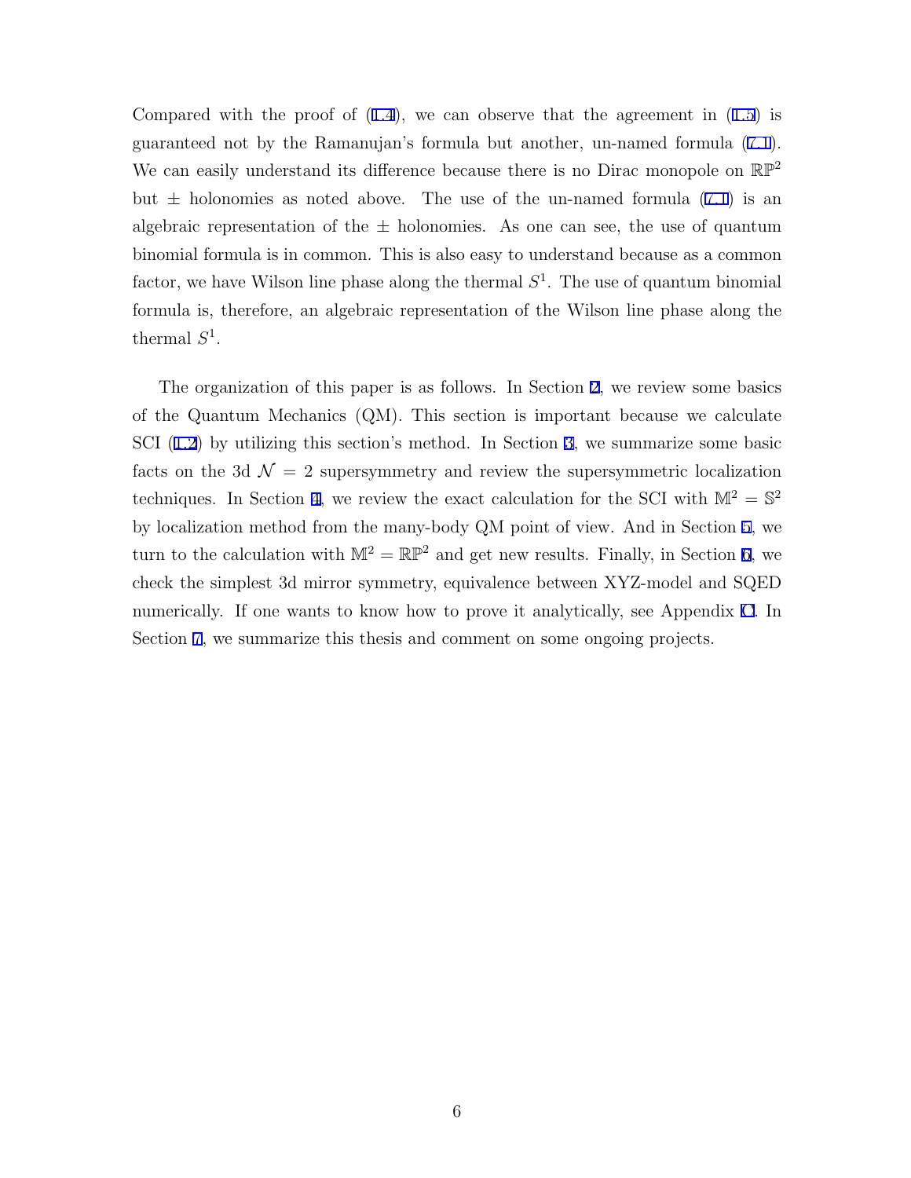Compared with the proof of (1.4), we can observe that the agreement in (1.5) is guaranteed not by the Ramanujan's formula but another, un-named formula (7.1). We can easily understand its difference because there is no Dirac monopole on $\mathbb{RP}^2$ but $\pm$ holonomies as noted above. The use of the un-named formula (7.1) is an algebraic representation of the $\pm$ holonomies. As one can see, the use of quantum binomial formula is in common. This is also easy to understand because as a common factor, we have Wilson line phase along the thermal $S^1$. The use of quantum binomial formula is, therefore, an algebraic representation of the Wilson line phase along the thermal $S^1$.

The organization of this paper is as follows. In Section 2, we review some basics of the Quantum Mechanics (QM). This section is important because we calculate SCI (1.2) by utilizing this section's method. In Section 3, we summarize some basic facts on the 3d $\mathcal{N} = 2$ supersymmetry and review the supersymmetric localization techniques. In Section 4, we review the exact calculation for the SCI with $\mathbb{M}^2 = \mathbb{S}^2$ by localization method from the many-body QM point of view. And in Section 5, we turn to the calculation with $\mathbb{M}^2 = \mathbb{RP}^2$ and get new results. Finally, in Section 6, we check the simplest 3d mirror symmetry, equivalence between XYZ-model and SQED numerically. If one wants to know how to prove it analytically, see Appendix C. In Section 7, we summarize this thesis and comment on some ongoing projects.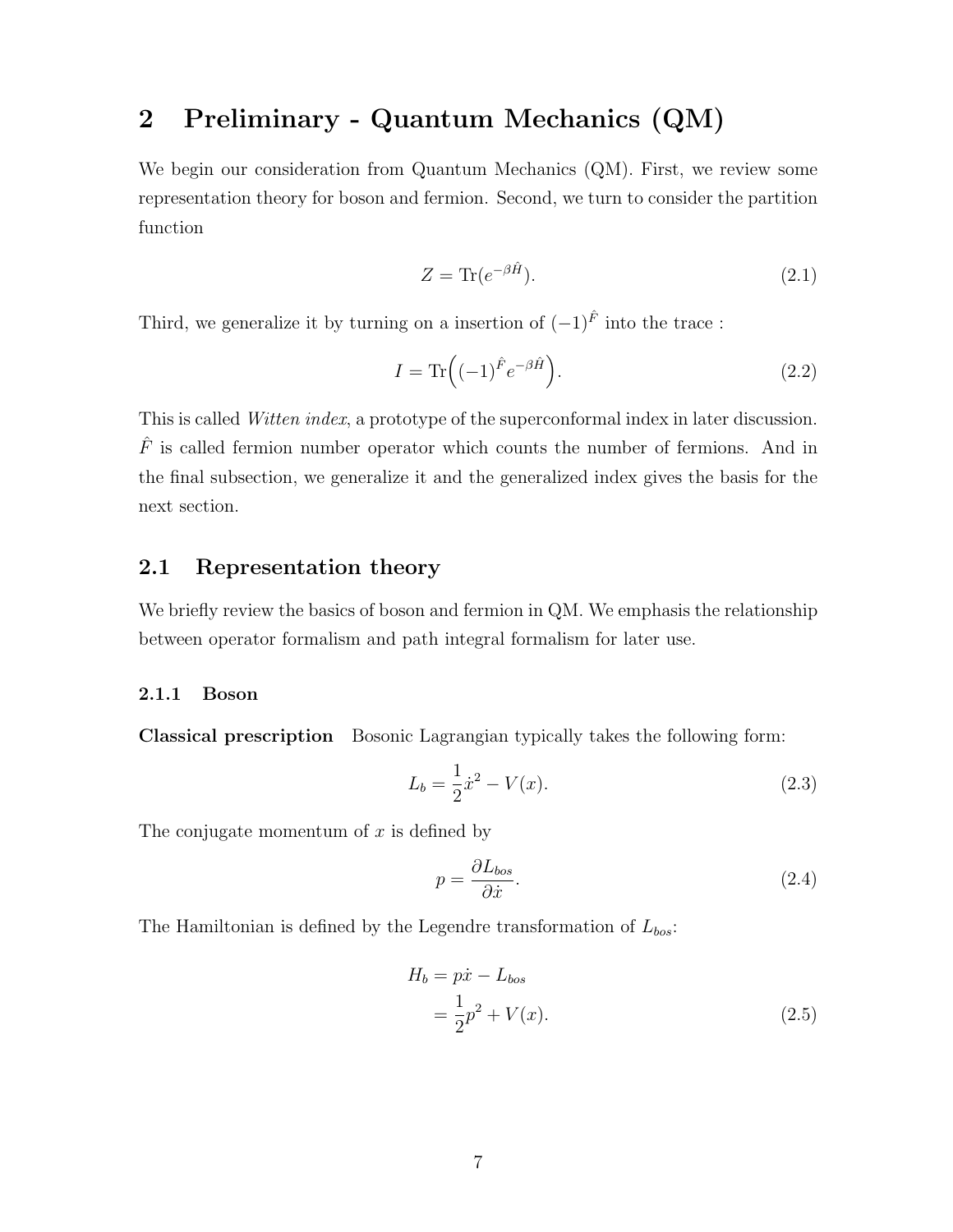# 2 Preliminary - Quantum Mechanics (QM)

We begin our consideration from Quantum Mechanics (QM). First, we review some representation theory for boson and fermion. Second, we turn to consider the partition function

$$Z = \mathrm{Tr}(e^{-\beta \hat{H}}). \tag{2.1}$$

Third, we generalize it by turning on a insertion of $(-1)^{\hat{F}}$ into the trace :

$$I = \mathrm{Tr}\Big((-1)^{\hat{F}} e^{-\beta \hat{H}}\Big). \tag{2.2}$$

This is called *Witten index*, a prototype of the superconformal index in later discussion. $\hat{F}$ is called fermion number operator which counts the number of fermions. And in the final subsection, we generalize it and the generalized index gives the basis for the next section.

## 2.1 Representation theory

We briefly review the basics of boson and fermion in QM. We emphasis the relationship between operator formalism and path integral formalism for later use.

### 2.1.1 Boson

**Classical prescription** Bosonic Lagrangian typically takes the following form:

$$L_b = \frac{1}{2}\dot{x}^2 - V(x). \tag{2.3}$$

The conjugate momentum of $x$ is defined by

$$p = \frac{\partial L_{bos}}{\partial \dot{x}}. \tag{2.4}$$

The Hamiltonian is defined by the Legendre transformation of $L_{bos}$:

$$\begin{aligned} H_b &= p\dot{x} - L_{bos} \\ &= \frac{1}{2}p^2 + V(x). \end{aligned} \tag{2.5}$$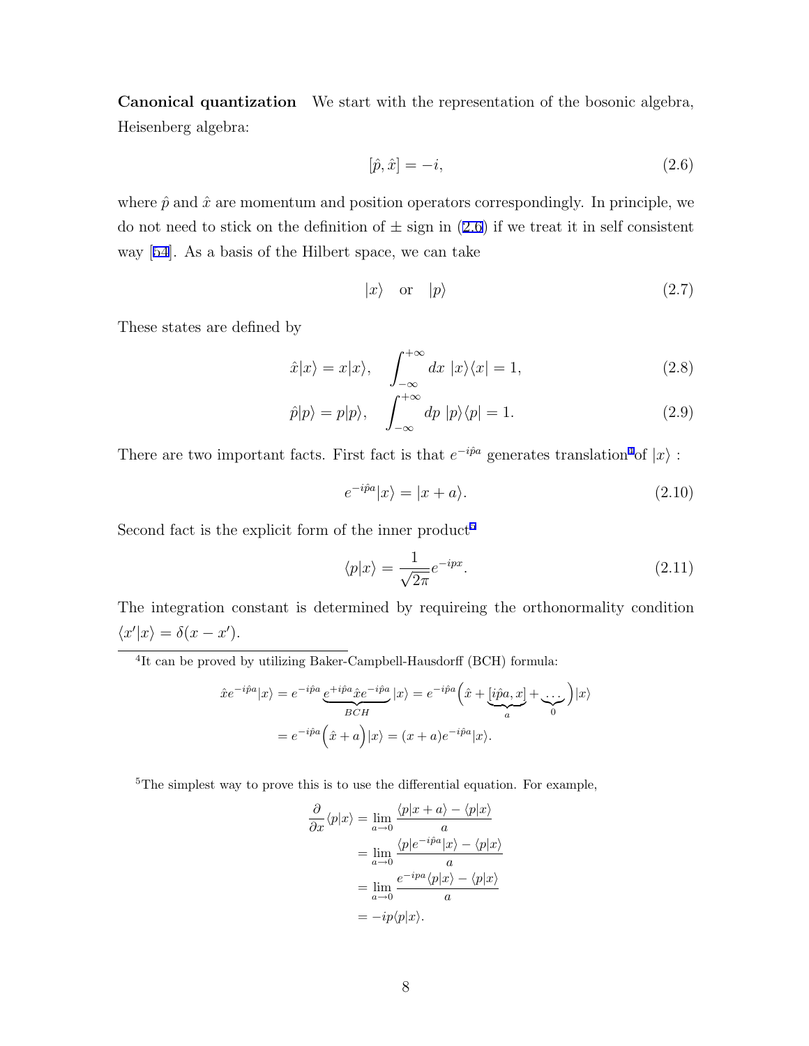**Canonical quantization** We start with the representation of the bosonic algebra, Heisenberg algebra:

$$[\hat{p}, \hat{x}] = -i, \tag{2.6}$$

where $\hat{p}$ and $\hat{x}$ are momentum and position operators correspondingly. In principle, we do not need to stick on the definition of $\pm$ sign in (2.6) if we treat it in self consistent way [54]. As a basis of the Hilbert space, we can take

$$|x\rangle \quad \text{or} \quad |p\rangle \tag{2.7}$$

These states are defined by

$$\hat{x}|x\rangle = x|x\rangle, \quad \int_{-\infty}^{+\infty} dx\ |x\rangle\langle x| = 1, \tag{2.8}$$

$$\hat{p}|p\rangle = p|p\rangle, \quad \int_{-\infty}^{+\infty} dp\ |p\rangle\langle p| = 1. \tag{2.9}$$

There are two important facts. First fact is that $e^{-i\hat{p}a}$ generates translation[4] of $|x\rangle$ :

$$e^{-i\hat{p}a}|x\rangle = |x + a\rangle. \tag{2.10}$$

Second fact is the explicit form of the inner product[5]

$$\langle p|x\rangle = \frac{1}{\sqrt{2\pi}} e^{-ipx}. \tag{2.11}$$

The integration constant is determined by requireing the orthonormality condition $\langle x'|x\rangle = \delta(x - x')$.

---

[4] It can be proved by utilizing Baker-Campbell-Hausdorff (BCH) formula:

$$\begin{aligned}
\hat{x}e^{-i\hat{p}a}|x\rangle &= e^{-i\hat{p}a} \underbrace{e^{+i\hat{p}a}\hat{x}e^{-i\hat{p}a}}_{BCH}|x\rangle = e^{-i\hat{p}a}\Big(\hat{x} + \underbrace{[i\hat{p}a, x]}_{a} + \underbrace{\ldots}_{0}\Big)|x\rangle \\
&= e^{-i\hat{p}a}\Big(\hat{x} + a\Big)|x\rangle = (x + a)e^{-i\hat{p}a}|x\rangle.
\end{aligned}$$

[5] The simplest way to prove this is to use the differential equation. For example,

$$\begin{aligned}
\frac{\partial}{\partial x}\langle p|x\rangle &= \lim_{a\to 0} \frac{\langle p|x + a\rangle - \langle p|x\rangle}{a} \\
&= \lim_{a\to 0} \frac{\langle p|e^{-i\hat{p}a}|x\rangle - \langle p|x\rangle}{a} \\
&= \lim_{a\to 0} \frac{e^{-ipa}\langle p|x\rangle - \langle p|x\rangle}{a} \\
&= -ip\langle p|x\rangle.
\end{aligned}$$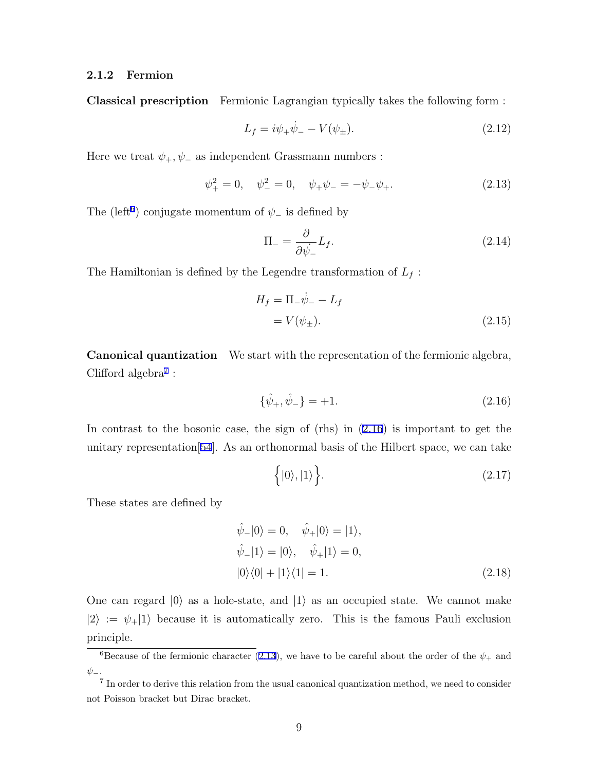### 2.1.2 Fermion

**Classical prescription** Fermionic Lagrangian typically takes the following form :

$$L_f = i\psi_+\dot{\psi}_- - V(\psi_\pm). \tag{2.12}$$

Here we treat $\psi_+, \psi_-$ as independent Grassmann numbers :

$$\psi_+^2 = 0, \quad \psi_-^2 = 0, \quad \psi_+\psi_- = -\psi_-\psi_+. \tag{2.13}$$

The (left[6]) conjugate momentum of $\psi_-$ is defined by

$$\Pi_- = \frac{\partial}{\partial\dot{\psi}_-}L_f. \tag{2.14}$$

The Hamiltonian is defined by the Legendre transformation of $L_f$ :

$$\begin{aligned} H_f &= \Pi_-\dot{\psi}_- - L_f \\ &= V(\psi_\pm). \end{aligned} \tag{2.15}$$

**Canonical quantization** We start with the representation of the fermionic algebra, Clifford algebra[7] :

$$\{\hat{\psi}_+, \hat{\psi}_-\} = +1. \tag{2.16}$$

In contrast to the bosonic case, the sign of (rhs) in (2.16) is important to get the unitary representation[54]. As an orthonormal basis of the Hilbert space, we can take

$$\Big\{|0\rangle, |1\rangle\Big\}. \tag{2.17}$$

These states are defined by

$$\begin{aligned} &\hat{\psi}_-|0\rangle = 0, \quad \hat{\psi}_+|0\rangle = |1\rangle, \\ &\hat{\psi}_-|1\rangle = |0\rangle, \quad \hat{\psi}_+|1\rangle = 0, \\ &|0\rangle\langle 0| + |1\rangle\langle 1| = 1. \end{aligned} \tag{2.18}$$

One can regard $|0\rangle$ as a hole-state, and $|1\rangle$ as an occupied state. We cannot make $|2\rangle := \psi_+|1\rangle$ because it is automatically zero. This is the famous Pauli exclusion principle.

---

[6] Because of the fermionic character (2.13), we have to be careful about the order of the $\psi_+$ and $\psi_-$.

[7] In order to derive this relation from the usual canonical quantization method, we need to consider not Poisson bracket but Dirac bracket.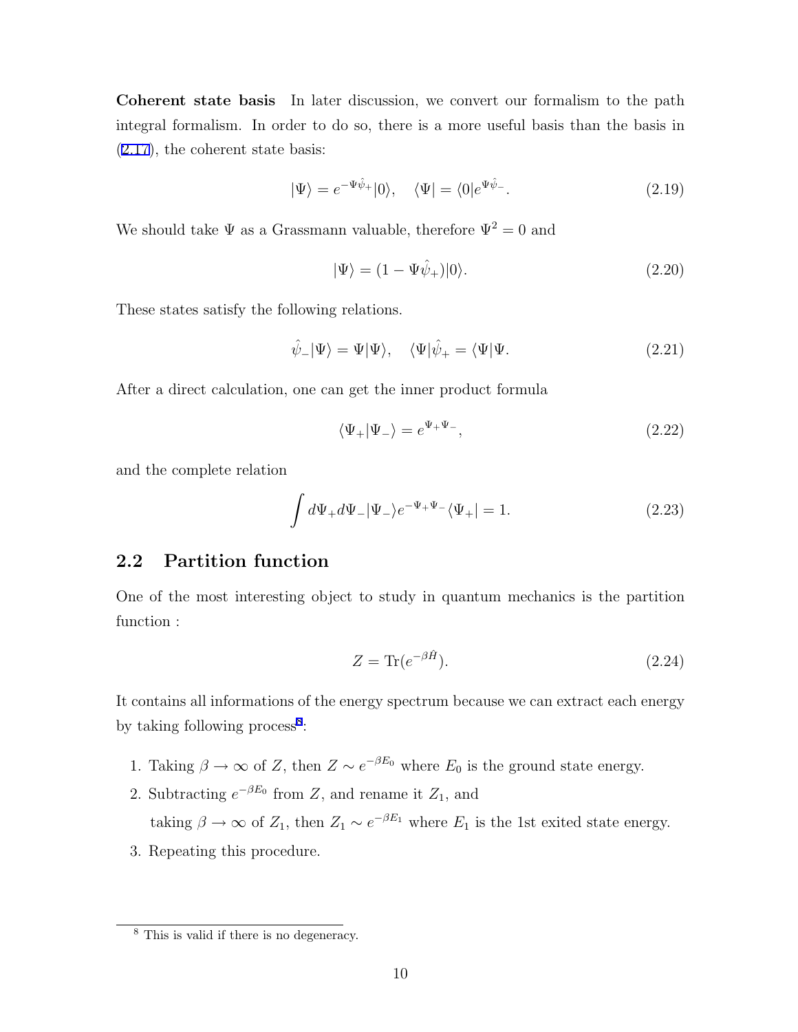**Coherent state basis** In later discussion, we convert our formalism to the path integral formalism. In order to do so, there is a more useful basis than the basis in (2.17), the coherent state basis:

$$|\Psi\rangle = e^{-\Psi\hat{\psi}_+}|0\rangle, \quad \langle\Psi| = \langle 0|e^{\Psi\hat{\psi}_-}. \tag{2.19}$$

We should take $\Psi$ as a Grassmann valuable, therefore $\Psi^2 = 0$ and

$$|\Psi\rangle = (1 - \Psi\hat{\psi}_+)|0\rangle. \tag{2.20}$$

These states satisfy the following relations.

$$\hat{\psi}_-|\Psi\rangle = \Psi|\Psi\rangle, \quad \langle\Psi|\hat{\psi}_+ = \langle\Psi|\Psi. \tag{2.21}$$

After a direct calculation, one can get the inner product formula

$$\langle\Psi_+|\Psi_-\rangle = e^{\Psi_+\Psi_-}, \tag{2.22}$$

and the complete relation

$$\int d\Psi_+ d\Psi_- |\Psi_-\rangle e^{-\Psi_+\Psi_-}\langle\Psi_+| = 1. \tag{2.23}$$

## 2.2 Partition function

One of the most interesting object to study in quantum mechanics is the partition function :

$$Z = \mathrm{Tr}(e^{-\beta\hat{H}}). \tag{2.24}$$

It contains all informations of the energy spectrum because we can extract each energy by taking following process[8]:

1. Taking $\beta \to \infty$ of $Z$, then $Z \sim e^{-\beta E_0}$ where $E_0$ is the ground state energy.
2. Subtracting $e^{-\beta E_0}$ from $Z$, and rename it $Z_1$, and
   taking $\beta \to \infty$ of $Z_1$, then $Z_1 \sim e^{-\beta E_1}$ where $E_1$ is the 1st exited state energy.
3. Repeating this procedure.

[8] This is valid if there is no degeneracy.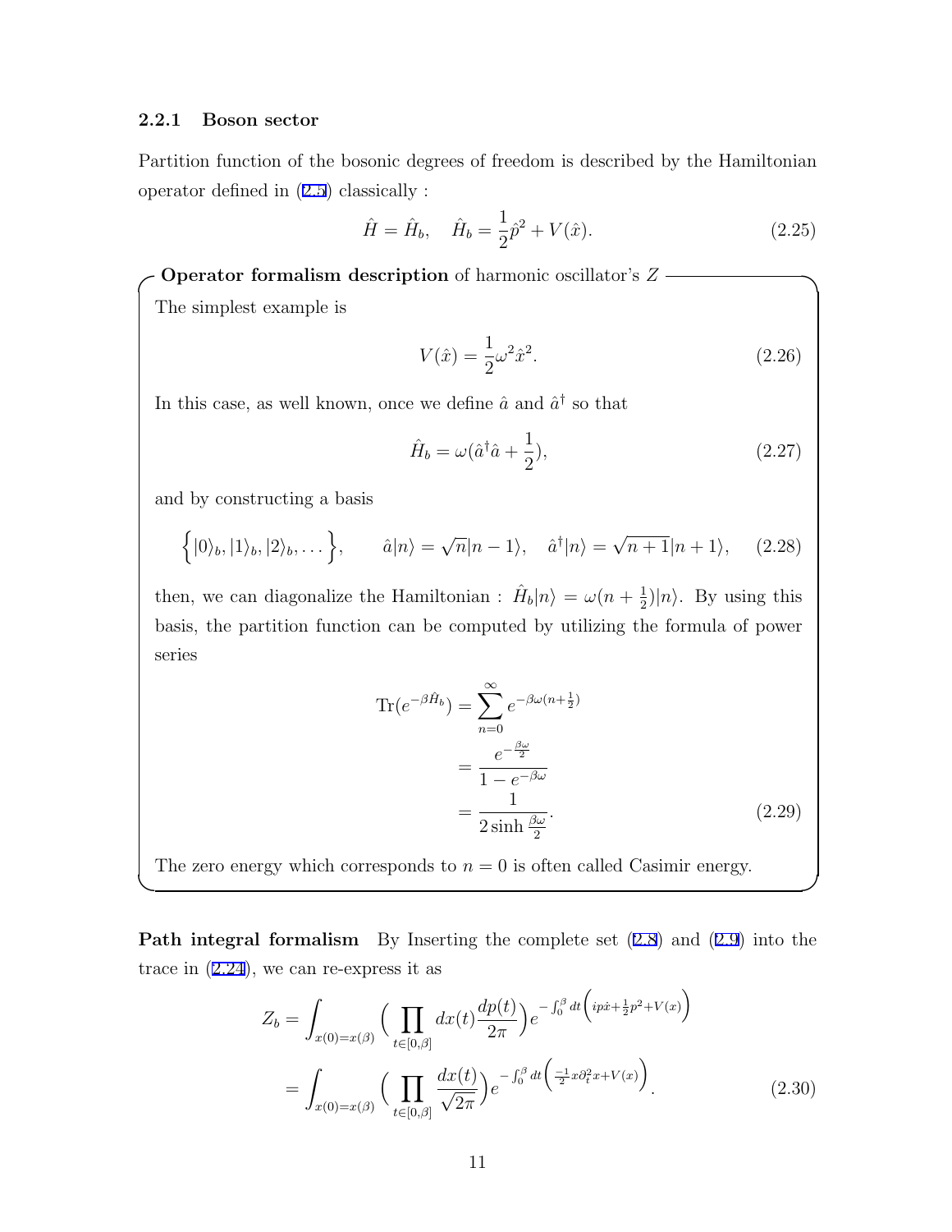### 2.2.1 Boson sector

Partition function of the bosonic degrees of freedom is described by the Hamiltonian operator defined in (2.5) classically :

$$\hat{H} = \hat{H}_b, \quad \hat{H}_b = \frac{1}{2}\hat{p}^2 + V(\hat{x}). \tag{2.25}$$

**Operator formalism description** of harmonic oscillator's $Z$

The simplest example is

$$V(\hat{x}) = \frac{1}{2}\omega^2 \hat{x}^2. \tag{2.26}$$

In this case, as well known, once we define $\hat{a}$ and $\hat{a}^\dagger$ so that

$$\hat{H}_b = \omega(\hat{a}^\dagger \hat{a} + \frac{1}{2}), \tag{2.27}$$

and by constructing a basis

$$\Big\{ |0\rangle_b, |1\rangle_b, |2\rangle_b, \dots \Big\}, \qquad \hat{a}|n\rangle = \sqrt{n}|n-1\rangle, \quad \hat{a}^\dagger |n\rangle = \sqrt{n+1}|n+1\rangle, \tag{2.28}$$

then, we can diagonalize the Hamiltonian : $\hat{H}_b|n\rangle = \omega(n+\frac{1}{2})|n\rangle$. By using this basis, the partition function can be computed by utilizing the formula of power series

$$\begin{aligned}
\mathrm{Tr}(e^{-\beta \hat{H}_b}) &= \sum_{n=0}^{\infty} e^{-\beta\omega(n+\frac{1}{2})} \\
&= \frac{e^{-\frac{\beta\omega}{2}}}{1-e^{-\beta\omega}} \\
&= \frac{1}{2\sinh\frac{\beta\omega}{2}}.
\end{aligned} \tag{2.29}$$

The zero energy which corresponds to $n = 0$ is often called Casimir energy.

**Path integral formalism** By Inserting the complete set (2.8) and (2.9) into the trace in (2.24), we can re-express it as

$$\begin{aligned}
Z_b &= \int_{x(0)=x(\beta)} \Big( \prod_{t\in[0,\beta]} dx(t) \frac{dp(t)}{2\pi} \Big) e^{-\int_0^\beta dt \left( ip\dot{x} + \frac{1}{2}p^2 + V(x) \right)} \\
&= \int_{x(0)=x(\beta)} \Big( \prod_{t\in[0,\beta]} \frac{dx(t)}{\sqrt{2\pi}} \Big) e^{-\int_0^\beta dt \left( \frac{-1}{2} x \partial_t^2 x + V(x) \right)}.
\end{aligned} \tag{2.30}$$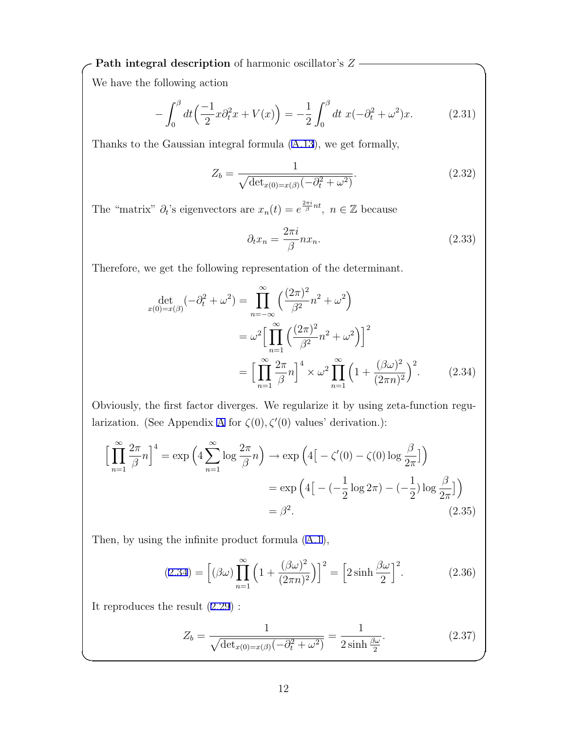**Path integral description** of harmonic oscillator's $Z$

We have the following action

$$
-\int_0^\beta dt\Big(\frac{-1}{2}x\partial_t^2 x + V(x)\Big) = -\frac{1}{2}\int_0^\beta dt\ x(-\partial_t^2+\omega^2)x. \tag{2.31}
$$

Thanks to the Gaussian integral formula (A.13), we get formally,

$$
Z_b = \frac{1}{\sqrt{\det_{x(0)=x(\beta)}(-\partial_t^2+\omega^2)}}. \tag{2.32}
$$

The "matrix" $\partial_t$'s eigenvectors are $x_n(t) = e^{\frac{2\pi i}{\beta}nt},\ n\in\mathbb{Z}$ because

$$
\partial_t x_n = \frac{2\pi i}{\beta}n x_n. \tag{2.33}
$$

Therefore, we get the following representation of the determinant.

$$
\begin{aligned}
\det_{x(0)=x(\beta)}(-\partial_t^2+\omega^2) &= \prod_{n=-\infty}^{\infty}\Big(\frac{(2\pi)^2}{\beta^2}n^2+\omega^2\Big) \\
&= \omega^2\Big[\prod_{n=1}^{\infty}\Big(\frac{(2\pi)^2}{\beta^2}n^2+\omega^2\Big)\Big]^2 \\
&= \Big[\prod_{n=1}^{\infty}\frac{2\pi}{\beta}n\Big]^4\times\omega^2\prod_{n=1}^{\infty}\Big(1+\frac{(\beta\omega)^2}{(2\pi n)^2}\Big)^2.
\end{aligned} \tag{2.34}
$$

Obviously, the first factor diverges. We regularize it by using zeta-function regularization. (See Appendix A for $\zeta(0),\zeta'(0)$ values' derivation.):

$$
\begin{aligned}
\Big[\prod_{n=1}^{\infty}\frac{2\pi}{\beta}n\Big]^4 = \exp\Big(4\sum_{n=1}^{\infty}\log\frac{2\pi}{\beta}n\Big) &\to \exp\Big(4\big[-\zeta'(0)-\zeta(0)\log\frac{\beta}{2\pi}\big]\Big) \\
&= \exp\Big(4\big[-(-\frac{1}{2}\log 2\pi)-(-\frac{1}{2})\log\frac{\beta}{2\pi}\big]\Big) \\
&= \beta^2.
\end{aligned} \tag{2.35}
$$

Then, by using the infinite product formula (A.1),

$$
(2.34) = \Big[(\beta\omega)\prod_{n=1}^{\infty}\Big(1+\frac{(\beta\omega)^2}{(2\pi n)^2}\Big)\Big]^2 = \Big[2\sinh\frac{\beta\omega}{2}\Big]^2. \tag{2.36}
$$

It reproduces the result (2.29) :

$$
Z_b = \frac{1}{\sqrt{\det_{x(0)=x(\beta)}(-\partial_t^2+\omega^2)}} = \frac{1}{2\sinh\frac{\beta\omega}{2}}. \tag{2.37}
$$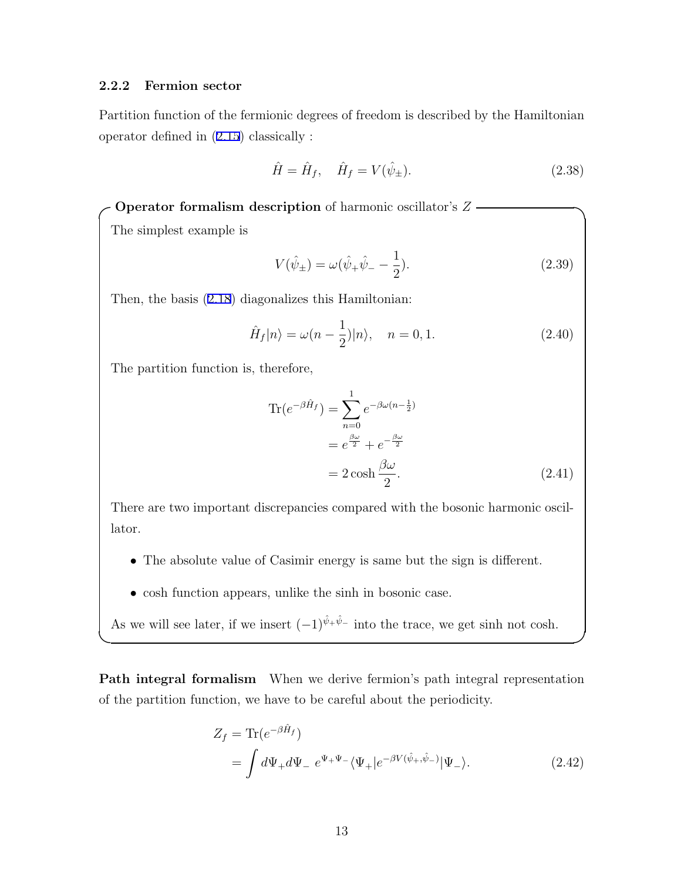### 2.2.2 Fermion sector

Partition function of the fermionic degrees of freedom is described by the Hamiltonian operator defined in (2.15) classically :

$$\hat{H} = \hat{H}_f, \quad \hat{H}_f = V(\hat{\psi}_\pm). \tag{2.38}$$

**Operator formalism description** of harmonic oscillator's $Z$

The simplest example is

$$V(\hat{\psi}_\pm) = \omega(\hat{\psi}_+\hat{\psi}_- - \frac{1}{2}). \tag{2.39}$$

Then, the basis (2.18) diagonalizes this Hamiltonian:

$$\hat{H}_f|n\rangle = \omega(n - \frac{1}{2})|n\rangle, \quad n = 0, 1. \tag{2.40}$$

The partition function is, therefore,

$$\begin{aligned}
\mathrm{Tr}(e^{-\beta\hat{H}_f}) &= \sum_{n=0}^{1} e^{-\beta\omega(n-\frac{1}{2})} \\
&= e^{\frac{\beta\omega}{2}} + e^{-\frac{\beta\omega}{2}} \\
&= 2\cosh\frac{\beta\omega}{2}.
\end{aligned} \tag{2.41}$$

There are two important discrepancies compared with the bosonic harmonic oscillator.

- The absolute value of Casimir energy is same but the sign is different.
- cosh function appears, unlike the sinh in bosonic case.

As we will see later, if we insert $(-1)^{\hat{\psi}_+\hat{\psi}_-}$ into the trace, we get sinh not cosh.

**Path integral formalism** When we derive fermion's path integral representation of the partition function, we have to be careful about the periodicity.

$$\begin{aligned}
Z_f &= \mathrm{Tr}(e^{-\beta\hat{H}_f}) \\
&= \int d\Psi_+ d\Psi_- \ e^{\Psi_+\Psi_-}\langle\Psi_+|e^{-\beta V(\hat{\psi}_+,\hat{\psi}_-)}|\Psi_-\rangle.
\end{aligned} \tag{2.42}$$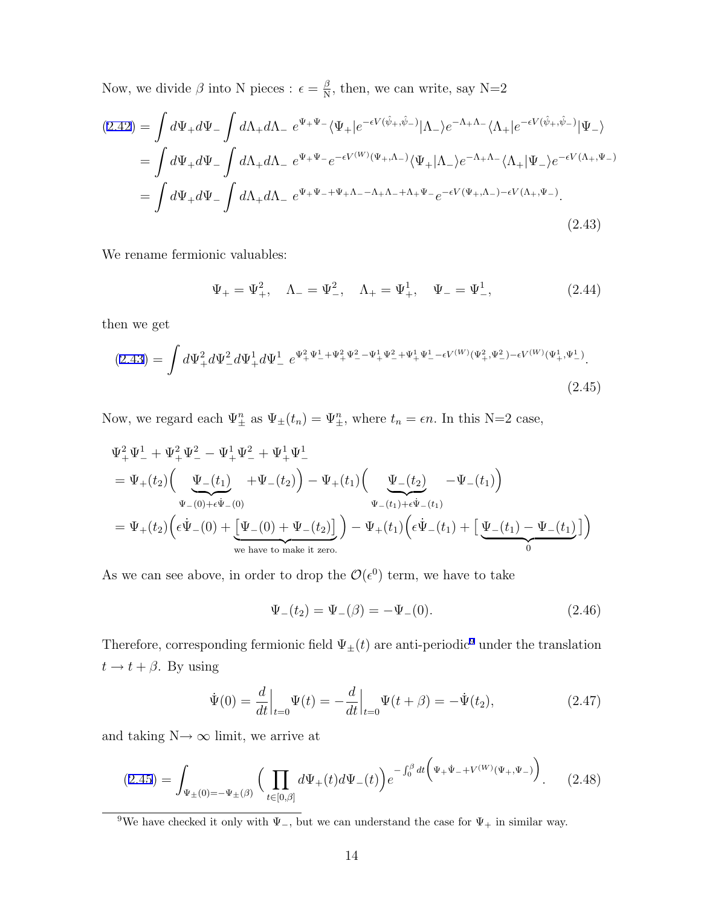Now, we divide $\beta$ into N pieces : $\epsilon = \frac{\beta}{\mathrm{N}}$, then, we can write, say N=2

$$
\begin{aligned}
(2.42) &= \int d\Psi_+ d\Psi_- \int d\Lambda_+ d\Lambda_- \; e^{\Psi_+\Psi_-} \langle \Psi_+ | e^{-\epsilon V(\hat{\psi}_+, \hat{\psi}_-)} | \Lambda_- \rangle e^{-\Lambda_+\Lambda_-} \langle \Lambda_+ | e^{-\epsilon V(\hat{\psi}_+, \hat{\psi}_-)} | \Psi_- \rangle \\
&= \int d\Psi_+ d\Psi_- \int d\Lambda_+ d\Lambda_- \; e^{\Psi_+\Psi_-} e^{-\epsilon V^{(W)}(\Psi_+, \Lambda_-)} \langle \Psi_+ | \Lambda_- \rangle e^{-\Lambda_+\Lambda_-} \langle \Lambda_+ | \Psi_- \rangle e^{-\epsilon V(\Lambda_+, \Psi_-)} \\
&= \int d\Psi_+ d\Psi_- \int d\Lambda_+ d\Lambda_- \; e^{\Psi_+\Psi_- + \Psi_+\Lambda_- - \Lambda_+\Lambda_- + \Lambda_+\Psi_-} e^{-\epsilon V(\Psi_+, \Lambda_-) - \epsilon V(\Lambda_+, \Psi_-)}.
\end{aligned}
\tag{2.43}
$$

We rename fermionic valuables:

$$
\Psi_+ = \Psi_+^2, \quad \Lambda_- = \Psi_-^2, \quad \Lambda_+ = \Psi_+^1, \quad \Psi_- = \Psi_-^1, \tag{2.44}
$$

then we get

$$
(2.43) = \int d\Psi_+^2 d\Psi_-^2 d\Psi_+^1 d\Psi_-^1 \; e^{\Psi_+^2\Psi_-^1 + \Psi_+^2\Psi_-^2 - \Psi_+^1\Psi_-^2 + \Psi_+^1\Psi_-^1 - \epsilon V^{(W)}(\Psi_+^2, \Psi_-^2) - \epsilon V^{(W)}(\Psi_+^1, \Psi_-^1)}. \tag{2.45}
$$

Now, we regard each $\Psi_\pm^n$ as $\Psi_\pm(t_n) = \Psi_\pm^n$, where $t_n = \epsilon n$. In this N=2 case,

$$
\begin{aligned}
&\Psi_+^2\Psi_-^1 + \Psi_+^2\Psi_-^2 - \Psi_+^1\Psi_-^2 + \Psi_+^1\Psi_-^1 \\
&= \Psi_+(t_2)\Big( \underbrace{\Psi_-(t_1)}_{\Psi_-(0)+\epsilon\dot{\Psi}_-(0)} + \Psi_-(t_2) \Big) - \Psi_+(t_1)\Big( \underbrace{\Psi_-(t_2)}_{\Psi_-(t_1)+\epsilon\dot{\Psi}_-(t_1)} - \Psi_-(t_1) \Big) \\
&= \Psi_+(t_2)\Big( \epsilon\dot{\Psi}_-(0) + \underbrace{\big[\Psi_-(0) + \Psi_-(t_2)\big]}_{\text{we have to make it zero.}} \Big) - \Psi_+(t_1)\Big( \epsilon\dot{\Psi}_-(t_1) + \big[ \underbrace{\Psi_-(t_1) - \Psi_-(t_1)}_{0} \big] \Big)
\end{aligned}
$$

As we can see above, in order to drop the $\mathcal{O}(\epsilon^0)$ term, we have to take

$$
\Psi_-(t_2) = \Psi_-(\beta) = -\Psi_-(0). \tag{2.46}
$$

Therefore, corresponding fermionic field $\Psi_\pm(t)$ are anti-periodic[9] under the translation $t \to t + \beta$. By using

$$
\dot{\Psi}(0) = \frac{d}{dt}\Big|_{t=0} \Psi(t) = -\frac{d}{dt}\Big|_{t=0} \Psi(t+\beta) = -\dot{\Psi}(t_2), \tag{2.47}
$$

and taking N$\to \infty$ limit, we arrive at

$$
(2.45) = \int_{\Psi_\pm(0) = -\Psi_\pm(\beta)} \Big( \prod_{t\in[0,\beta]} d\Psi_+(t) d\Psi_-(t) \Big) e^{-\int_0^\beta dt \Big( \Psi_+\dot{\Psi}_- + V^{(W)}(\Psi_+, \Psi_-) \Big)}. \tag{2.48}
$$

---

[9] We have checked it only with $\Psi_-$, but we can understand the case for $\Psi_+$ in similar way.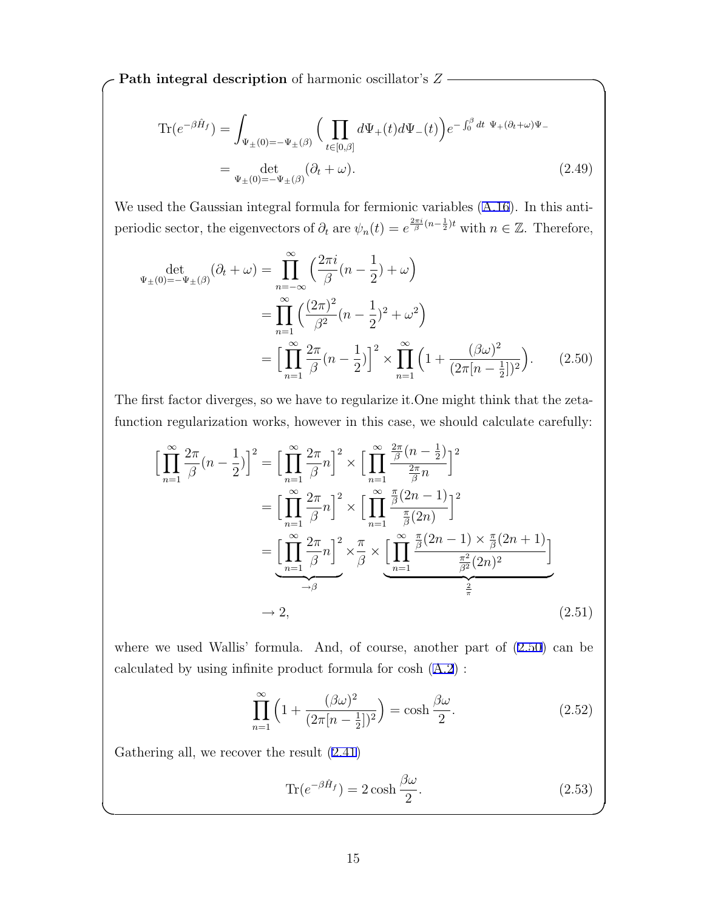**Path integral description** of harmonic oscillator's $Z$

$$
\begin{aligned}
\mathrm{Tr}(e^{-\beta \hat{H}_f}) &= \int_{\Psi_\pm(0)=-\Psi_\pm(\beta)} \Big( \prod_{t\in[0,\beta]} d\Psi_+(t) d\Psi_-(t) \Big) e^{-\int_0^\beta dt \ \Psi_+(\partial_t+\omega)\Psi_-} \\
&= \det_{\Psi_\pm(0)=-\Psi_\pm(\beta)} (\partial_t + \omega).
\end{aligned} \tag{2.49}
$$

We used the Gaussian integral formula for fermionic variables (A.16). In this anti-periodic sector, the eigenvectors of $\partial_t$ are $\psi_n(t) = e^{\frac{2\pi i}{\beta}(n-\frac{1}{2})t}$ with $n \in \mathbb{Z}$. Therefore,

$$
\begin{aligned}
\det_{\Psi_\pm(0)=-\Psi_\pm(\beta)} (\partial_t + \omega) &= \prod_{n=-\infty}^{\infty} \Big( \frac{2\pi i}{\beta}(n - \frac{1}{2}) + \omega \Big) \\
&= \prod_{n=1}^{\infty} \Big( \frac{(2\pi)^2}{\beta^2}(n-\frac{1}{2})^2 + \omega^2 \Big) \\
&= \Big[ \prod_{n=1}^{\infty} \frac{2\pi}{\beta}(n - \frac{1}{2}) \Big]^2 \times \prod_{n=1}^{\infty} \Big( 1 + \frac{(\beta\omega)^2}{(2\pi[n-\frac{1}{2}])^2} \Big).
\end{aligned} \tag{2.50}
$$

The first factor diverges, so we have to regularize it.One might think that the zeta-function regularization works, however in this case, we should calculate carefully:

$$
\begin{aligned}
\Big[ \prod_{n=1}^{\infty} \frac{2\pi}{\beta}(n - \frac{1}{2}) \Big]^2 &= \Big[ \prod_{n=1}^{\infty} \frac{2\pi}{\beta} n \Big]^2 \times \Big[ \prod_{n=1}^{\infty} \frac{\frac{2\pi}{\beta}(n-\frac{1}{2})}{\frac{2\pi}{\beta} n} \Big]^2 \\
&= \Big[ \prod_{n=1}^{\infty} \frac{2\pi}{\beta} n \Big]^2 \times \Big[ \prod_{n=1}^{\infty} \frac{\frac{\pi}{\beta}(2n-1)}{\frac{\pi}{\beta}(2n)} \Big]^2 \\
&= \underbrace{\Big[ \prod_{n=1}^{\infty} \frac{2\pi}{\beta} n \Big]^2}_{\to \beta} \times \frac{\pi}{\beta} \times \underbrace{\Big[ \prod_{n=1}^{\infty} \frac{\frac{\pi}{\beta}(2n-1) \times \frac{\pi}{\beta}(2n+1)}{\frac{\pi^2}{\beta^2}(2n)^2} \Big]}_{\frac{2}{\pi}} \\
&\to 2,
\end{aligned} \tag{2.51}
$$

where we used Wallis' formula. And, of course, another part of (2.50) can be calculated by using infinite product formula for cosh (A.2) :

$$
\prod_{n=1}^{\infty} \Big( 1 + \frac{(\beta\omega)^2}{(2\pi[n-\frac{1}{2}])^2} \Big) = \cosh \frac{\beta\omega}{2}. \tag{2.52}
$$

Gathering all, we recover the result (2.41)

$$
\mathrm{Tr}(e^{-\beta \hat{H}_f}) = 2\cosh \frac{\beta\omega}{2}. \tag{2.53}
$$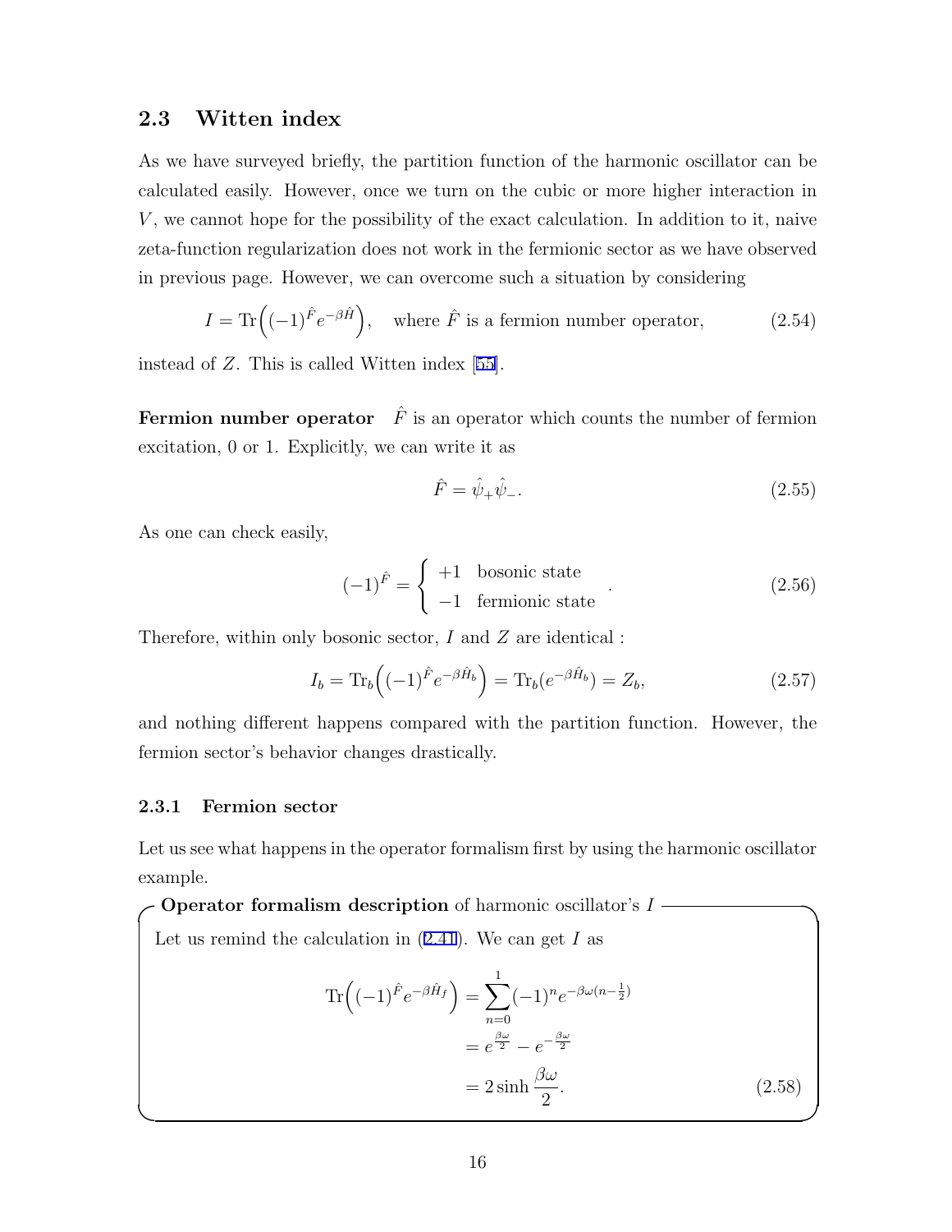### 2.3 Witten index

As we have surveyed briefly, the partition function of the harmonic oscillator can be calculated easily. However, once we turn on the cubic or more higher interaction in $V$, we cannot hope for the possibility of the exact calculation. In addition to it, naive zeta-function regularization does not work in the fermionic sector as we have observed in previous page. However, we can overcome such a situation by considering

$$I = \mathrm{Tr}\Big((-1)^{\hat{F}} e^{-\beta \hat{H}}\Big), \quad \text{where } \hat{F} \text{ is a fermion number operator,} \tag{2.54}$$

instead of $Z$. This is called Witten index [55].

**Fermion number operator** $\hat{F}$ is an operator which counts the number of fermion excitation, 0 or 1. Explicitly, we can write it as

$$\hat{F} = \hat{\psi}_+ \hat{\psi}_-. \tag{2.55}$$

As one can check easily,

$$(-1)^{\hat{F}} = \begin{cases} +1 & \text{bosonic state} \\ -1 & \text{fermionic state} \end{cases}. \tag{2.56}$$

Therefore, within only bosonic sector, $I$ and $Z$ are identical :

$$I_b = \mathrm{Tr}_b\Big((-1)^{\hat{F}} e^{-\beta \hat{H}_b}\Big) = \mathrm{Tr}_b(e^{-\beta \hat{H}_b}) = Z_b, \tag{2.57}$$

and nothing different happens compared with the partition function. However, the fermion sector's behavior changes drastically.

#### 2.3.1 Fermion sector

Let us see what happens in the operator formalism first by using the harmonic oscillator example.

**Operator formalism description** of harmonic oscillator's $I$

Let us remind the calculation in (2.41). We can get $I$ as

$$\begin{aligned}
\mathrm{Tr}\Big((-1)^{\hat{F}} e^{-\beta \hat{H}_f}\Big) &= \sum_{n=0}^{1} (-1)^n e^{-\beta\omega(n-\frac{1}{2})} \\
&= e^{\frac{\beta\omega}{2}} - e^{-\frac{\beta\omega}{2}} \\
&= 2\sinh\frac{\beta\omega}{2}.
\end{aligned} \tag{2.58}$$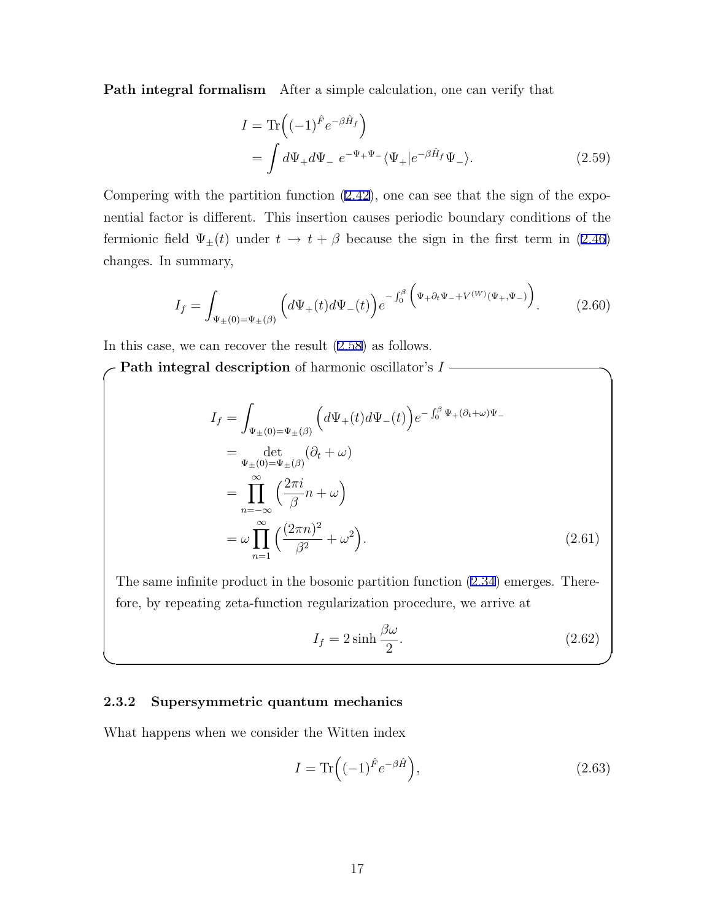**Path integral formalism** After a simple calculation, one can verify that

$$
\begin{aligned}
I &= \mathrm{Tr}\Big((-1)^{\hat{F}} e^{-\beta \hat{H}_f}\Big) \\
&= \int d\Psi_+ d\Psi_- \; e^{-\Psi_+\Psi_-} \langle \Psi_+ | e^{-\beta \hat{H}_f} \Psi_- \rangle.
\end{aligned} \tag{2.59}
$$

Compering with the partition function (2.42), one can see that the sign of the exponential factor is different. This insertion causes periodic boundary conditions of the fermionic field $\Psi_\pm(t)$ under $t \to t+\beta$ because the sign in the first term in (2.46) changes. In summary,

$$
I_f = \int_{\Psi_\pm(0)=\Psi_\pm(\beta)} \Big(d\Psi_+(t) d\Psi_-(t)\Big) e^{-\int_0^\beta \Big(\Psi_+ \partial_t \Psi_- + V^{(W)}(\Psi_+,\Psi_-)\Big)}. \tag{2.60}
$$

In this case, we can recover the result (2.58) as follows.

**Path integral description** of harmonic oscillator's $I$

$$
\begin{aligned}
I_f &= \int_{\Psi_\pm(0)=\Psi_\pm(\beta)} \Big(d\Psi_+(t) d\Psi_-(t)\Big) e^{-\int_0^\beta \Psi_+(\partial_t + \omega)\Psi_-} \\
&= \det_{\Psi_\pm(0)=\Psi_\pm(\beta)} (\partial_t + \omega) \\
&= \prod_{n=-\infty}^{\infty} \Big(\frac{2\pi i}{\beta} n + \omega\Big) \\
&= \omega \prod_{n=1}^{\infty} \Big(\frac{(2\pi n)^2}{\beta^2} + \omega^2\Big).
\end{aligned} \tag{2.61}
$$

The same infinite product in the bosonic partition function (2.34) emerges. Therefore, by repeating zeta-function regularization procedure, we arrive at

$$
I_f = 2 \sinh \frac{\beta\omega}{2}. \tag{2.62}
$$

### 2.3.2 Supersymmetric quantum mechanics

What happens when we consider the Witten index

$$
I = \mathrm{Tr}\Big((-1)^{\hat{F}} e^{-\beta \hat{H}}\Big), \tag{2.63}
$$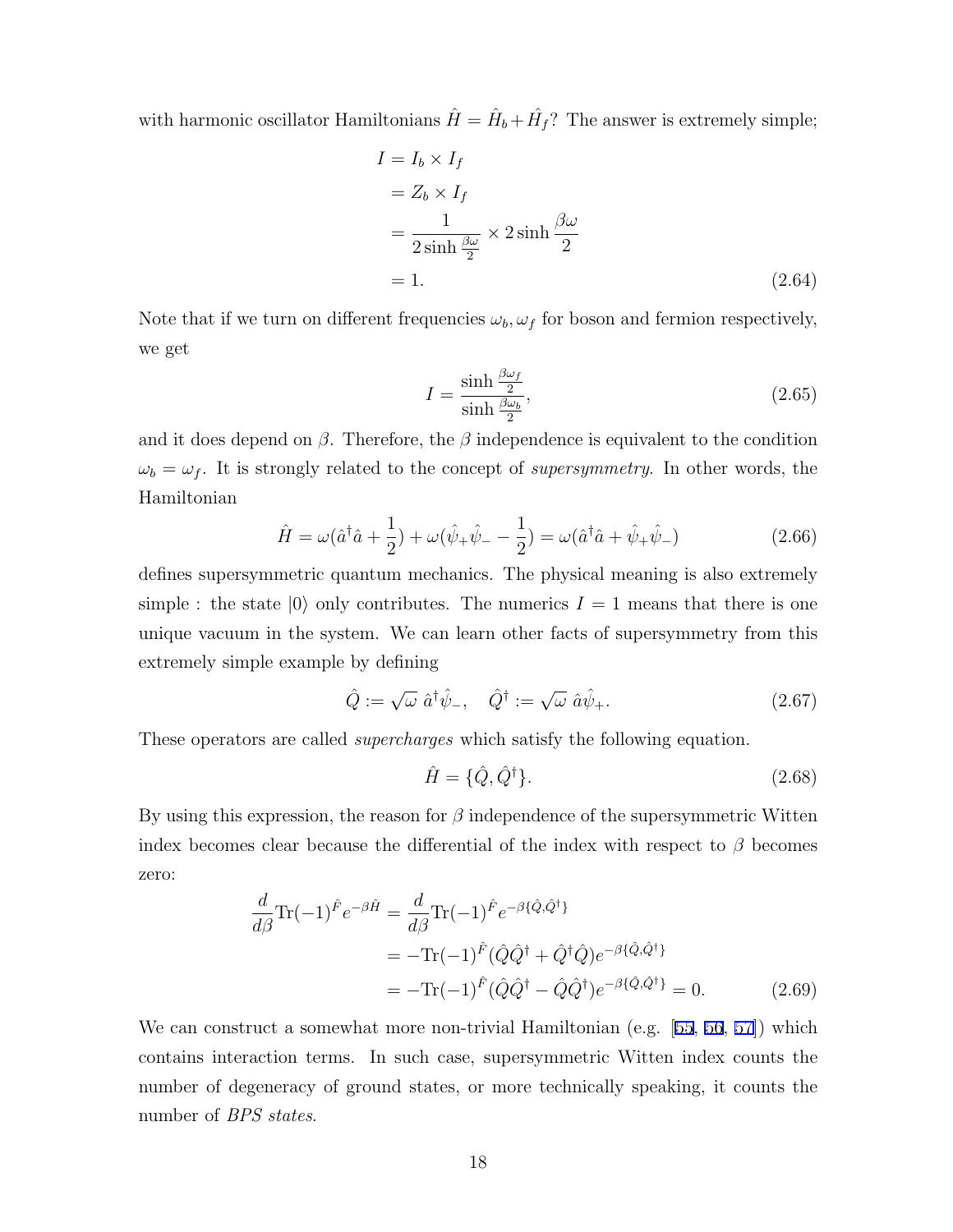with harmonic oscillator Hamiltonians $\hat{H} = \hat{H}_b + \hat{H}_f$? The answer is extremely simple;

$$
\begin{aligned}
I &= I_b \times I_f \\
&= Z_b \times I_f \\
&= \frac{1}{2\sinh\frac{\beta\omega}{2}} \times 2\sinh\frac{\beta\omega}{2} \\
&= 1.
\end{aligned} \tag{2.64}
$$

Note that if we turn on different frequencies $\omega_b, \omega_f$ for boson and fermion respectively, we get

$$
I = \frac{\sinh\frac{\beta\omega_f}{2}}{\sinh\frac{\beta\omega_b}{2}}, \tag{2.65}
$$

and it does depend on $\beta$. Therefore, the $\beta$ independence is equivalent to the condition $\omega_b = \omega_f$. It is strongly related to the concept of *supersymmetry*. In other words, the Hamiltonian

$$
\hat{H} = \omega(\hat{a}^\dagger\hat{a} + \frac{1}{2}) + \omega(\hat{\psi}_+\hat{\psi}_- - \frac{1}{2}) = \omega(\hat{a}^\dagger\hat{a} + \hat{\psi}_+\hat{\psi}_-) \tag{2.66}
$$

defines supersymmetric quantum mechanics. The physical meaning is also extremely simple : the state $|0\rangle$ only contributes. The numerics $I = 1$ means that there is one unique vacuum in the system. We can learn other facts of supersymmetry from this extremely simple example by defining

$$
\hat{Q} := \sqrt{\omega}\ \hat{a}^\dagger\hat{\psi}_-, \quad \hat{Q}^\dagger := \sqrt{\omega}\ \hat{a}\hat{\psi}_+. \tag{2.67}
$$

These operators are called *supercharges* which satisfy the following equation.

$$
\hat{H} = \{\hat{Q}, \hat{Q}^\dagger\}. \tag{2.68}
$$

By using this expression, the reason for $\beta$ independence of the supersymmetric Witten index becomes clear because the differential of the index with respect to $\beta$ becomes zero:

$$
\begin{aligned}
\frac{d}{d\beta}\mathrm{Tr}(-1)^{\hat{F}}e^{-\beta\hat{H}} &= \frac{d}{d\beta}\mathrm{Tr}(-1)^{\hat{F}}e^{-\beta\{\hat{Q},\hat{Q}^\dagger\}} \\
&= -\mathrm{Tr}(-1)^{\hat{F}}(\hat{Q}\hat{Q}^\dagger + \hat{Q}^\dagger\hat{Q})e^{-\beta\{\hat{Q},\hat{Q}^\dagger\}} \\
&= -\mathrm{Tr}(-1)^{\hat{F}}(\hat{Q}\hat{Q}^\dagger - \hat{Q}\hat{Q}^\dagger)e^{-\beta\{\hat{Q},\hat{Q}^\dagger\}} = 0.
\end{aligned} \tag{2.69}
$$

We can construct a somewhat more non-trivial Hamiltonian (e.g. [55, 56, 57]) which contains interaction terms. In such case, supersymmetric Witten index counts the number of degeneracy of ground states, or more technically speaking, it counts the number of *BPS states*.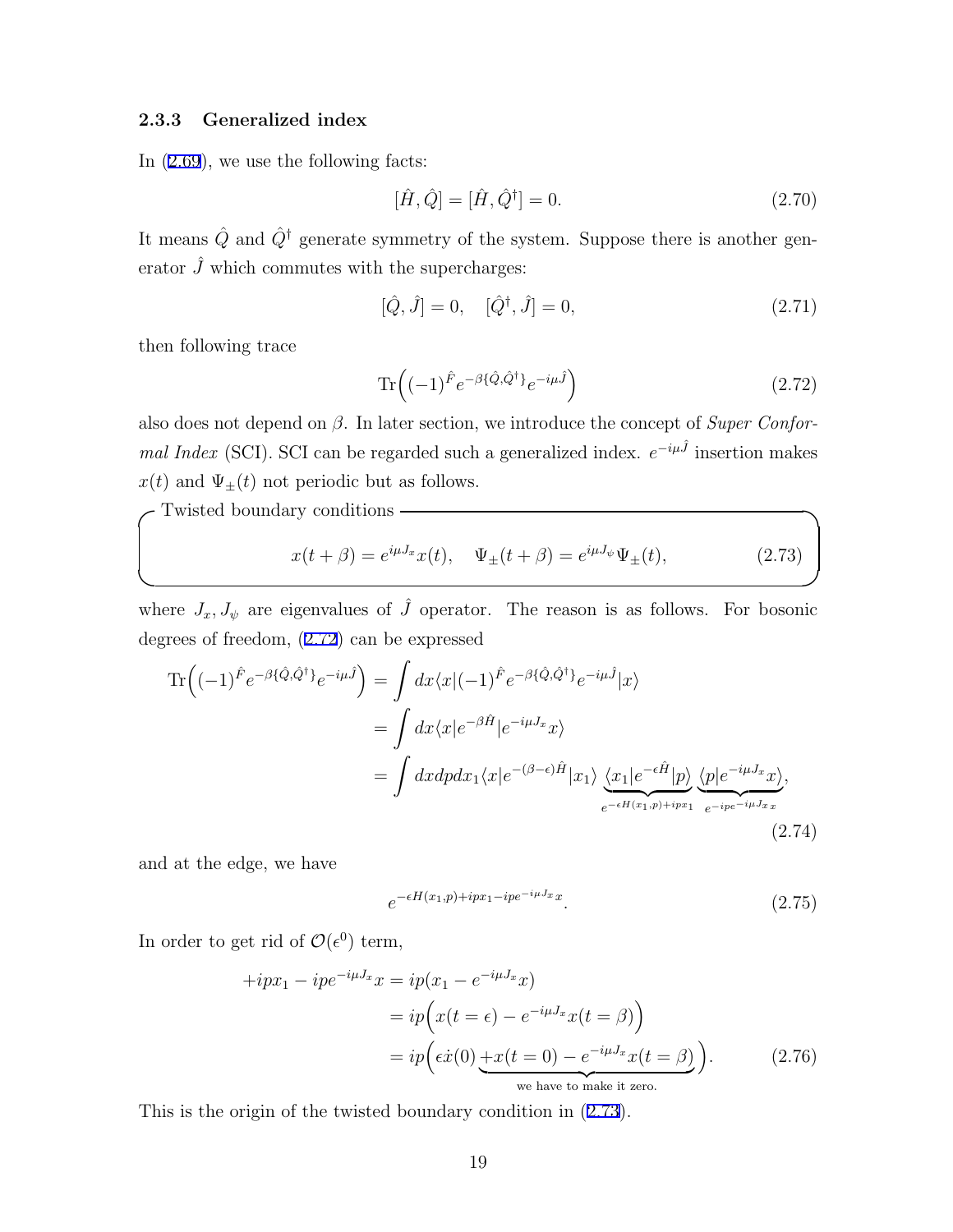### 2.3.3 Generalized index

In (2.69), we use the following facts:

$$[\hat{H}, \hat{Q}] = [\hat{H}, \hat{Q}^\dagger] = 0. \tag{2.70}$$

It means $\hat{Q}$ and $\hat{Q}^\dagger$ generate symmetry of the system. Suppose there is another generator $\hat{J}$ which commutes with the supercharges:

$$[\hat{Q}, \hat{J}] = 0, \quad [\hat{Q}^\dagger, \hat{J}] = 0, \tag{2.71}$$

then following trace

$$\mathrm{Tr}\Big((-1)^{\hat{F}} e^{-\beta\{\hat{Q},\hat{Q}^\dagger\}} e^{-i\mu\hat{J}}\Big) \tag{2.72}$$

also does not depend on $\beta$. In later section, we introduce the concept of *Super Conformal Index* (SCI). SCI can be regarded such a generalized index. $e^{-i\mu\hat{J}}$ insertion makes $x(t)$ and $\Psi_\pm(t)$ not periodic but as follows.

**Twisted boundary conditions**

$$x(t+\beta) = e^{i\mu J_x} x(t), \quad \Psi_\pm(t+\beta) = e^{i\mu J_\psi}\Psi_\pm(t), \tag{2.73}$$

where $J_x, J_\psi$ are eigenvalues of $\hat{J}$ operator. The reason is as follows. For bosonic degrees of freedom, (2.72) can be expressed

$$\begin{aligned}
\mathrm{Tr}\Big((-1)^{\hat{F}} e^{-\beta\{\hat{Q},\hat{Q}^\dagger\}} e^{-i\mu\hat{J}}\Big) &= \int dx \langle x|(-1)^{\hat{F}} e^{-\beta\{\hat{Q},\hat{Q}^\dagger\}} e^{-i\mu\hat{J}}|x\rangle \\
&= \int dx \langle x|e^{-\beta\hat{H}}|e^{-i\mu J_x}x\rangle \\
&= \int dxdpdx_1 \langle x|e^{-(\beta-\epsilon)\hat{H}}|x_1\rangle \underbrace{\langle x_1|e^{-\epsilon\hat{H}}|p\rangle}_{e^{-\epsilon H(x_1,p)+ipx_1}} \underbrace{\langle p|e^{-i\mu J_x}x\rangle}_{e^{-ipe^{-i\mu J_x}x}},
\end{aligned} \tag{2.74}$$

and at the edge, we have

$$e^{-\epsilon H(x_1,p)+ipx_1-ipe^{-i\mu J_x}x}. \tag{2.75}$$

In order to get rid of $\mathcal{O}(\epsilon^0)$ term,

$$\begin{aligned}
+ipx_1 - ipe^{-i\mu J_x}x &= ip(x_1 - e^{-i\mu J_x}x) \\
&= ip\Big(x(t=\epsilon) - e^{-i\mu J_x}x(t=\beta)\Big) \\
&= ip\Big(\epsilon\dot{x}(0) \underbrace{+x(t=0) - e^{-i\mu J_x}x(t=\beta)}_{\text{we have to make it zero.}}\Big).
\end{aligned} \tag{2.76}$$

This is the origin of the twisted boundary condition in (2.73).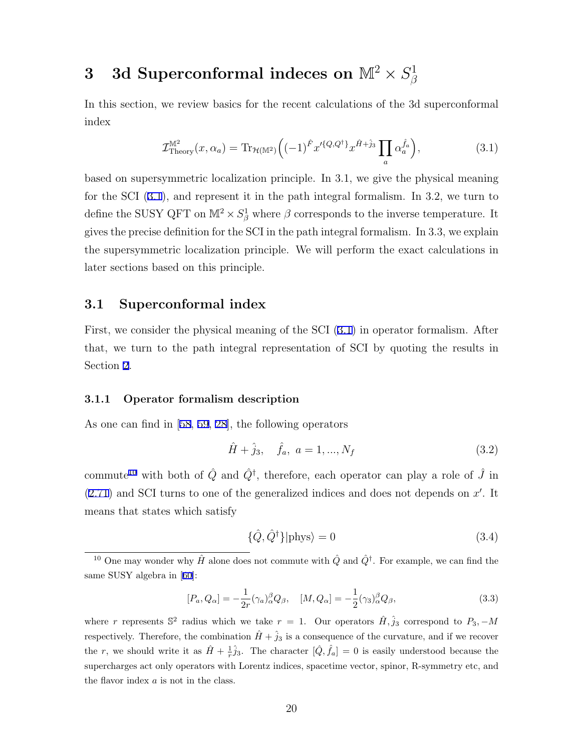# 3 3d Superconformal indeces on $\mathbb{M}^2 \times S^1_\beta$

In this section, we review basics for the recent calculations of the 3d superconformal index

$$\mathcal{I}^{\mathbb{M}^2}_{\text{Theory}}(x, \alpha_a) = \text{Tr}_{\mathcal{H}(\mathbb{M}^2)} \Big( (-1)^{\hat{F}} x'^{\{Q,Q^\dagger\}} x^{\hat{H}+\hat{j}_3} \prod_a \alpha_a^{\hat{f}_a} \Big), \tag{3.1}$$

based on supersymmetric localization principle. In 3.1, we give the physical meaning for the SCI (3.1), and represent it in the path integral formalism. In 3.2, we turn to define the SUSY QFT on $\mathbb{M}^2 \times S^1_\beta$ where $\beta$ corresponds to the inverse temperature. It gives the precise definition for the SCI in the path integral formalism. In 3.3, we explain the supersymmetric localization principle. We will perform the exact calculations in later sections based on this principle.

## 3.1 Superconformal index

First, we consider the physical meaning of the SCI (3.1) in operator formalism. After that, we turn to the path integral representation of SCI by quoting the results in Section 2.

### 3.1.1 Operator formalism description

As one can find in [58, 59, 28], the following operators

$$\hat{H} + \hat{j}_3, \quad \hat{f}_a, \ a = 1, ..., N_f \tag{3.2}$$

commute[10] with both of $\hat{Q}$ and $\hat{Q}^\dagger$, therefore, each operator can play a role of $\hat{J}$ in (2.71) and SCI turns to one of the generalized indices and does not depends on $x'$. It means that states which satisfy

$$\{\hat{Q}, \hat{Q}^\dagger\}|\text{phys}\rangle = 0 \tag{3.4}$$

---

[10] One may wonder why $\hat{H}$ alone does not commute with $\hat{Q}$ and $\hat{Q}^\dagger$. For example, we can find the same SUSY algebra in [60]:

$$[P_a, Q_\alpha] = -\frac{1}{2r}(\gamma_a)^\beta_\alpha Q_\beta, \quad [M, Q_\alpha] = -\frac{1}{2}(\gamma_3)^\beta_\alpha Q_\beta, \tag{3.3}$$

where $r$ represents $\mathbb{S}^2$ radius which we take $r = 1$. Our operators $\hat{H}, \hat{j}_3$ correspond to $P_3, -M$ respectively. Therefore, the combination $\hat{H} + \hat{j}_3$ is a consequence of the curvature, and if we recover the $r$, we should write it as $\hat{H} + \frac{1}{r}\hat{j}_3$. The character $[\hat{Q}, \hat{f}_a] = 0$ is easily understood because the supercharges act only operators with Lorentz indices, spacetime vector, spinor, R-symmetry etc, and the flavor index $a$ is not in the class.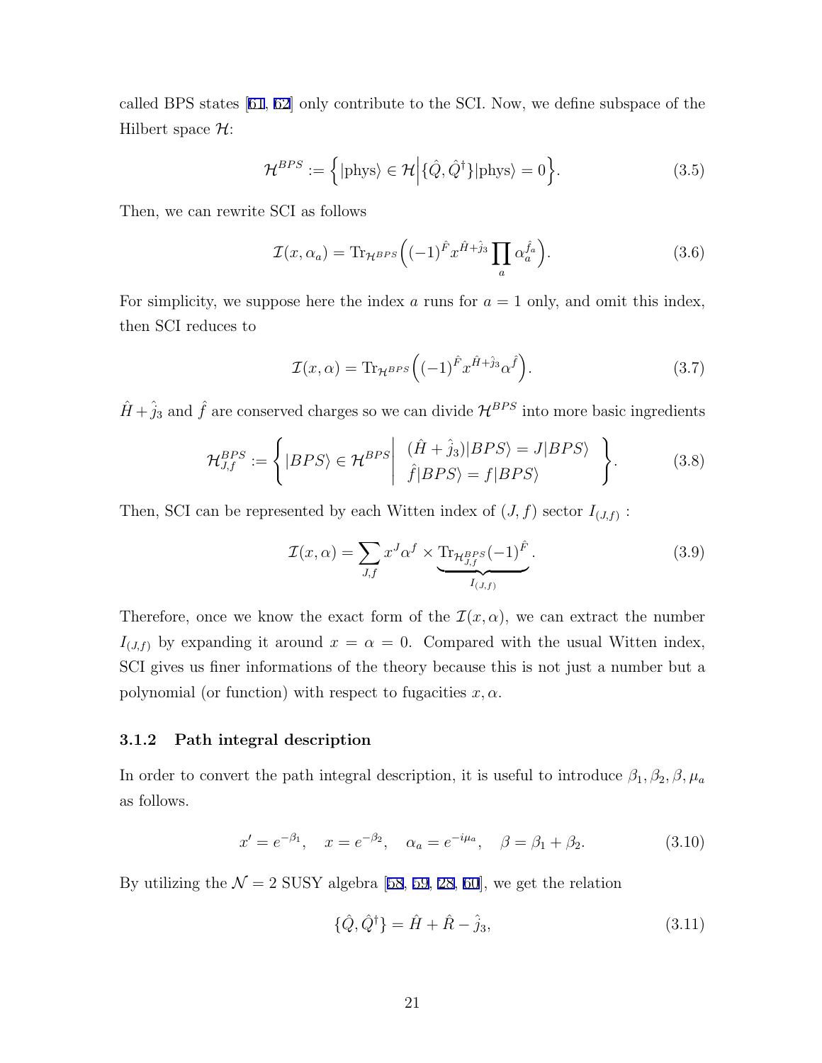called BPS states [61, 62] only contribute to the SCI. Now, we define subspace of the Hilbert space $\mathcal{H}$:

$$\mathcal{H}^{BPS} := \Big\{ |\text{phys}\rangle \in \mathcal{H} \Big| \{\hat{Q}, \hat{Q}^\dagger\} |\text{phys}\rangle = 0 \Big\}. \tag{3.5}$$

Then, we can rewrite SCI as follows

$$\mathcal{I}(x, \alpha_a) = \text{Tr}_{\mathcal{H}^{BPS}} \Big( (-1)^{\hat{F}} x^{\hat{H} + \hat{j}_3} \prod_a \alpha_a^{\hat{f}_a} \Big). \tag{3.6}$$

For simplicity, we suppose here the index $a$ runs for $a = 1$ only, and omit this index, then SCI reduces to

$$\mathcal{I}(x, \alpha) = \text{Tr}_{\mathcal{H}^{BPS}} \Big( (-1)^{\hat{F}} x^{\hat{H} + \hat{j}_3} \alpha^{\hat{f}} \Big). \tag{3.7}$$

$\hat{H} + \hat{j}_3$ and $\hat{f}$ are conserved charges so we can divide $\mathcal{H}^{BPS}$ into more basic ingredients

$$\mathcal{H}^{BPS}_{J,f} := \left\{ |BPS\rangle \in \mathcal{H}^{BPS} \left| \begin{array}{l} (\hat{H} + \hat{j}_3)|BPS\rangle = J|BPS\rangle \\ \hat{f}|BPS\rangle = f|BPS\rangle \end{array} \right. \right\}. \tag{3.8}$$

Then, SCI can be represented by each Witten index of $(J, f)$ sector $I_{(J,f)}$ :

$$\mathcal{I}(x, \alpha) = \sum_{J,f} x^J \alpha^f \times \underbrace{\text{Tr}_{\mathcal{H}^{BPS}_{J,f}} (-1)^{\hat{F}}}_{I_{(J,f)}}. \tag{3.9}$$

Therefore, once we know the exact form of the $\mathcal{I}(x, \alpha)$, we can extract the number $I_{(J,f)}$ by expanding it around $x = \alpha = 0$. Compared with the usual Witten index, SCI gives us finer informations of the theory because this is not just a number but a polynomial (or function) with respect to fugacities $x, \alpha$.

### 3.1.2 Path integral description

In order to convert the path integral description, it is useful to introduce $\beta_1, \beta_2, \beta, \mu_a$ as follows.

$$x' = e^{-\beta_1}, \quad x = e^{-\beta_2}, \quad \alpha_a = e^{-i\mu_a}, \quad \beta = \beta_1 + \beta_2. \tag{3.10}$$

By utilizing the $\mathcal{N} = 2$ SUSY algebra [58, 59, 28, 60], we get the relation

$$\{\hat{Q}, \hat{Q}^\dagger\} = \hat{H} + \hat{R} - \hat{j}_3, \tag{3.11}$$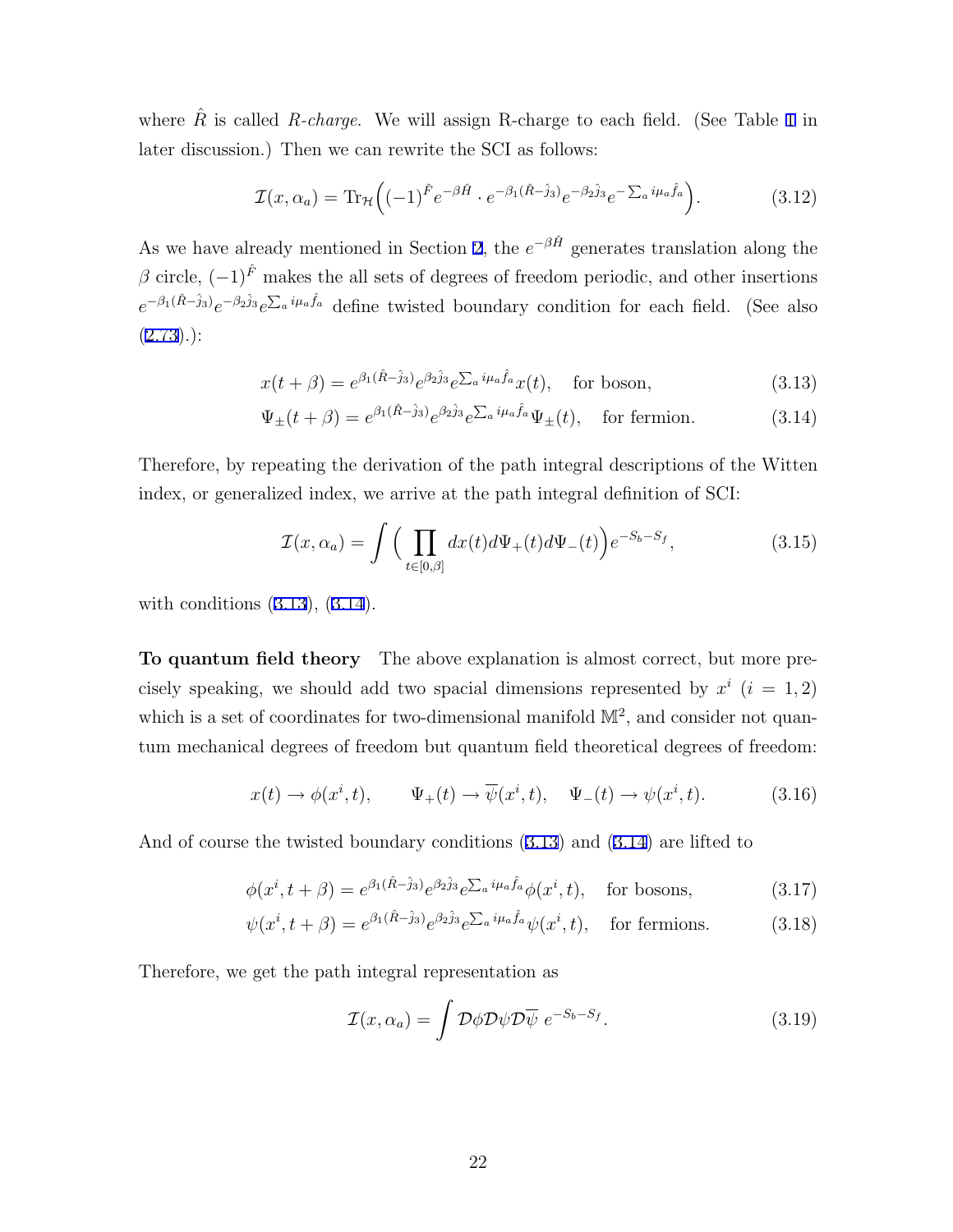where $\hat{R}$ is called *R-charge*. We will assign R-charge to each field. (See Table 1 in later discussion.) Then we can rewrite the SCI as follows:

$$\mathcal{I}(x, \alpha_a) = \mathrm{Tr}_{\mathcal{H}}\Big((-1)^{\hat{F}} e^{-\beta \hat{H}} \cdot e^{-\beta_1(\hat{R}-\hat{j}_3)} e^{-\beta_2 \hat{j}_3} e^{-\sum_a i\mu_a \hat{f}_a}\Big). \tag{3.12}$$

As we have already mentioned in Section 2, the $e^{-\beta\hat{H}}$ generates translation along the $\beta$ circle, $(-1)^{\hat{F}}$ makes the all sets of degrees of freedom periodic, and other insertions $e^{-\beta_1(\hat{R}-\hat{j}_3)} e^{-\beta_2 \hat{j}_3} e^{\sum_a i\mu_a \hat{f}_a}$ define twisted boundary condition for each field. (See also (2.73).):

$$x(t+\beta) = e^{\beta_1(\hat{R}-\hat{j}_3)} e^{\beta_2 \hat{j}_3} e^{\sum_a i\mu_a \hat{f}_a} x(t), \quad \text{for boson}, \tag{3.13}$$

$$\Psi_\pm(t+\beta) = e^{\beta_1(\hat{R}-\hat{j}_3)} e^{\beta_2 \hat{j}_3} e^{\sum_a i\mu_a \hat{f}_a} \Psi_\pm(t), \quad \text{for fermion}. \tag{3.14}$$

Therefore, by repeating the derivation of the path integral descriptions of the Witten index, or generalized index, we arrive at the path integral definition of SCI:

$$\mathcal{I}(x, \alpha_a) = \int \Big( \prod_{t\in[0,\beta]} dx(t) d\Psi_+(t) d\Psi_-(t) \Big) e^{-S_b - S_f}, \tag{3.15}$$

with conditions (3.13), (3.14).

**To quantum field theory** The above explanation is almost correct, but more precisely speaking, we should add two spacial dimensions represented by $x^i$ ($i = 1, 2$) which is a set of coordinates for two-dimensional manifold $\mathbb{M}^2$, and consider not quantum mechanical degrees of freedom but quantum field theoretical degrees of freedom:

$$x(t) \to \phi(x^i, t), \qquad \Psi_+(t) \to \overline{\psi}(x^i, t), \quad \Psi_-(t) \to \psi(x^i, t). \tag{3.16}$$

And of course the twisted boundary conditions (3.13) and (3.14) are lifted to

$$\phi(x^i, t+\beta) = e^{\beta_1(\hat{R}-\hat{j}_3)} e^{\beta_2 \hat{j}_3} e^{\sum_a i\mu_a \hat{f}_a} \phi(x^i, t), \quad \text{for bosons}, \tag{3.17}$$

$$\psi(x^i, t+\beta) = e^{\beta_1(\hat{R}-\hat{j}_3)} e^{\beta_2 \hat{j}_3} e^{\sum_a i\mu_a \hat{f}_a} \psi(x^i, t), \quad \text{for fermions}. \tag{3.18}$$

Therefore, we get the path integral representation as

$$\mathcal{I}(x, \alpha_a) = \int \mathcal{D}\phi \mathcal{D}\psi \mathcal{D}\overline{\psi} \; e^{-S_b - S_f}. \tag{3.19}$$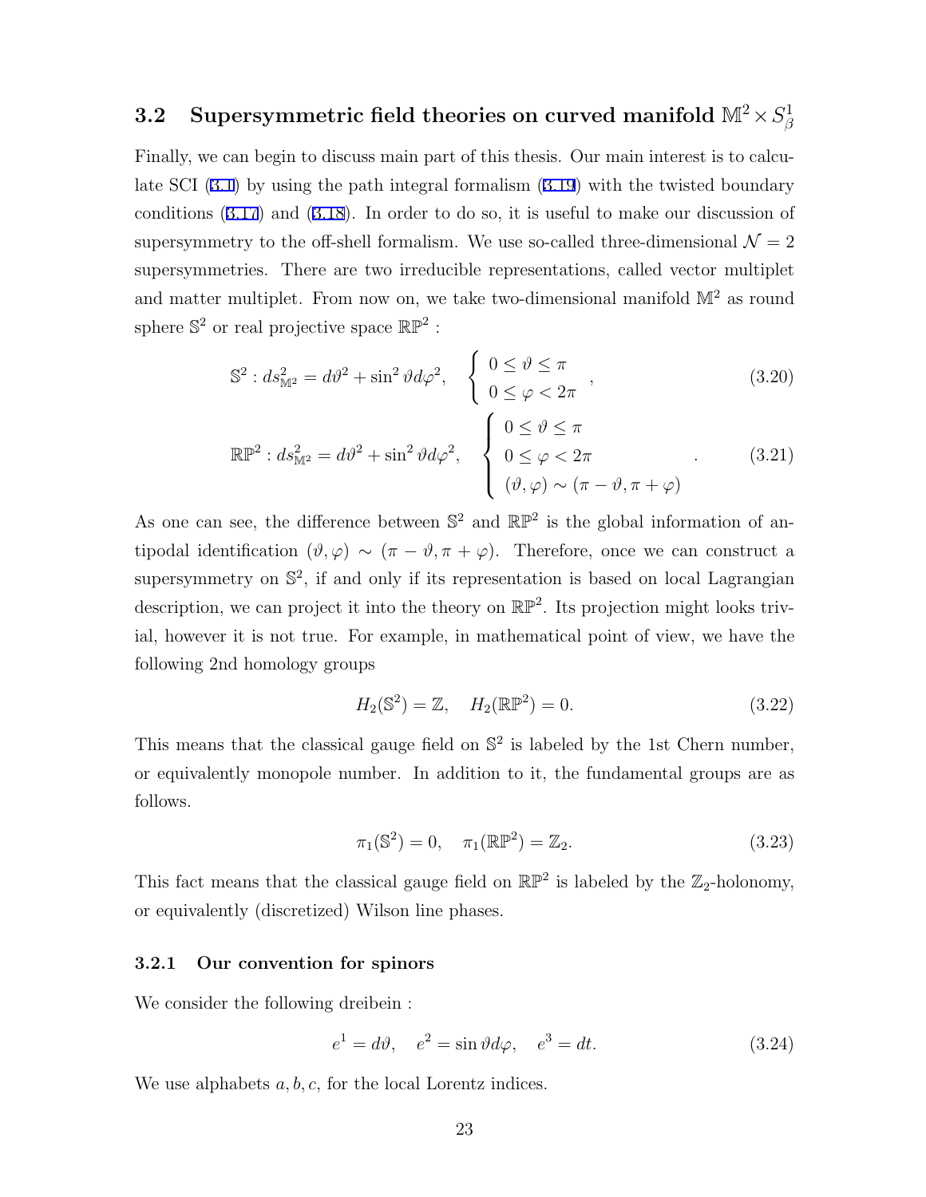## 3.2 Supersymmetric field theories on curved manifold $\mathbb{M}^2 \times S^1_\beta$

Finally, we can begin to discuss main part of this thesis. Our main interest is to calculate SCI (3.1) by using the path integral formalism (3.19) with the twisted boundary conditions (3.17) and (3.18). In order to do so, it is useful to make our discussion of supersymmetry to the off-shell formalism. We use so-called three-dimensional $\mathcal{N} = 2$ supersymmetries. There are two irreducible representations, called vector multiplet and matter multiplet. From now on, we take two-dimensional manifold $\mathbb{M}^2$ as round sphere $\mathbb{S}^2$ or real projective space $\mathbb{RP}^2$ :

$$\mathbb{S}^2 : ds^2_{\mathbb{M}^2} = d\vartheta^2 + \sin^2\vartheta d\varphi^2, \quad \begin{cases} 0 \le \vartheta \le \pi \\ 0 \le \varphi < 2\pi \end{cases}, \tag{3.20}$$

$$\mathbb{RP}^2 : ds^2_{\mathbb{M}^2} = d\vartheta^2 + \sin^2\vartheta d\varphi^2, \quad \begin{cases} 0 \le \vartheta \le \pi \\ 0 \le \varphi < 2\pi \\ (\vartheta, \varphi) \sim (\pi - \vartheta, \pi + \varphi) \end{cases}. \tag{3.21}$$

As one can see, the difference between $\mathbb{S}^2$ and $\mathbb{RP}^2$ is the global information of antipodal identification $(\vartheta, \varphi) \sim (\pi - \vartheta, \pi + \varphi)$. Therefore, once we can construct a supersymmetry on $\mathbb{S}^2$, if and only if its representation is based on local Lagrangian description, we can project it into the theory on $\mathbb{RP}^2$. Its projection might looks trivial, however it is not true. For example, in mathematical point of view, we have the following 2nd homology groups

$$H_2(\mathbb{S}^2) = \mathbb{Z}, \quad H_2(\mathbb{RP}^2) = 0. \tag{3.22}$$

This means that the classical gauge field on $\mathbb{S}^2$ is labeled by the 1st Chern number, or equivalently monopole number. In addition to it, the fundamental groups are as follows.

$$\pi_1(\mathbb{S}^2) = 0, \quad \pi_1(\mathbb{RP}^2) = \mathbb{Z}_2. \tag{3.23}$$

This fact means that the classical gauge field on $\mathbb{RP}^2$ is labeled by the $\mathbb{Z}_2$-holonomy, or equivalently (discretized) Wilson line phases.

### 3.2.1 Our convention for spinors

We consider the following dreibein :

$$e^1 = d\vartheta, \quad e^2 = \sin\vartheta d\varphi, \quad e^3 = dt. \tag{3.24}$$

We use alphabets $a, b, c,$ for the local Lorentz indices.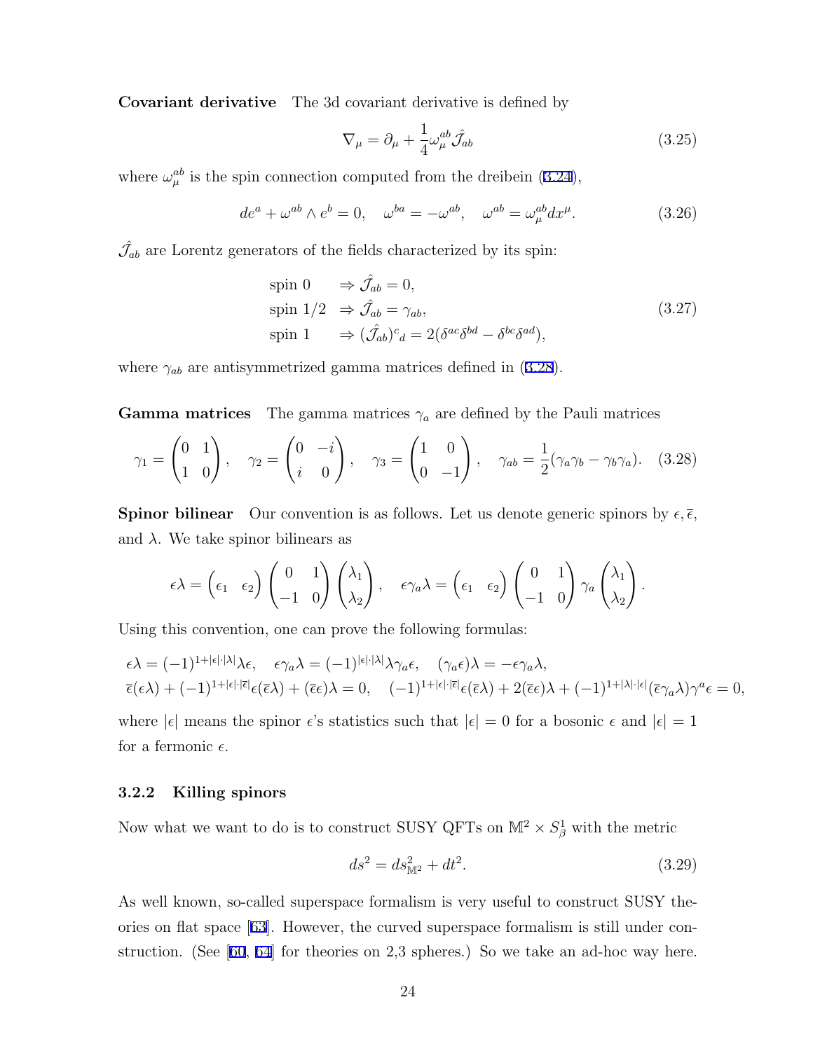**Covariant derivative** The 3d covariant derivative is defined by

$$\nabla_\mu = \partial_\mu + \frac{1}{4}\omega_\mu^{ab}\hat{\mathcal{J}}_{ab} \tag{3.25}$$

where $\omega_\mu^{ab}$ is the spin connection computed from the dreibein (3.24),

$$de^a + \omega^{ab} \wedge e^b = 0, \quad \omega^{ba} = -\omega^{ab}, \quad \omega^{ab} = \omega_\mu^{ab} dx^\mu. \tag{3.26}$$

$\hat{\mathcal{J}}_{ab}$ are Lorentz generators of the fields characterized by its spin:

$$\begin{aligned}
&\text{spin } 0 &&\Rightarrow \hat{\mathcal{J}}_{ab} = 0, \\
&\text{spin } 1/2 &&\Rightarrow \hat{\mathcal{J}}_{ab} = \gamma_{ab}, \\
&\text{spin } 1 &&\Rightarrow (\hat{\mathcal{J}}_{ab})^c{}_d = 2(\delta^{ac}\delta^{bd} - \delta^{bc}\delta^{ad}),
\end{aligned} \tag{3.27}$$

where $\gamma_{ab}$ are antisymmetrized gamma matrices defined in (3.28).

**Gamma matrices** The gamma matrices $\gamma_a$ are defined by the Pauli matrices

$$\gamma_1 = \begin{pmatrix} 0 & 1 \\ 1 & 0 \end{pmatrix}, \quad \gamma_2 = \begin{pmatrix} 0 & -i \\ i & 0 \end{pmatrix}, \quad \gamma_3 = \begin{pmatrix} 1 & 0 \\ 0 & -1 \end{pmatrix}, \quad \gamma_{ab} = \frac{1}{2}(\gamma_a\gamma_b - \gamma_b\gamma_a). \tag{3.28}$$

**Spinor bilinear** Our convention is as follows. Let us denote generic spinors by $\epsilon, \bar{\epsilon}$, and $\lambda$. We take spinor bilinears as

$$\epsilon\lambda = \begin{pmatrix} \epsilon_1 & \epsilon_2 \end{pmatrix} \begin{pmatrix} 0 & 1 \\ -1 & 0 \end{pmatrix} \begin{pmatrix} \lambda_1 \\ \lambda_2 \end{pmatrix}, \quad \epsilon\gamma_a\lambda = \begin{pmatrix} \epsilon_1 & \epsilon_2 \end{pmatrix} \begin{pmatrix} 0 & 1 \\ -1 & 0 \end{pmatrix} \gamma_a \begin{pmatrix} \lambda_1 \\ \lambda_2 \end{pmatrix}.$$

Using this convention, one can prove the following formulas:

$$\begin{aligned}
&\epsilon\lambda = (-1)^{1+|\epsilon|\cdot|\lambda|}\lambda\epsilon, \quad \epsilon\gamma_a\lambda = (-1)^{|\epsilon|\cdot|\lambda|}\lambda\gamma_a\epsilon, \quad (\gamma_a\epsilon)\lambda = -\epsilon\gamma_a\lambda, \\
&\bar{\epsilon}(\epsilon\lambda) + (-1)^{1+|\epsilon|\cdot|\bar{\epsilon}|}\epsilon(\bar{\epsilon}\lambda) + (\bar{\epsilon}\epsilon)\lambda = 0, \quad (-1)^{1+|\epsilon|\cdot|\bar{\epsilon}|}\epsilon(\bar{\epsilon}\lambda) + 2(\bar{\epsilon}\epsilon)\lambda + (-1)^{1+|\lambda|\cdot|\epsilon|}(\bar{\epsilon}\gamma_a\lambda)\gamma^a\epsilon = 0,
\end{aligned}$$

where $|\epsilon|$ means the spinor $\epsilon$'s statistics such that $|\epsilon| = 0$ for a bosonic $\epsilon$ and $|\epsilon| = 1$ for a fermonic $\epsilon$.

### 3.2.2 Killing spinors

Now what we want to do is to construct SUSY QFTs on $\mathbb{M}^2 \times S^1_\beta$ with the metric

$$ds^2 = ds^2_{\mathbb{M}^2} + dt^2. \tag{3.29}$$

As well known, so-called superspace formalism is very useful to construct SUSY theories on flat space [63]. However, the curved superspace formalism is still under construction. (See [60, 64] for theories on 2,3 spheres.) So we take an ad-hoc way here.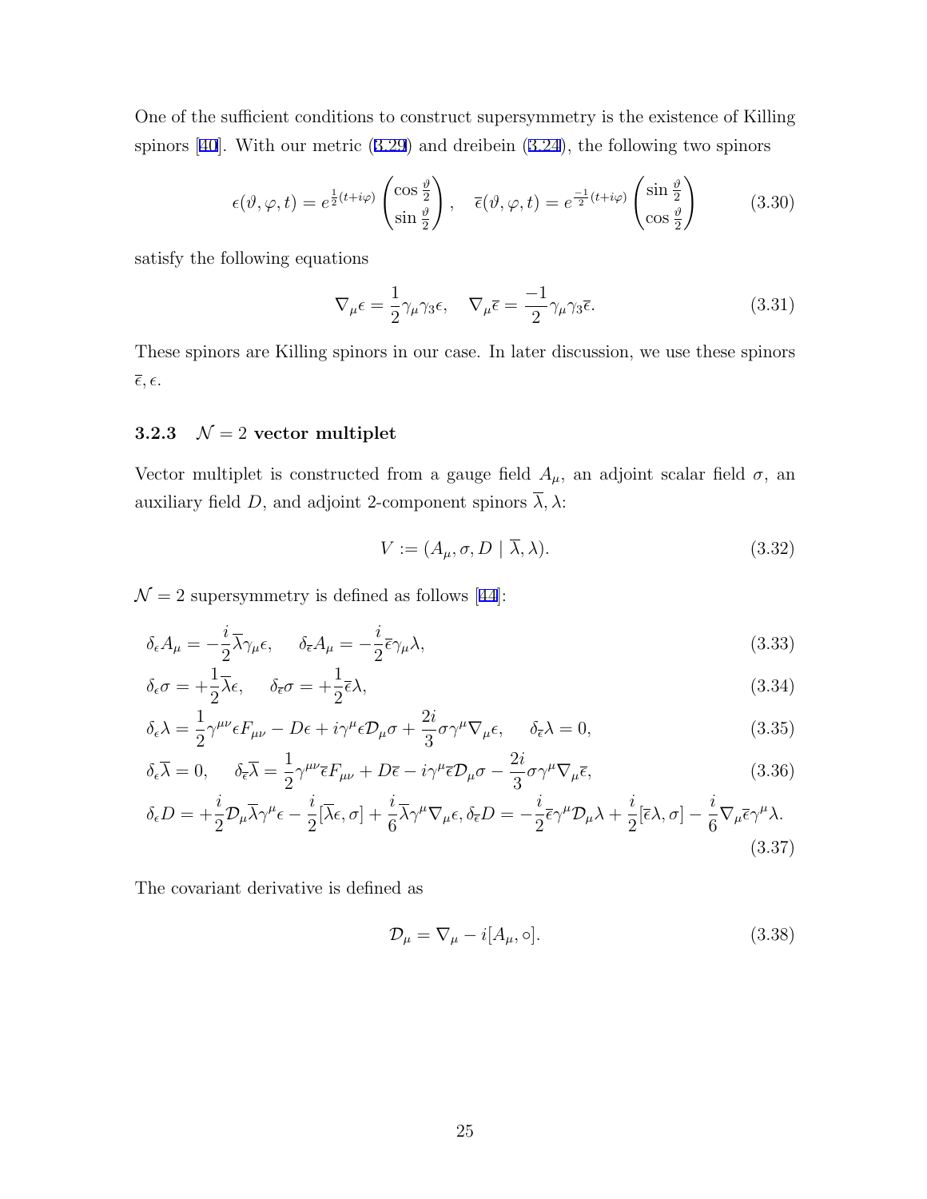One of the sufficient conditions to construct supersymmetry is the existence of Killing spinors [40]. With our metric (3.29) and dreibein (3.24), the following two spinors

$$\epsilon(\vartheta, \varphi, t) = e^{\frac{1}{2}(t+i\varphi)} \begin{pmatrix} \cos\frac{\vartheta}{2} \\ \sin\frac{\vartheta}{2} \end{pmatrix}, \quad \overline{\epsilon}(\vartheta, \varphi, t) = e^{\frac{-1}{2}(t+i\varphi)} \begin{pmatrix} \sin\frac{\vartheta}{2} \\ \cos\frac{\vartheta}{2} \end{pmatrix} \tag{3.30}$$

satisfy the following equations

$$\nabla_\mu \epsilon = \frac{1}{2}\gamma_\mu \gamma_3 \epsilon, \quad \nabla_\mu \overline{\epsilon} = \frac{-1}{2}\gamma_\mu \gamma_3 \overline{\epsilon}. \tag{3.31}$$

These spinors are Killing spinors in our case. In later discussion, we use these spinors $\overline{\epsilon}, \epsilon$.

### 3.2.3 $\mathcal{N} = 2$ vector multiplet

Vector multiplet is constructed from a gauge field $A_\mu$, an adjoint scalar field $\sigma$, an auxiliary field $D$, and adjoint 2-component spinors $\overline{\lambda}, \lambda$:

$$V := (A_\mu, \sigma, D \mid \overline{\lambda}, \lambda). \tag{3.32}$$

$\mathcal{N} = 2$ supersymmetry is defined as follows [44]:

$$\delta_\epsilon A_\mu = -\frac{i}{2}\overline{\lambda}\gamma_\mu \epsilon, \quad \delta_{\overline{\epsilon}} A_\mu = -\frac{i}{2}\overline{\epsilon}\gamma_\mu \lambda, \tag{3.33}$$

$$\delta_\epsilon \sigma = +\frac{1}{2}\overline{\lambda}\epsilon, \quad \delta_{\overline{\epsilon}} \sigma = +\frac{1}{2}\overline{\epsilon}\lambda, \tag{3.34}$$

$$\delta_\epsilon \lambda = \frac{1}{2}\gamma^{\mu\nu}\epsilon F_{\mu\nu} - D\epsilon + i\gamma^\mu \epsilon \mathcal{D}_\mu \sigma + \frac{2i}{3}\sigma \gamma^\mu \nabla_\mu \epsilon, \quad \delta_{\overline{\epsilon}} \lambda = 0, \tag{3.35}$$

$$\delta_\epsilon \overline{\lambda} = 0, \quad \delta_{\overline{\epsilon}} \overline{\lambda} = \frac{1}{2}\gamma^{\mu\nu}\overline{\epsilon} F_{\mu\nu} + D\overline{\epsilon} - i\gamma^\mu \overline{\epsilon}\mathcal{D}_\mu \sigma - \frac{2i}{3}\sigma \gamma^\mu \nabla_\mu \overline{\epsilon}, \tag{3.36}$$

$$\delta_\epsilon D = +\frac{i}{2}\mathcal{D}_\mu \overline{\lambda}\gamma^\mu \epsilon - \frac{i}{2}[\overline{\lambda}\epsilon, \sigma] + \frac{i}{6}\overline{\lambda}\gamma^\mu \nabla_\mu \epsilon, \delta_{\overline{\epsilon}} D = -\frac{i}{2}\overline{\epsilon}\gamma^\mu \mathcal{D}_\mu \lambda + \frac{i}{2}[\overline{\epsilon}\lambda, \sigma] - \frac{i}{6}\nabla_\mu \overline{\epsilon}\gamma^\mu \lambda. \tag{3.37}$$

The covariant derivative is defined as

$$\mathcal{D}_\mu = \nabla_\mu - i[A_\mu, \circ]. \tag{3.38}$$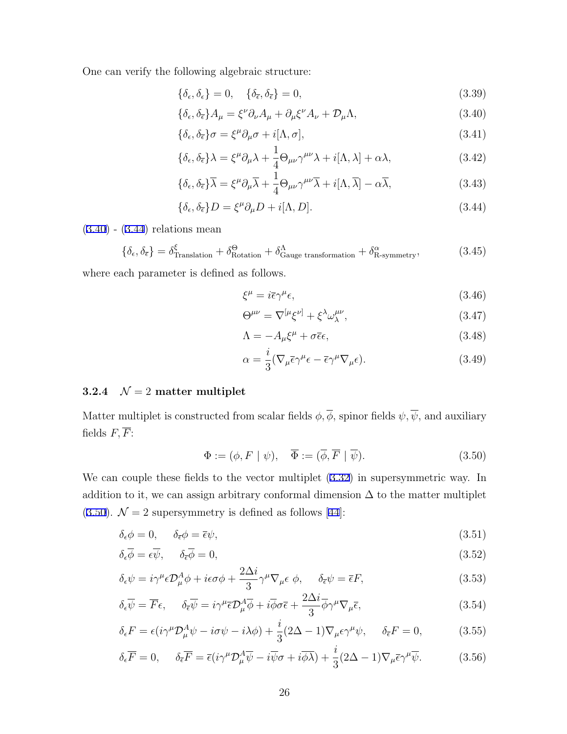One can verify the following algebraic structure:

$$\{\delta_\epsilon, \delta_\epsilon\} = 0, \quad \{\delta_{\overline{\epsilon}}, \delta_{\overline{\epsilon}}\} = 0, \tag{3.39}$$

$$\{\delta_\epsilon, \delta_{\overline{\epsilon}}\} A_\mu = \xi^\nu \partial_\nu A_\mu + \partial_\mu \xi^\nu A_\nu + \mathcal{D}_\mu \Lambda, \tag{3.40}$$

$$\{\delta_\epsilon, \delta_{\overline{\epsilon}}\} \sigma = \xi^\mu \partial_\mu \sigma + i[\Lambda, \sigma], \tag{3.41}$$

$$\{\delta_\epsilon, \delta_{\overline{\epsilon}}\} \lambda = \xi^\mu \partial_\mu \lambda + \frac{1}{4}\Theta_{\mu\nu}\gamma^{\mu\nu}\lambda + i[\Lambda, \lambda] + \alpha\lambda, \tag{3.42}$$

$$\{\delta_\epsilon, \delta_{\overline{\epsilon}}\} \overline{\lambda} = \xi^\mu \partial_\mu \overline{\lambda} + \frac{1}{4}\Theta_{\mu\nu}\gamma^{\mu\nu}\overline{\lambda} + i[\Lambda, \overline{\lambda}] - \alpha\overline{\lambda}, \tag{3.43}$$

$$\{\delta_\epsilon, \delta_{\overline{\epsilon}}\} D = \xi^\mu \partial_\mu D + i[\Lambda, D]. \tag{3.44}$$

(3.40) - (3.44) relations mean

$$\{\delta_\epsilon, \delta_{\overline{\epsilon}}\} = \delta^\xi_{\text{Translation}} + \delta^\Theta_{\text{Rotation}} + \delta^\Lambda_{\text{Gauge transformation}} + \delta^\alpha_{\text{R-symmetry}}, \tag{3.45}$$

where each parameter is defined as follows.

$$\xi^\mu = i\overline{\epsilon}\gamma^\mu\epsilon, \tag{3.46}$$

$$\Theta^{\mu\nu} = \nabla^{[\mu}\xi^{\nu]} + \xi^\lambda \omega^{\mu\nu}_\lambda, \tag{3.47}$$

$$\Lambda = -A_\mu \xi^\mu + \sigma\overline{\epsilon}\epsilon, \tag{3.48}$$

$$\alpha = \frac{i}{3}(\nabla_\mu \overline{\epsilon}\gamma^\mu\epsilon - \overline{\epsilon}\gamma^\mu\nabla_\mu\epsilon). \tag{3.49}$$

### 3.2.4 $\mathcal{N} = 2$ matter multiplet

Matter multiplet is constructed from scalar fields $\phi, \overline{\phi}$, spinor fields $\psi, \overline{\psi}$, and auxiliary fields $F, \overline{F}$:

$$\Phi := (\phi, F \mid \psi), \quad \overline{\Phi} := (\overline{\phi}, \overline{F} \mid \overline{\psi}). \tag{3.50}$$

We can couple these fields to the vector multiplet (3.32) in supersymmetric way. In addition to it, we can assign arbitrary conformal dimension $\Delta$ to the matter multiplet (3.50). $\mathcal{N} = 2$ supersymmetry is defined as follows [44]:

$$\delta_\epsilon \phi = 0, \quad \delta_{\overline{\epsilon}}\phi = \overline{\epsilon}\psi, \tag{3.51}$$

$$\delta_\epsilon \overline{\phi} = \epsilon\overline{\psi}, \quad \delta_{\overline{\epsilon}}\overline{\phi} = 0, \tag{3.52}$$

$$\delta_\epsilon \psi = i\gamma^\mu\epsilon\mathcal{D}^A_\mu\phi + i\epsilon\sigma\phi + \frac{2\Delta i}{3}\gamma^\mu\nabla_\mu\epsilon\ \phi, \quad \delta_{\overline{\epsilon}}\psi = \overline{\epsilon}F, \tag{3.53}$$

$$\delta_\epsilon \overline{\psi} = \overline{F}\epsilon, \quad \delta_{\overline{\epsilon}}\overline{\psi} = i\gamma^\mu\overline{\epsilon}\mathcal{D}^A_\mu\overline{\phi} + i\overline{\phi}\sigma\overline{\epsilon} + \frac{2\Delta i}{3}\overline{\phi}\gamma^\mu\nabla_\mu\overline{\epsilon}, \tag{3.54}$$

$$\delta_\epsilon F = \epsilon(i\gamma^\mu\mathcal{D}^A_\mu\psi - i\sigma\psi - i\lambda\phi) + \frac{i}{3}(2\Delta - 1)\nabla_\mu\epsilon\gamma^\mu\psi, \quad \delta_{\overline{\epsilon}}F = 0, \tag{3.55}$$

$$\delta_\epsilon \overline{F} = 0, \quad \delta_{\overline{\epsilon}}\overline{F} = \overline{\epsilon}(i\gamma^\mu\mathcal{D}^A_\mu\overline{\psi} - i\overline{\psi}\sigma + i\overline{\phi}\overline{\lambda}) + \frac{i}{3}(2\Delta - 1)\nabla_\mu\overline{\epsilon}\gamma^\mu\overline{\psi}. \tag{3.56}$$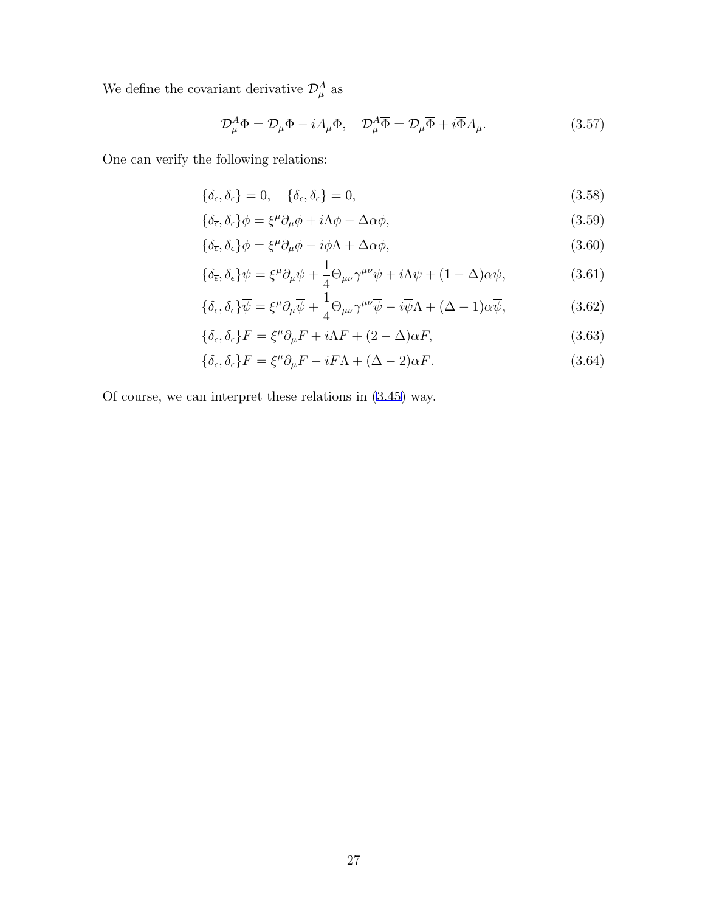We define the covariant derivative $\mathcal{D}_\mu^A$ as

$$\mathcal{D}_\mu^A \Phi = \mathcal{D}_\mu \Phi - iA_\mu \Phi, \quad \mathcal{D}_\mu^A \overline{\Phi} = \mathcal{D}_\mu \overline{\Phi} + i\overline{\Phi} A_\mu. \tag{3.57}$$

One can verify the following relations:

$$\{\delta_\epsilon, \delta_\epsilon\} = 0, \quad \{\delta_{\overline{\epsilon}}, \delta_{\overline{\epsilon}}\} = 0, \tag{3.58}$$

$$\{\delta_{\overline{\epsilon}}, \delta_\epsilon\}\phi = \xi^\mu \partial_\mu \phi + i\Lambda\phi - \Delta\alpha\phi, \tag{3.59}$$

$$\{\delta_{\overline{\epsilon}}, \delta_\epsilon\}\overline{\phi} = \xi^\mu \partial_\mu \overline{\phi} - i\overline{\phi}\Lambda + \Delta\alpha\overline{\phi}, \tag{3.60}$$

$$\{\delta_{\overline{\epsilon}}, \delta_\epsilon\}\psi = \xi^\mu \partial_\mu \psi + \frac{1}{4}\Theta_{\mu\nu}\gamma^{\mu\nu}\psi + i\Lambda\psi + (1-\Delta)\alpha\psi, \tag{3.61}$$

$$\{\delta_{\overline{\epsilon}}, \delta_\epsilon\}\overline{\psi} = \xi^\mu \partial_\mu \overline{\psi} + \frac{1}{4}\Theta_{\mu\nu}\gamma^{\mu\nu}\overline{\psi} - i\overline{\psi}\Lambda + (\Delta-1)\alpha\overline{\psi}, \tag{3.62}$$

$$\{\delta_{\overline{\epsilon}}, \delta_\epsilon\}F = \xi^\mu \partial_\mu F + i\Lambda F + (2-\Delta)\alpha F, \tag{3.63}$$

$$\{\delta_{\overline{\epsilon}}, \delta_\epsilon\}\overline{F} = \xi^\mu \partial_\mu \overline{F} - i\overline{F}\Lambda + (\Delta-2)\alpha\overline{F}. \tag{3.64}$$

Of course, we can interpret these relations in (3.45) way.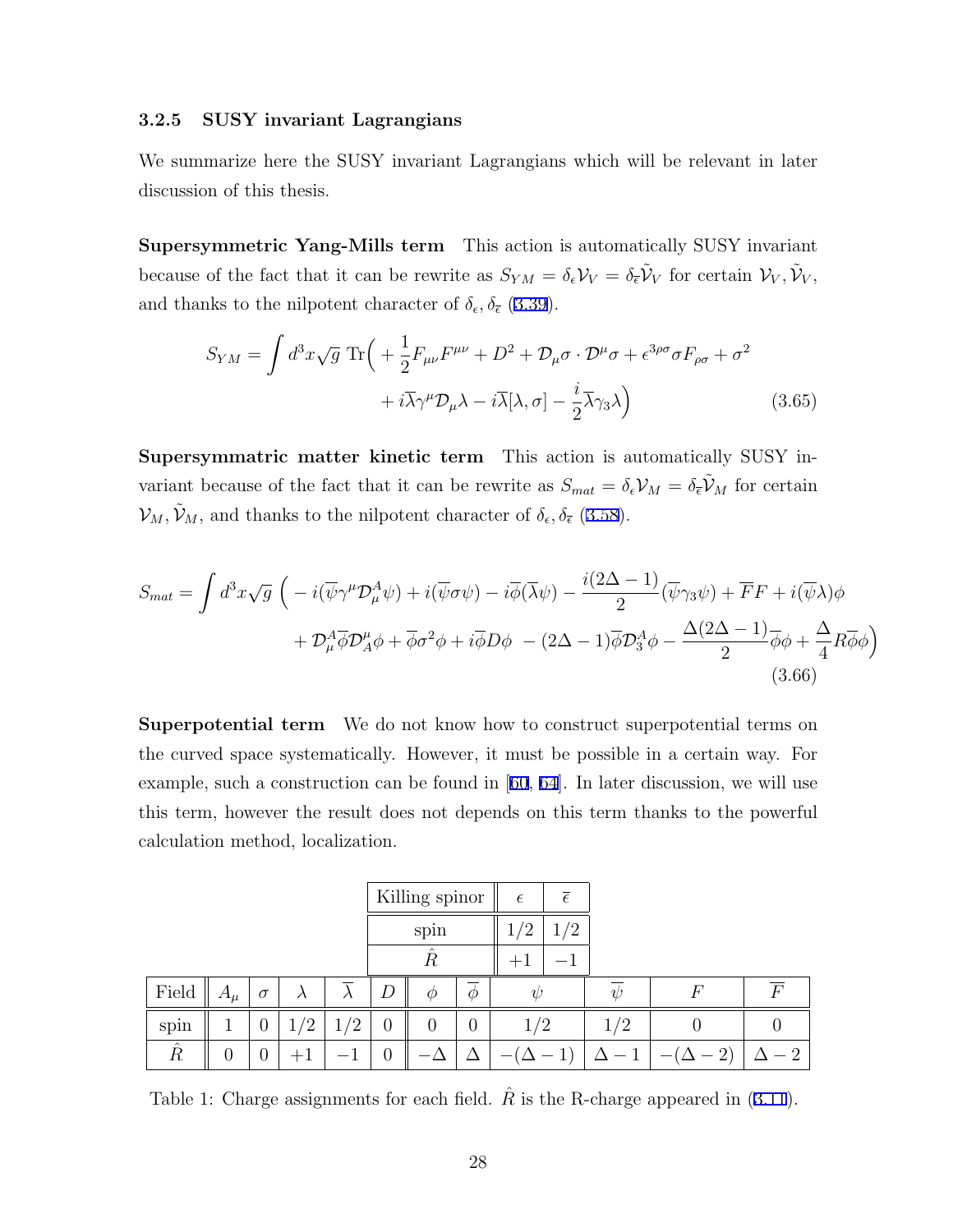### 3.2.5 SUSY invariant Lagrangians

We summarize here the SUSY invariant Lagrangians which will be relevant in later discussion of this thesis.

**Supersymmetric Yang-Mills term** This action is automatically SUSY invariant because of the fact that it can be rewrite as $S_{YM} = \delta_\epsilon \mathcal{V}_V = \delta_{\overline{\epsilon}} \tilde{\mathcal{V}}_V$ for certain $\mathcal{V}_V, \tilde{\mathcal{V}}_V$, and thanks to the nilpotent character of $\delta_\epsilon, \delta_{\overline{\epsilon}}$ (3.39).

$$S_{YM} = \int d^3x \sqrt{g}\ \mathrm{Tr}\Big( + \frac{1}{2} F_{\mu\nu}F^{\mu\nu} + D^2 + \mathcal{D}_\mu \sigma \cdot \mathcal{D}^\mu \sigma + \epsilon^{3\rho\sigma} \sigma F_{\rho\sigma} + \sigma^2 + i\overline{\lambda}\gamma^\mu \mathcal{D}_\mu \lambda - i\overline{\lambda}[\lambda, \sigma] - \frac{i}{2}\overline{\lambda}\gamma_3 \lambda \Big) \tag{3.65}$$

**Supersymmatric matter kinetic term** This action is automatically SUSY invariant because of the fact that it can be rewrite as $S_{mat} = \delta_\epsilon \mathcal{V}_M = \delta_{\overline{\epsilon}} \tilde{\mathcal{V}}_M$ for certain $\mathcal{V}_M, \tilde{\mathcal{V}}_M$, and thanks to the nilpotent character of $\delta_\epsilon, \delta_{\overline{\epsilon}}$ (3.58).

$$S_{mat} = \int d^3x \sqrt{g}\ \Big( - i(\overline{\psi}\gamma^\mu \mathcal{D}^A_\mu \psi) + i(\overline{\psi}\sigma\psi) - i\overline{\phi}(\overline{\lambda}\psi) - \frac{i(2\Delta-1)}{2}(\overline{\psi}\gamma_3\psi) + \overline{F}F + i(\overline{\psi}\lambda)\phi + \mathcal{D}^A_\mu \overline{\phi}\mathcal{D}^\mu_A \phi + \overline{\phi}\sigma^2\phi + i\overline{\phi}D\phi\ - (2\Delta-1)\overline{\phi}\mathcal{D}^A_3\phi - \frac{\Delta(2\Delta-1)}{2}\overline{\phi}\phi + \frac{\Delta}{4}R\overline{\phi}\phi \Big) \tag{3.66}$$

**Superpotential term** We do not know how to construct superpotential terms on the curved space systematically. However, it must be possible in a certain way. For example, such a construction can be found in [60, 64]. In later discussion, we will use this term, however the result does not depends on this term thanks to the powerful calculation method, localization.

| Killing spinor | $\epsilon$ | $\overline{\epsilon}$ |
|---|---|---|
| spin | $1/2$ | $1/2$ |
| $\hat{R}$ | $+1$ | $-1$ |

| Field | $A_\mu$ | $\sigma$ | $\lambda$ | $\overline{\lambda}$ | $D$ | $\phi$ | $\overline{\phi}$ | $\psi$ | $\overline{\psi}$ | $F$ | $\overline{F}$ |
|---|---|---|---|---|---|---|---|---|---|---|---|
| spin | 1 | 0 | $1/2$ | $1/2$ | 0 | 0 | 0 | $1/2$ | $1/2$ | 0 | 0 |
| $\hat{R}$ | 0 | 0 | $+1$ | $-1$ | 0 | $-\Delta$ | $\Delta$ | $-(\Delta-1)$ | $\Delta-1$ | $-(\Delta-2)$ | $\Delta-2$ |

Table 1: Charge assignments for each field. $\hat{R}$ is the R-charge appeared in (3.11).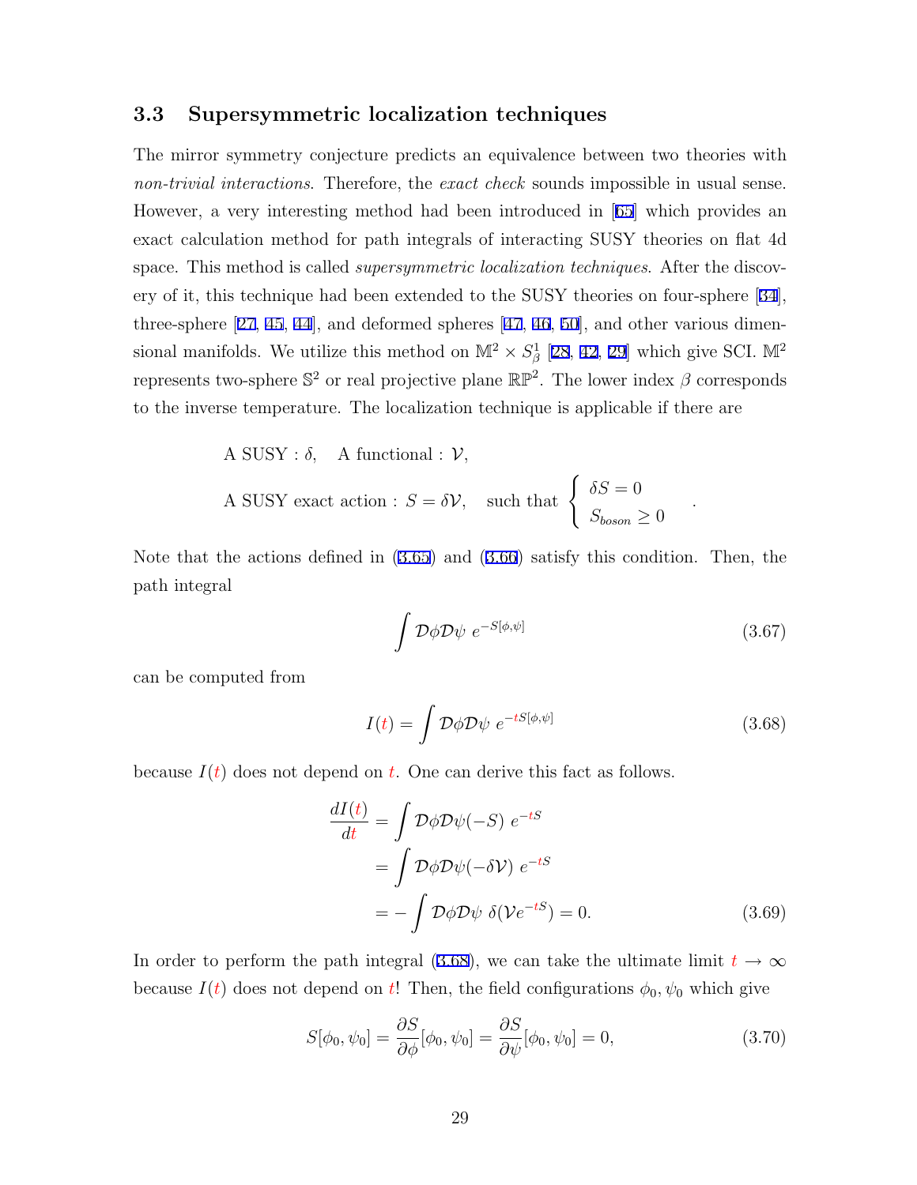### 3.3 Supersymmetric localization techniques

The mirror symmetry conjecture predicts an equivalence between two theories with *non-trivial interactions*. Therefore, the *exact check* sounds impossible in usual sense. However, a very interesting method had been introduced in [65] which provides an exact calculation method for path integrals of interacting SUSY theories on flat 4d space. This method is called *supersymmetric localization techniques*. After the discovery of it, this technique had been extended to the SUSY theories on four-sphere [34], three-sphere [27, 45, 44], and deformed spheres [47, 46, 50], and other various dimensional manifolds. We utilize this method on $\mathbb{M}^2 \times S^1_\beta$ [28, 42, 29] which give SCI. $\mathbb{M}^2$ represents two-sphere $\mathbb{S}^2$ or real projective plane $\mathbb{RP}^2$. The lower index $\beta$ corresponds to the inverse temperature. The localization technique is applicable if there are

$$
\begin{aligned}
&\text{A SUSY} : \delta, \quad \text{A functional} : \mathcal{V}, \\
&\text{A SUSY exact action} : S = \delta \mathcal{V}, \quad \text{such that} \begin{cases} \delta S = 0 \\ S_{boson} \geq 0 \end{cases} .
\end{aligned}
$$

Note that the actions defined in (3.65) and (3.66) satisfy this condition. Then, the path integral

$$
\int \mathcal{D}\phi \mathcal{D}\psi \; e^{-S[\phi,\psi]} \tag{3.67}
$$

can be computed from

$$
I(t) = \int \mathcal{D}\phi \mathcal{D}\psi \; e^{-tS[\phi,\psi]} \tag{3.68}
$$

because $I(t)$ does not depend on $t$. One can derive this fact as follows.

$$
\begin{aligned}
\frac{dI(t)}{dt} &= \int \mathcal{D}\phi \mathcal{D}\psi (-S) \; e^{-tS} \\
&= \int \mathcal{D}\phi \mathcal{D}\psi (-\delta \mathcal{V}) \; e^{-tS} \\
&= -\int \mathcal{D}\phi \mathcal{D}\psi \; \delta(\mathcal{V} e^{-tS}) = 0.
\end{aligned} \tag{3.69}
$$

In order to perform the path integral (3.68), we can take the ultimate limit $t \to \infty$ because $I(t)$ does not depend on $t$! Then, the field configurations $\phi_0, \psi_0$ which give

$$
S[\phi_0, \psi_0] = \frac{\partial S}{\partial \phi}[\phi_0, \psi_0] = \frac{\partial S}{\partial \psi}[\phi_0, \psi_0] = 0, \tag{3.70}
$$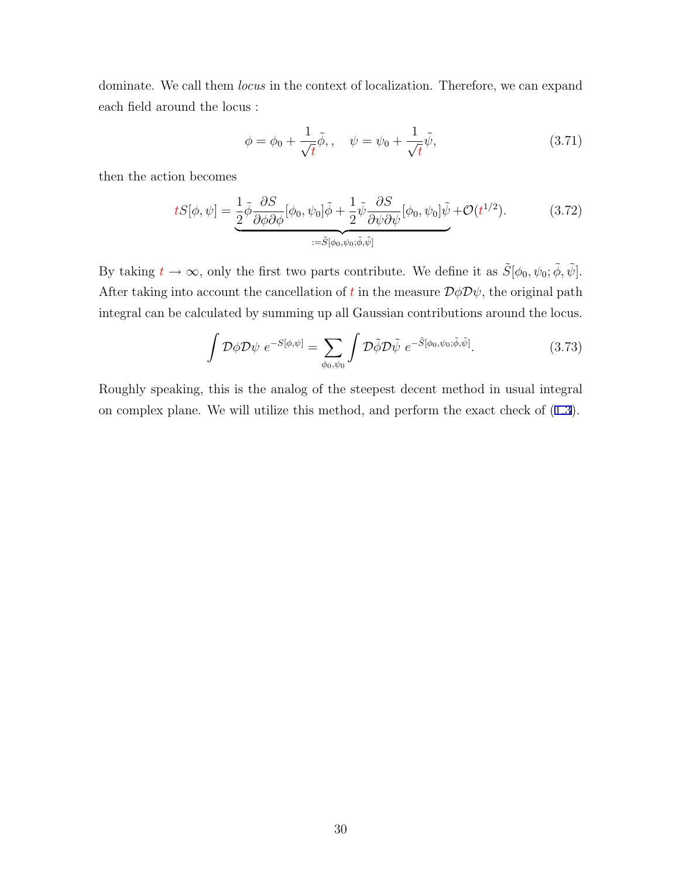dominate. We call them *locus* in the context of localization. Therefore, we can expand each field around the locus :

$$\phi = \phi_0 + \frac{1}{\sqrt{t}}\tilde{\phi}, , \quad \psi = \psi_0 + \frac{1}{\sqrt{t}}\tilde{\psi}, \tag{3.71}$$

then the action becomes

$$tS[\phi, \psi] = \underbrace{\frac{1}{2}\tilde{\phi}\frac{\partial S}{\partial\phi\partial\phi}[\phi_0, \psi_0]\tilde{\phi} + \frac{1}{2}\tilde{\psi}\frac{\partial S}{\partial\psi\partial\psi}[\phi_0, \psi_0]\tilde{\psi}}_{:=\tilde{S}[\phi_0,\psi_0;\tilde{\phi},\tilde{\psi}]} + \mathcal{O}(t^{1/2}). \tag{3.72}$$

By taking $t \to \infty$, only the first two parts contribute. We define it as $\tilde{S}[\phi_0, \psi_0; \tilde{\phi}, \tilde{\psi}]$. After taking into account the cancellation of $t$ in the measure $\mathcal{D}\phi\mathcal{D}\psi$, the original path integral can be calculated by summing up all Gaussian contributions around the locus.

$$\int \mathcal{D}\phi\mathcal{D}\psi \; e^{-S[\phi,\psi]} = \sum_{\phi_0,\psi_0} \int \mathcal{D}\tilde{\phi}\mathcal{D}\tilde{\psi} \; e^{-\tilde{S}[\phi_0,\psi_0;\tilde{\phi},\tilde{\psi}]}. \tag{3.73}$$

Roughly speaking, this is the analog of the steepest decent method in usual integral on complex plane. We will utilize this method, and perform the exact check of (1.3).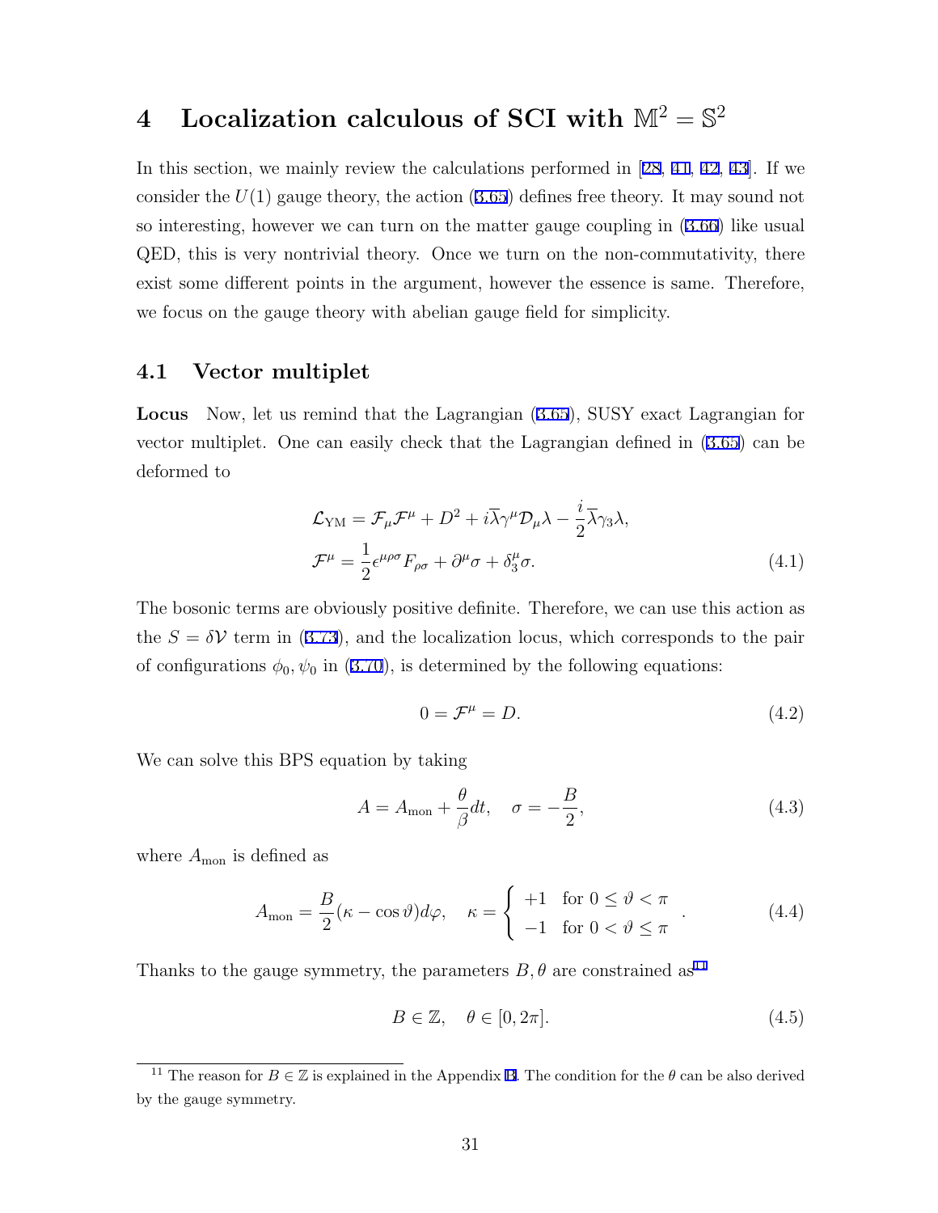# 4 Localization calculous of SCI with $\mathbb{M}^2 = \mathbb{S}^2$

In this section, we mainly review the calculations performed in [28, 41, 42, 43]. If we consider the $U(1)$ gauge theory, the action (3.65) defines free theory. It may sound not so interesting, however we can turn on the matter gauge coupling in (3.66) like usual QED, this is very nontrivial theory. Once we turn on the non-commutativity, there exist some different points in the argument, however the essence is same. Therefore, we focus on the gauge theory with abelian gauge field for simplicity.

## 4.1 Vector multiplet

**Locus** Now, let us remind that the Lagrangian (3.65), SUSY exact Lagrangian for vector multiplet. One can easily check that the Lagrangian defined in (3.65) can be deformed to

$$
\begin{aligned}
\mathcal{L}_{\rm YM} &= \mathcal{F}_\mu \mathcal{F}^\mu + D^2 + i\overline{\lambda}\gamma^\mu \mathcal{D}_\mu \lambda - \frac{i}{2}\overline{\lambda}\gamma_3 \lambda, \\
\mathcal{F}^\mu &= \frac{1}{2}\epsilon^{\mu\rho\sigma}F_{\rho\sigma} + \partial^\mu \sigma + \delta_3^\mu \sigma.
\end{aligned} \tag{4.1}
$$

The bosonic terms are obviously positive definite. Therefore, we can use this action as the $S = \delta\mathcal{V}$ term in (3.73), and the localization locus, which corresponds to the pair of configurations $\phi_0, \psi_0$ in (3.70), is determined by the following equations:

$$
0 = \mathcal{F}^\mu = D. \tag{4.2}
$$

We can solve this BPS equation by taking

$$
A = A_{\rm mon} + \frac{\theta}{\beta}dt, \quad \sigma = -\frac{B}{2}, \tag{4.3}
$$

where $A_{\rm mon}$ is defined as

$$
A_{\rm mon} = \frac{B}{2}(\kappa - \cos\vartheta)d\varphi, \quad \kappa = \begin{cases} +1 & \text{for } 0 \leq \vartheta < \pi \\ -1 & \text{for } 0 < \vartheta \leq \pi \end{cases}. \tag{4.4}
$$

Thanks to the gauge symmetry, the parameters $B, \theta$ are constrained as[11]

$$
B \in \mathbb{Z}, \quad \theta \in [0, 2\pi]. \tag{4.5}
$$

[11] The reason for $B \in \mathbb{Z}$ is explained in the Appendix B. The condition for the $\theta$ can be also derived by the gauge symmetry.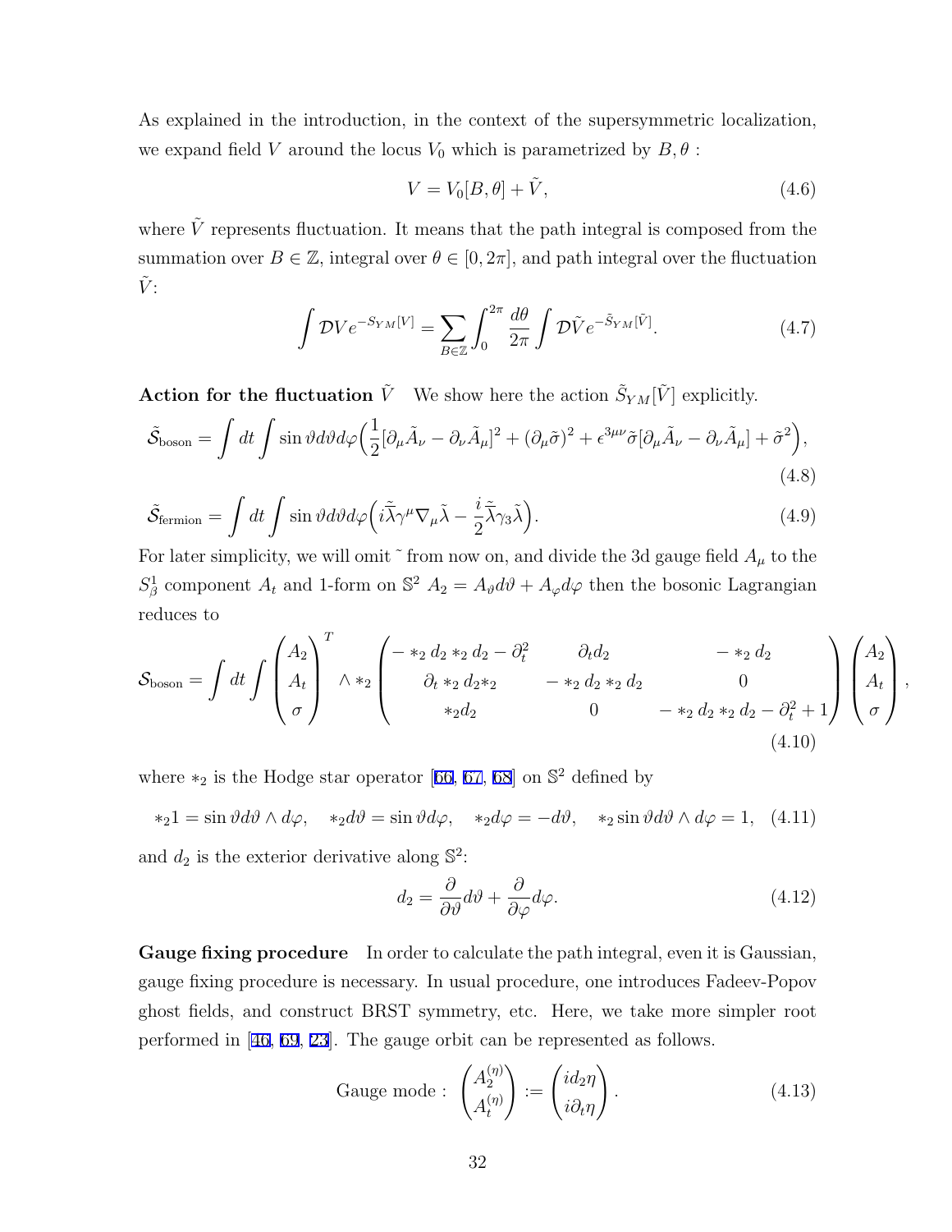As explained in the introduction, in the context of the supersymmetric localization, we expand field $V$ around the locus $V_0$ which is parametrized by $B, \theta$ :

$$V = V_0[B, \theta] + \tilde{V}, \tag{4.6}$$

where $\tilde{V}$ represents fluctuation. It means that the path integral is composed from the summation over $B \in \mathbb{Z}$, integral over $\theta \in [0, 2\pi]$, and path integral over the fluctuation $\tilde{V}$:

$$\int \mathcal{D}V e^{-S_{YM}[V]} = \sum_{B \in \mathbb{Z}} \int_0^{2\pi} \frac{d\theta}{2\pi} \int \mathcal{D}\tilde{V} e^{-\tilde{S}_{YM}[\tilde{V}]}. \tag{4.7}$$

**Action for the fluctuation $\tilde{V}$** We show here the action $\tilde{S}_{YM}[\tilde{V}]$ explicitly.

$$\tilde{\mathcal{S}}_{\text{boson}} = \int dt \int \sin\vartheta d\vartheta d\varphi \Big( \frac{1}{2} [\partial_\mu \tilde{A}_\nu - \partial_\nu \tilde{A}_\mu]^2 + (\partial_\mu \tilde{\sigma})^2 + \epsilon^{3\mu\nu} \tilde{\sigma} [\partial_\mu \tilde{A}_\nu - \partial_\nu \tilde{A}_\mu] + \tilde{\sigma}^2 \Big), \tag{4.8}$$

$$\tilde{\mathcal{S}}_{\text{fermion}} = \int dt \int \sin\vartheta d\vartheta d\varphi \Big( i \tilde{\bar{\lambda}} \gamma^\mu \nabla_\mu \tilde{\lambda} - \frac{i}{2} \tilde{\bar{\lambda}} \gamma_3 \tilde{\lambda} \Big). \tag{4.9}$$

For later simplicity, we will omit ˜ from now on, and divide the 3d gauge field $A_\mu$ to the $S^1_\beta$ component $A_t$ and 1-form on $\mathbb{S}^2$ $A_2 = A_\vartheta d\vartheta + A_\varphi d\varphi$ then the bosonic Lagrangian reduces to

$$\mathcal{S}_{\text{boson}} = \int dt \int \begin{pmatrix} A_2 \\ A_t \\ \sigma \end{pmatrix}^T \wedge *_2 \begin{pmatrix} - *_2 d_2 *_2 d_2 - \partial_t^2 & \partial_t d_2 & - *_2 d_2 \\ \partial_t *_2 d_2 *_2 & - *_2 d_2 *_2 d_2 & 0 \\ *_2 d_2 & 0 & - *_2 d_2 *_2 d_2 - \partial_t^2 + 1 \end{pmatrix} \begin{pmatrix} A_2 \\ A_t \\ \sigma \end{pmatrix}, \tag{4.10}$$

where $*_2$ is the Hodge star operator [66, 67, 68] on $\mathbb{S}^2$ defined by

$$*_2 1 = \sin\vartheta d\vartheta \wedge d\varphi, \quad *_2 d\vartheta = \sin\vartheta d\varphi, \quad *_2 d\varphi = -d\vartheta, \quad *_2 \sin\vartheta d\vartheta \wedge d\varphi = 1, \tag{4.11}$$

and $d_2$ is the exterior derivative along $\mathbb{S}^2$:

$$d_2 = \frac{\partial}{\partial\vartheta} d\vartheta + \frac{\partial}{\partial\varphi} d\varphi. \tag{4.12}$$

**Gauge fixing procedure** In order to calculate the path integral, even it is Gaussian, gauge fixing procedure is necessary. In usual procedure, one introduces Fadeev-Popov ghost fields, and construct BRST symmetry, etc. Here, we take more simpler root performed in [46, 69, 23]. The gauge orbit can be represented as follows.

$$\text{Gauge mode :} \begin{pmatrix} A_2^{(\eta)} \\ A_t^{(\eta)} \end{pmatrix} := \begin{pmatrix} i d_2 \eta \\ i \partial_t \eta \end{pmatrix}. \tag{4.13}$$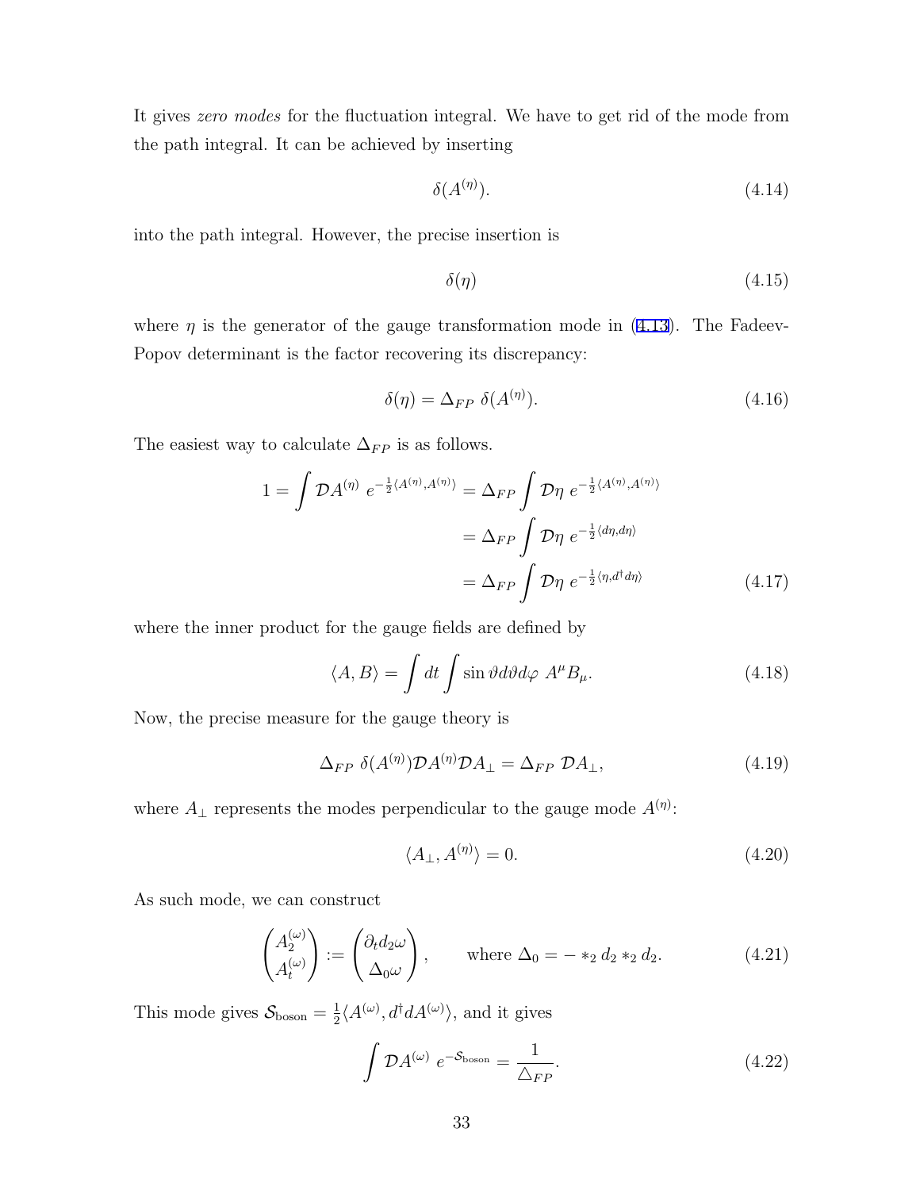It gives *zero modes* for the fluctuation integral. We have to get rid of the mode from the path integral. It can be achieved by inserting

$$\delta(A^{(\eta)}). \tag{4.14}$$

into the path integral. However, the precise insertion is

$$\delta(\eta) \tag{4.15}$$

where $\eta$ is the generator of the gauge transformation mode in (4.13). The Fadeev-Popov determinant is the factor recovering its discrepancy:

$$\delta(\eta) = \Delta_{FP}\ \delta(A^{(\eta)}). \tag{4.16}$$

The easiest way to calculate $\Delta_{FP}$ is as follows.

$$\begin{aligned} 1 = \int \mathcal{D}A^{(\eta)}\ e^{-\frac{1}{2}\langle A^{(\eta)}, A^{(\eta)}\rangle} &= \Delta_{FP} \int \mathcal{D}\eta\ e^{-\frac{1}{2}\langle A^{(\eta)}, A^{(\eta)}\rangle} \\ &= \Delta_{FP} \int \mathcal{D}\eta\ e^{-\frac{1}{2}\langle d\eta, d\eta\rangle} \\ &= \Delta_{FP} \int \mathcal{D}\eta\ e^{-\frac{1}{2}\langle \eta, d^\dagger d\eta\rangle} \end{aligned} \tag{4.17}$$

where the inner product for the gauge fields are defined by

$$\langle A, B\rangle = \int dt \int \sin\vartheta d\vartheta d\varphi\ A^\mu B_\mu. \tag{4.18}$$

Now, the precise measure for the gauge theory is

$$\Delta_{FP}\ \delta(A^{(\eta)})\mathcal{D}A^{(\eta)}\mathcal{D}A_\perp = \Delta_{FP}\ \mathcal{D}A_\perp, \tag{4.19}$$

where $A_\perp$ represents the modes perpendicular to the gauge mode $A^{(\eta)}$:

$$\langle A_\perp, A^{(\eta)}\rangle = 0. \tag{4.20}$$

As such mode, we can construct

$$\begin{pmatrix} A_2^{(\omega)} \\ A_t^{(\omega)} \end{pmatrix} := \begin{pmatrix} \partial_t d_2 \omega \\ \Delta_0 \omega \end{pmatrix}, \qquad \text{where } \Delta_0 = -*_2\, d_2 *_2 d_2. \tag{4.21}$$

This mode gives $\mathcal{S}_{\text{boson}} = \frac{1}{2}\langle A^{(\omega)}, d^\dagger d A^{(\omega)}\rangle$, and it gives

$$\int \mathcal{D}A^{(\omega)}\ e^{-\mathcal{S}_{\text{boson}}} = \frac{1}{\triangle_{FP}}. \tag{4.22}$$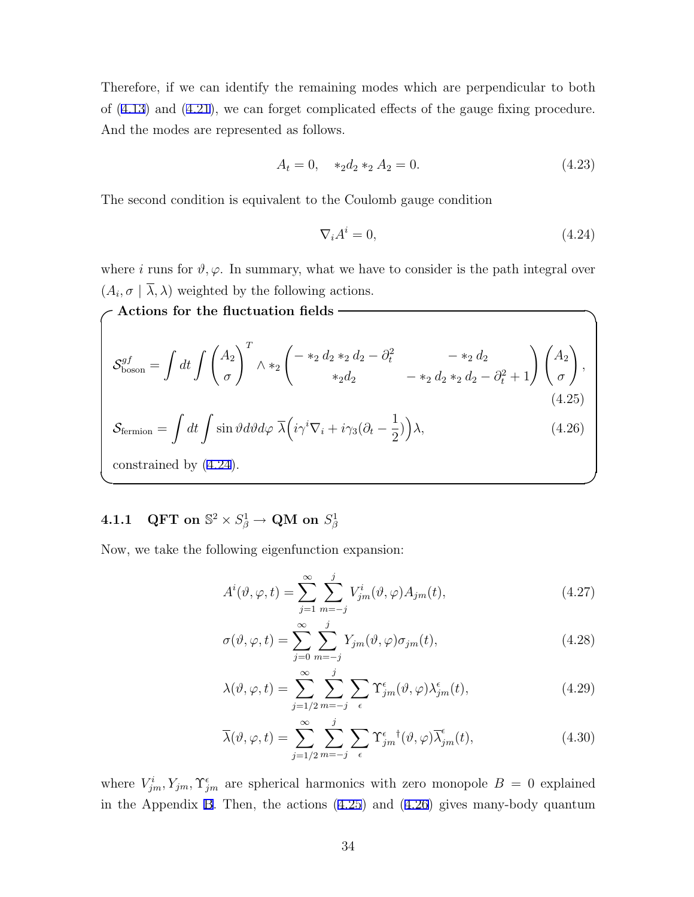Therefore, if we can identify the remaining modes which are perpendicular to both of (4.13) and (4.21), we can forget complicated effects of the gauge fixing procedure. And the modes are represented as follows.

$$A_t = 0, \quad *_2 d_2 *_2 A_2 = 0. \tag{4.23}$$

The second condition is equivalent to the Coulomb gauge condition

$$\nabla_i A^i = 0, \tag{4.24}$$

where $i$ runs for $\vartheta, \varphi$. In summary, what we have to consider is the path integral over $(A_i, \sigma \mid \overline{\lambda}, \lambda)$ weighted by the following actions.

**Actions for the fluctuation fields**

$$\mathcal{S}^{gf}_{\text{boson}} = \int dt \int \begin{pmatrix} A_2 \\ \sigma \end{pmatrix}^T \wedge *_2 \begin{pmatrix} - *_2 d_2 *_2 d_2 - \partial_t^2 & - *_2 d_2 \\ *_2 d_2 & - *_2 d_2 *_2 d_2 - \partial_t^2 + 1 \end{pmatrix} \begin{pmatrix} A_2 \\ \sigma \end{pmatrix}, \tag{4.25}$$

$$\mathcal{S}_{\text{fermion}} = \int dt \int \sin\vartheta d\vartheta d\varphi \; \overline{\lambda} \Big( i\gamma^i \nabla_i + i\gamma_3 (\partial_t - \frac{1}{2}) \Big) \lambda, \tag{4.26}$$

constrained by (4.24).

### 4.1.1 QFT on $\mathbb{S}^2 \times S^1_\beta \to$ QM on $S^1_\beta$

Now, we take the following eigenfunction expansion:

$$A^i(\vartheta, \varphi, t) = \sum_{j=1}^{\infty} \sum_{m=-j}^{j} V^i_{jm}(\vartheta, \varphi) A_{jm}(t), \tag{4.27}$$

$$\sigma(\vartheta, \varphi, t) = \sum_{j=0}^{\infty} \sum_{m=-j}^{j} Y_{jm}(\vartheta, \varphi) \sigma_{jm}(t), \tag{4.28}$$

$$\lambda(\vartheta, \varphi, t) = \sum_{j=1/2}^{\infty} \sum_{m=-j}^{j} \sum_{\epsilon} \Upsilon^{\epsilon}_{jm}(\vartheta, \varphi) \lambda^{\epsilon}_{jm}(t), \tag{4.29}$$

$$\overline{\lambda}(\vartheta, \varphi, t) = \sum_{j=1/2}^{\infty} \sum_{m=-j}^{j} \sum_{\epsilon} {\Upsilon^{\epsilon}_{jm}}^{\dagger}(\vartheta, \varphi) \overline{\lambda}^{\epsilon}_{jm}(t), \tag{4.30}$$

where $V^i_{jm}, Y_{jm}, \Upsilon^{\epsilon}_{jm}$ are spherical harmonics with zero monopole $B = 0$ explained in the Appendix B. Then, the actions (4.25) and (4.26) gives many-body quantum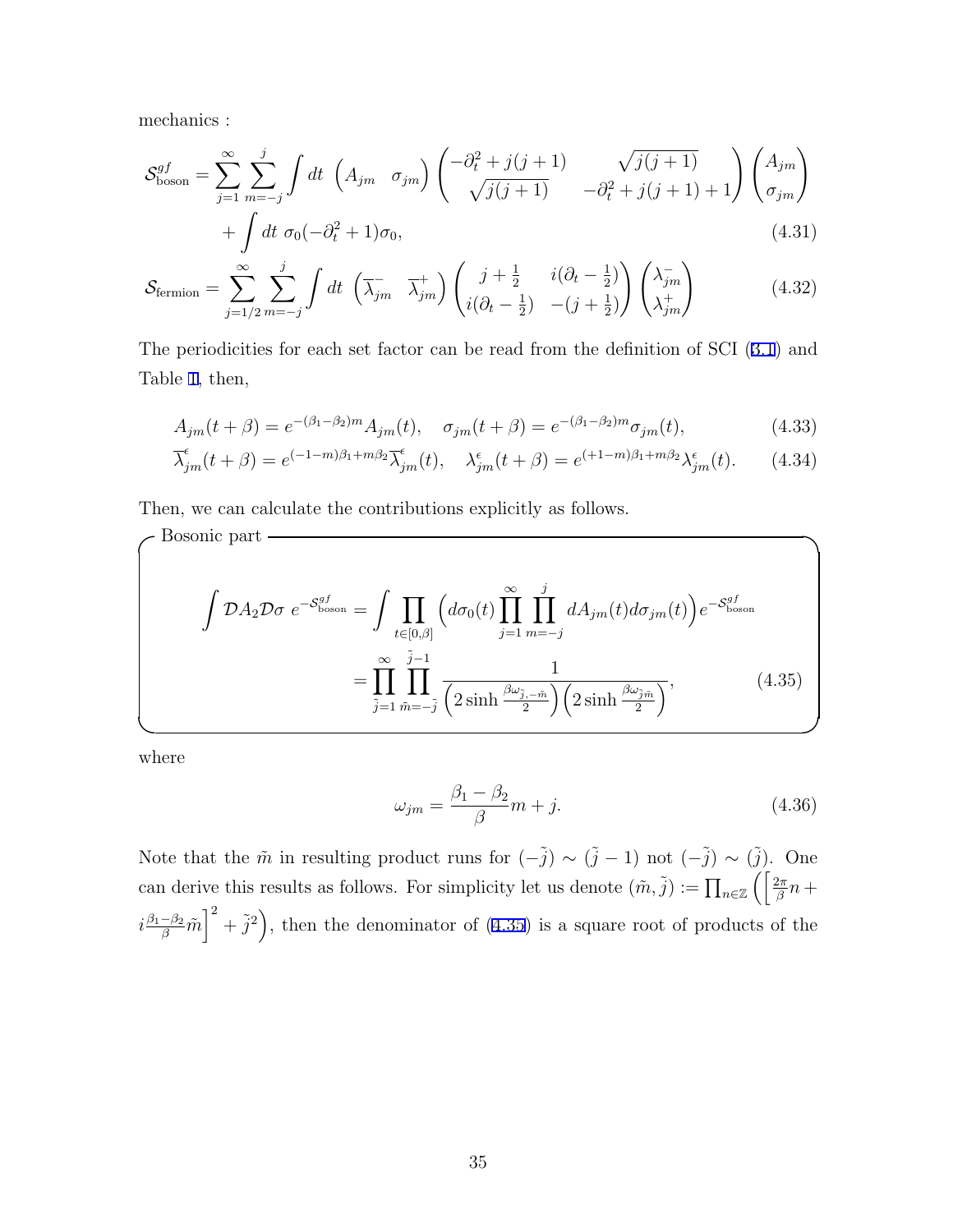mechanics :

$$
\mathcal{S}^{gf}_{\text{boson}} = \sum_{j=1}^{\infty}\sum_{m=-j}^{j}\int dt \begin{pmatrix} A_{jm} & \sigma_{jm}\end{pmatrix}\begin{pmatrix} -\partial_t^2 + j(j+1) & \sqrt{j(j+1)} \\ \sqrt{j(j+1)} & -\partial_t^2 + j(j+1)+1\end{pmatrix}\begin{pmatrix} A_{jm} \\ \sigma_{jm}\end{pmatrix}
$$

$$
+ \int dt\ \sigma_0(-\partial_t^2+1)\sigma_0, \tag{4.31}
$$

$$
\mathcal{S}_{\text{fermion}} = \sum_{j=1/2}^{\infty}\sum_{m=-j}^{j}\int dt \begin{pmatrix} \overline{\lambda}^{-}_{jm} & \overline{\lambda}^{+}_{jm}\end{pmatrix}\begin{pmatrix} j+\frac{1}{2} & i(\partial_t - \frac{1}{2}) \\ i(\partial_t - \frac{1}{2}) & -(j+\frac{1}{2})\end{pmatrix}\begin{pmatrix} \lambda^{-}_{jm} \\ \lambda^{+}_{jm}\end{pmatrix} \tag{4.32}
$$

The periodicities for each set factor can be read from the definition of SCI (3.1) and Table 1, then,

$$
A_{jm}(t+\beta) = e^{-(\beta_1-\beta_2)m}A_{jm}(t), \quad \sigma_{jm}(t+\beta) = e^{-(\beta_1-\beta_2)m}\sigma_{jm}(t), \tag{4.33}
$$

$$
\overline{\lambda}^{\epsilon}_{jm}(t+\beta) = e^{(-1-m)\beta_1+m\beta_2}\overline{\lambda}^{\epsilon}_{jm}(t), \quad \lambda^{\epsilon}_{jm}(t+\beta) = e^{(+1-m)\beta_1+m\beta_2}\lambda^{\epsilon}_{jm}(t). \tag{4.34}
$$

Then, we can calculate the contributions explicitly as follows.

**Bosonic part**

$$
\int \mathcal{D}A_2\mathcal{D}\sigma\ e^{-\mathcal{S}^{gf}_{\text{boson}}} = \int \prod_{t\in[0,\beta]}\Big(d\sigma_0(t)\prod_{j=1}^{\infty}\prod_{m=-j}^{j}dA_{jm}(t)d\sigma_{jm}(t)\Big)e^{-\mathcal{S}^{gf}_{\text{boson}}}
$$

$$
= \prod_{\tilde{j}=1}^{\infty}\prod_{\tilde{m}=-\tilde{j}}^{\tilde{j}-1}\frac{1}{\Big(2\sinh\frac{\beta\omega_{\tilde{j},-\tilde{m}}}{2}\Big)\Big(2\sinh\frac{\beta\omega_{\tilde{j}\tilde{m}}}{2}\Big)}, \tag{4.35}
$$

where

$$
\omega_{jm} = \frac{\beta_1-\beta_2}{\beta}m + j. \tag{4.36}
$$

Note that the $\tilde{m}$ in resulting product runs for $(-\tilde{j}) \sim (\tilde{j}-1)$ not $(-\tilde{j}) \sim (\tilde{j})$. One can derive this results as follows. For simplicity let us denote $(\tilde{m},\tilde{j}) := \prod_{n\in\mathbb{Z}}\Big(\Big[\frac{2\pi}{\beta}n + i\frac{\beta_1-\beta_2}{\beta}\tilde{m}\Big]^2 + \tilde{j}^2\Big)$, then the denominator of (4.35) is a square root of products of the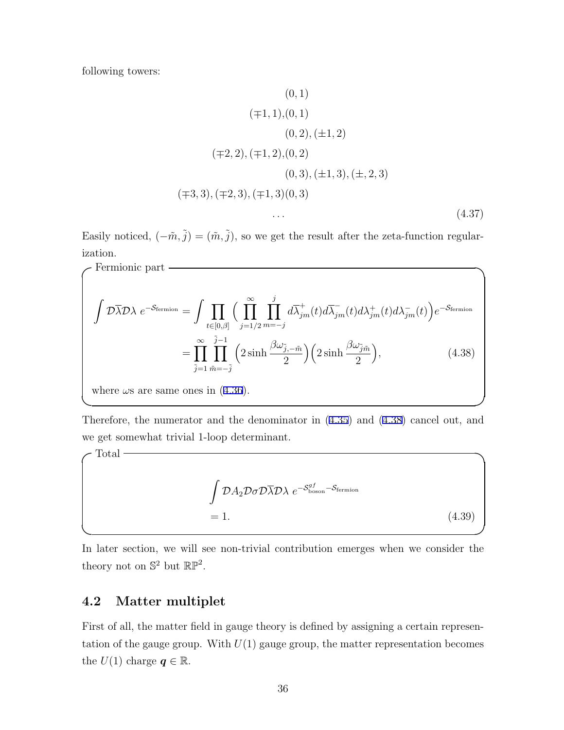following towers:

$$
\begin{aligned}
&(0,1)\\
(\mp 1,1),&(0,1)\\
&(0,2),(\pm 1,2)\\
(\mp 2,2),(\mp 1,2),&(0,2)\\
&(0,3),(\pm 1,3),(\pm,2,3)\\
(\mp 3,3),(\mp 2,3),(\mp 1,3)&(0,3)\\
&\cdots
\end{aligned}
\tag{4.37}
$$

Easily noticed, $(-\tilde{m},\tilde{j}) = (\tilde{m},\tilde{j})$, so we get the result after the zeta-function regularization.

**Fermionic part**

$$
\begin{aligned}
\int \mathcal{D}\overline{\lambda}\mathcal{D}\lambda \; e^{-\mathcal{S}_{\text{fermion}}} &= \int \prod_{t\in[0,\beta]} \Big( \prod_{j=1/2}^{\infty} \prod_{m=-j}^{j} d\overline{\lambda}^{+}_{jm}(t) d\overline{\lambda}^{-}_{jm}(t) d\lambda^{+}_{jm}(t) d\lambda^{-}_{jm}(t) \Big) e^{-\mathcal{S}_{\text{fermion}}} \\
&= \prod_{\tilde{j}=1}^{\infty} \prod_{\tilde{m}=-\tilde{j}}^{\tilde{j}-1} \Big( 2\sinh \frac{\beta\omega_{\tilde{j},-\tilde{m}}}{2} \Big) \Big( 2\sinh \frac{\beta\omega_{\tilde{j}\tilde{m}}}{2} \Big),
\end{aligned}
\tag{4.38}
$$

where $\omega$s are same ones in (4.36).

Therefore, the numerator and the denominator in (4.35) and (4.38) cancel out, and we get somewhat trivial 1-loop determinant.

**Total**

$$
\begin{aligned}
&\int \mathcal{D}A_2 \mathcal{D}\sigma \mathcal{D}\overline{\lambda}\mathcal{D}\lambda \; e^{-\mathcal{S}^{gf}_{\text{boson}} - \mathcal{S}_{\text{fermion}}} \\
&= 1.
\end{aligned}
\tag{4.39}
$$

In later section, we will see non-trivial contribution emerges when we consider the theory not on $\mathbb{S}^2$ but $\mathbb{RP}^2$.

## 4.2 Matter multiplet

First of all, the matter field in gauge theory is defined by assigning a certain representation of the gauge group. With $U(1)$ gauge group, the matter representation becomes the $U(1)$ charge $\boldsymbol{q} \in \mathbb{R}$.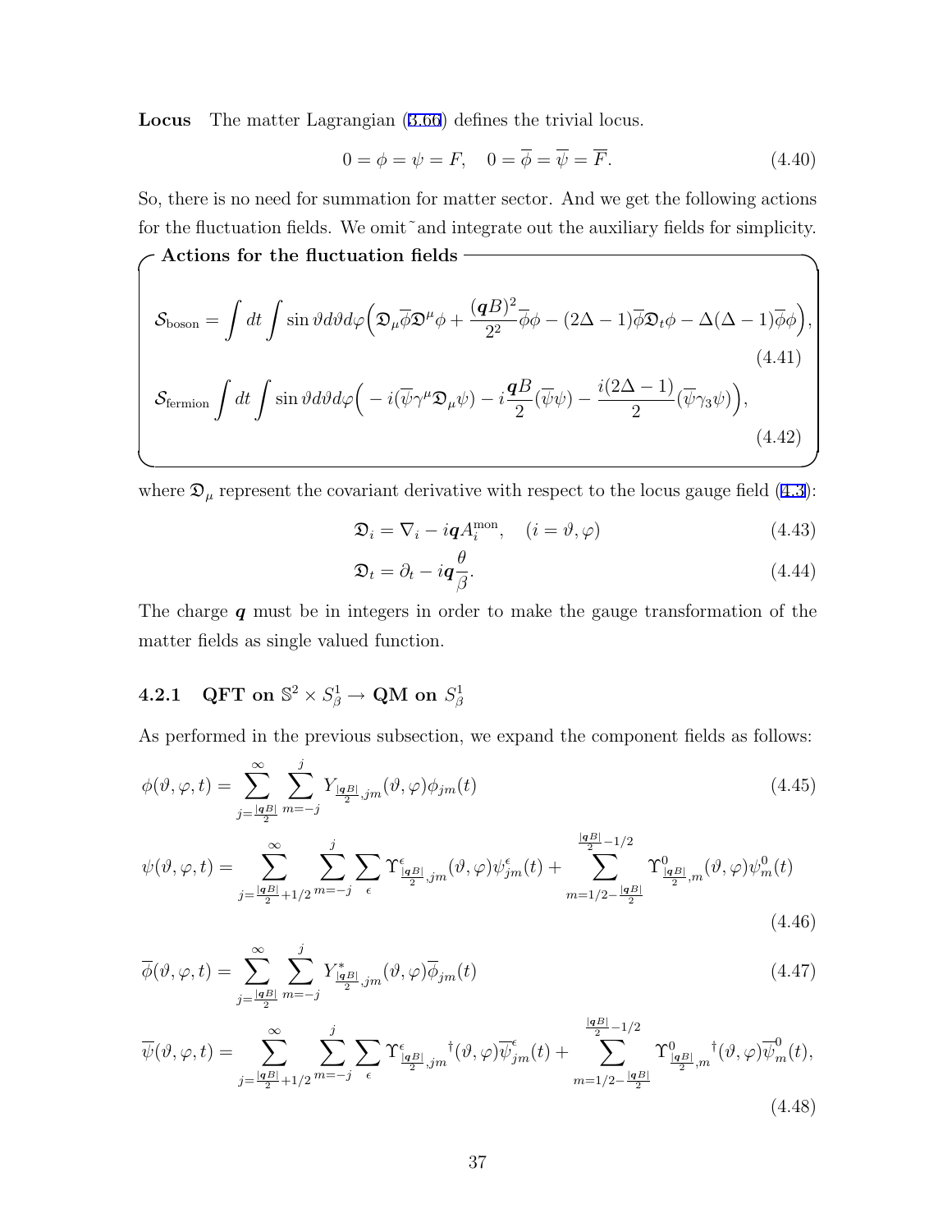**Locus** The matter Lagrangian (3.66) defines the trivial locus.

$$0 = \phi = \psi = F, \quad 0 = \overline{\phi} = \overline{\psi} = \overline{F}. \tag{4.40}$$

So, there is no need for summation for matter sector. And we get the following actions for the fluctuation fields. We omit ˜ and integrate out the auxiliary fields for simplicity.

**Actions for the fluctuation fields**

$$\mathcal{S}_{\text{boson}} = \int dt \int \sin\vartheta d\vartheta d\varphi \Big( \mathfrak{D}_\mu \overline{\phi} \mathfrak{D}^\mu \phi + \frac{(\boldsymbol{q}B)^2}{2^2} \overline{\phi}\phi - (2\Delta - 1)\overline{\phi}\mathfrak{D}_t \phi - \Delta(\Delta - 1)\overline{\phi}\phi \Big), \tag{4.41}$$

$$\mathcal{S}_{\text{fermion}} \int dt \int \sin\vartheta d\vartheta d\varphi \Big( -i(\overline{\psi}\gamma^\mu \mathfrak{D}_\mu \psi) - i\frac{\boldsymbol{q}B}{2}(\overline{\psi}\psi) - \frac{i(2\Delta - 1)}{2}(\overline{\psi}\gamma_3 \psi) \Big), \tag{4.42}$$

where $\mathfrak{D}_\mu$ represent the covariant derivative with respect to the locus gauge field (4.3):

$$\mathfrak{D}_i = \nabla_i - i\boldsymbol{q}A_i^{\text{mon}}, \quad (i = \vartheta, \varphi) \tag{4.43}$$

$$\mathfrak{D}_t = \partial_t - i\boldsymbol{q}\frac{\theta}{\beta}. \tag{4.44}$$

The charge $\boldsymbol{q}$ must be in integers in order to make the gauge transformation of the matter fields as single valued function.

### 4.2.1 QFT on $\mathbb{S}^2 \times S^1_\beta \to$ QM on $S^1_\beta$

As performed in the previous subsection, we expand the component fields as follows:

$$\phi(\vartheta, \varphi, t) = \sum_{j=\frac{|\boldsymbol{q}B|}{2}}^{\infty} \sum_{m=-j}^{j} Y_{\frac{|\boldsymbol{q}B|}{2}, jm}(\vartheta, \varphi)\phi_{jm}(t) \tag{4.45}$$

$$\psi(\vartheta, \varphi, t) = \sum_{j=\frac{|\boldsymbol{q}B|}{2}+1/2}^{\infty} \sum_{m=-j}^{j} \sum_{\epsilon} \Upsilon^\epsilon_{\frac{|\boldsymbol{q}B|}{2}, jm}(\vartheta, \varphi)\psi^\epsilon_{jm}(t) + \sum_{m=1/2-\frac{|\boldsymbol{q}B|}{2}}^{\frac{|\boldsymbol{q}B|}{2}-1/2} \Upsilon^0_{\frac{|\boldsymbol{q}B|}{2}, m}(\vartheta, \varphi)\psi^0_m(t) \tag{4.46}$$

$$\overline{\phi}(\vartheta, \varphi, t) = \sum_{j=\frac{|\boldsymbol{q}B|}{2}}^{\infty} \sum_{m=-j}^{j} Y^*_{\frac{|\boldsymbol{q}B|}{2}, jm}(\vartheta, \varphi)\overline{\phi}_{jm}(t) \tag{4.47}$$

$$\overline{\psi}(\vartheta, \varphi, t) = \sum_{j=\frac{|\boldsymbol{q}B|}{2}+1/2}^{\infty} \sum_{m=-j}^{j} \sum_{\epsilon} {\Upsilon^\epsilon_{\frac{|\boldsymbol{q}B|}{2}, jm}}^\dagger(\vartheta, \varphi)\overline{\psi}^\epsilon_{jm}(t) + \sum_{m=1/2-\frac{|\boldsymbol{q}B|}{2}}^{\frac{|\boldsymbol{q}B|}{2}-1/2} {\Upsilon^0_{\frac{|\boldsymbol{q}B|}{2}, m}}^\dagger(\vartheta, \varphi)\overline{\psi}^0_m(t), \tag{4.48}$$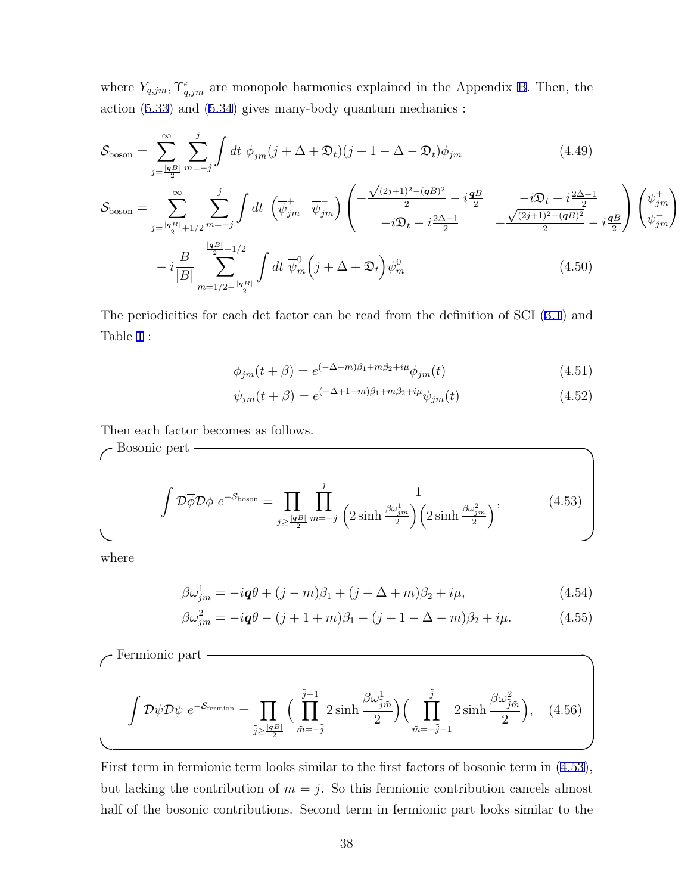where $Y_{q,jm}, \Upsilon^{\epsilon}_{q,jm}$ are monopole harmonics explained in the Appendix B. Then, the action (5.33) and (5.34) gives many-body quantum mechanics :

$$
\mathcal{S}_{\text{boson}} = \sum_{j=\frac{|\boldsymbol{q}B|}{2}}^{\infty} \sum_{m=-j}^{j} \int dt \; \overline{\phi}_{jm}(j+\Delta+\mathfrak{D}_t)(j+1-\Delta-\mathfrak{D}_t)\phi_{jm} \tag{4.49}
$$

$$
\begin{aligned}
\mathcal{S}_{\text{boson}} = & \sum_{j=\frac{|\boldsymbol{q}B|}{2}+1/2}^{\infty} \sum_{m=-j}^{j} \int dt \; \begin{pmatrix} \overline{\psi}^{+}_{jm} & \overline{\psi}^{-}_{jm} \end{pmatrix} \begin{pmatrix} -\frac{\sqrt{(2j+1)^2-(\boldsymbol{q}B)^2}}{2} - i\frac{\boldsymbol{q}B}{2} & -i\mathfrak{D}_t - i\frac{2\Delta-1}{2} \\ -i\mathfrak{D}_t - i\frac{2\Delta-1}{2} & +\frac{\sqrt{(2j+1)^2-(\boldsymbol{q}B)^2}}{2} - i\frac{\boldsymbol{q}B}{2} \end{pmatrix} \begin{pmatrix} \psi^{+}_{jm} \\ \psi^{-}_{jm} \end{pmatrix} \\
& - i\frac{B}{|B|} \sum_{m=1/2-\frac{|\boldsymbol{q}B|}{2}}^{\frac{|\boldsymbol{q}B|}{2}-1/2} \int dt \; \overline{\psi}^{0}_{m}\Big(j+\Delta+\mathfrak{D}_t\Big)\psi^{0}_{m}
\end{aligned} \tag{4.50}
$$

The periodicities for each det factor can be read from the definition of SCI (3.1) and Table 1 :

$$
\phi_{jm}(t+\beta) = e^{(-\Delta-m)\beta_1+m\beta_2+i\mu}\phi_{jm}(t) \tag{4.51}
$$

$$
\psi_{jm}(t+\beta) = e^{(-\Delta+1-m)\beta_1+m\beta_2+i\mu}\psi_{jm}(t) \tag{4.52}
$$

Then each factor becomes as follows.

**Bosonic pert**

$$
\int \mathcal{D}\overline{\phi}\mathcal{D}\phi \; e^{-\mathcal{S}_{\text{boson}}} = \prod_{j\geq\frac{|\boldsymbol{q}B|}{2}} \prod_{m=-j}^{j} \frac{1}{\Big(2\sinh\frac{\beta\omega^{1}_{jm}}{2}\Big)\Big(2\sinh\frac{\beta\omega^{2}_{jm}}{2}\Big)}, \tag{4.53}
$$

where

$$
\beta\omega^{1}_{jm} = -i\boldsymbol{q}\theta + (j-m)\beta_1 + (j+\Delta+m)\beta_2 + i\mu, \tag{4.54}
$$

$$
\beta\omega^{2}_{jm} = -i\boldsymbol{q}\theta - (j+1+m)\beta_1 - (j+1-\Delta-m)\beta_2 + i\mu. \tag{4.55}
$$

**Fermionic part**

$$
\int \mathcal{D}\overline{\psi}\mathcal{D}\psi \; e^{-\mathcal{S}_{\text{fermion}}} = \prod_{\tilde{j}\geq\frac{|\boldsymbol{q}B|}{2}} \Big(\prod_{\tilde{m}=-\tilde{j}}^{\tilde{j}-1} 2\sinh\frac{\beta\omega^{1}_{\tilde{j}\tilde{m}}}{2}\Big)\Big(\prod_{\tilde{m}=-\tilde{j}-1}^{\tilde{j}} 2\sinh\frac{\beta\omega^{2}_{\tilde{j}\tilde{m}}}{2}\Big), \tag{4.56}
$$

First term in fermionic term looks similar to the first factors of bosonic term in (4.53), but lacking the contribution of $m=j$. So this fermionic contribution cancels almost half of the bosonic contributions. Second term in fermionic part looks similar to the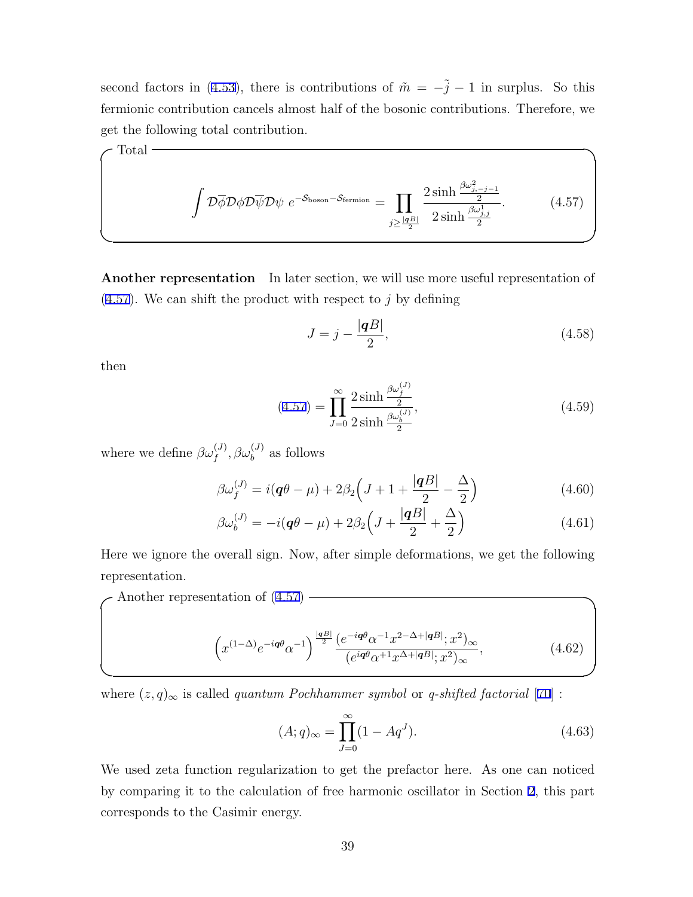second factors in (4.53), there is contributions of $\tilde{m} = -\tilde{j} - 1$ in surplus. So this fermionic contribution cancels almost half of the bosonic contributions. Therefore, we get the following total contribution.

**Total**

$$\int \mathcal{D}\overline{\phi}\mathcal{D}\phi\mathcal{D}\overline{\psi}\mathcal{D}\psi \; e^{-\mathcal{S}_{\text{boson}}-\mathcal{S}_{\text{fermion}}} = \prod_{j \geq \frac{|\boldsymbol{q}B|}{2}} \frac{2\sinh \frac{\beta\omega^2_{j,-j-1}}{2}}{2\sinh \frac{\beta\omega^1_{j,j}}{2}}. \tag{4.57}$$

**Another representation** In later section, we will use more useful representation of (4.57). We can shift the product with respect to $j$ by defining

$$J = j - \frac{|\boldsymbol{q}B|}{2}, \tag{4.58}$$

then

$$(4.57) = \prod_{J=0}^{\infty} \frac{2\sinh \frac{\beta\omega_f^{(J)}}{2}}{2\sinh \frac{\beta\omega_b^{(J)}}{2}}, \tag{4.59}$$

where we define $\beta\omega_f^{(J)}, \beta\omega_b^{(J)}$ as follows

$$\beta\omega_f^{(J)} = i(\boldsymbol{q}\theta - \mu) + 2\beta_2\Big(J + 1 + \frac{|\boldsymbol{q}B|}{2} - \frac{\Delta}{2}\Big) \tag{4.60}$$

$$\beta\omega_b^{(J)} = -i(\boldsymbol{q}\theta - \mu) + 2\beta_2\Big(J + \frac{|\boldsymbol{q}B|}{2} + \frac{\Delta}{2}\Big) \tag{4.61}$$

Here we ignore the overall sign. Now, after simple deformations, we get the following representation.

**Another representation of (4.57)**

$$\Big(x^{(1-\Delta)}e^{-i\boldsymbol{q}\theta}\alpha^{-1}\Big)^{\frac{|\boldsymbol{q}B|}{2}} \frac{(e^{-i\boldsymbol{q}\theta}\alpha^{-1}x^{2-\Delta+|\boldsymbol{q}B|};x^2)_\infty}{(e^{i\boldsymbol{q}\theta}\alpha^{+1}x^{\Delta+|\boldsymbol{q}B|};x^2)_\infty}, \tag{4.62}$$

where $(z,q)_\infty$ is called *quantum Pochhammer symbol* or *q-shifted factorial* [70] :

$$(A;q)_\infty = \prod_{J=0}^{\infty}(1 - Aq^J). \tag{4.63}$$

We used zeta function regularization to get the prefactor here. As one can noticed by comparing it to the calculation of free harmonic oscillator in Section 2, this part corresponds to the Casimir energy.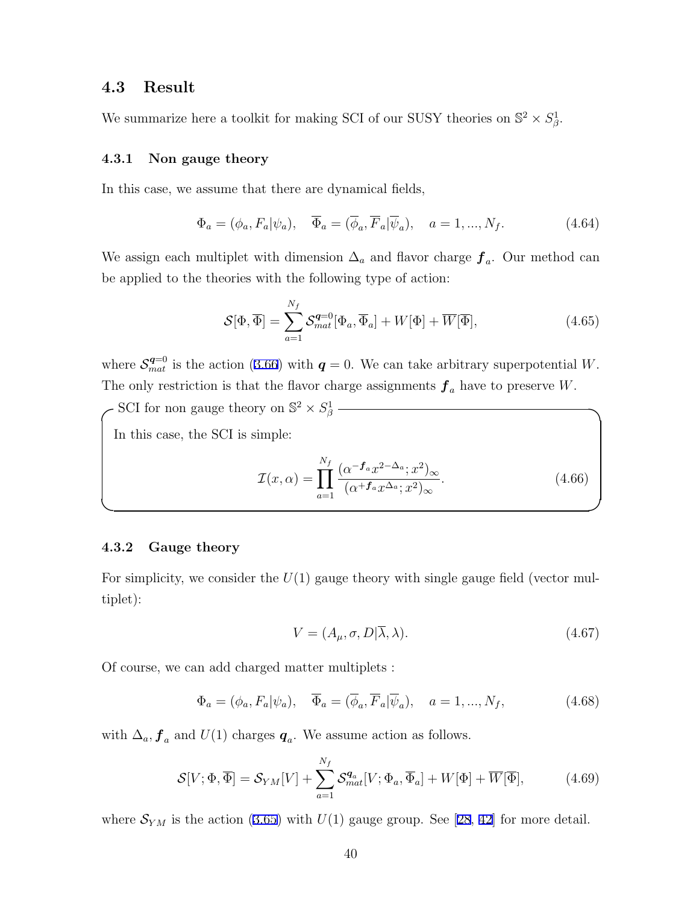## 4.3 Result

We summarize here a toolkit for making SCI of our SUSY theories on $\mathbb{S}^2 \times S^1_\beta$.

### 4.3.1 Non gauge theory

In this case, we assume that there are dynamical fields,

$$\Phi_a = (\phi_a, F_a|\psi_a), \quad \overline{\Phi}_a = (\overline{\phi}_a, \overline{F}_a|\overline{\psi}_a), \quad a = 1, ..., N_f. \tag{4.64}$$

We assign each multiplet with dimension $\Delta_a$ and flavor charge $\boldsymbol{f}_a$. Our method can be applied to the theories with the following type of action:

$$\mathcal{S}[\Phi, \overline{\Phi}] = \sum_{a=1}^{N_f} \mathcal{S}_{mat}^{\boldsymbol{q}=0}[\Phi_a, \overline{\Phi}_a] + W[\Phi] + \overline{W}[\overline{\Phi}], \tag{4.65}$$

where $\mathcal{S}_{mat}^{\boldsymbol{q}=0}$ is the action (3.66) with $\boldsymbol{q} = 0$. We can take arbitrary superpotential $W$. The only restriction is that the flavor charge assignments $\boldsymbol{f}_a$ have to preserve $W$.

**SCI for non gauge theory on $\mathbb{S}^2 \times S^1_\beta$**

In this case, the SCI is simple:

$$\mathcal{I}(x, \alpha) = \prod_{a=1}^{N_f} \frac{(\alpha^{-\boldsymbol{f}_a} x^{2-\Delta_a}; x^2)_\infty}{(\alpha^{+\boldsymbol{f}_a} x^{\Delta_a}; x^2)_\infty}. \tag{4.66}$$

### 4.3.2 Gauge theory

For simplicity, we consider the $U(1)$ gauge theory with single gauge field (vector multiplet):

$$V = (A_\mu, \sigma, D|\overline{\lambda}, \lambda). \tag{4.67}$$

Of course, we can add charged matter multiplets :

$$\Phi_a = (\phi_a, F_a|\psi_a), \quad \overline{\Phi}_a = (\overline{\phi}_a, \overline{F}_a|\overline{\psi}_a), \quad a = 1, ..., N_f, \tag{4.68}$$

with $\Delta_a, \boldsymbol{f}_a$ and $U(1)$ charges $\boldsymbol{q}_a$. We assume action as follows.

$$\mathcal{S}[V; \Phi, \overline{\Phi}] = \mathcal{S}_{YM}[V] + \sum_{a=1}^{N_f} \mathcal{S}_{mat}^{\boldsymbol{q}_a}[V; \Phi_a, \overline{\Phi}_a] + W[\Phi] + \overline{W}[\overline{\Phi}], \tag{4.69}$$

where $\mathcal{S}_{YM}$ is the action (3.65) with $U(1)$ gauge group. See [28, 42] for more detail.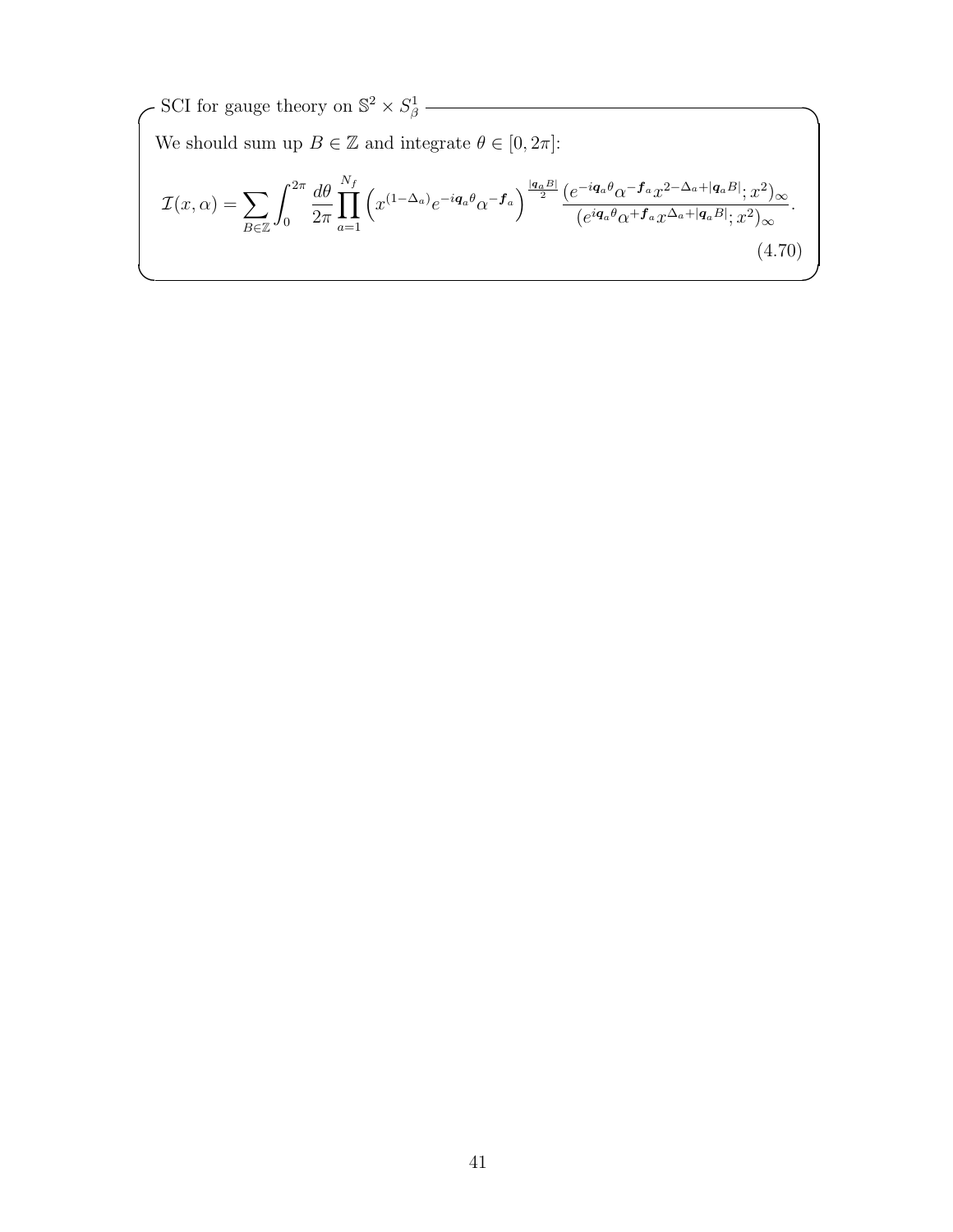SCI for gauge theory on $\mathbb{S}^2 \times S^1_\beta$

We should sum up $B \in \mathbb{Z}$ and integrate $\theta \in [0, 2\pi]$:

$$\mathcal{I}(x, \alpha) = \sum_{B \in \mathbb{Z}} \int_0^{2\pi} \frac{d\theta}{2\pi} \prod_{a=1}^{N_f} \left( x^{(1-\Delta_a)} e^{-i\boldsymbol{q}_a \theta} \alpha^{-\boldsymbol{f}_a} \right)^{\frac{|\boldsymbol{q}_a B|}{2}} \frac{(e^{-i\boldsymbol{q}_a \theta} \alpha^{-\boldsymbol{f}_a} x^{2-\Delta_a + |\boldsymbol{q}_a B|}; x^2)_\infty}{(e^{i\boldsymbol{q}_a \theta} \alpha^{+\boldsymbol{f}_a} x^{\Delta_a + |\boldsymbol{q}_a B|}; x^2)_\infty}. \tag{4.70}$$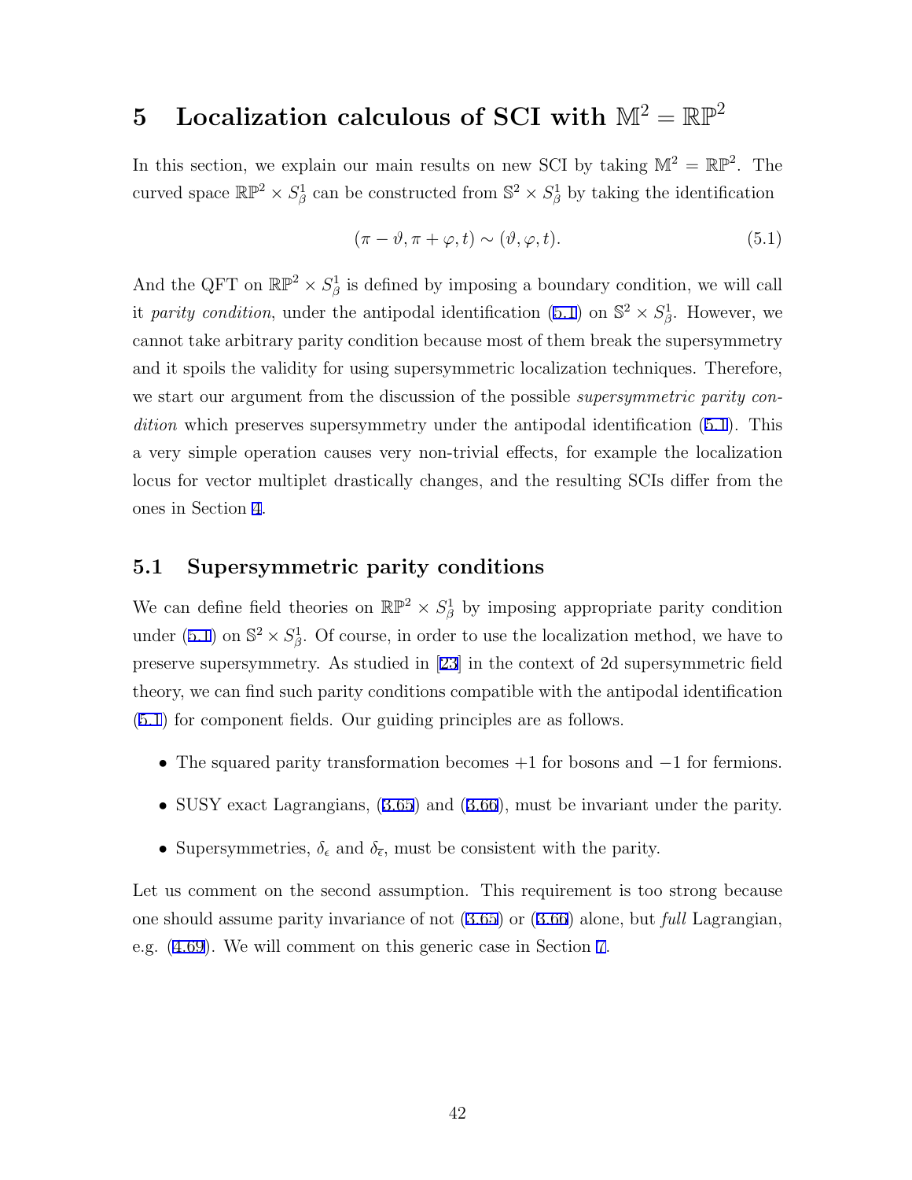# 5 Localization calculous of SCI with $\mathbb{M}^2 = \mathbb{RP}^2$

In this section, we explain our main results on new SCI by taking $\mathbb{M}^2 = \mathbb{RP}^2$. The curved space $\mathbb{RP}^2 \times S^1_\beta$ can be constructed from $\mathbb{S}^2 \times S^1_\beta$ by taking the identification

$$(\pi - \vartheta, \pi + \varphi, t) \sim (\vartheta, \varphi, t). \tag{5.1}$$

And the QFT on $\mathbb{RP}^2 \times S^1_\beta$ is defined by imposing a boundary condition, we will call it *parity condition*, under the antipodal identification (5.1) on $\mathbb{S}^2 \times S^1_\beta$. However, we cannot take arbitrary parity condition because most of them break the supersymmetry and it spoils the validity for using supersymmetric localization techniques. Therefore, we start our argument from the discussion of the possible *supersymmetric parity condition* which preserves supersymmetry under the antipodal identification (5.1). This a very simple operation causes very non-trivial effects, for example the localization locus for vector multiplet drastically changes, and the resulting SCIs differ from the ones in Section 4.

## 5.1 Supersymmetric parity conditions

We can define field theories on $\mathbb{RP}^2 \times S^1_\beta$ by imposing appropriate parity condition under (5.1) on $\mathbb{S}^2 \times S^1_\beta$. Of course, in order to use the localization method, we have to preserve supersymmetry. As studied in [23] in the context of 2d supersymmetric field theory, we can find such parity conditions compatible with the antipodal identification (5.1) for component fields. Our guiding principles are as follows.

- The squared parity transformation becomes $+1$ for bosons and $-1$ for fermions.
- SUSY exact Lagrangians, (3.65) and (3.66), must be invariant under the parity.
- Supersymmetries, $\delta_\epsilon$ and $\delta_{\bar{\epsilon}}$, must be consistent with the parity.

Let us comment on the second assumption. This requirement is too strong because one should assume parity invariance of not (3.65) or (3.66) alone, but *full* Lagrangian, e.g. (4.69). We will comment on this generic case in Section 7.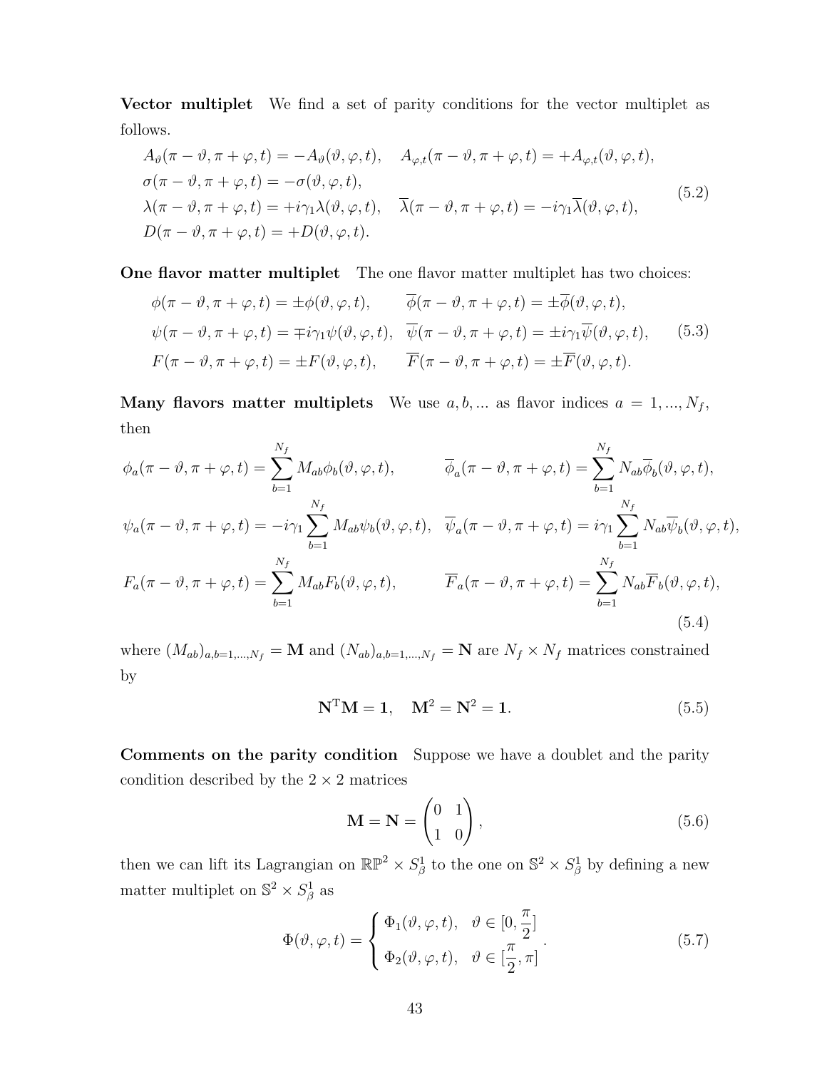**Vector multiplet** We find a set of parity conditions for the vector multiplet as follows.

$$
\begin{aligned}
&A_\vartheta(\pi-\vartheta,\pi+\varphi,t) = -A_\vartheta(\vartheta,\varphi,t), \quad A_{\varphi,t}(\pi-\vartheta,\pi+\varphi,t) = +A_{\varphi,t}(\vartheta,\varphi,t),\\
&\sigma(\pi-\vartheta,\pi+\varphi,t) = -\sigma(\vartheta,\varphi,t),\\
&\lambda(\pi-\vartheta,\pi+\varphi,t) = +i\gamma_1\lambda(\vartheta,\varphi,t), \quad \overline{\lambda}(\pi-\vartheta,\pi+\varphi,t) = -i\gamma_1\overline{\lambda}(\vartheta,\varphi,t),\\
&D(\pi-\vartheta,\pi+\varphi,t) = +D(\vartheta,\varphi,t).
\end{aligned}
\tag{5.2}
$$

**One flavor matter multiplet** The one flavor matter multiplet has two choices:

$$
\begin{aligned}
&\phi(\pi-\vartheta,\pi+\varphi,t) = \pm\phi(\vartheta,\varphi,t), \qquad \overline{\phi}(\pi-\vartheta,\pi+\varphi,t) = \pm\overline{\phi}(\vartheta,\varphi,t),\\
&\psi(\pi-\vartheta,\pi+\varphi,t) = \mp i\gamma_1\psi(\vartheta,\varphi,t), \quad \overline{\psi}(\pi-\vartheta,\pi+\varphi,t) = \pm i\gamma_1\overline{\psi}(\vartheta,\varphi,t),\\
&F(\pi-\vartheta,\pi+\varphi,t) = \pm F(\vartheta,\varphi,t), \qquad \overline{F}(\pi-\vartheta,\pi+\varphi,t) = \pm\overline{F}(\vartheta,\varphi,t).
\end{aligned}
\tag{5.3}
$$

**Many flavors matter multiplets** We use $a, b, ...$ as flavor indices $a = 1, ..., N_f$, then

$$
\begin{aligned}
&\phi_a(\pi-\vartheta,\pi+\varphi,t) = \sum_{b=1}^{N_f} M_{ab}\phi_b(\vartheta,\varphi,t), \qquad \overline{\phi}_a(\pi-\vartheta,\pi+\varphi,t) = \sum_{b=1}^{N_f} N_{ab}\overline{\phi}_b(\vartheta,\varphi,t),\\
&\psi_a(\pi-\vartheta,\pi+\varphi,t) = -i\gamma_1\sum_{b=1}^{N_f} M_{ab}\psi_b(\vartheta,\varphi,t), \quad \overline{\psi}_a(\pi-\vartheta,\pi+\varphi,t) = i\gamma_1\sum_{b=1}^{N_f} N_{ab}\overline{\psi}_b(\vartheta,\varphi,t),\\
&F_a(\pi-\vartheta,\pi+\varphi,t) = \sum_{b=1}^{N_f} M_{ab}F_b(\vartheta,\varphi,t), \qquad \overline{F}_a(\pi-\vartheta,\pi+\varphi,t) = \sum_{b=1}^{N_f} N_{ab}\overline{F}_b(\vartheta,\varphi,t),
\end{aligned}
\tag{5.4}
$$

where $(M_{ab})_{a,b=1,...,N_f} = \mathbf{M}$ and $(N_{ab})_{a,b=1,...,N_f} = \mathbf{N}$ are $N_f \times N_f$ matrices constrained by

$$
\mathbf{N}^{\mathrm{T}}\mathbf{M} = \mathbf{1}, \quad \mathbf{M}^2 = \mathbf{N}^2 = \mathbf{1}. \tag{5.5}
$$

**Comments on the parity condition** Suppose we have a doublet and the parity condition described by the $2 \times 2$ matrices

$$
\mathbf{M} = \mathbf{N} = \begin{pmatrix} 0 & 1 \\ 1 & 0 \end{pmatrix}, \tag{5.6}
$$

then we can lift its Lagrangian on $\mathbb{RP}^2 \times S^1_\beta$ to the one on $\mathbb{S}^2 \times S^1_\beta$ by defining a new matter multiplet on $\mathbb{S}^2 \times S^1_\beta$ as

$$
\Phi(\vartheta,\varphi,t) = \begin{cases} \Phi_1(\vartheta,\varphi,t), & \vartheta \in [0, \frac{\pi}{2}] \\ \Phi_2(\vartheta,\varphi,t), & \vartheta \in [\frac{\pi}{2}, \pi] \end{cases}. \tag{5.7}
$$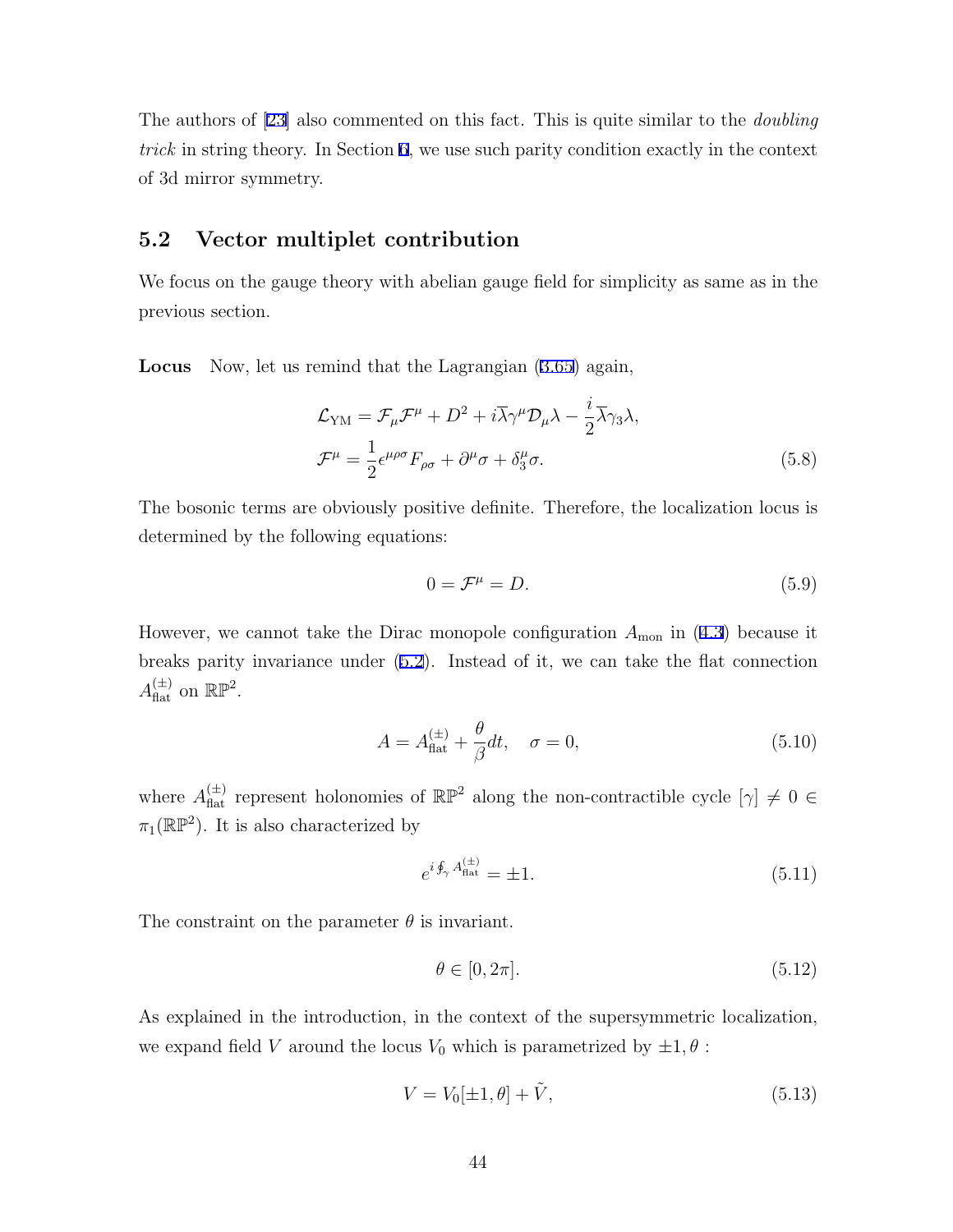The authors of [23] also commented on this fact. This is quite similar to the *doubling trick* in string theory. In Section 6, we use such parity condition exactly in the context of 3d mirror symmetry.

## 5.2 Vector multiplet contribution

We focus on the gauge theory with abelian gauge field for simplicity as same as in the previous section.

**Locus** Now, let us remind that the Lagrangian (3.65) again,

$$
\begin{aligned}
\mathcal{L}_{\mathrm{YM}} &= \mathcal{F}_\mu \mathcal{F}^\mu + D^2 + i\overline{\lambda}\gamma^\mu \mathcal{D}_\mu \lambda - \frac{i}{2}\overline{\lambda}\gamma_3 \lambda, \\
\mathcal{F}^\mu &= \frac{1}{2}\epsilon^{\mu\rho\sigma}F_{\rho\sigma} + \partial^\mu \sigma + \delta_3^\mu \sigma.
\end{aligned} \tag{5.8}
$$

The bosonic terms are obviously positive definite. Therefore, the localization locus is determined by the following equations:

$$
0 = \mathcal{F}^\mu = D. \tag{5.9}
$$

However, we cannot take the Dirac monopole configuration $A_{\mathrm{mon}}$ in (4.3) because it breaks parity invariance under (5.2). Instead of it, we can take the flat connection $A_{\mathrm{flat}}^{(\pm)}$ on $\mathbb{RP}^2$.

$$
A = A_{\mathrm{flat}}^{(\pm)} + \frac{\theta}{\beta}dt, \quad \sigma = 0, \tag{5.10}
$$

where $A_{\mathrm{flat}}^{(\pm)}$ represent holonomies of $\mathbb{RP}^2$ along the non-contractible cycle $[\gamma] \neq 0 \in \pi_1(\mathbb{RP}^2)$. It is also characterized by

$$
e^{i\oint_\gamma A_{\mathrm{flat}}^{(\pm)}} = \pm 1. \tag{5.11}
$$

The constraint on the parameter $\theta$ is invariant.

$$
\theta \in [0, 2\pi]. \tag{5.12}
$$

As explained in the introduction, in the context of the supersymmetric localization, we expand field $V$ around the locus $V_0$ which is parametrized by $\pm 1, \theta$ :

$$
V = V_0[\pm 1, \theta] + \tilde{V}, \tag{5.13}
$$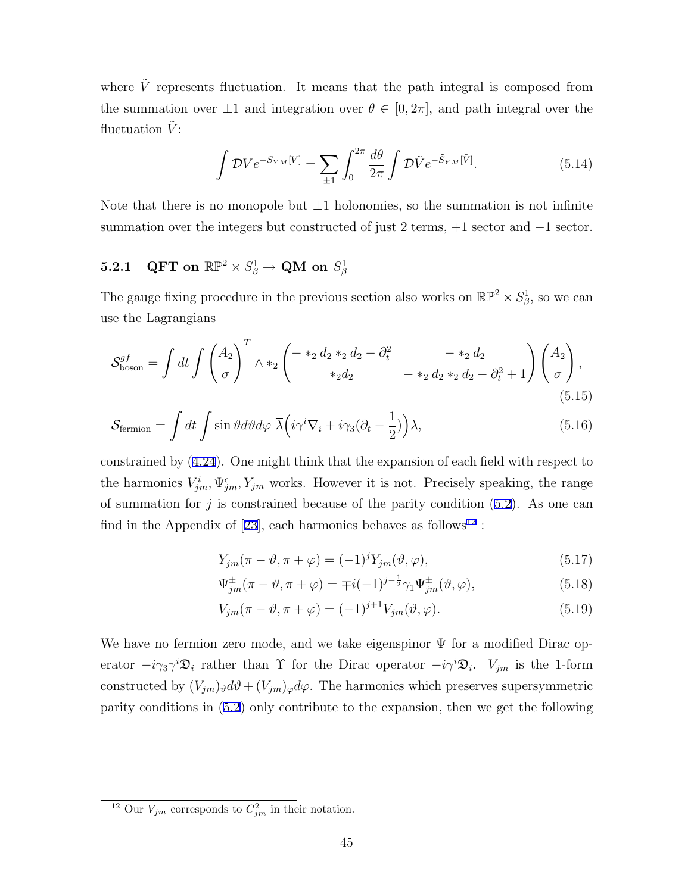where $\tilde{V}$ represents fluctuation. It means that the path integral is composed from the summation over $\pm 1$ and integration over $\theta \in [0, 2\pi]$, and path integral over the fluctuation $\tilde{V}$:

$$\int \mathcal{D}V e^{-S_{YM}[V]} = \sum_{\pm 1} \int_0^{2\pi} \frac{d\theta}{2\pi} \int \mathcal{D}\tilde{V} e^{-\tilde{S}_{YM}[\tilde{V}]}. \tag{5.14}$$

Note that there is no monopole but $\pm 1$ holonomies, so the summation is not infinite summation over the integers but constructed of just 2 terms, $+1$ sector and $-1$ sector.

### 5.2.1 QFT on $\mathbb{RP}^2 \times S^1_\beta \to$ QM on $S^1_\beta$

The gauge fixing procedure in the previous section also works on $\mathbb{RP}^2 \times S^1_\beta$, so we can use the Lagrangians

$$\mathcal{S}^{gf}_{\text{boson}} = \int dt \int \begin{pmatrix} A_2 \\ \sigma \end{pmatrix}^T \wedge *_2 \begin{pmatrix} - *_2 d_2 *_2 d_2 - \partial_t^2 & - *_2 d_2 \\ *_2 d_2 & - *_2 d_2 *_2 d_2 - \partial_t^2 + 1 \end{pmatrix} \begin{pmatrix} A_2 \\ \sigma \end{pmatrix}, \tag{5.15}$$

$$\mathcal{S}_{\text{fermion}} = \int dt \int \sin\vartheta d\vartheta d\varphi \; \overline{\lambda} \Big( i\gamma^i \nabla_i + i\gamma_3 (\partial_t - \frac{1}{2}) \Big) \lambda, \tag{5.16}$$

constrained by (4.24). One might think that the expansion of each field with respect to the harmonics $V^i_{jm}, \Psi^\epsilon_{jm}, Y_{jm}$ works. However it is not. Precisely speaking, the range of summation for $j$ is constrained because of the parity condition (5.2). As one can find in the Appendix of [23], each harmonics behaves as follows[12] :

$$Y_{jm}(\pi - \vartheta, \pi + \varphi) = (-1)^j Y_{jm}(\vartheta, \varphi), \tag{5.17}$$

$$\Psi^\pm_{jm}(\pi - \vartheta, \pi + \varphi) = \mp i (-1)^{j - \frac{1}{2}} \gamma_1 \Psi^\pm_{jm}(\vartheta, \varphi), \tag{5.18}$$

$$V_{jm}(\pi - \vartheta, \pi + \varphi) = (-1)^{j+1} V_{jm}(\vartheta, \varphi). \tag{5.19}$$

We have no fermion zero mode, and we take eigenspinor $\Psi$ for a modified Dirac operator $-i\gamma_3\gamma^i \mathfrak{D}_i$ rather than $\Upsilon$ for the Dirac operator $-i\gamma^i \mathfrak{D}_i$. $V_{jm}$ is the 1-form constructed by $(V_{jm})_\vartheta d\vartheta + (V_{jm})_\varphi d\varphi$. The harmonics which preserves supersymmetric parity conditions in (5.2) only contribute to the expansion, then we get the following

[12] Our $V_{jm}$ corresponds to $C^2_{jm}$ in their notation.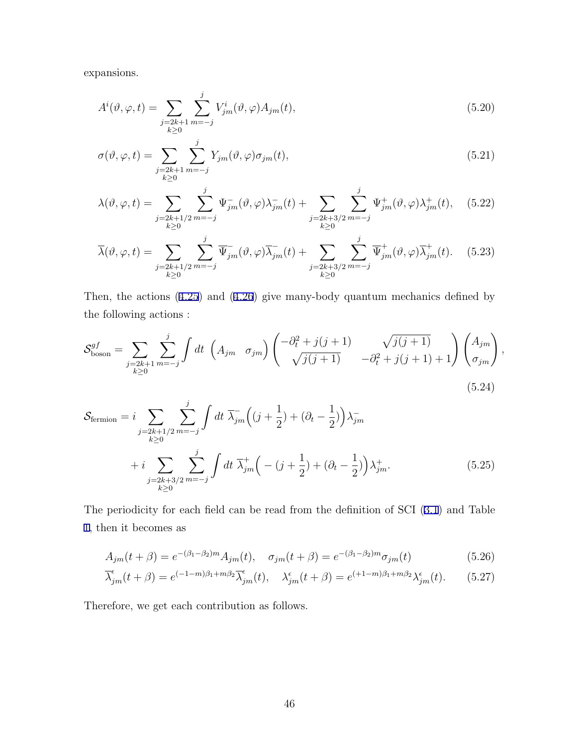expansions.

$$A^i(\vartheta,\varphi,t) = \sum_{\substack{j=2k+1\\k\geq 0}} \sum_{m=-j}^{j} V^i_{jm}(\vartheta,\varphi) A_{jm}(t), \tag{5.20}$$

$$\sigma(\vartheta,\varphi,t) = \sum_{\substack{j=2k+1\\k\geq 0}} \sum_{m=-j}^{j} Y_{jm}(\vartheta,\varphi) \sigma_{jm}(t), \tag{5.21}$$

$$\lambda(\vartheta,\varphi,t) = \sum_{\substack{j=2k+1/2\\k\geq 0}} \sum_{m=-j}^{j} \Psi^-_{jm}(\vartheta,\varphi)\lambda^-_{jm}(t) + \sum_{\substack{j=2k+3/2\\k\geq 0}} \sum_{m=-j}^{j} \Psi^+_{jm}(\vartheta,\varphi)\lambda^+_{jm}(t), \tag{5.22}$$

$$\overline{\lambda}(\vartheta,\varphi,t) = \sum_{\substack{j=2k+1/2\\k\geq 0}} \sum_{m=-j}^{j} \overline{\Psi}^-_{jm}(\vartheta,\varphi)\overline{\lambda}^-_{jm}(t) + \sum_{\substack{j=2k+3/2\\k\geq 0}} \sum_{m=-j}^{j} \overline{\Psi}^+_{jm}(\vartheta,\varphi)\overline{\lambda}^+_{jm}(t). \tag{5.23}$$

Then, the actions (4.25) and (4.26) give many-body quantum mechanics defined by the following actions :

$$\mathcal{S}^{gf}_{\text{boson}} = \sum_{\substack{j=2k+1\\k\geq 0}} \sum_{m=-j}^{j} \int dt \begin{pmatrix} A_{jm} & \sigma_{jm} \end{pmatrix} \begin{pmatrix} -\partial_t^2 + j(j+1) & \sqrt{j(j+1)} \\ \sqrt{j(j+1)} & -\partial_t^2 + j(j+1) + 1 \end{pmatrix} \begin{pmatrix} A_{jm} \\ \sigma_{jm} \end{pmatrix}, \tag{5.24}$$

$$\begin{aligned}
\mathcal{S}_{\text{fermion}} = {} & i \sum_{\substack{j=2k+1/2\\k\geq 0}} \sum_{m=-j}^{j} \int dt\ \overline{\lambda}^-_{jm}\Big((j+\frac{1}{2}) + (\partial_t - \frac{1}{2})\Big)\lambda^-_{jm} \\
& + i \sum_{\substack{j=2k+3/2\\k\geq 0}} \sum_{m=-j}^{j} \int dt\ \overline{\lambda}^+_{jm}\Big(-(j+\frac{1}{2}) + (\partial_t - \frac{1}{2})\Big)\lambda^+_{jm}.
\end{aligned} \tag{5.25}$$

The periodicity for each field can be read from the definition of SCI (3.1) and Table 1, then it becomes as

$$A_{jm}(t+\beta) = e^{-(\beta_1-\beta_2)m} A_{jm}(t), \quad \sigma_{jm}(t+\beta) = e^{-(\beta_1-\beta_2)m}\sigma_{jm}(t) \tag{5.26}$$

$$\overline{\lambda}^\epsilon_{jm}(t+\beta) = e^{(-1-m)\beta_1 + m\beta_2}\overline{\lambda}^\epsilon_{jm}(t), \quad \lambda^\epsilon_{jm}(t+\beta) = e^{(+1-m)\beta_1+m\beta_2}\lambda^\epsilon_{jm}(t). \tag{5.27}$$

Therefore, we get each contribution as follows.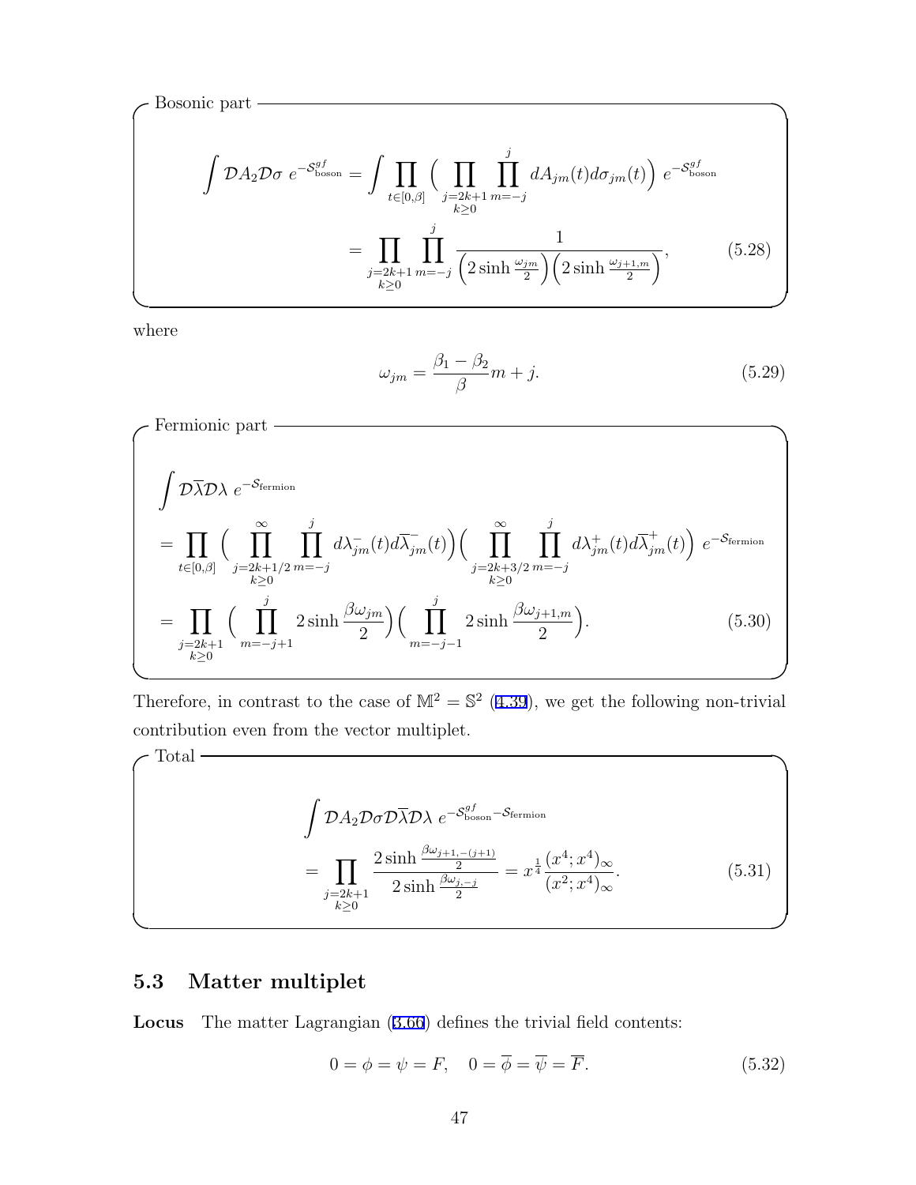Bosonic part

$$\int \mathcal{D}A_2 \mathcal{D}\sigma \; e^{-\mathcal{S}^{gf}_{\text{boson}}} = \int \prod_{t\in[0,\beta]} \Big( \prod_{\substack{j=2k+1\\k\geq 0}} \prod_{m=-j}^{j} dA_{jm}(t) d\sigma_{jm}(t) \Big) \; e^{-\mathcal{S}^{gf}_{\text{boson}}}$$

$$= \prod_{\substack{j=2k+1\\k\geq 0}} \prod_{m=-j}^{j} \frac{1}{\Big(2\sinh\frac{\omega_{jm}}{2}\Big)\Big(2\sinh\frac{\omega_{j+1,m}}{2}\Big)}, \tag{5.28}$$

where

$$\omega_{jm} = \frac{\beta_1 - \beta_2}{\beta} m + j. \tag{5.29}$$

Fermionic part

$$\int \mathcal{D}\overline{\lambda}\mathcal{D}\lambda \; e^{-\mathcal{S}_{\text{fermion}}}$$

$$= \prod_{t\in[0,\beta]} \Big( \prod_{\substack{j=2k+1/2\\k\geq 0}}^{\infty} \prod_{m=-j}^{j} d\lambda^{-}_{jm}(t) d\overline{\lambda}^{-}_{jm}(t) \Big) \Big( \prod_{\substack{j=2k+3/2\\k\geq 0}}^{\infty} \prod_{m=-j}^{j} d\lambda^{+}_{jm}(t) d\overline{\lambda}^{+}_{jm}(t) \Big) \; e^{-\mathcal{S}_{\text{fermion}}}$$

$$= \prod_{\substack{j=2k+1\\k\geq 0}} \Big( \prod_{m=-j+1}^{j} 2\sinh\frac{\beta\omega_{jm}}{2} \Big) \Big( \prod_{m=-j-1}^{j} 2\sinh\frac{\beta\omega_{j+1,m}}{2} \Big). \tag{5.30}$$

Therefore, in contrast to the case of $\mathbb{M}^2 = \mathbb{S}^2$ (4.39), we get the following non-trivial contribution even from the vector multiplet.

Total

$$\int \mathcal{D}A_2 \mathcal{D}\sigma \mathcal{D}\overline{\lambda}\mathcal{D}\lambda \; e^{-\mathcal{S}^{gf}_{\text{boson}} - \mathcal{S}_{\text{fermion}}}$$

$$= \prod_{\substack{j=2k+1\\k\geq 0}} \frac{2\sinh\frac{\beta\omega_{j+1,-(j+1)}}{2}}{2\sinh\frac{\beta\omega_{j,-j}}{2}} = x^{\frac{1}{4}} \frac{(x^4;x^4)_\infty}{(x^2;x^4)_\infty}. \tag{5.31}$$

## 5.3 Matter multiplet

**Locus** The matter Lagrangian (3.66) defines the trivial field contents:

$$0 = \phi = \psi = F, \quad 0 = \overline{\phi} = \overline{\psi} = \overline{F}. \tag{5.32}$$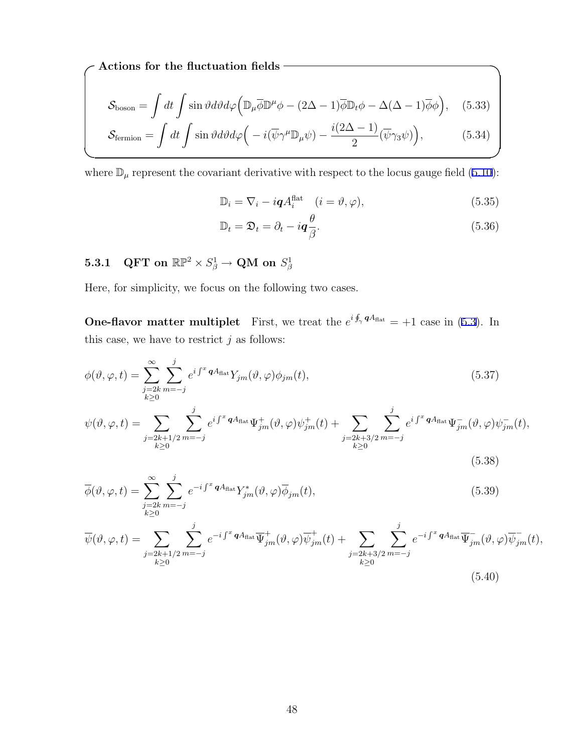**Actions for the fluctuation fields**

$$\mathcal{S}_{\text{boson}} = \int dt \int \sin\vartheta d\vartheta d\varphi \Big( \mathbb{D}_\mu \overline{\phi} \mathbb{D}^\mu \phi - (2\Delta - 1)\overline{\phi}\mathbb{D}_t \phi - \Delta(\Delta-1)\overline{\phi}\phi \Big), \quad (5.33)$$

$$\mathcal{S}_{\text{fermion}} = \int dt \int \sin\vartheta d\vartheta d\varphi \Big( -i(\overline{\psi}\gamma^\mu \mathbb{D}_\mu \psi) - \frac{i(2\Delta-1)}{2}(\overline{\psi}\gamma_3 \psi) \Big), \quad (5.34)$$

where $\mathbb{D}_\mu$ represent the covariant derivative with respect to the locus gauge field (5.10):

$$\mathbb{D}_i = \nabla_i - i\boldsymbol{q}A_i^{\text{flat}} \quad (i = \vartheta, \varphi), \quad (5.35)$$

$$\mathbb{D}_t = \mathfrak{D}_t = \partial_t - i\boldsymbol{q}\frac{\theta}{\beta}. \quad (5.36)$$

### 5.3.1 QFT on $\mathbb{RP}^2 \times S^1_\beta \to$ QM on $S^1_\beta$

Here, for simplicity, we focus on the following two cases.

**One-flavor matter multiplet** First, we treat the $e^{i\oint_\gamma \boldsymbol{q}A_{\text{flat}}} = +1$ case in (5.3). In this case, we have to restrict $j$ as follows:

$$\phi(\vartheta,\varphi,t) = \sum_{\substack{j=2k \\ k\geq 0}}^{\infty} \sum_{m=-j}^{j} e^{i\int^x \boldsymbol{q}A_{\text{flat}}} Y_{jm}(\vartheta,\varphi)\phi_{jm}(t), \quad (5.37)$$

$$\psi(\vartheta,\varphi,t) = \sum_{\substack{j=2k+1/2 \\ k\geq 0}} \sum_{m=-j}^{j} e^{i\int^x \boldsymbol{q}A_{\text{flat}}} \Psi^+_{jm}(\vartheta,\varphi)\psi^+_{jm}(t) + \sum_{\substack{j=2k+3/2 \\ k\geq 0}} \sum_{m=-j}^{j} e^{i\int^x \boldsymbol{q}A_{\text{flat}}} \Psi^-_{jm}(\vartheta,\varphi)\psi^-_{jm}(t), \quad (5.38)$$

$$\overline{\phi}(\vartheta,\varphi,t) = \sum_{\substack{j=2k \\ k\geq 0}}^{\infty} \sum_{m=-j}^{j} e^{-i\int^x \boldsymbol{q}A_{\text{flat}}} Y^*_{jm}(\vartheta,\varphi)\overline{\phi}_{jm}(t), \quad (5.39)$$

$$\overline{\psi}(\vartheta,\varphi,t) = \sum_{\substack{j=2k+1/2 \\ k\geq 0}} \sum_{m=-j}^{j} e^{-i\int^x \boldsymbol{q}A_{\text{flat}}} \overline{\Psi}^+_{jm}(\vartheta,\varphi)\overline{\psi}^+_{jm}(t) + \sum_{\substack{j=2k+3/2 \\ k\geq 0}} \sum_{m=-j}^{j} e^{-i\int^x \boldsymbol{q}A_{\text{flat}}} \overline{\Psi}^-_{jm}(\vartheta,\varphi)\overline{\psi}^-_{jm}(t), \quad (5.40)$$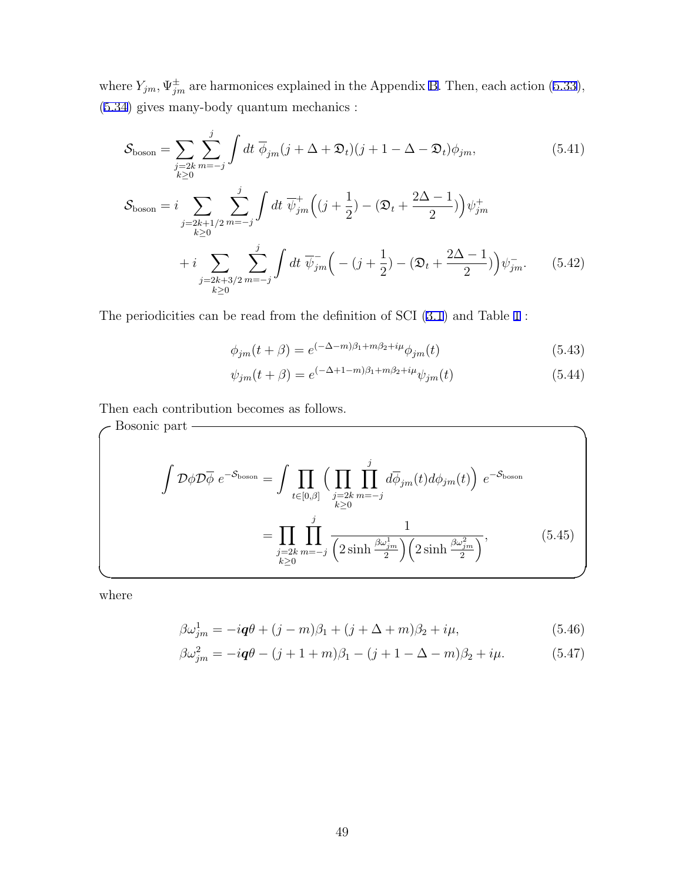where $Y_{jm}, \Psi^{\pm}_{jm}$ are harmonices explained in the Appendix B. Then, each action (5.33), (5.34) gives many-body quantum mechanics :

$$\mathcal{S}_{\text{boson}} = \sum_{\substack{j=2k \\ k\geq 0}} \sum_{m=-j}^{j} \int dt\ \overline{\phi}_{jm}(j+\Delta+\mathfrak{D}_t)(j+1-\Delta-\mathfrak{D}_t)\phi_{jm}, \tag{5.41}$$

$$\begin{aligned}\mathcal{S}_{\text{boson}} &= i \sum_{\substack{j=2k+1/2 \\ k\geq 0}} \sum_{m=-j}^{j} \int dt\ \overline{\psi}^{+}_{jm}\Big((j+\frac{1}{2}) - (\mathfrak{D}_t + \frac{2\Delta-1}{2})\Big)\psi^{+}_{jm} \\ &\quad + i \sum_{\substack{j=2k+3/2 \\ k\geq 0}} \sum_{m=-j}^{j} \int dt\ \overline{\psi}^{-}_{jm}\Big(-(j+\frac{1}{2}) - (\mathfrak{D}_t + \frac{2\Delta-1}{2})\Big)\psi^{-}_{jm}. \end{aligned} \tag{5.42}$$

The periodicities can be read from the definition of SCI (3.1) and Table 1 :

$$\phi_{jm}(t+\beta) = e^{(-\Delta-m)\beta_1 + m\beta_2 + i\mu}\phi_{jm}(t) \tag{5.43}$$

$$\psi_{jm}(t+\beta) = e^{(-\Delta+1-m)\beta_1 + m\beta_2 + i\mu}\psi_{jm}(t) \tag{5.44}$$

Then each contribution becomes as follows.

**Bosonic part**

$$\begin{aligned}\int \mathcal{D}\phi\mathcal{D}\overline{\phi}\ e^{-\mathcal{S}_{\text{boson}}} &= \int \prod_{t\in[0,\beta]} \Big(\prod_{\substack{j=2k \\ k\geq 0}} \prod_{m=-j}^{j} d\overline{\phi}_{jm}(t) d\phi_{jm}(t)\Big)\ e^{-\mathcal{S}_{\text{boson}}} \\ &= \prod_{\substack{j=2k \\ k\geq 0}} \prod_{m=-j}^{j} \frac{1}{\Big(2\sinh\frac{\beta\omega^1_{jm}}{2}\Big)\Big(2\sinh\frac{\beta\omega^2_{jm}}{2}\Big)}, \end{aligned} \tag{5.45}$$

where

$$\beta\omega^1_{jm} = -i\boldsymbol{q}\theta + (j-m)\beta_1 + (j+\Delta+m)\beta_2 + i\mu, \tag{5.46}$$

$$\beta\omega^2_{jm} = -i\boldsymbol{q}\theta - (j+1+m)\beta_1 - (j+1-\Delta-m)\beta_2 + i\mu. \tag{5.47}$$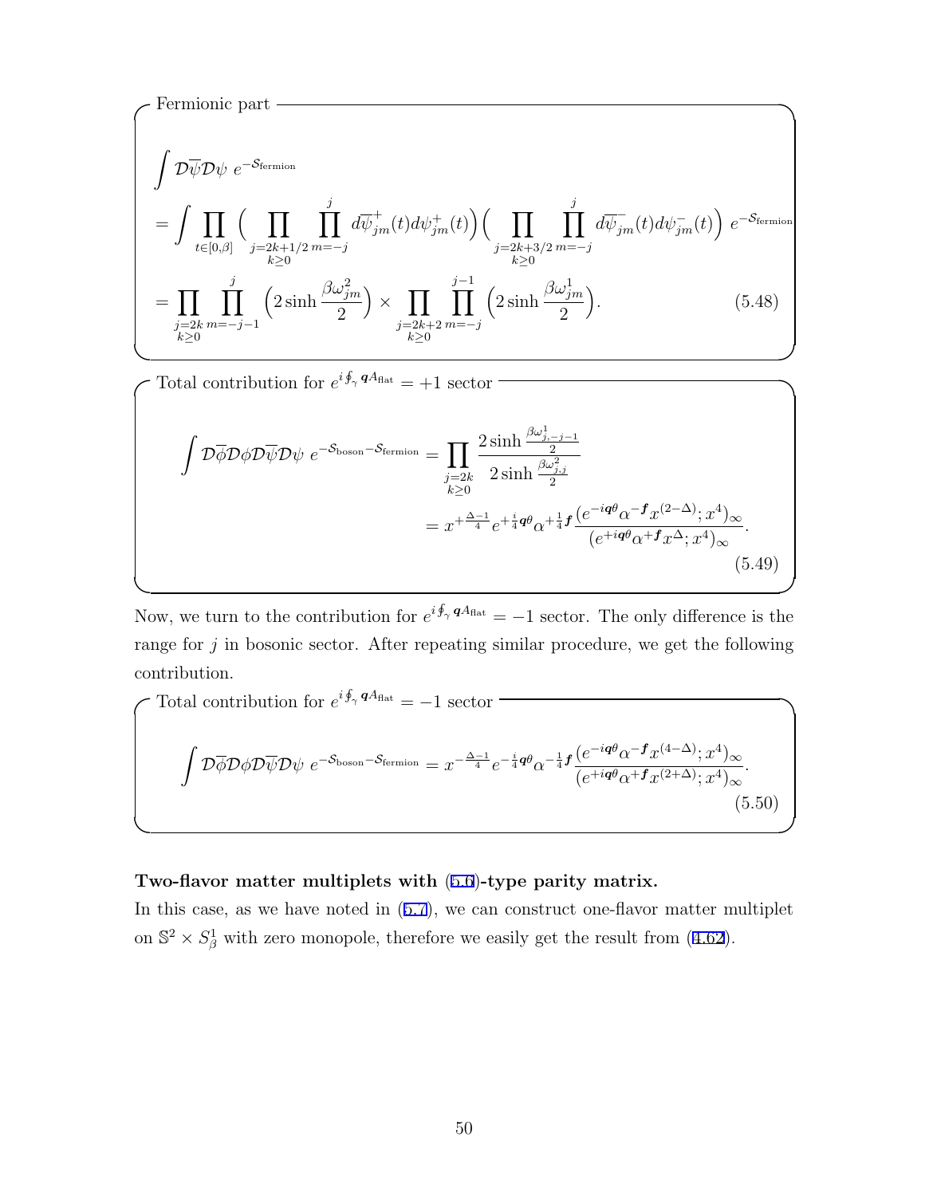Fermionic part

$$
\begin{aligned}
&\int \mathcal{D}\overline{\psi}\mathcal{D}\psi \ e^{-\mathcal{S}_{\text{fermion}}} \\
&= \int \prod_{t\in[0,\beta]} \Big( \prod_{\substack{j=2k+1/2 \\ k\geq 0}} \prod_{m=-j}^{j} d\overline{\psi}^{+}_{jm}(t) d\psi^{+}_{jm}(t) \Big) \Big( \prod_{\substack{j=2k+3/2 \\ k\geq 0}} \prod_{m=-j}^{j} d\overline{\psi}^{-}_{jm}(t) d\psi^{-}_{jm}(t) \Big) \ e^{-\mathcal{S}_{\text{fermion}}} \\
&= \prod_{\substack{j=2k \\ k\geq 0}} \prod_{m=-j-1}^{j} \Big( 2\sinh \frac{\beta\omega^{2}_{jm}}{2} \Big) \times \prod_{\substack{j=2k+2 \\ k\geq 0}} \prod_{m=-j}^{j-1} \Big( 2\sinh \frac{\beta\omega^{1}_{jm}}{2} \Big). \qquad (5.48)
\end{aligned}
$$

Total contribution for $e^{i\oint_{\gamma} \boldsymbol{q}A_{\text{flat}}} = +1$ sector

$$
\begin{aligned}
\int \mathcal{D}\overline{\phi}\mathcal{D}\phi\mathcal{D}\overline{\psi}\mathcal{D}\psi \ e^{-\mathcal{S}_{\text{boson}}-\mathcal{S}_{\text{fermion}}} &= \prod_{\substack{j=2k \\ k\geq 0}} \frac{2\sinh \frac{\beta\omega^{1}_{j,-j-1}}{2}}{2\sinh \frac{\beta\omega^{2}_{j,j}}{2}} \\
&= x^{+\frac{\Delta-1}{4}} e^{+\frac{i}{4}\boldsymbol{q}\theta} \alpha^{+\frac{1}{4}\boldsymbol{f}} \frac{(e^{-i\boldsymbol{q}\theta}\alpha^{-\boldsymbol{f}} x^{(2-\Delta)}; x^{4})_{\infty}}{(e^{+i\boldsymbol{q}\theta}\alpha^{+\boldsymbol{f}} x^{\Delta}; x^{4})_{\infty}}. \qquad (5.49)
\end{aligned}
$$

Now, we turn to the contribution for $e^{i\oint_{\gamma} \boldsymbol{q}A_{\text{flat}}} = -1$ sector. The only difference is the range for $j$ in bosonic sector. After repeating similar procedure, we get the following contribution.

Total contribution for $e^{i\oint_{\gamma} \boldsymbol{q}A_{\text{flat}}} = -1$ sector

$$
\int \mathcal{D}\overline{\phi}\mathcal{D}\phi\mathcal{D}\overline{\psi}\mathcal{D}\psi \ e^{-\mathcal{S}_{\text{boson}}-\mathcal{S}_{\text{fermion}}} = x^{-\frac{\Delta-1}{4}} e^{-\frac{i}{4}\boldsymbol{q}\theta} \alpha^{-\frac{1}{4}\boldsymbol{f}} \frac{(e^{-i\boldsymbol{q}\theta}\alpha^{-\boldsymbol{f}} x^{(4-\Delta)}; x^{4})_{\infty}}{(e^{+i\boldsymbol{q}\theta}\alpha^{+\boldsymbol{f}} x^{(2+\Delta)}; x^{4})_{\infty}}. \qquad (5.50)
$$

**Two-flavor matter multiplets with (5.6)-type parity matrix.**

In this case, as we have noted in (5.7), we can construct one-flavor matter multiplet on $\mathbb{S}^2 \times S^1_{\beta}$ with zero monopole, therefore we easily get the result from (4.62).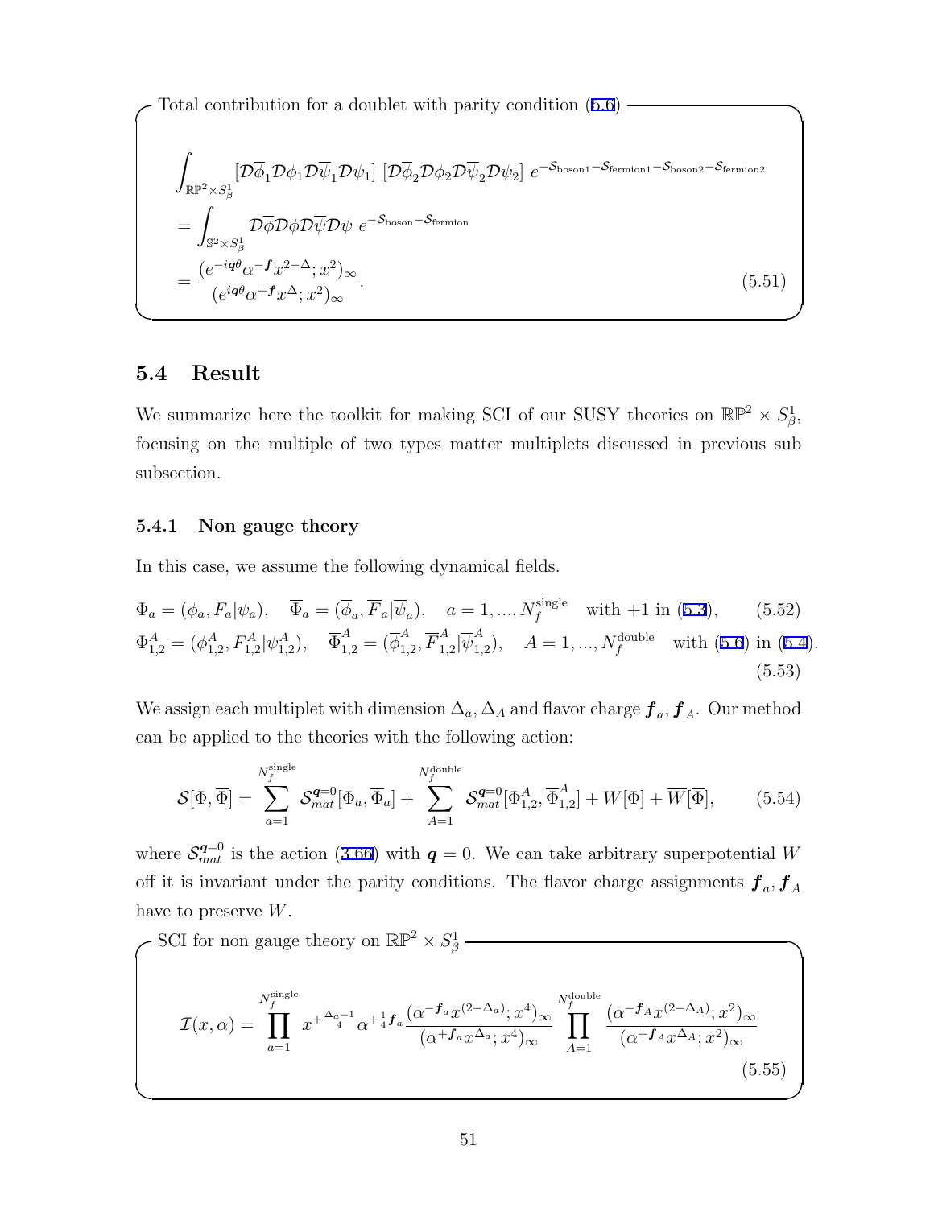Total contribution for a doublet with parity condition (5.6)

$$
\begin{aligned}
&\int_{\mathbb{RP}^2 \times S^1_\beta} [\mathcal{D}\overline{\phi}_1 \mathcal{D}\phi_1 \mathcal{D}\overline{\psi}_1 \mathcal{D}\psi_1] \; [\mathcal{D}\overline{\phi}_2 \mathcal{D}\phi_2 \mathcal{D}\overline{\psi}_2 \mathcal{D}\psi_2] \; e^{-\mathcal{S}_{\text{boson1}} - \mathcal{S}_{\text{fermion1}} - \mathcal{S}_{\text{boson2}} - \mathcal{S}_{\text{fermion2}}} \\
&= \int_{\mathbb{S}^2 \times S^1_\beta} \mathcal{D}\overline{\phi} \mathcal{D}\phi \mathcal{D}\overline{\psi} \mathcal{D}\psi \; e^{-\mathcal{S}_{\text{boson}} - \mathcal{S}_{\text{fermion}}} \\
&= \frac{(e^{-i\boldsymbol{q}\theta} \alpha^{-\boldsymbol{f}} x^{2-\Delta}; x^2)_\infty}{(e^{i\boldsymbol{q}\theta} \alpha^{+\boldsymbol{f}} x^{\Delta}; x^2)_\infty}.
\end{aligned}
\tag{5.51}
$$

## 5.4 Result

We summarize here the toolkit for making SCI of our SUSY theories on $\mathbb{RP}^2 \times S^1_\beta$, focusing on the multiple of two types matter multiplets discussed in previous sub subsection.

### 5.4.1 Non gauge theory

In this case, we assume the following dynamical fields.

$$
\Phi_a = (\phi_a, F_a | \psi_a), \quad \overline{\Phi}_a = (\overline{\phi}_a, \overline{F}_a | \overline{\psi}_a), \quad a = 1, ..., N_f^{\text{single}} \quad \text{with } +1 \text{ in (5.3)}, \tag{5.52}
$$

$$
\Phi^A_{1,2} = (\phi^A_{1,2}, F^A_{1,2} | \psi^A_{1,2}), \quad \overline{\Phi}^A_{1,2} = (\overline{\phi}^A_{1,2}, \overline{F}^A_{1,2} | \overline{\psi}^A_{1,2}), \quad A = 1, ..., N_f^{\text{double}} \quad \text{with (5.6) in (5.4)}. \tag{5.53}
$$

We assign each multiplet with dimension $\Delta_a, \Delta_A$ and flavor charge $\boldsymbol{f}_a, \boldsymbol{f}_A$. Our method can be applied to the theories with the following action:

$$
\mathcal{S}[\Phi, \overline{\Phi}] = \sum_{a=1}^{N_f^{\text{single}}} \mathcal{S}^{\boldsymbol{q}=0}_{mat}[\Phi_a, \overline{\Phi}_a] + \sum_{A=1}^{N_f^{\text{double}}} \mathcal{S}^{\boldsymbol{q}=0}_{mat}[\Phi^A_{1,2}, \overline{\Phi}^A_{1,2}] + W[\Phi] + \overline{W}[\overline{\Phi}], \tag{5.54}
$$

where $\mathcal{S}^{\boldsymbol{q}=0}_{mat}$ is the action (3.66) with $\boldsymbol{q} = 0$. We can take arbitrary superpotential $W$ off it is invariant under the parity conditions. The flavor charge assignments $\boldsymbol{f}_a, \boldsymbol{f}_A$ have to preserve $W$.

SCI for non gauge theory on $\mathbb{RP}^2 \times S^1_\beta$

$$
\mathcal{I}(x, \alpha) = \prod_{a=1}^{N_f^{\text{single}}} x^{+\frac{\Delta_a - 1}{4}} \alpha^{+\frac{1}{4}\boldsymbol{f}_a} \frac{(\alpha^{-\boldsymbol{f}_a} x^{(2-\Delta_a)}; x^4)_\infty}{(\alpha^{+\boldsymbol{f}_a} x^{\Delta_a}; x^4)_\infty} \prod_{A=1}^{N_f^{\text{double}}} \frac{(\alpha^{-\boldsymbol{f}_A} x^{(2-\Delta_A)}; x^2)_\infty}{(\alpha^{+\boldsymbol{f}_A} x^{\Delta_A}; x^2)_\infty} \tag{5.55}
$$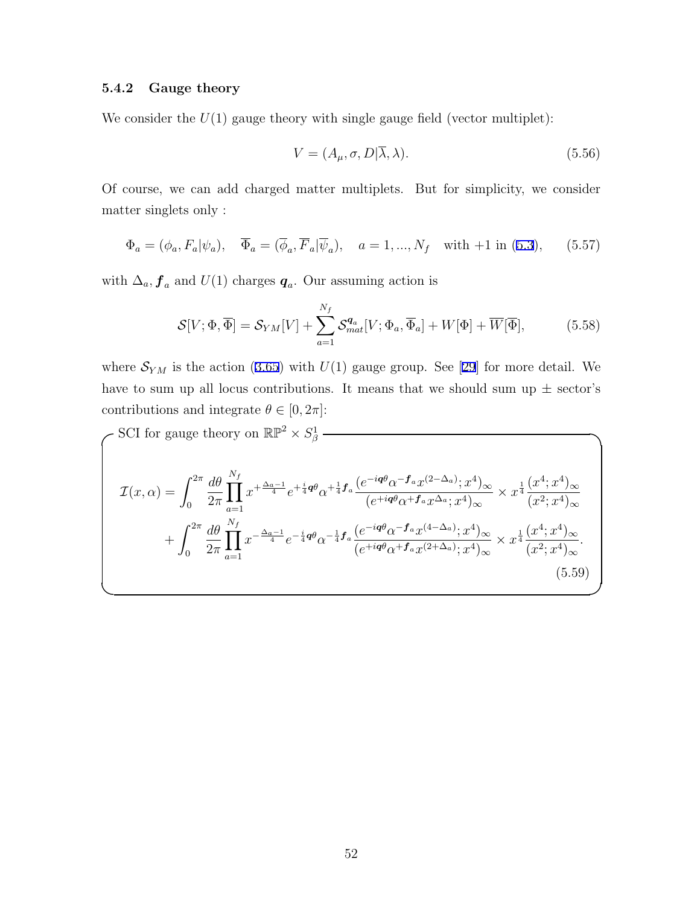### 5.4.2 Gauge theory

We consider the $U(1)$ gauge theory with single gauge field (vector multiplet):

$$V = (A_\mu, \sigma, D|\overline{\lambda}, \lambda). \tag{5.56}$$

Of course, we can add charged matter multiplets. But for simplicity, we consider matter singlets only :

$$\Phi_a = (\phi_a, F_a|\psi_a), \quad \overline{\Phi}_a = (\overline{\phi}_a, \overline{F}_a|\overline{\psi}_a), \quad a = 1, ..., N_f \quad \text{with } +1 \text{ in (5.3)}, \tag{5.57}$$

with $\Delta_a, \boldsymbol{f}_a$ and $U(1)$ charges $\boldsymbol{q}_a$. Our assuming action is

$$\mathcal{S}[V;\Phi,\overline{\Phi}] = \mathcal{S}_{YM}[V] + \sum_{a=1}^{N_f} \mathcal{S}_{mat}^{\boldsymbol{q}_a}[V;\Phi_a,\overline{\Phi}_a] + W[\Phi] + \overline{W}[\overline{\Phi}], \tag{5.58}$$

where $\mathcal{S}_{YM}$ is the action (3.65) with $U(1)$ gauge group. See [29] for more detail. We have to sum up all locus contributions. It means that we should sum up $\pm$ sector's contributions and integrate $\theta \in [0, 2\pi]$:

SCI for gauge theory on $\mathbb{RP}^2 \times S^1_\beta$

$$\begin{aligned}
\mathcal{I}(x,\alpha) &= \int_0^{2\pi} \frac{d\theta}{2\pi} \prod_{a=1}^{N_f} x^{+\frac{\Delta_a - 1}{4}} e^{+\frac{i}{4}\boldsymbol{q}\theta} \alpha^{+\frac{1}{4}\boldsymbol{f}_a} \frac{(e^{-i\boldsymbol{q}\theta}\alpha^{-\boldsymbol{f}_a} x^{(2-\Delta_a)}; x^4)_\infty}{(e^{+i\boldsymbol{q}\theta}\alpha^{+\boldsymbol{f}_a} x^{\Delta_a}; x^4)_\infty} \times x^{\frac{1}{4}} \frac{(x^4;x^4)_\infty}{(x^2;x^4)_\infty} \\
&\quad + \int_0^{2\pi} \frac{d\theta}{2\pi} \prod_{a=1}^{N_f} x^{-\frac{\Delta_a - 1}{4}} e^{-\frac{i}{4}\boldsymbol{q}\theta} \alpha^{-\frac{1}{4}\boldsymbol{f}_a} \frac{(e^{-i\boldsymbol{q}\theta}\alpha^{-\boldsymbol{f}_a} x^{(4-\Delta_a)}; x^4)_\infty}{(e^{+i\boldsymbol{q}\theta}\alpha^{+\boldsymbol{f}_a} x^{(2+\Delta_a)}; x^4)_\infty} \times x^{\frac{1}{4}} \frac{(x^4;x^4)_\infty}{(x^2;x^4)_\infty}.
\end{aligned} \tag{5.59}$$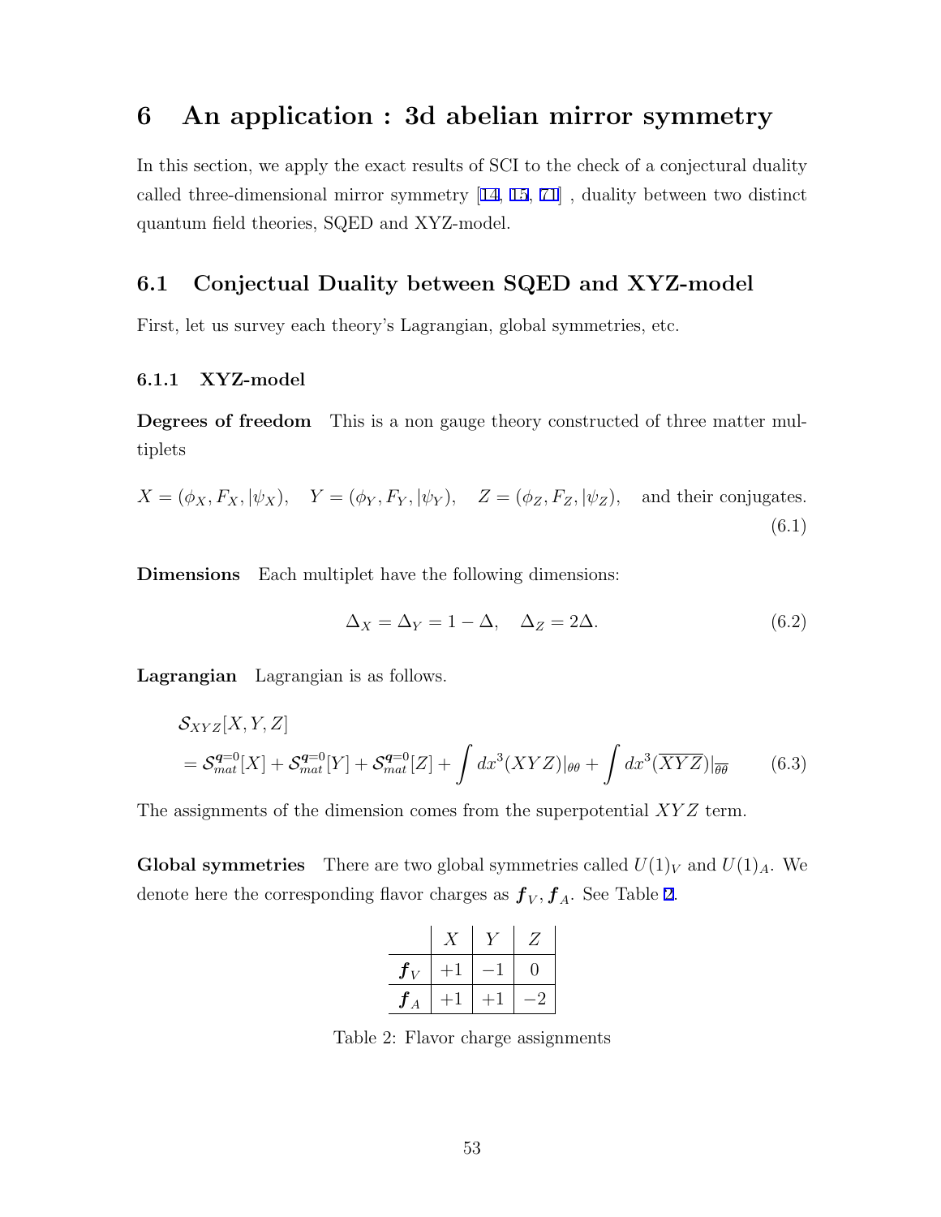# 6 An application : 3d abelian mirror symmetry

In this section, we apply the exact results of SCI to the check of a conjectural duality called three-dimensional mirror symmetry [14, 15, 71] , duality between two distinct quantum field theories, SQED and XYZ-model.

## 6.1 Conjectual Duality between SQED and XYZ-model

First, let us survey each theory's Lagrangian, global symmetries, etc.

### 6.1.1 XYZ-model

**Degrees of freedom** This is a non gauge theory constructed of three matter multiplets

$$X = (\phi_X, F_X, |\psi_X), \quad Y = (\phi_Y, F_Y, |\psi_Y), \quad Z = (\phi_Z, F_Z, |\psi_Z), \quad \text{and their conjugates.} \tag{6.1}$$

**Dimensions** Each multiplet have the following dimensions:

$$\Delta_X = \Delta_Y = 1 - \Delta, \quad \Delta_Z = 2\Delta. \tag{6.2}$$

**Lagrangian** Lagrangian is as follows.

$$\begin{aligned} &\mathcal{S}_{XYZ}[X, Y, Z] \\ &= \mathcal{S}^{\boldsymbol{q}=0}_{mat}[X] + \mathcal{S}^{\boldsymbol{q}=0}_{mat}[Y] + \mathcal{S}^{\boldsymbol{q}=0}_{mat}[Z] + \int dx^3 (XYZ)|_{\theta\theta} + \int dx^3 (\overline{XYZ})|_{\overline{\theta\theta}} \end{aligned} \tag{6.3}$$

The assignments of the dimension comes from the superpotential $XYZ$ term.

**Global symmetries** There are two global symmetries called $U(1)_V$ and $U(1)_A$. We denote here the corresponding flavor charges as $\boldsymbol{f}_V, \boldsymbol{f}_A$. See Table 2.

| | $X$ | $Y$ | $Z$ |
|---|---|---|---|
| $\boldsymbol{f}_V$ | $+1$ | $-1$ | $0$ |
| $\boldsymbol{f}_A$ | $+1$ | $+1$ | $-2$ |

Table 2: Flavor charge assignments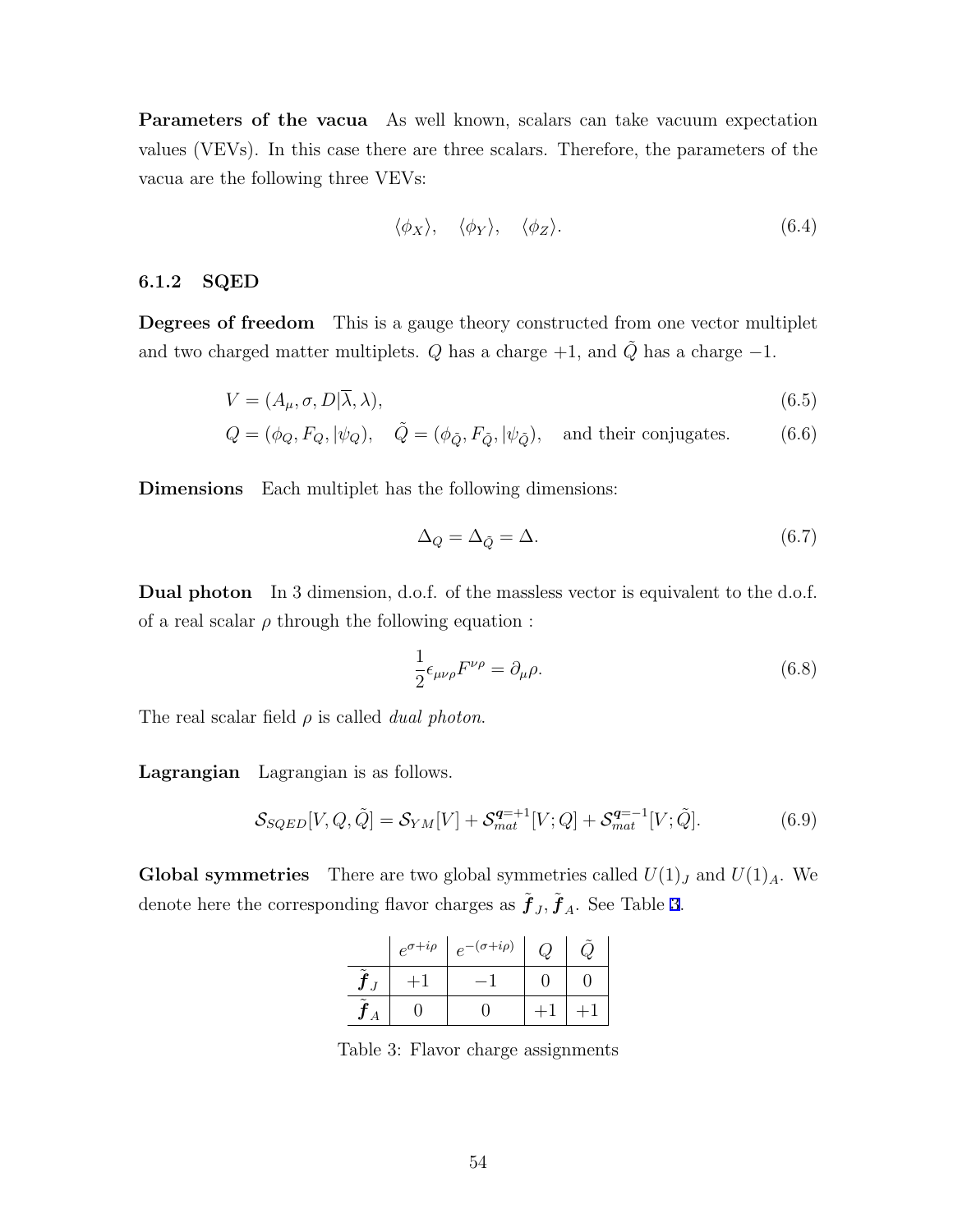**Parameters of the vacua** As well known, scalars can take vacuum expectation values (VEVs). In this case there are three scalars. Therefore, the parameters of the vacua are the following three VEVs:

$$\langle\phi_X\rangle, \quad \langle\phi_Y\rangle, \quad \langle\phi_Z\rangle. \tag{6.4}$$

### 6.1.2 SQED

**Degrees of freedom** This is a gauge theory constructed from one vector multiplet and two charged matter multiplets. $Q$ has a charge $+1$, and $\tilde{Q}$ has a charge $-1$.

$$V = (A_\mu, \sigma, D|\overline{\lambda}, \lambda), \tag{6.5}$$

$$Q = (\phi_Q, F_Q, |\psi_Q), \quad \tilde{Q} = (\phi_{\tilde{Q}}, F_{\tilde{Q}}, |\psi_{\tilde{Q}}), \quad \text{and their conjugates.} \tag{6.6}$$

**Dimensions** Each multiplet has the following dimensions:

$$\Delta_Q = \Delta_{\tilde{Q}} = \Delta. \tag{6.7}$$

**Dual photon** In 3 dimension, d.o.f. of the massless vector is equivalent to the d.o.f. of a real scalar $\rho$ through the following equation :

$$\frac{1}{2}\epsilon_{\mu\nu\rho}F^{\nu\rho} = \partial_\mu \rho. \tag{6.8}$$

The real scalar field $\rho$ is called *dual photon*.

**Lagrangian** Lagrangian is as follows.

$$\mathcal{S}_{SQED}[V, Q, \tilde{Q}] = \mathcal{S}_{YM}[V] + \mathcal{S}_{mat}^{\boldsymbol{q}=+1}[V; Q] + \mathcal{S}_{mat}^{\boldsymbol{q}=-1}[V; \tilde{Q}]. \tag{6.9}$$

**Global symmetries** There are two global symmetries called $U(1)_J$ and $U(1)_A$. We denote here the corresponding flavor charges as $\tilde{\boldsymbol{f}}_J, \tilde{\boldsymbol{f}}_A$. See Table 3.

| | $e^{\sigma+i\rho}$ | $e^{-(\sigma+i\rho)}$ | $Q$ | $\tilde{Q}$ |
|---|---|---|---|---|
| $\tilde{\boldsymbol{f}}_J$ | $+1$ | $-1$ | $0$ | $0$ |
| $\tilde{\boldsymbol{f}}_A$ | $0$ | $0$ | $+1$ | $+1$ |

Table 3: Flavor charge assignments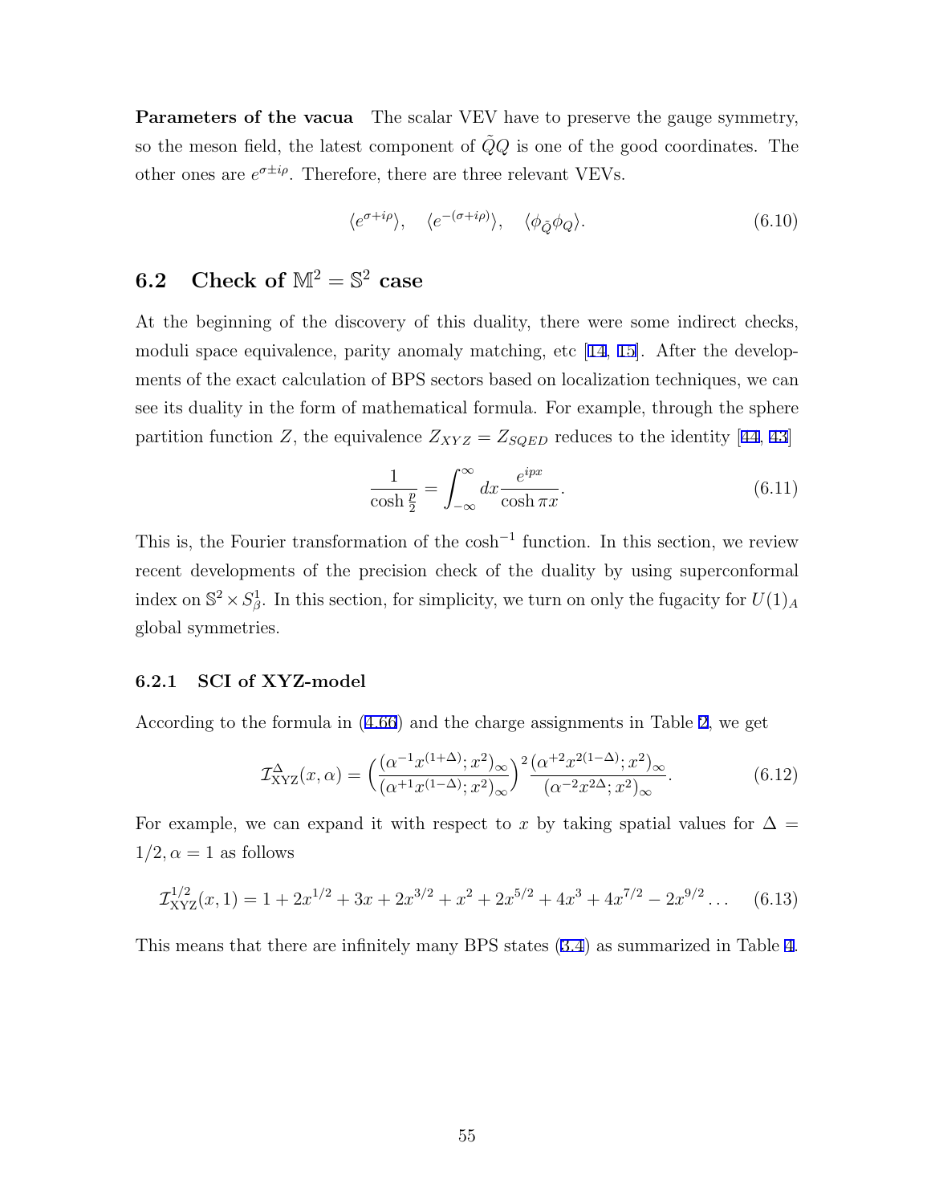**Parameters of the vacua** The scalar VEV have to preserve the gauge symmetry, so the meson field, the latest component of $\tilde{Q}Q$ is one of the good coordinates. The other ones are $e^{\sigma \pm i\rho}$. Therefore, there are three relevant VEVs.

$$\langle e^{\sigma+i\rho} \rangle, \quad \langle e^{-(\sigma+i\rho)} \rangle, \quad \langle \phi_{\tilde{Q}} \phi_Q \rangle. \tag{6.10}$$

## 6.2 Check of $\mathbb{M}^2 = \mathbb{S}^2$ case

At the beginning of the discovery of this duality, there were some indirect checks, moduli space equivalence, parity anomaly matching, etc [14, 15]. After the developments of the exact calculation of BPS sectors based on localization techniques, we can see its duality in the form of mathematical formula. For example, through the sphere partition function $Z$, the equivalence $Z_{XYZ} = Z_{SQED}$ reduces to the identity [44, 43]

$$\frac{1}{\cosh \frac{p}{2}} = \int_{-\infty}^{\infty} dx \frac{e^{ipx}}{\cosh \pi x}. \tag{6.11}$$

This is, the Fourier transformation of the $\cosh^{-1}$ function. In this section, we review recent developments of the precision check of the duality by using superconformal index on $\mathbb{S}^2 \times S^1_\beta$. In this section, for simplicity, we turn on only the fugacity for $U(1)_A$ global symmetries.

### 6.2.1 SCI of XYZ-model

According to the formula in (4.66) and the charge assignments in Table 2, we get

$$\mathcal{I}^{\Delta}_{\text{XYZ}}(x, \alpha) = \Big( \frac{(\alpha^{-1} x^{(1+\Delta)}; x^2)_\infty}{(\alpha^{+1} x^{(1-\Delta)}; x^2)_\infty} \Big)^2 \frac{(\alpha^{+2} x^{2(1-\Delta)}; x^2)_\infty}{(\alpha^{-2} x^{2\Delta}; x^2)_\infty}. \tag{6.12}$$

For example, we can expand it with respect to $x$ by taking spatial values for $\Delta = 1/2, \alpha = 1$ as follows

$$\mathcal{I}^{1/2}_{\text{XYZ}}(x, 1) = 1 + 2x^{1/2} + 3x + 2x^{3/2} + x^2 + 2x^{5/2} + 4x^3 + 4x^{7/2} - 2x^{9/2} \dots \tag{6.13}$$

This means that there are infinitely many BPS states (3.4) as summarized in Table 4.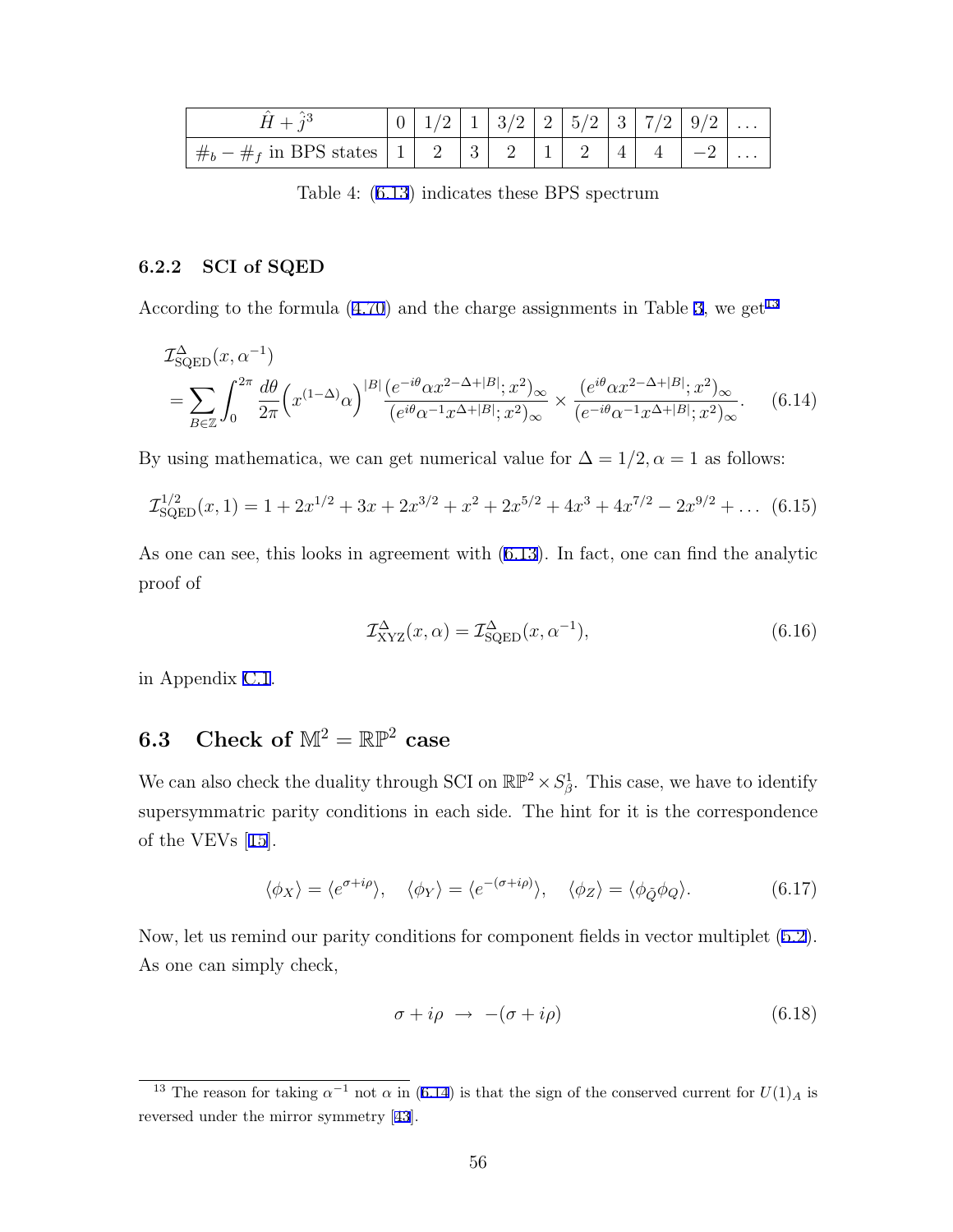| $\hat{H} + \hat{j}^3$ | 0 | 1/2 | 1 | 3/2 | 2 | 5/2 | 3 | 7/2 | 9/2 | ... |
|---|---|---|---|---|---|---|---|---|---|---|
| $\#_b - \#_f$ in BPS states | 1 | 2 | 3 | 2 | 1 | 2 | 4 | 4 | −2 | ... |

Table 4: (6.13) indicates these BPS spectrum

### 6.2.2 SCI of SQED

According to the formula (4.70) and the charge assignments in Table 3, we get[13]

$$\begin{aligned}
&\mathcal{I}^{\Delta}_{\mathrm{SQED}}(x, \alpha^{-1}) \\
&= \sum_{B \in \mathbb{Z}} \int_0^{2\pi} \frac{d\theta}{2\pi} \Big( x^{(1-\Delta)} \alpha \Big)^{|B|} \frac{(e^{-i\theta} \alpha x^{2-\Delta+|B|}; x^2)_\infty}{(e^{i\theta} \alpha^{-1} x^{\Delta+|B|}; x^2)_\infty} \times \frac{(e^{i\theta} \alpha x^{2-\Delta+|B|}; x^2)_\infty}{(e^{-i\theta} \alpha^{-1} x^{\Delta+|B|}; x^2)_\infty}.
\end{aligned} \tag{6.14}$$

By using mathematica, we can get numerical value for $\Delta = 1/2, \alpha = 1$ as follows:

$$\mathcal{I}^{1/2}_{\mathrm{SQED}}(x, 1) = 1 + 2x^{1/2} + 3x + 2x^{3/2} + x^2 + 2x^{5/2} + 4x^3 + 4x^{7/2} - 2x^{9/2} + \dots \tag{6.15}$$

As one can see, this looks in agreement with (6.13). In fact, one can find the analytic proof of

$$\mathcal{I}^{\Delta}_{\mathrm{XYZ}}(x, \alpha) = \mathcal{I}^{\Delta}_{\mathrm{SQED}}(x, \alpha^{-1}), \tag{6.16}$$

in Appendix C.1.

## 6.3 Check of $\mathbb{M}^2 = \mathbb{RP}^2$ case

We can also check the duality through SCI on $\mathbb{RP}^2 \times S^1_\beta$. This case, we have to identify supersymmetric parity conditions in each side. The hint for it is the correspondence of the VEVs [15].

$$\langle \phi_X \rangle = \langle e^{\sigma + i\rho} \rangle, \quad \langle \phi_Y \rangle = \langle e^{-(\sigma + i\rho)} \rangle, \quad \langle \phi_Z \rangle = \langle \phi_{\tilde{Q}} \phi_Q \rangle. \tag{6.17}$$

Now, let us remind our parity conditions for component fields in vector multiplet (5.2). As one can simply check,

$$\sigma + i\rho \ \to \ -(\sigma + i\rho) \tag{6.18}$$

[13] The reason for taking $\alpha^{-1}$ not $\alpha$ in (6.14) is that the sign of the conserved current for $U(1)_A$ is reversed under the mirror symmetry [43].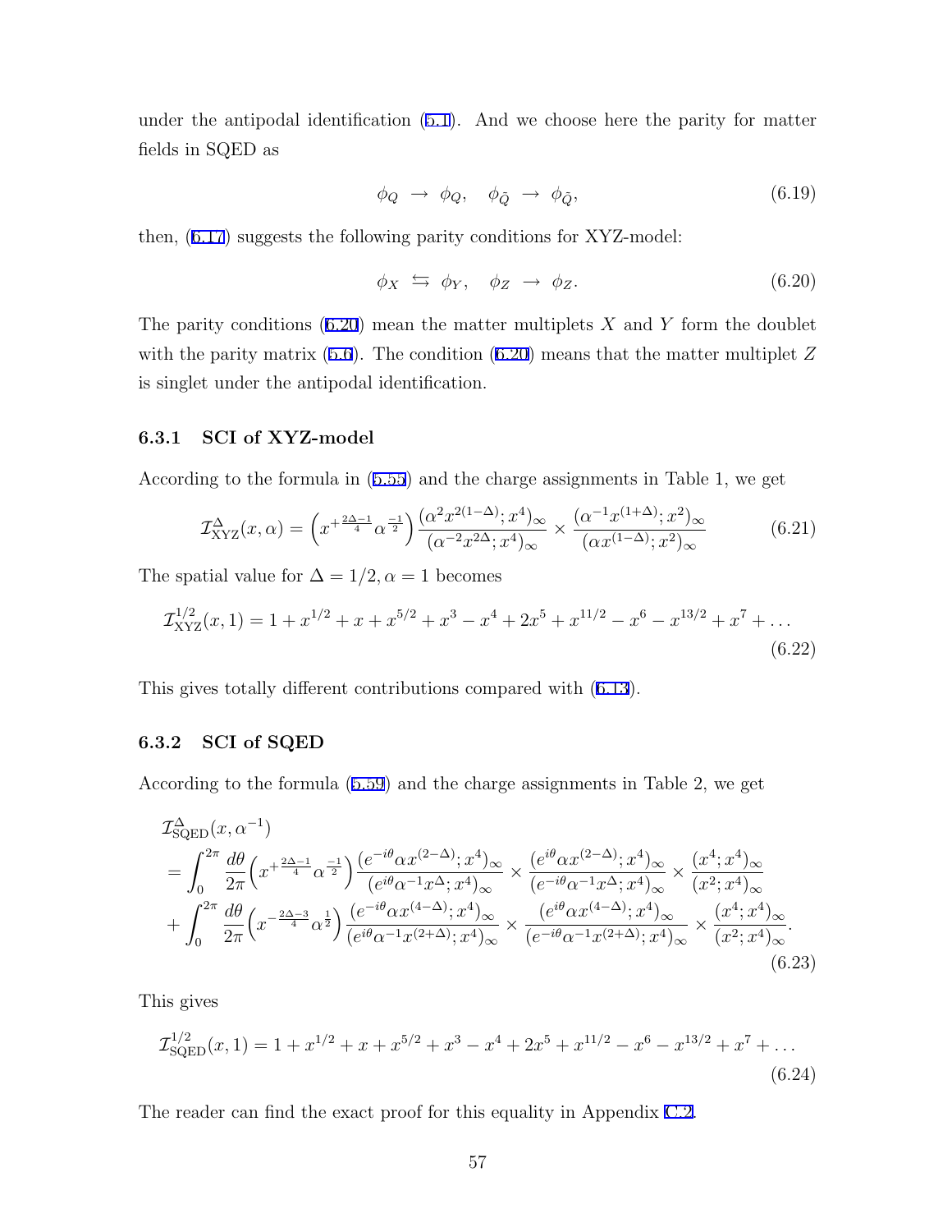under the antipodal identification (5.1). And we choose here the parity for matter fields in SQED as

$$\phi_Q \;\rightarrow\; \phi_Q, \quad \phi_{\tilde{Q}} \;\rightarrow\; \phi_{\tilde{Q}}, \tag{6.19}$$

then, (6.17) suggests the following parity conditions for XYZ-model:

$$\phi_X \;\leftrightarrows\; \phi_Y, \quad \phi_Z \;\rightarrow\; \phi_Z. \tag{6.20}$$

The parity conditions (6.20) mean the matter multiplets $X$ and $Y$ form the doublet with the parity matrix (5.6). The condition (6.20) means that the matter multiplet $Z$ is singlet under the antipodal identification.

### 6.3.1 SCI of XYZ-model

According to the formula in (5.55) and the charge assignments in Table 1, we get

$$\mathcal{I}^{\Delta}_{\rm XYZ}(x,\alpha) = \left(x^{+\frac{2\Delta-1}{4}}\alpha^{\frac{-1}{2}}\right)\frac{(\alpha^2 x^{2(1-\Delta)};x^4)_\infty}{(\alpha^{-2}x^{2\Delta};x^4)_\infty} \times \frac{(\alpha^{-1}x^{(1+\Delta)};x^2)_\infty}{(\alpha x^{(1-\Delta)};x^2)_\infty} \tag{6.21}$$

The spatial value for $\Delta = 1/2, \alpha = 1$ becomes

$$\mathcal{I}^{1/2}_{\rm XYZ}(x,1) = 1 + x^{1/2} + x + x^{5/2} + x^3 - x^4 + 2x^5 + x^{11/2} - x^6 - x^{13/2} + x^7 + \ldots \tag{6.22}$$

This gives totally different contributions compared with (6.13).

### 6.3.2 SCI of SQED

According to the formula (5.59) and the charge assignments in Table 2, we get

$$\begin{aligned}
&\mathcal{I}^{\Delta}_{\rm SQED}(x,\alpha^{-1}) \\
&= \int_0^{2\pi}\frac{d\theta}{2\pi}\left(x^{+\frac{2\Delta-1}{4}}\alpha^{\frac{-1}{2}}\right)\frac{(e^{-i\theta}\alpha x^{(2-\Delta)};x^4)_\infty}{(e^{i\theta}\alpha^{-1}x^{\Delta};x^4)_\infty} \times \frac{(e^{i\theta}\alpha x^{(2-\Delta)};x^4)_\infty}{(e^{-i\theta}\alpha^{-1}x^{\Delta};x^4)_\infty} \times \frac{(x^4;x^4)_\infty}{(x^2;x^4)_\infty} \\
&+ \int_0^{2\pi}\frac{d\theta}{2\pi}\left(x^{-\frac{2\Delta-3}{4}}\alpha^{\frac{1}{2}}\right)\frac{(e^{-i\theta}\alpha x^{(4-\Delta)};x^4)_\infty}{(e^{i\theta}\alpha^{-1}x^{(2+\Delta)};x^4)_\infty} \times \frac{(e^{i\theta}\alpha x^{(4-\Delta)};x^4)_\infty}{(e^{-i\theta}\alpha^{-1}x^{(2+\Delta)};x^4)_\infty} \times \frac{(x^4;x^4)_\infty}{(x^2;x^4)_\infty}.
\end{aligned} \tag{6.23}$$

This gives

$$\mathcal{I}^{1/2}_{\rm SQED}(x,1) = 1 + x^{1/2} + x + x^{5/2} + x^3 - x^4 + 2x^5 + x^{11/2} - x^6 - x^{13/2} + x^7 + \ldots \tag{6.24}$$

The reader can find the exact proof for this equality in Appendix C.2.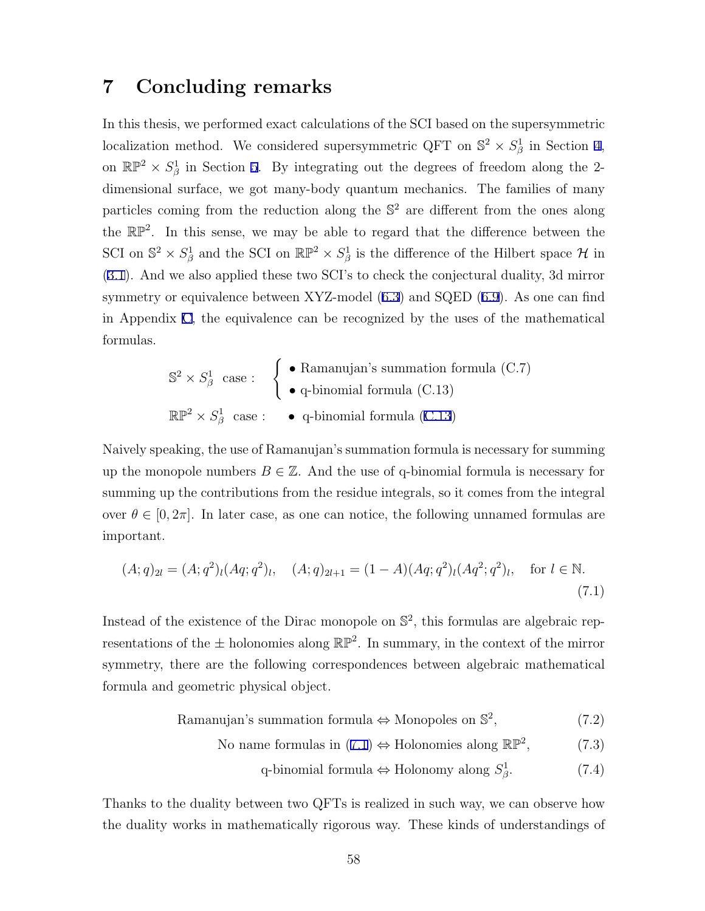# 7 Concluding remarks

In this thesis, we performed exact calculations of the SCI based on the supersymmetric localization method. We considered supersymmetric QFT on $\mathbb{S}^2 \times S^1_\beta$ in Section 4, on $\mathbb{RP}^2 \times S^1_\beta$ in Section 5. By integrating out the degrees of freedom along the 2-dimensional surface, we got many-body quantum mechanics. The families of many particles coming from the reduction along the $\mathbb{S}^2$ are different from the ones along the $\mathbb{RP}^2$. In this sense, we may be able to regard that the difference between the SCI on $\mathbb{S}^2 \times S^1_\beta$ and the SCI on $\mathbb{RP}^2 \times S^1_\beta$ is the difference of the Hilbert space $\mathcal{H}$ in (3.1). And we also applied these two SCI's to check the conjectural duality, 3d mirror symmetry or equivalence between XYZ-model (6.3) and SQED (6.9). As one can find in Appendix C, the equivalence can be recognized by the uses of the mathematical formulas.

$$
\mathbb{S}^2 \times S^1_\beta \ \text{ case :} \quad \begin{cases} \bullet \text{ Ramanujan's summation formula (C.7)} \\ \bullet \text{ q-binomial formula (C.13)} \end{cases}
$$

$$
\mathbb{RP}^2 \times S^1_\beta \ \text{ case :} \quad \bullet \text{ q-binomial formula (C.13)}
$$

Naively speaking, the use of Ramanujan's summation formula is necessary for summing up the monopole numbers $B \in \mathbb{Z}$. And the use of q-binomial formula is necessary for summing up the contributions from the residue integrals, so it comes from the integral over $\theta \in [0, 2\pi]$. In later case, as one can notice, the following unnamed formulas are important.

$$
(A;q)_{2l} = (A;q^2)_l (Aq;q^2)_l, \quad (A;q)_{2l+1} = (1-A)(Aq;q^2)_l (Aq^2;q^2)_l, \quad \text{for } l \in \mathbb{N}. \tag{7.1}
$$

Instead of the existence of the Dirac monopole on $\mathbb{S}^2$, this formulas are algebraic representations of the $\pm$ holonomies along $\mathbb{RP}^2$. In summary, in the context of the mirror symmetry, there are the following correspondences between algebraic mathematical formula and geometric physical object.

$$
\text{Ramanujan's summation formula} \Leftrightarrow \text{Monopoles on } \mathbb{S}^2, \tag{7.2}
$$

$$
\text{No name formulas in (7.1)} \Leftrightarrow \text{Holonomies along } \mathbb{RP}^2, \tag{7.3}
$$

$$
\text{q-binomial formula} \Leftrightarrow \text{Holonomy along } S^1_\beta. \tag{7.4}
$$

Thanks to the duality between two QFTs is realized in such way, we can observe how the duality works in mathematically rigorous way. These kinds of understandings of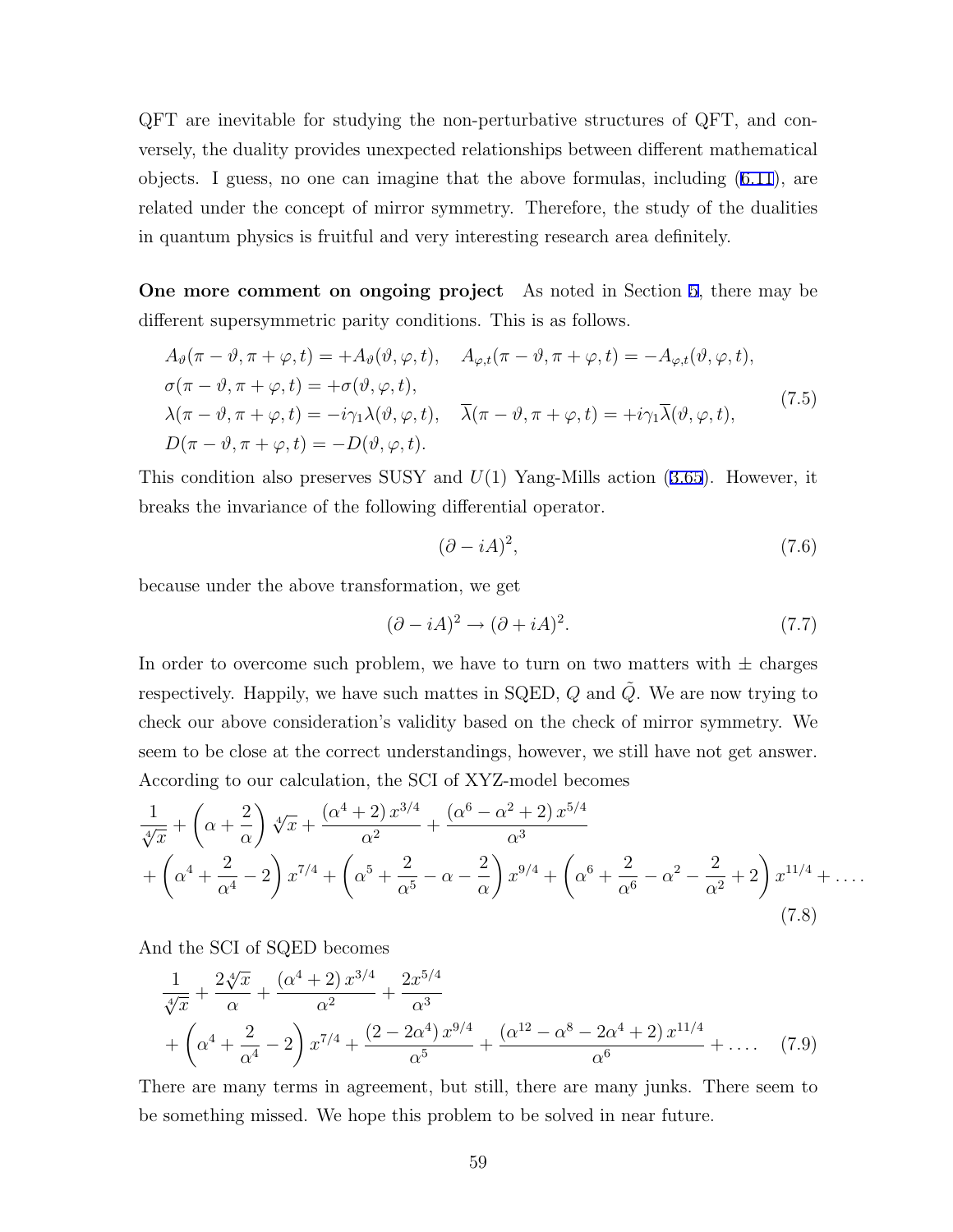QFT are inevitable for studying the non-perturbative structures of QFT, and conversely, the duality provides unexpected relationships between different mathematical objects. I guess, no one can imagine that the above formulas, including (6.11), are related under the concept of mirror symmetry. Therefore, the study of the dualities in quantum physics is fruitful and very interesting research area definitely.

**One more comment on ongoing project** As noted in Section 5, there may be different supersymmetric parity conditions. This is as follows.

$$
\begin{aligned}
&A_\vartheta(\pi-\vartheta,\pi+\varphi,t)=+A_\vartheta(\vartheta,\varphi,t),\quad A_{\varphi,t}(\pi-\vartheta,\pi+\varphi,t)=-A_{\varphi,t}(\vartheta,\varphi,t),\\
&\sigma(\pi-\vartheta,\pi+\varphi,t)=+\sigma(\vartheta,\varphi,t),\\
&\lambda(\pi-\vartheta,\pi+\varphi,t)=-i\gamma_1\lambda(\vartheta,\varphi,t),\quad \overline{\lambda}(\pi-\vartheta,\pi+\varphi,t)=+i\gamma_1\overline{\lambda}(\vartheta,\varphi,t),\\
&D(\pi-\vartheta,\pi+\varphi,t)=-D(\vartheta,\varphi,t).
\end{aligned}
\tag{7.5}
$$

This condition also preserves SUSY and $U(1)$ Yang-Mills action (3.65). However, it breaks the invariance of the following differential operator.

$$
(\partial-iA)^2,
\tag{7.6}
$$

because under the above transformation, we get

$$
(\partial-iA)^2\to(\partial+iA)^2.
\tag{7.7}
$$

In order to overcome such problem, we have to turn on two matters with $\pm$ charges respectively. Happily, we have such mattes in SQED, $Q$ and $\tilde{Q}$. We are now trying to check our above consideration's validity based on the check of mirror symmetry. We seem to be close at the correct understandings, however, we still have not get answer. According to our calculation, the SCI of XYZ-model becomes

$$
\begin{aligned}
&\frac{1}{\sqrt[4]{x}}+\left(\alpha+\frac{2}{\alpha}\right)\sqrt[4]{x}+\frac{(\alpha^4+2)\,x^{3/4}}{\alpha^2}+\frac{(\alpha^6-\alpha^2+2)\,x^{5/4}}{\alpha^3}\\
&+\left(\alpha^4+\frac{2}{\alpha^4}-2\right)x^{7/4}+\left(\alpha^5+\frac{2}{\alpha^5}-\alpha-\frac{2}{\alpha}\right)x^{9/4}+\left(\alpha^6+\frac{2}{\alpha^6}-\alpha^2-\frac{2}{\alpha^2}+2\right)x^{11/4}+\ldots.
\end{aligned}
\tag{7.8}
$$

And the SCI of SQED becomes

$$
\begin{aligned}
&\frac{1}{\sqrt[4]{x}}+\frac{2\sqrt[4]{x}}{\alpha}+\frac{(\alpha^4+2)\,x^{3/4}}{\alpha^2}+\frac{2x^{5/4}}{\alpha^3}\\
&+\left(\alpha^4+\frac{2}{\alpha^4}-2\right)x^{7/4}+\frac{(2-2\alpha^4)\,x^{9/4}}{\alpha^5}+\frac{(\alpha^{12}-\alpha^8-2\alpha^4+2)\,x^{11/4}}{\alpha^6}+\ldots.
\end{aligned}
\tag{7.9}
$$

There are many terms in agreement, but still, there are many junks. There seem to be something missed. We hope this problem to be solved in near future.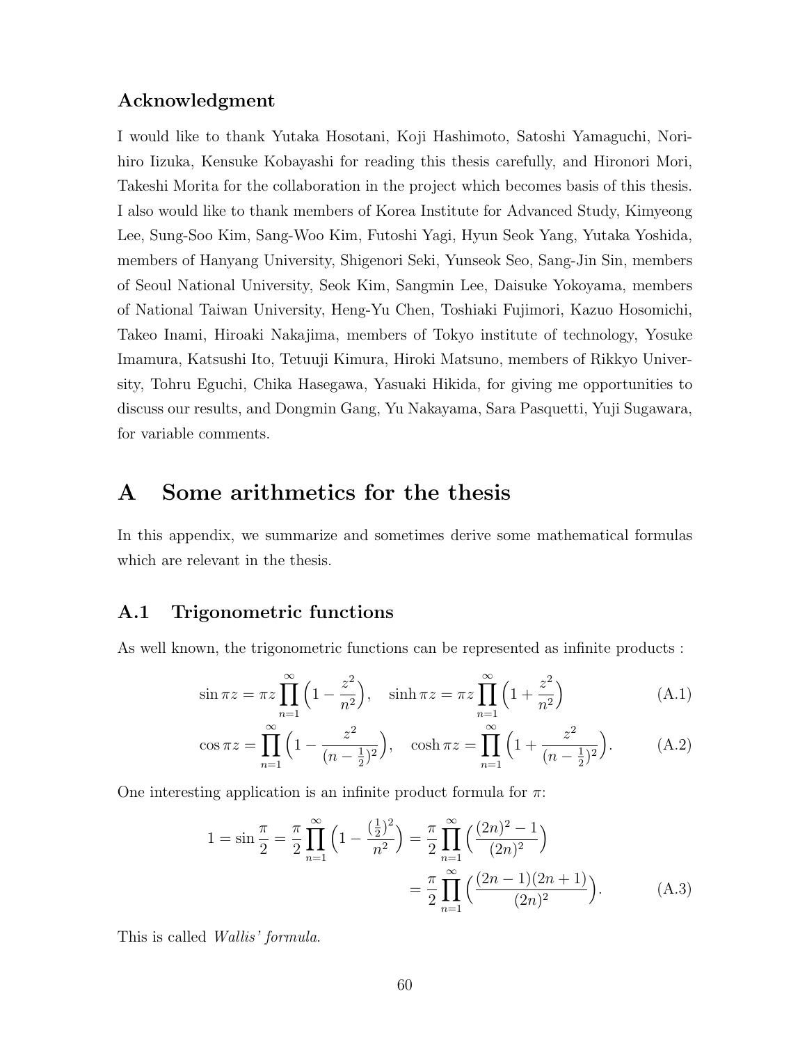### Acknowledgment

I would like to thank Yutaka Hosotani, Koji Hashimoto, Satoshi Yamaguchi, Norihiro Iizuka, Kensuke Kobayashi for reading this thesis carefully, and Hironori Mori, Takeshi Morita for the collaboration in the project which becomes basis of this thesis. I also would like to thank members of Korea Institute for Advanced Study, Kimyeong Lee, Sung-Soo Kim, Sang-Woo Kim, Futoshi Yagi, Hyun Seok Yang, Yutaka Yoshida, members of Hanyang University, Shigenori Seki, Yunseok Seo, Sang-Jin Sin, members of Seoul National University, Seok Kim, Sangmin Lee, Daisuke Yokoyama, members of National Taiwan University, Heng-Yu Chen, Toshiaki Fujimori, Kazuo Hosomichi, Takeo Inami, Hiroaki Nakajima, members of Tokyo institute of technology, Yosuke Imamura, Katsushi Ito, Tetuuji Kimura, Hiroki Matsuno, members of Rikkyo University, Tohru Eguchi, Chika Hasegawa, Yasuaki Hikida, for giving me opportunities to discuss our results, and Dongmin Gang, Yu Nakayama, Sara Pasquetti, Yuji Sugawara, for variable comments.

# A Some arithmetics for the thesis

In this appendix, we summarize and sometimes derive some mathematical formulas which are relevant in the thesis.

## A.1 Trigonometric functions

As well known, the trigonometric functions can be represented as infinite products :

$$\sin \pi z = \pi z \prod_{n=1}^{\infty} \Big(1 - \frac{z^2}{n^2}\Big), \quad \sinh \pi z = \pi z \prod_{n=1}^{\infty} \Big(1 + \frac{z^2}{n^2}\Big) \tag{A.1}$$

$$\cos \pi z = \prod_{n=1}^{\infty} \Big(1 - \frac{z^2}{(n-\frac{1}{2})^2}\Big), \quad \cosh \pi z = \prod_{n=1}^{\infty} \Big(1 + \frac{z^2}{(n-\frac{1}{2})^2}\Big). \tag{A.2}$$

One interesting application is an infinite product formula for $\pi$:

$$\begin{aligned} 1 = \sin \frac{\pi}{2} = \frac{\pi}{2} \prod_{n=1}^{\infty} \Big(1 - \frac{(\frac{1}{2})^2}{n^2}\Big) &= \frac{\pi}{2} \prod_{n=1}^{\infty} \Big(\frac{(2n)^2 - 1}{(2n)^2}\Big) \\ &= \frac{\pi}{2} \prod_{n=1}^{\infty} \Big(\frac{(2n-1)(2n+1)}{(2n)^2}\Big). \end{aligned} \tag{A.3}$$

This is called *Wallis' formula*.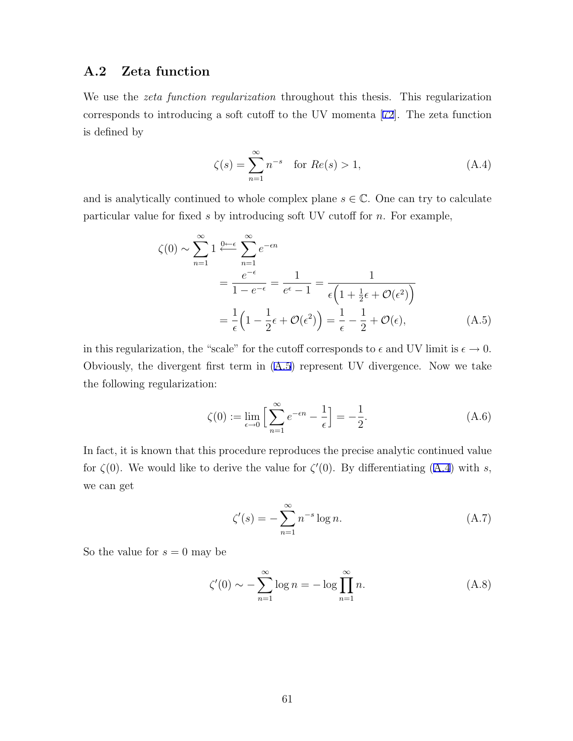## A.2 Zeta function

We use the *zeta function regularization* throughout this thesis. This regularization corresponds to introducing a soft cutoff to the UV momenta [72]. The zeta function is defined by

$$\zeta(s) = \sum_{n=1}^{\infty} n^{-s} \quad \text{for } Re(s) > 1, \tag{A.4}$$

and is analytically continued to whole complex plane $s \in \mathbb{C}$. One can try to calculate particular value for fixed $s$ by introducing soft UV cutoff for $n$. For example,

$$\begin{aligned}
\zeta(0) \sim \sum_{n=1}^{\infty} 1 \overset{0 \leftarrow \epsilon}{\longleftarrow} \sum_{n=1}^{\infty} e^{-\epsilon n} \\
&= \frac{e^{-\epsilon}}{1 - e^{-\epsilon}} = \frac{1}{e^{\epsilon} - 1} = \frac{1}{\epsilon\Big(1 + \frac{1}{2}\epsilon + \mathcal{O}(\epsilon^2)\Big)} \\
&= \frac{1}{\epsilon}\Big(1 - \frac{1}{2}\epsilon + \mathcal{O}(\epsilon^2)\Big) = \frac{1}{\epsilon} - \frac{1}{2} + \mathcal{O}(\epsilon),
\end{aligned} \tag{A.5}$$

in this regularization, the "scale" for the cutoff corresponds to $\epsilon$ and UV limit is $\epsilon \to 0$. Obviously, the divergent first term in (A.5) represent UV divergence. Now we take the following regularization:

$$\zeta(0) := \lim_{\epsilon \to 0} \Big[ \sum_{n=1}^{\infty} e^{-\epsilon n} - \frac{1}{\epsilon} \Big] = -\frac{1}{2}. \tag{A.6}$$

In fact, it is known that this procedure reproduces the precise analytic continued value for $\zeta(0)$. We would like to derive the value for $\zeta'(0)$. By differentiating (A.4) with $s$, we can get

$$\zeta'(s) = -\sum_{n=1}^{\infty} n^{-s} \log n. \tag{A.7}$$

So the value for $s = 0$ may be

$$\zeta'(0) \sim -\sum_{n=1}^{\infty} \log n = -\log \prod_{n=1}^{\infty} n. \tag{A.8}$$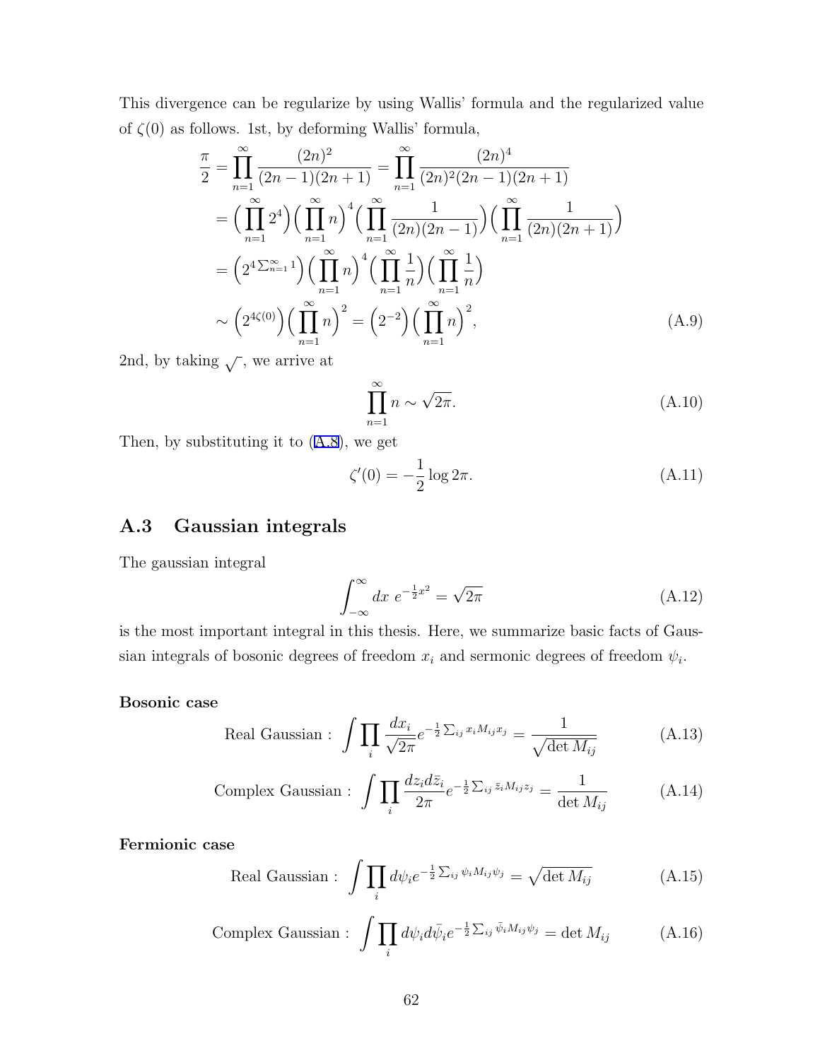This divergence can be regularize by using Wallis' formula and the regularized value of $\zeta(0)$ as follows. 1st, by deforming Wallis' formula,

$$
\begin{aligned}
\frac{\pi}{2} &= \prod_{n=1}^{\infty} \frac{(2n)^2}{(2n-1)(2n+1)} = \prod_{n=1}^{\infty} \frac{(2n)^4}{(2n)^2(2n-1)(2n+1)} \\
&= \Big(\prod_{n=1}^{\infty} 2^4\Big)\Big(\prod_{n=1}^{\infty} n\Big)^4 \Big(\prod_{n=1}^{\infty} \frac{1}{(2n)(2n-1)}\Big)\Big(\prod_{n=1}^{\infty} \frac{1}{(2n)(2n+1)}\Big) \\
&= \Big(2^{4\sum_{n=1}^{\infty} 1}\Big)\Big(\prod_{n=1}^{\infty} n\Big)^4 \Big(\prod_{n=1}^{\infty} \frac{1}{n}\Big)\Big(\prod_{n=1}^{\infty} \frac{1}{n}\Big) \\
&\sim \Big(2^{4\zeta(0)}\Big)\Big(\prod_{n=1}^{\infty} n\Big)^2 = \Big(2^{-2}\Big)\Big(\prod_{n=1}^{\infty} n\Big)^2,
\end{aligned} \tag{A.9}
$$

2nd, by taking $\sqrt{\phantom{x}}$, we arrive at

$$
\prod_{n=1}^{\infty} n \sim \sqrt{2\pi}. \tag{A.10}
$$

Then, by substituting it to (A.8), we get

$$
\zeta'(0) = -\frac{1}{2}\log 2\pi. \tag{A.11}
$$

## A.3 Gaussian integrals

The gaussian integral

$$
\int_{-\infty}^{\infty} dx\ e^{-\frac{1}{2}x^2} = \sqrt{2\pi} \tag{A.12}
$$

is the most important integral in this thesis. Here, we summarize basic facts of Gaussian integrals of bosonic degrees of freedom $x_i$ and sermonic degrees of freedom $\psi_i$.

**Bosonic case**

$$
\text{Real Gaussian}: \int \prod_i \frac{dx_i}{\sqrt{2\pi}} e^{-\frac{1}{2}\sum_{ij} x_i M_{ij} x_j} = \frac{1}{\sqrt{\det M_{ij}}} \tag{A.13}
$$

$$
\text{Complex Gaussian}: \int \prod_i \frac{dz_i d\bar{z}_i}{2\pi} e^{-\frac{1}{2}\sum_{ij} \bar{z}_i M_{ij} z_j} = \frac{1}{\det M_{ij}} \tag{A.14}
$$

**Fermionic case**

$$
\text{Real Gaussian}: \int \prod_i d\psi_i e^{-\frac{1}{2}\sum_{ij} \psi_i M_{ij} \psi_j} = \sqrt{\det M_{ij}} \tag{A.15}
$$

$$
\text{Complex Gaussian}: \int \prod_i d\psi_i d\bar{\psi}_i e^{-\frac{1}{2}\sum_{ij} \bar{\psi}_i M_{ij} \psi_j} = \det M_{ij} \tag{A.16}
$$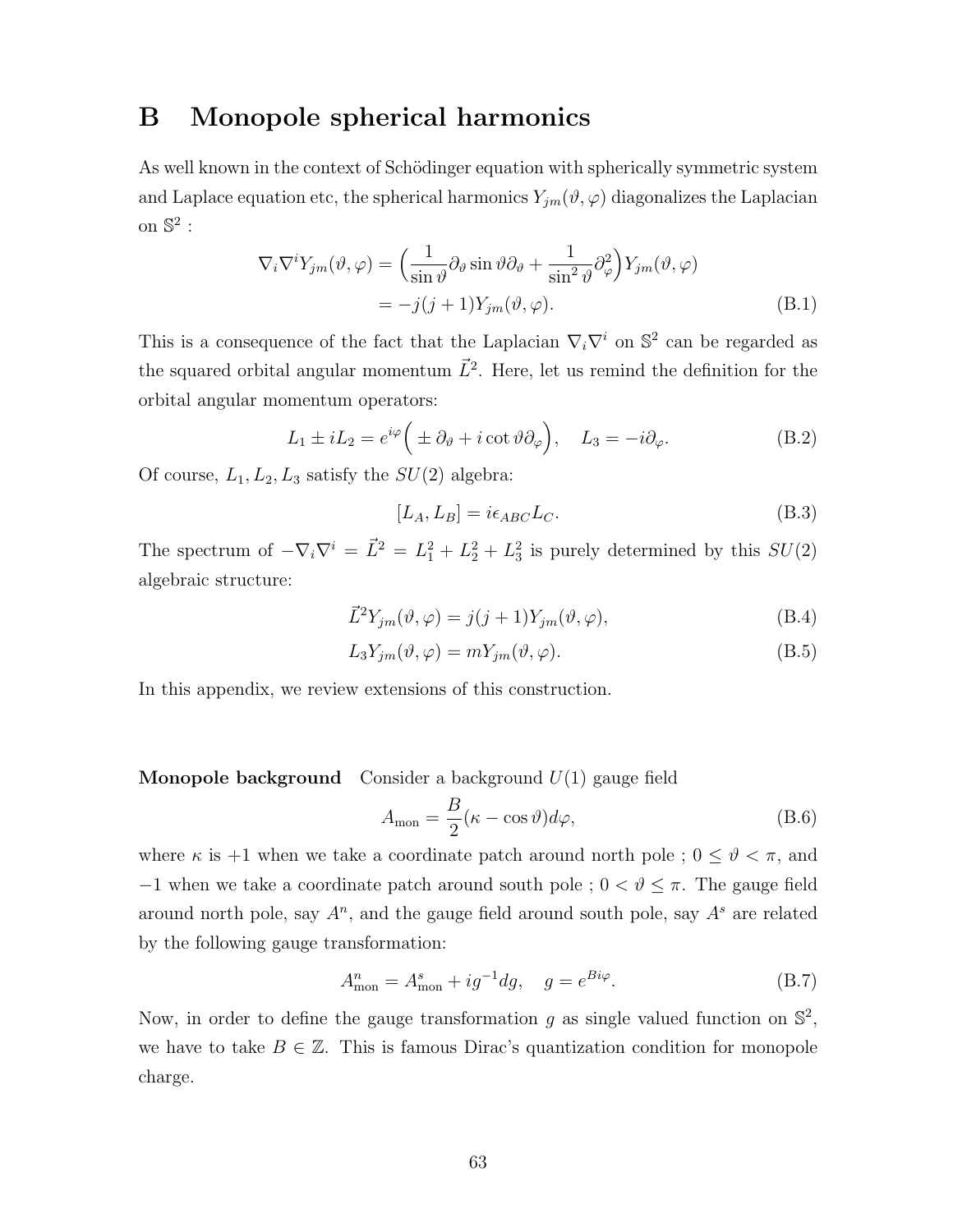# B Monopole spherical harmonics

As well known in the context of Schödinger equation with spherically symmetric system and Laplace equation etc, the spherical harmonics $Y_{jm}(\vartheta, \varphi)$ diagonalizes the Laplacian on $\mathbb{S}^2$ :

$$
\begin{aligned}
\nabla_i \nabla^i Y_{jm}(\vartheta, \varphi) &= \Big( \frac{1}{\sin \vartheta} \partial_\vartheta \sin \vartheta \partial_\vartheta + \frac{1}{\sin^2 \vartheta} \partial_\varphi^2 \Big) Y_{jm}(\vartheta, \varphi) \\
&= -j(j+1) Y_{jm}(\vartheta, \varphi).
\end{aligned} \tag{B.1}
$$

This is a consequence of the fact that the Laplacian $\nabla_i \nabla^i$ on $\mathbb{S}^2$ can be regarded as the squared orbital angular momentum $\vec{L}^2$. Here, let us remind the definition for the orbital angular momentum operators:

$$
L_1 \pm i L_2 = e^{i\varphi} \Big( \pm \partial_\vartheta + i \cot \vartheta \partial_\varphi \Big), \quad L_3 = -i \partial_\varphi. \tag{B.2}
$$

Of course, $L_1, L_2, L_3$ satisfy the $SU(2)$ algebra:

$$
[L_A, L_B] = i \epsilon_{ABC} L_C. \tag{B.3}
$$

The spectrum of $-\nabla_i \nabla^i = \vec{L}^2 = L_1^2 + L_2^2 + L_3^2$ is purely determined by this $SU(2)$ algebraic structure:

$$
\vec{L}^2 Y_{jm}(\vartheta, \varphi) = j(j+1) Y_{jm}(\vartheta, \varphi), \tag{B.4}
$$

$$
L_3 Y_{jm}(\vartheta, \varphi) = m Y_{jm}(\vartheta, \varphi). \tag{B.5}
$$

In this appendix, we review extensions of this construction.

**Monopole background** Consider a background $U(1)$ gauge field

$$
A_{\text{mon}} = \frac{B}{2} (\kappa - \cos \vartheta) d\varphi, \tag{B.6}
$$

where $\kappa$ is $+1$ when we take a coordinate patch around north pole ; $0 \le \vartheta < \pi$, and $-1$ when we take a coordinate patch around south pole ; $0 < \vartheta \le \pi$. The gauge field around north pole, say $A^n$, and the gauge field around south pole, say $A^s$ are related by the following gauge transformation:

$$
A^n_{\text{mon}} = A^s_{\text{mon}} + i g^{-1} dg, \quad g = e^{B i \varphi}. \tag{B.7}
$$

Now, in order to define the gauge transformation $g$ as single valued function on $\mathbb{S}^2$, we have to take $B \in \mathbb{Z}$. This is famous Dirac's quantization condition for monopole charge.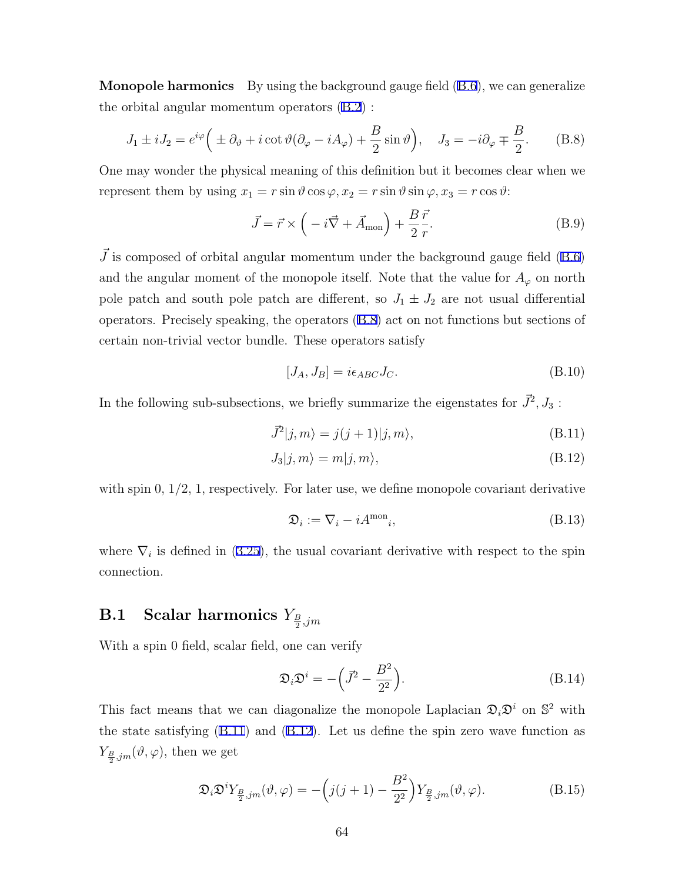**Monopole harmonics** By using the background gauge field (B.6), we can generalize the orbital angular momentum operators (B.2) :

$$J_1 \pm iJ_2 = e^{i\varphi}\Big( \pm \partial_\vartheta + i\cot\vartheta(\partial_\varphi - iA_\varphi) + \frac{B}{2}\sin\vartheta\Big), \quad J_3 = -i\partial_\varphi \mp \frac{B}{2}. \tag{B.8}$$

One may wonder the physical meaning of this definition but it becomes clear when we represent them by using $x_1 = r\sin\vartheta\cos\varphi, x_2 = r\sin\vartheta\sin\varphi, x_3 = r\cos\vartheta$:

$$\vec{J} = \vec{r} \times \Big( -i\vec{\nabla} + \vec{A}_{\text{mon}}\Big) + \frac{B}{2}\frac{\vec{r}}{r}. \tag{B.9}$$

$\vec{J}$ is composed of orbital angular momentum under the background gauge field (B.6) and the angular moment of the monopole itself. Note that the value for $A_\varphi$ on north pole patch and south pole patch are different, so $J_1 \pm J_2$ are not usual differential operators. Precisely speaking, the operators (B.8) act on not functions but sections of certain non-trivial vector bundle. These operators satisfy

$$[J_A, J_B] = i\epsilon_{ABC}J_C. \tag{B.10}$$

In the following sub-subsections, we briefly summarize the eigenstates for $\vec{J}^2, J_3$ :

$$\vec{J}^2|j,m\rangle = j(j+1)|j,m\rangle, \tag{B.11}$$

$$J_3|j,m\rangle = m|j,m\rangle, \tag{B.12}$$

with spin 0, 1/2, 1, respectively. For later use, we define monopole covariant derivative

$$\mathfrak{D}_i := \nabla_i - iA^{\text{mon}}{}_i, \tag{B.13}$$

where $\nabla_i$ is defined in (3.25), the usual covariant derivative with respect to the spin connection.

## B.1 Scalar harmonics $Y_{\frac{B}{2},jm}$

With a spin 0 field, scalar field, one can verify

$$\mathfrak{D}_i\mathfrak{D}^i = -\Big(\vec{J}^2 - \frac{B^2}{2^2}\Big). \tag{B.14}$$

This fact means that we can diagonalize the monopole Laplacian $\mathfrak{D}_i\mathfrak{D}^i$ on $\mathbb{S}^2$ with the state satisfying (B.11) and (B.12). Let us define the spin zero wave function as $Y_{\frac{B}{2},jm}(\vartheta,\varphi)$, then we get

$$\mathfrak{D}_i\mathfrak{D}^i Y_{\frac{B}{2},jm}(\vartheta,\varphi) = -\Big(j(j+1) - \frac{B^2}{2^2}\Big)Y_{\frac{B}{2},jm}(\vartheta,\varphi). \tag{B.15}$$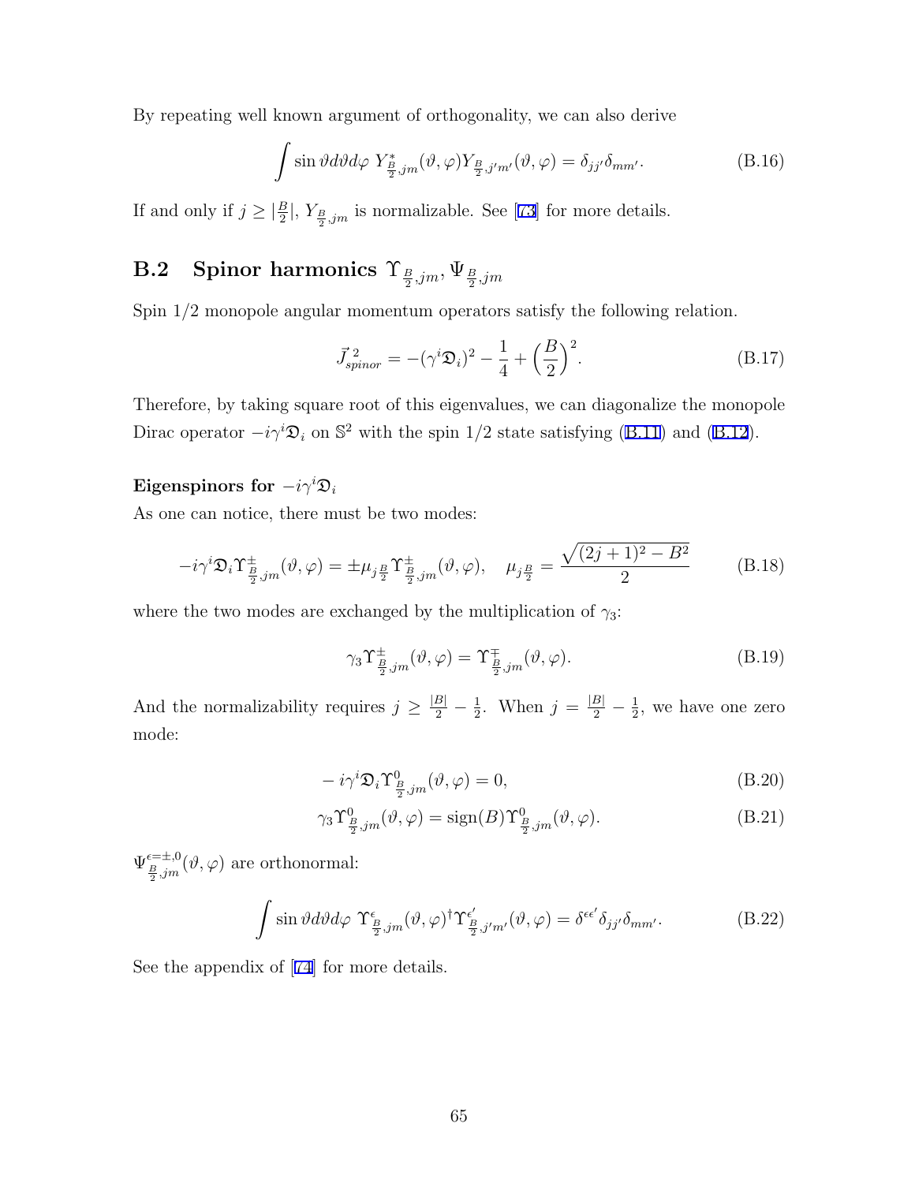By repeating well known argument of orthogonality, we can also derive

$$\int \sin\vartheta d\vartheta d\varphi \; Y^*_{\frac{B}{2},jm}(\vartheta,\varphi) Y_{\frac{B}{2},j'm'}(\vartheta,\varphi) = \delta_{jj'}\delta_{mm'}. \tag{B.16}$$

If and only if $j \geq |\frac{B}{2}|$, $Y_{\frac{B}{2},jm}$ is normalizable. See [73] for more details.

## B.2 Spinor harmonics $\Upsilon_{\frac{B}{2},jm}, \Psi_{\frac{B}{2},jm}$

Spin 1/2 monopole angular momentum operators satisfy the following relation.

$$\vec{J}^{\,2}_{spinor} = -(\gamma^i \mathfrak{D}_i)^2 - \frac{1}{4} + \left(\frac{B}{2}\right)^2. \tag{B.17}$$

Therefore, by taking square root of this eigenvalues, we can diagonalize the monopole Dirac operator $-i\gamma^i\mathfrak{D}_i$ on $\mathbb{S}^2$ with the spin 1/2 state satisfying (B.11) and (B.12).

**Eigenspinors for $-i\gamma^i\mathfrak{D}_i$**

As one can notice, there must be two modes:

$$-i\gamma^i\mathfrak{D}_i \Upsilon^{\pm}_{\frac{B}{2},jm}(\vartheta,\varphi) = \pm\mu_{j\frac{B}{2}} \Upsilon^{\pm}_{\frac{B}{2},jm}(\vartheta,\varphi), \quad \mu_{j\frac{B}{2}} = \frac{\sqrt{(2j+1)^2 - B^2}}{2} \tag{B.18}$$

where the two modes are exchanged by the multiplication of $\gamma_3$:

$$\gamma_3 \Upsilon^{\pm}_{\frac{B}{2},jm}(\vartheta,\varphi) = \Upsilon^{\mp}_{\frac{B}{2},jm}(\vartheta,\varphi). \tag{B.19}$$

And the normalizability requires $j \geq \frac{|B|}{2} - \frac{1}{2}$. When $j = \frac{|B|}{2} - \frac{1}{2}$, we have one zero mode:

$$-i\gamma^i\mathfrak{D}_i \Upsilon^{0}_{\frac{B}{2},jm}(\vartheta,\varphi) = 0, \tag{B.20}$$

$$\gamma_3 \Upsilon^{0}_{\frac{B}{2},jm}(\vartheta,\varphi) = \mathrm{sign}(B) \Upsilon^{0}_{\frac{B}{2},jm}(\vartheta,\varphi). \tag{B.21}$$

$\Psi^{\epsilon=\pm,0}_{\frac{B}{2},jm}(\vartheta,\varphi)$ are orthonormal:

$$\int \sin\vartheta d\vartheta d\varphi \; \Upsilon^{\epsilon}_{\frac{B}{2},jm}(\vartheta,\varphi)^\dagger \Upsilon^{\epsilon'}_{\frac{B}{2},j'm'}(\vartheta,\varphi) = \delta^{\epsilon\epsilon'}\delta_{jj'}\delta_{mm'}. \tag{B.22}$$

See the appendix of [74] for more details.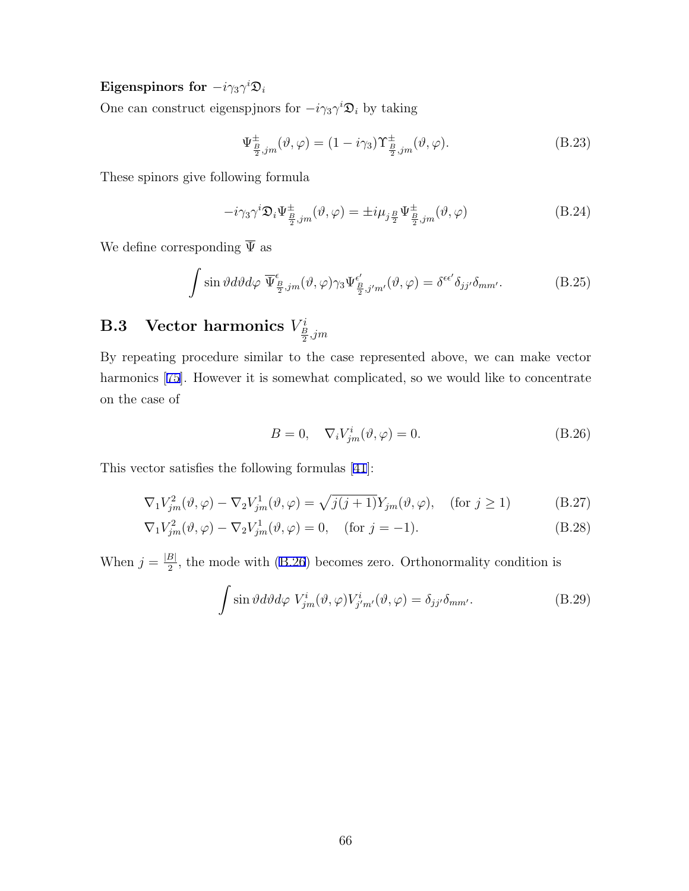**Eigenspinors for $-i\gamma_3\gamma^i\mathfrak{D}_i$**

One can construct eigenspjnors for $-i\gamma_3\gamma^i\mathfrak{D}_i$ by taking

$$\Psi^{\pm}_{\frac{B}{2},jm}(\vartheta,\varphi) = (1-i\gamma_3)\Upsilon^{\pm}_{\frac{B}{2},jm}(\vartheta,\varphi). \tag{B.23}$$

These spinors give following formula

$$-i\gamma_3\gamma^i\mathfrak{D}_i\Psi^{\pm}_{\frac{B}{2},jm}(\vartheta,\varphi) = \pm i\mu_{j\frac{B}{2}}\Psi^{\pm}_{\frac{B}{2},jm}(\vartheta,\varphi) \tag{B.24}$$

We define corresponding $\overline{\Psi}$ as

$$\int \sin\vartheta d\vartheta d\varphi\ \overline{\Psi}^{\epsilon}_{\frac{B}{2},jm}(\vartheta,\varphi)\gamma_3\Psi^{\epsilon'}_{\frac{B}{2},j'm'}(\vartheta,\varphi) = \delta^{\epsilon\epsilon'}\delta_{jj'}\delta_{mm'}. \tag{B.25}$$

## B.3 Vector harmonics $V^i_{\frac{B}{2},jm}$

By repeating procedure similar to the case represented above, we can make vector harmonics [75]. However it is somewhat complicated, so we would like to concentrate on the case of

$$B = 0, \quad \nabla_i V^i_{jm}(\vartheta,\varphi) = 0. \tag{B.26}$$

This vector satisfies the following formulas [41]:

$$\nabla_1 V^2_{jm}(\vartheta,\varphi) - \nabla_2 V^1_{jm}(\vartheta,\varphi) = \sqrt{j(j+1)}Y_{jm}(\vartheta,\varphi), \quad \text{(for } j \geq 1) \tag{B.27}$$

$$\nabla_1 V^2_{jm}(\vartheta,\varphi) - \nabla_2 V^1_{jm}(\vartheta,\varphi) = 0, \quad \text{(for } j = -1). \tag{B.28}$$

When $j = \frac{|B|}{2}$, the mode with (B.26) becomes zero. Orthonormality condition is

$$\int \sin\vartheta d\vartheta d\varphi\ V^i_{jm}(\vartheta,\varphi)V^i_{j'm'}(\vartheta,\varphi) = \delta_{jj'}\delta_{mm'}. \tag{B.29}$$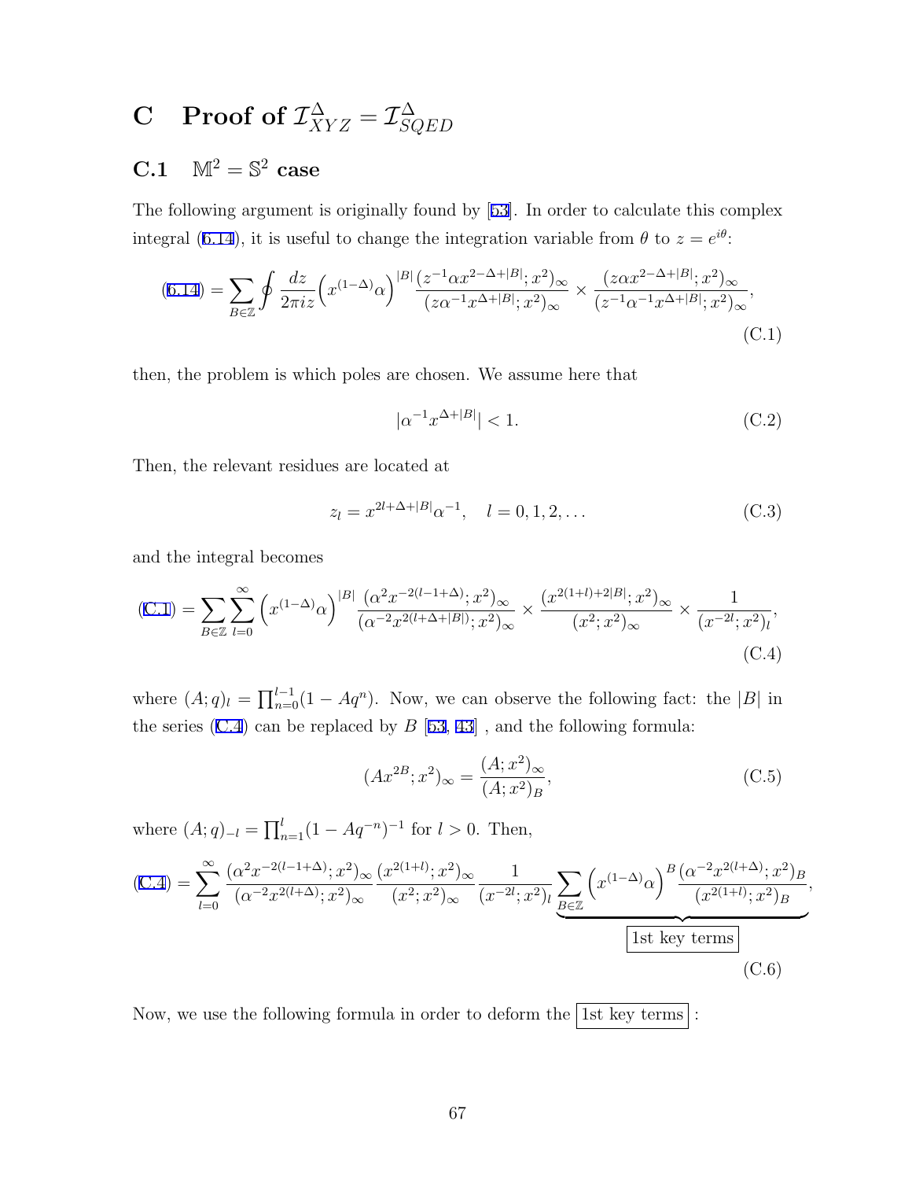# C Proof of $\mathcal{I}^{\Delta}_{XYZ} = \mathcal{I}^{\Delta}_{SQED}$

## C.1 $\mathbb{M}^2 = \mathbb{S}^2$ case

The following argument is originally found by [53]. In order to calculate this complex integral (6.14), it is useful to change the integration variable from $\theta$ to $z = e^{i\theta}$:

$$
(6.14) = \sum_{B \in \mathbb{Z}} \oint \frac{dz}{2\pi i z} \Big( x^{(1-\Delta)} \alpha \Big)^{|B|} \frac{(z^{-1} \alpha x^{2-\Delta+|B|}; x^2)_\infty}{(z \alpha^{-1} x^{\Delta+|B|}; x^2)_\infty} \times \frac{(z \alpha x^{2-\Delta+|B|}; x^2)_\infty}{(z^{-1} \alpha^{-1} x^{\Delta+|B|}; x^2)_\infty}, \tag{C.1}
$$

then, the problem is which poles are chosen. We assume here that

$$
|\alpha^{-1} x^{\Delta+|B|}| < 1. \tag{C.2}
$$

Then, the relevant residues are located at

$$
z_l = x^{2l+\Delta+|B|} \alpha^{-1}, \quad l = 0, 1, 2, \dots \tag{C.3}
$$

and the integral becomes

$$
(C.1) = \sum_{B \in \mathbb{Z}} \sum_{l=0}^{\infty} \Big( x^{(1-\Delta)} \alpha \Big)^{|B|} \frac{(\alpha^2 x^{-2(l-1+\Delta)}; x^2)_\infty}{(\alpha^{-2} x^{2(l+\Delta+|B|)}; x^2)_\infty} \times \frac{(x^{2(1+l)+2|B|}; x^2)_\infty}{(x^2; x^2)_\infty} \times \frac{1}{(x^{-2l}; x^2)_l}, \tag{C.4}
$$

where $(A; q)_l = \prod_{n=0}^{l-1} (1 - A q^n)$. Now, we can observe the following fact: the $|B|$ in the series (C.4) can be replaced by $B$ [53, 43] , and the following formula:

$$
(A x^{2B}; x^2)_\infty = \frac{(A; x^2)_\infty}{(A; x^2)_B}, \tag{C.5}
$$

where $(A; q)_{-l} = \prod_{n=1}^{l} (1 - A q^{-n})^{-1}$ for $l > 0$. Then,

$$
(C.4) = \sum_{l=0}^{\infty} \frac{(\alpha^2 x^{-2(l-1+\Delta)}; x^2)_\infty}{(\alpha^{-2} x^{2(l+\Delta)}; x^2)_\infty} \frac{(x^{2(1+l)}; x^2)_\infty}{(x^2; x^2)_\infty} \frac{1}{(x^{-2l}; x^2)_l} \underbrace{\sum_{B \in \mathbb{Z}} \Big( x^{(1-\Delta)} \alpha \Big)^B \frac{(\alpha^{-2} x^{2(l+\Delta)}; x^2)_B}{(x^{2(1+l)}; x^2)_B}}_{\boxed{\text{1st key terms}}}, \tag{C.6}
$$

Now, we use the following formula in order to deform the $\boxed{\text{1st key terms}}$ :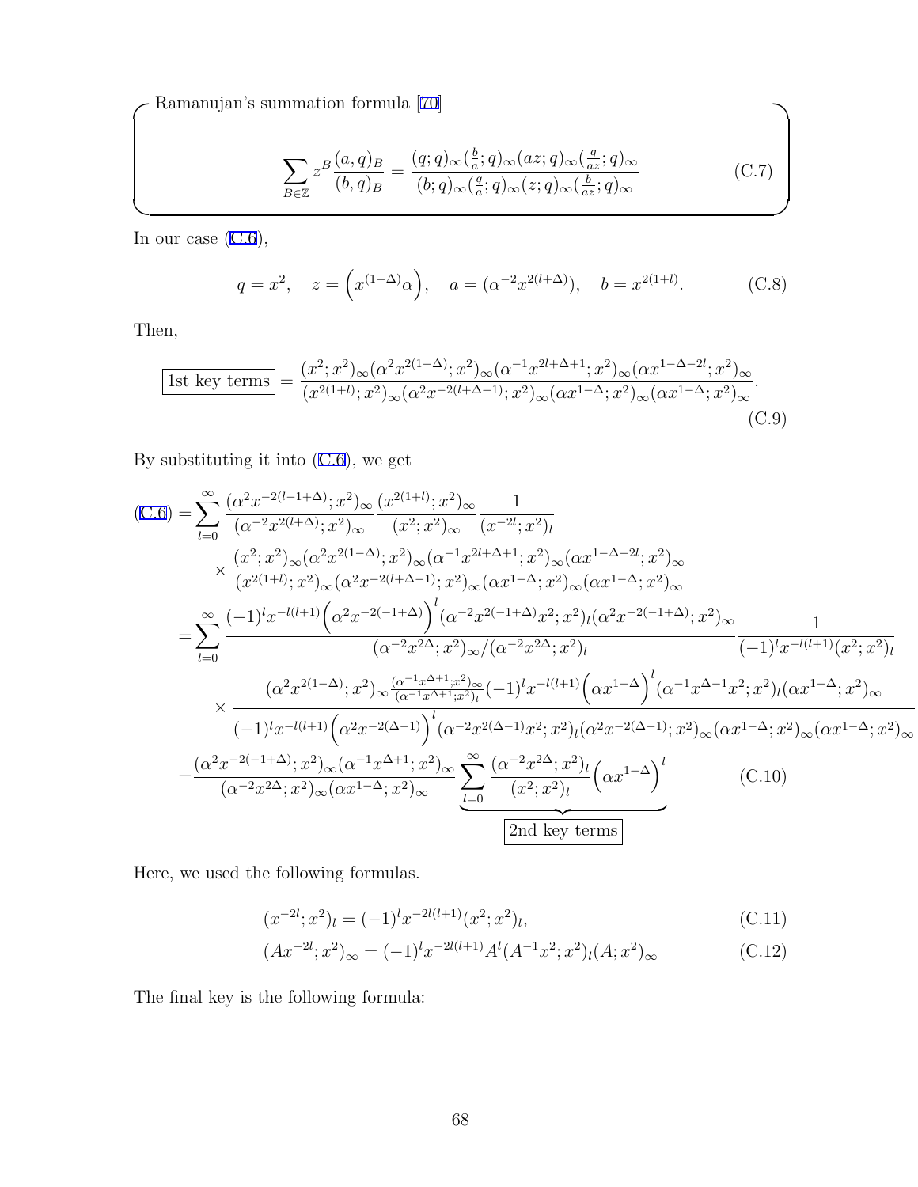Ramanujan's summation formula [70]

$$\sum_{B\in\mathbb{Z}} z^B \frac{(a,q)_B}{(b,q)_B} = \frac{(q;q)_\infty(\frac{b}{a};q)_\infty(az;q)_\infty(\frac{q}{az};q)_\infty}{(b;q)_\infty(\frac{q}{a};q)_\infty(z;q)_\infty(\frac{b}{az};q)_\infty} \tag{C.7}$$

In our case (C.6),

$$q=x^2, \quad z=\left(x^{(1-\Delta)}\alpha\right), \quad a=(\alpha^{-2}x^{2(l+\Delta)}), \quad b=x^{2(1+l)}. \tag{C.8}$$

Then,

$$\boxed{\text{1st key terms}} = \frac{(x^2;x^2)_\infty(\alpha^2x^{2(1-\Delta)};x^2)_\infty(\alpha^{-1}x^{2l+\Delta+1};x^2)_\infty(\alpha x^{1-\Delta-2l};x^2)_\infty}{(x^{2(1+l)};x^2)_\infty(\alpha^2x^{-2(l+\Delta-1)};x^2)_\infty(\alpha x^{1-\Delta};x^2)_\infty(\alpha x^{1-\Delta};x^2)_\infty}. \tag{C.9}$$

By substituting it into (C.6), we get

$$\begin{aligned}
(\text{C.6}) =& \sum_{l=0}^\infty \frac{(\alpha^2x^{-2(l-1+\Delta)};x^2)_\infty}{(\alpha^{-2}x^{2(l+\Delta)};x^2)_\infty}\frac{(x^{2(1+l)};x^2)_\infty}{(x^2;x^2)_\infty}\frac{1}{(x^{-2l};x^2)_l} \\
&\times \frac{(x^2;x^2)_\infty(\alpha^2x^{2(1-\Delta)};x^2)_\infty(\alpha^{-1}x^{2l+\Delta+1};x^2)_\infty(\alpha x^{1-\Delta-2l};x^2)_\infty}{(x^{2(1+l)};x^2)_\infty(\alpha^2x^{-2(l+\Delta-1)};x^2)_\infty(\alpha x^{1-\Delta};x^2)_\infty(\alpha x^{1-\Delta};x^2)_\infty} \\
=& \sum_{l=0}^\infty \frac{(-1)^l x^{-l(l+1)}\left(\alpha^2x^{-2(-1+\Delta)}\right)^l(\alpha^{-2}x^{2(-1+\Delta)}x^2;x^2)_l(\alpha^2x^{-2(-1+\Delta)};x^2)_\infty}{(\alpha^{-2}x^{2\Delta};x^2)_\infty/(\alpha^{-2}x^{2\Delta};x^2)_l}\frac{1}{(-1)^lx^{-l(l+1)}(x^2;x^2)_l} \\
&\times \frac{(\alpha^2x^{2(1-\Delta)};x^2)_\infty\frac{(\alpha^{-1}x^{\Delta+1};x^2)_\infty}{(\alpha^{-1}x^{\Delta+1};x^2)_l}(-1)^lx^{-l(l+1)}\left(\alpha x^{1-\Delta}\right)^l(\alpha^{-1}x^{\Delta-1}x^2;x^2)_l(\alpha x^{1-\Delta};x^2)_\infty}{(-1)^lx^{-l(l+1)}\left(\alpha^2x^{-2(\Delta-1)}\right)^l(\alpha^{-2}x^{2(\Delta-1)}x^2;x^2)_l(\alpha^2x^{-2(\Delta-1)};x^2)_\infty(\alpha x^{1-\Delta};x^2)_\infty(\alpha x^{1-\Delta};x^2)_\infty} \\
=& \frac{(\alpha^2x^{-2(-1+\Delta)};x^2)_\infty(\alpha^{-1}x^{\Delta+1};x^2)_\infty}{(\alpha^{-2}x^{2\Delta};x^2)_\infty(\alpha x^{1-\Delta};x^2)_\infty}\underbrace{\sum_{l=0}^\infty\frac{(\alpha^{-2}x^{2\Delta};x^2)_l}{(x^2;x^2)_l}\left(\alpha x^{1-\Delta}\right)^l}_{\boxed{\text{2nd key terms}}}
\end{aligned} \tag{C.10}$$

Here, we used the following formulas.

$$(x^{-2l};x^2)_l = (-1)^l x^{-2l(l+1)}(x^2;x^2)_l, \tag{C.11}$$

$$(Ax^{-2l};x^2)_\infty = (-1)^l x^{-2l(l+1)}A^l(A^{-1}x^2;x^2)_l(A;x^2)_\infty \tag{C.12}$$

The final key is the following formula: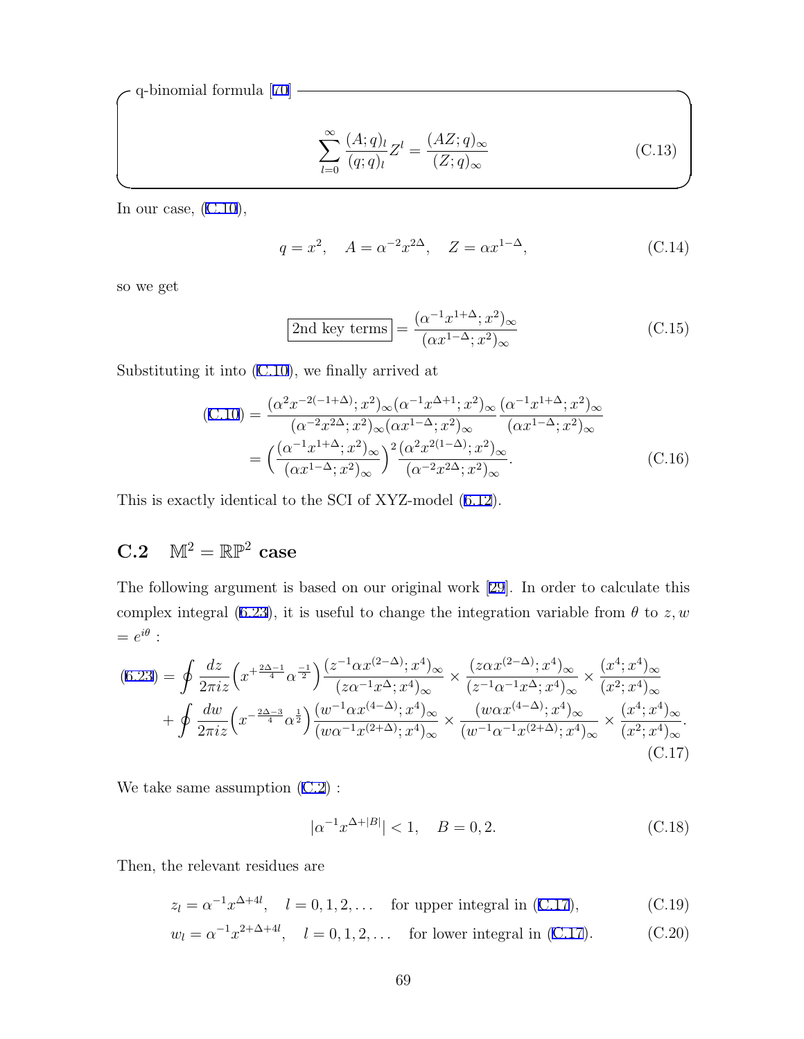q-binomial formula [70]

$$\sum_{l=0}^{\infty} \frac{(A;q)_l}{(q;q)_l} Z^l = \frac{(AZ;q)_\infty}{(Z;q)_\infty} \tag{C.13}$$

In our case, (C.10),

$$q = x^2, \quad A = \alpha^{-2} x^{2\Delta}, \quad Z = \alpha x^{1-\Delta}, \tag{C.14}$$

so we get

$$\boxed{\text{2nd key terms}} = \frac{(\alpha^{-1} x^{1+\Delta}; x^2)_\infty}{(\alpha x^{1-\Delta}; x^2)_\infty} \tag{C.15}$$

Substituting it into (C.10), we finally arrived at

$$\begin{aligned}(\text{C.10}) &= \frac{(\alpha^2 x^{-2(-1+\Delta)}; x^2)_\infty (\alpha^{-1} x^{\Delta+1}; x^2)_\infty}{(\alpha^{-2} x^{2\Delta}; x^2)_\infty (\alpha x^{1-\Delta}; x^2)_\infty} \frac{(\alpha^{-1} x^{1+\Delta}; x^2)_\infty}{(\alpha x^{1-\Delta}; x^2)_\infty} \\ &= \Big( \frac{(\alpha^{-1} x^{1+\Delta}; x^2)_\infty}{(\alpha x^{1-\Delta}; x^2)_\infty} \Big)^2 \frac{(\alpha^2 x^{2(1-\Delta)}; x^2)_\infty}{(\alpha^{-2} x^{2\Delta}; x^2)_\infty}. \end{aligned} \tag{C.16}$$

This is exactly identical to the SCI of XYZ-model (6.12).

## C.2 $\mathbb{M}^2 = \mathbb{RP}^2$ case

The following argument is based on our original work [29]. In order to calculate this complex integral (6.23), it is useful to change the integration variable from $\theta$ to $z, w = e^{i\theta}$ :

$$\begin{aligned}(6.23) = &\oint \frac{dz}{2\pi i z} \Big( x^{+\frac{2\Delta-1}{4}} \alpha^{\frac{-1}{2}} \Big) \frac{(z^{-1} \alpha x^{(2-\Delta)}; x^4)_\infty}{(z \alpha^{-1} x^{\Delta}; x^4)_\infty} \times \frac{(z \alpha x^{(2-\Delta)}; x^4)_\infty}{(z^{-1} \alpha^{-1} x^{\Delta}; x^4)_\infty} \times \frac{(x^4; x^4)_\infty}{(x^2; x^4)_\infty} \\ &+ \oint \frac{dw}{2\pi i z} \Big( x^{-\frac{2\Delta-3}{4}} \alpha^{\frac{1}{2}} \Big) \frac{(w^{-1} \alpha x^{(4-\Delta)}; x^4)_\infty}{(w \alpha^{-1} x^{(2+\Delta)}; x^4)_\infty} \times \frac{(w \alpha x^{(4-\Delta)}; x^4)_\infty}{(w^{-1} \alpha^{-1} x^{(2+\Delta)}; x^4)_\infty} \times \frac{(x^4; x^4)_\infty}{(x^2; x^4)_\infty}. \end{aligned} \tag{C.17}$$

We take same assumption (C.2) :

$$|\alpha^{-1} x^{\Delta + |B|}| < 1, \quad B = 0, 2. \tag{C.18}$$

Then, the relevant residues are

$$z_l = \alpha^{-1} x^{\Delta + 4l}, \quad l = 0, 1, 2, \dots \quad \text{for upper integral in (C.17)}, \tag{C.19}$$

$$w_l = \alpha^{-1} x^{2 + \Delta + 4l}, \quad l = 0, 1, 2, \dots \quad \text{for lower integral in (C.17)}. \tag{C.20}$$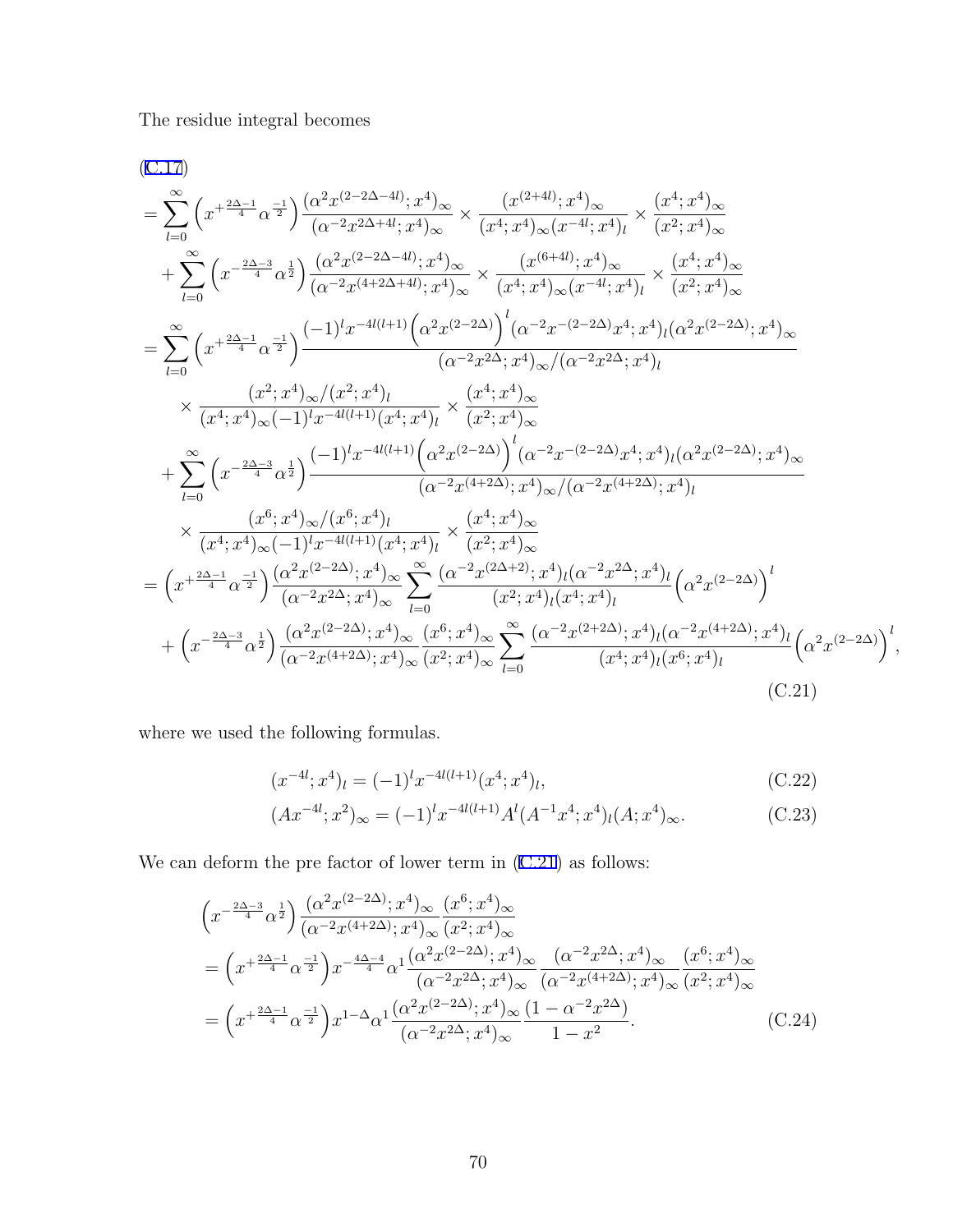The residue integral becomes

$$
\begin{aligned}
&(\text{C.17}) \\
&= \sum_{l=0}^{\infty}\Big(x^{+\frac{2\Delta-1}{4}}\alpha^{\frac{-1}{2}}\Big)\frac{(\alpha^2 x^{(2-2\Delta-4l)};x^4)_\infty}{(\alpha^{-2}x^{2\Delta+4l};x^4)_\infty}\times\frac{(x^{(2+4l)};x^4)_\infty}{(x^4;x^4)_\infty(x^{-4l};x^4)_l}\times\frac{(x^4;x^4)_\infty}{(x^2;x^4)_\infty} \\
&\quad+\sum_{l=0}^{\infty}\Big(x^{-\frac{2\Delta-3}{4}}\alpha^{\frac{1}{2}}\Big)\frac{(\alpha^2 x^{(2-2\Delta-4l)};x^4)_\infty}{(\alpha^{-2}x^{(4+2\Delta+4l)};x^4)_\infty}\times\frac{(x^{(6+4l)};x^4)_\infty}{(x^4;x^4)_\infty(x^{-4l};x^4)_l}\times\frac{(x^4;x^4)_\infty}{(x^2;x^4)_\infty} \\
&= \sum_{l=0}^{\infty}\Big(x^{+\frac{2\Delta-1}{4}}\alpha^{\frac{-1}{2}}\Big)\frac{(-1)^l x^{-4l(l+1)}\Big(\alpha^2 x^{(2-2\Delta)}\Big)^l(\alpha^{-2}x^{-(2-2\Delta)}x^4;x^4)_l(\alpha^2 x^{(2-2\Delta)};x^4)_\infty}{(\alpha^{-2}x^{2\Delta};x^4)_\infty/(\alpha^{-2}x^{2\Delta};x^4)_l} \\
&\qquad\times\frac{(x^2;x^4)_\infty/(x^2;x^4)_l}{(x^4;x^4)_\infty(-1)^l x^{-4l(l+1)}(x^4;x^4)_l}\times\frac{(x^4;x^4)_\infty}{(x^2;x^4)_\infty} \\
&\quad+\sum_{l=0}^{\infty}\Big(x^{-\frac{2\Delta-3}{4}}\alpha^{\frac{1}{2}}\Big)\frac{(-1)^l x^{-4l(l+1)}\Big(\alpha^2 x^{(2-2\Delta)}\Big)^l(\alpha^{-2}x^{-(2-2\Delta)}x^4;x^4)_l(\alpha^2 x^{(2-2\Delta)};x^4)_\infty}{(\alpha^{-2}x^{(4+2\Delta)};x^4)_\infty/(\alpha^{-2}x^{(4+2\Delta)};x^4)_l} \\
&\qquad\times\frac{(x^6;x^4)_\infty/(x^6;x^4)_l}{(x^4;x^4)_\infty(-1)^l x^{-4l(l+1)}(x^4;x^4)_l}\times\frac{(x^4;x^4)_\infty}{(x^2;x^4)_\infty} \\
&= \Big(x^{+\frac{2\Delta-1}{4}}\alpha^{\frac{-1}{2}}\Big)\frac{(\alpha^2 x^{(2-2\Delta)};x^4)_\infty}{(\alpha^{-2}x^{2\Delta};x^4)_\infty}\sum_{l=0}^{\infty}\frac{(\alpha^{-2}x^{(2\Delta+2)};x^4)_l(\alpha^{-2}x^{2\Delta};x^4)_l}{(x^2;x^4)_l(x^4;x^4)_l}\Big(\alpha^2 x^{(2-2\Delta)}\Big)^l \\
&\quad+\Big(x^{-\frac{2\Delta-3}{4}}\alpha^{\frac{1}{2}}\Big)\frac{(\alpha^2 x^{(2-2\Delta)};x^4)_\infty}{(\alpha^{-2}x^{(4+2\Delta)};x^4)_\infty}\frac{(x^6;x^4)_\infty}{(x^2;x^4)_\infty}\sum_{l=0}^{\infty}\frac{(\alpha^{-2}x^{(2+2\Delta)};x^4)_l(\alpha^{-2}x^{(4+2\Delta)};x^4)_l}{(x^4;x^4)_l(x^6;x^4)_l}\Big(\alpha^2 x^{(2-2\Delta)}\Big)^l,
\end{aligned}
\tag{C.21}
$$

where we used the following formulas.

$$
(x^{-4l};x^4)_l = (-1)^l x^{-4l(l+1)}(x^4;x^4)_l, \tag{C.22}
$$

$$
(Ax^{-4l};x^2)_\infty = (-1)^l x^{-4l(l+1)}A^l(A^{-1}x^4;x^4)_l(A;x^4)_\infty. \tag{C.23}
$$

We can deform the pre factor of lower term in (C.21) as follows:

$$
\begin{aligned}
&\Big(x^{-\frac{2\Delta-3}{4}}\alpha^{\frac{1}{2}}\Big)\frac{(\alpha^2 x^{(2-2\Delta)};x^4)_\infty}{(\alpha^{-2}x^{(4+2\Delta)};x^4)_\infty}\frac{(x^6;x^4)_\infty}{(x^2;x^4)_\infty} \\
&= \Big(x^{+\frac{2\Delta-1}{4}}\alpha^{\frac{-1}{2}}\Big)x^{-\frac{4\Delta-4}{4}}\alpha^1\frac{(\alpha^2 x^{(2-2\Delta)};x^4)_\infty}{(\alpha^{-2}x^{2\Delta};x^4)_\infty}\frac{(\alpha^{-2}x^{2\Delta};x^4)_\infty}{(\alpha^{-2}x^{(4+2\Delta)};x^4)_\infty}\frac{(x^6;x^4)_\infty}{(x^2;x^4)_\infty} \\
&= \Big(x^{+\frac{2\Delta-1}{4}}\alpha^{\frac{-1}{2}}\Big)x^{1-\Delta}\alpha^1\frac{(\alpha^2 x^{(2-2\Delta)};x^4)_\infty}{(\alpha^{-2}x^{2\Delta};x^4)_\infty}\frac{(1-\alpha^{-2}x^{2\Delta})}{1-x^2}.
\end{aligned}
\tag{C.24}
$$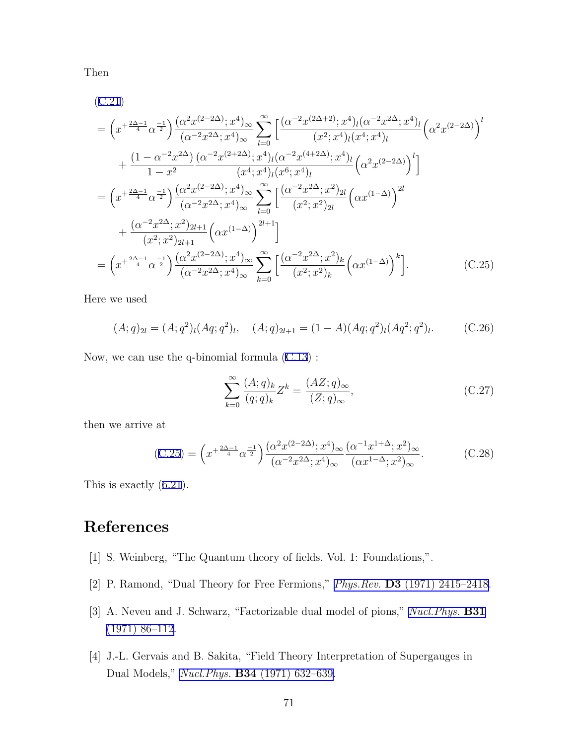Then

$$
\begin{aligned}
&(\text{C.21}) \\
&= \left(x^{+\frac{2\Delta-1}{4}}\alpha^{\frac{-1}{2}}\right)\frac{(\alpha^2 x^{(2-2\Delta)};x^4)_\infty}{(\alpha^{-2}x^{2\Delta};x^4)_\infty}\sum_{l=0}^{\infty}\Big[\frac{(\alpha^{-2}x^{(2\Delta+2)};x^4)_l(\alpha^{-2}x^{2\Delta};x^4)_l}{(x^2;x^4)_l(x^4;x^4)_l}\Big(\alpha^2 x^{(2-2\Delta)}\Big)^l \\
&\quad + \frac{(1-\alpha^{-2}x^{2\Delta})}{1-x^2}\frac{(\alpha^{-2}x^{(2+2\Delta)};x^4)_l(\alpha^{-2}x^{(4+2\Delta)};x^4)_l}{(x^4;x^4)_l(x^6;x^4)_l}\Big(\alpha^2 x^{(2-2\Delta)}\Big)^l\Big] \\
&= \left(x^{+\frac{2\Delta-1}{4}}\alpha^{\frac{-1}{2}}\right)\frac{(\alpha^2 x^{(2-2\Delta)};x^4)_\infty}{(\alpha^{-2}x^{2\Delta};x^4)_\infty}\sum_{l=0}^{\infty}\Big[\frac{(\alpha^{-2}x^{2\Delta};x^2)_{2l}}{(x^2;x^2)_{2l}}\Big(\alpha x^{(1-\Delta)}\Big)^{2l} \\
&\quad + \frac{(\alpha^{-2}x^{2\Delta};x^2)_{2l+1}}{(x^2;x^2)_{2l+1}}\Big(\alpha x^{(1-\Delta)}\Big)^{2l+1}\Big] \\
&= \left(x^{+\frac{2\Delta-1}{4}}\alpha^{\frac{-1}{2}}\right)\frac{(\alpha^2 x^{(2-2\Delta)};x^4)_\infty}{(\alpha^{-2}x^{2\Delta};x^4)_\infty}\sum_{k=0}^{\infty}\Big[\frac{(\alpha^{-2}x^{2\Delta};x^2)_k}{(x^2;x^2)_k}\Big(\alpha x^{(1-\Delta)}\Big)^k\Big].
\end{aligned}
\tag{C.25}
$$

Here we used

$$
(A;q)_{2l} = (A;q^2)_l(Aq;q^2)_l, \quad (A;q)_{2l+1} = (1-A)(Aq;q^2)_l(Aq^2;q^2)_l. \tag{C.26}
$$

Now, we can use the q-binomial formula (C.13) :

$$
\sum_{k=0}^{\infty}\frac{(A;q)_k}{(q;q)_k}Z^k = \frac{(AZ;q)_\infty}{(Z;q)_\infty}, \tag{C.27}
$$

then we arrive at

$$
(\text{C.25}) = \left(x^{+\frac{2\Delta-1}{4}}\alpha^{\frac{-1}{2}}\right)\frac{(\alpha^2 x^{(2-2\Delta)};x^4)_\infty}{(\alpha^{-2}x^{2\Delta};x^4)_\infty}\frac{(\alpha^{-1}x^{1+\Delta};x^2)_\infty}{(\alpha x^{1-\Delta};x^2)_\infty}. \tag{C.28}
$$

This is exactly (6.21).

# References

[1] S. Weinberg, “The Quantum theory of fields. Vol. 1: Foundations,”.

[2] P. Ramond, “Dual Theory for Free Fermions,” *Phys.Rev.* **D3** (1971) 2415–2418.

[3] A. Neveu and J. Schwarz, “Factorizable dual model of pions,” *Nucl.Phys.* **B31** (1971) 86–112.

[4] J.-L. Gervais and B. Sakita, “Field Theory Interpretation of Supergauges in Dual Models,” *Nucl.Phys.* **B34** (1971) 632–639.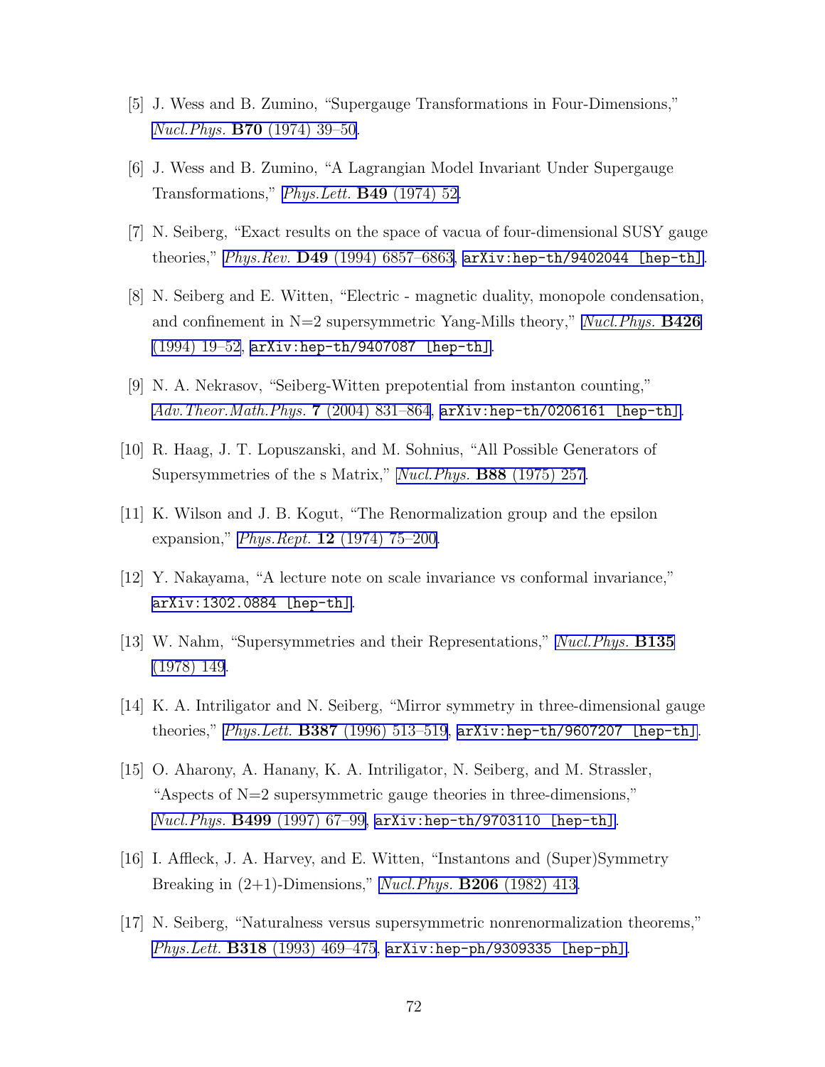[5] J. Wess and B. Zumino, "Supergauge Transformations in Four-Dimensions," *Nucl.Phys.* **B70** (1974) 39–50.

[6] J. Wess and B. Zumino, "A Lagrangian Model Invariant Under Supergauge Transformations," *Phys.Lett.* **B49** (1974) 52.

[7] N. Seiberg, "Exact results on the space of vacua of four-dimensional SUSY gauge theories," *Phys.Rev.* **D49** (1994) 6857–6863, `arXiv:hep-th/9402044 [hep-th]`.

[8] N. Seiberg and E. Witten, "Electric - magnetic duality, monopole condensation, and confinement in N=2 supersymmetric Yang-Mills theory," *Nucl.Phys.* **B426** (1994) 19–52, `arXiv:hep-th/9407087 [hep-th]`.

[9] N. A. Nekrasov, "Seiberg-Witten prepotential from instanton counting," *Adv.Theor.Math.Phys.* **7** (2004) 831–864, `arXiv:hep-th/0206161 [hep-th]`.

[10] R. Haag, J. T. Lopuszanski, and M. Sohnius, "All Possible Generators of Supersymmetries of the s Matrix," *Nucl.Phys.* **B88** (1975) 257.

[11] K. Wilson and J. B. Kogut, "The Renormalization group and the epsilon expansion," *Phys.Rept.* **12** (1974) 75–200.

[12] Y. Nakayama, "A lecture note on scale invariance vs conformal invariance," `arXiv:1302.0884 [hep-th]`.

[13] W. Nahm, "Supersymmetries and their Representations," *Nucl.Phys.* **B135** (1978) 149.

[14] K. A. Intriligator and N. Seiberg, "Mirror symmetry in three-dimensional gauge theories," *Phys.Lett.* **B387** (1996) 513–519, `arXiv:hep-th/9607207 [hep-th]`.

[15] O. Aharony, A. Hanany, K. A. Intriligator, N. Seiberg, and M. Strassler, "Aspects of N=2 supersymmetric gauge theories in three-dimensions," *Nucl.Phys.* **B499** (1997) 67–99, `arXiv:hep-th/9703110 [hep-th]`.

[16] I. Affleck, J. A. Harvey, and E. Witten, "Instantons and (Super)Symmetry Breaking in (2+1)-Dimensions," *Nucl.Phys.* **B206** (1982) 413.

[17] N. Seiberg, "Naturalness versus supersymmetric nonrenormalization theorems," *Phys.Lett.* **B318** (1993) 469–475, `arXiv:hep-ph/9309335 [hep-ph]`.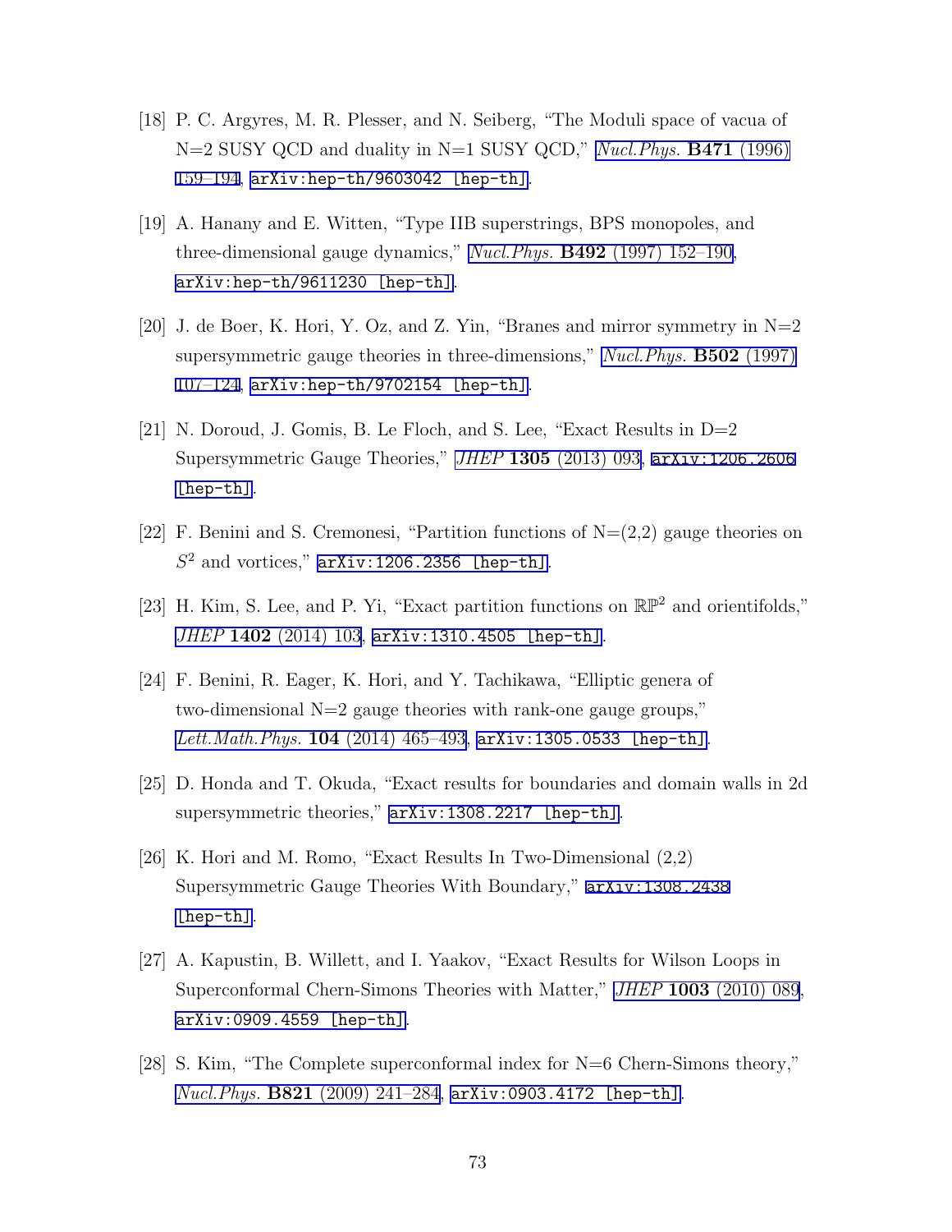[18] P. C. Argyres, M. R. Plesser, and N. Seiberg, "The Moduli space of vacua of N=2 SUSY QCD and duality in N=1 SUSY QCD," *Nucl.Phys.* **B471** (1996) 159–194, arXiv:hep-th/9603042 [hep-th].

[19] A. Hanany and E. Witten, "Type IIB superstrings, BPS monopoles, and three-dimensional gauge dynamics," *Nucl.Phys.* **B492** (1997) 152–190, arXiv:hep-th/9611230 [hep-th].

[20] J. de Boer, K. Hori, Y. Oz, and Z. Yin, "Branes and mirror symmetry in N=2 supersymmetric gauge theories in three-dimensions," *Nucl.Phys.* **B502** (1997) 107–124, arXiv:hep-th/9702154 [hep-th].

[21] N. Doroud, J. Gomis, B. Le Floch, and S. Lee, "Exact Results in D=2 Supersymmetric Gauge Theories," *JHEP* **1305** (2013) 093, arXiv:1206.2606 [hep-th].

[22] F. Benini and S. Cremonesi, "Partition functions of N=(2,2) gauge theories on $S^2$ and vortices," arXiv:1206.2356 [hep-th].

[23] H. Kim, S. Lee, and P. Yi, "Exact partition functions on $\mathbb{RP}^2$ and orientifolds," *JHEP* **1402** (2014) 103, arXiv:1310.4505 [hep-th].

[24] F. Benini, R. Eager, K. Hori, and Y. Tachikawa, "Elliptic genera of two-dimensional N=2 gauge theories with rank-one gauge groups," *Lett.Math.Phys.* **104** (2014) 465–493, arXiv:1305.0533 [hep-th].

[25] D. Honda and T. Okuda, "Exact results for boundaries and domain walls in 2d supersymmetric theories," arXiv:1308.2217 [hep-th].

[26] K. Hori and M. Romo, "Exact Results In Two-Dimensional (2,2) Supersymmetric Gauge Theories With Boundary," arXiv:1308.2438 [hep-th].

[27] A. Kapustin, B. Willett, and I. Yaakov, "Exact Results for Wilson Loops in Superconformal Chern-Simons Theories with Matter," *JHEP* **1003** (2010) 089, arXiv:0909.4559 [hep-th].

[28] S. Kim, "The Complete superconformal index for N=6 Chern-Simons theory," *Nucl.Phys.* **B821** (2009) 241–284, arXiv:0903.4172 [hep-th].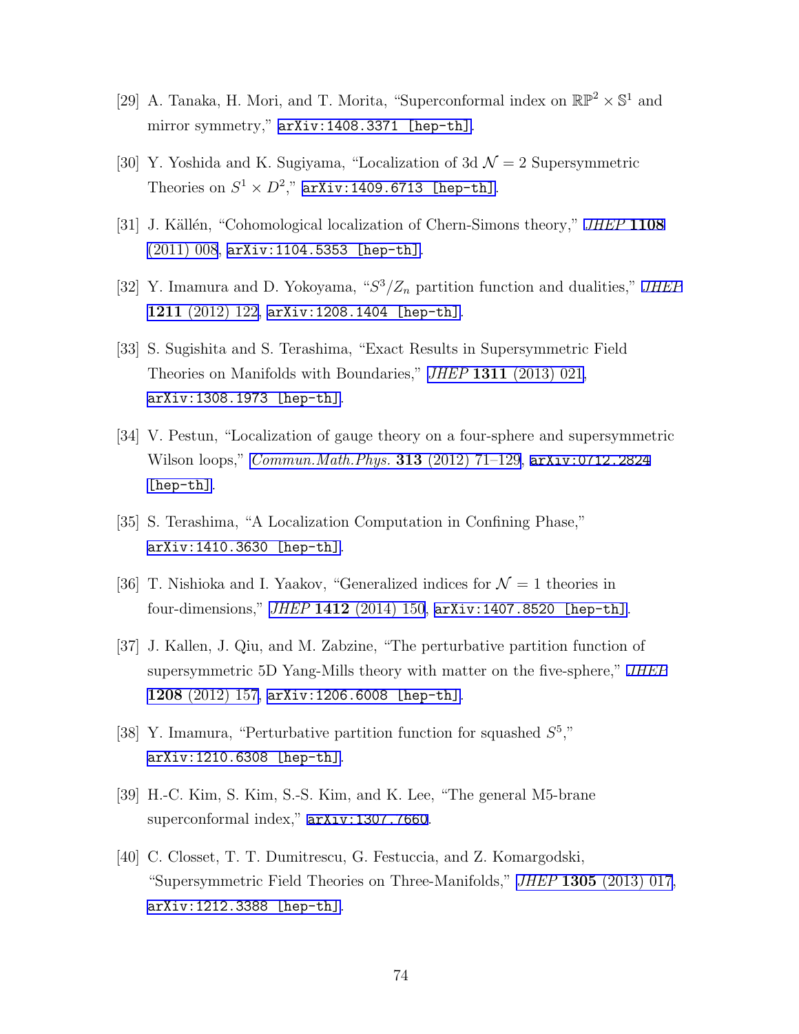[29] A. Tanaka, H. Mori, and T. Morita, "Superconformal index on $\mathbb{RP}^2 \times \mathbb{S}^1$ and mirror symmetry," arXiv:1408.3371 [hep-th].

[30] Y. Yoshida and K. Sugiyama, "Localization of 3d $\mathcal{N} = 2$ Supersymmetric Theories on $S^1 \times D^2$," arXiv:1409.6713 [hep-th].

[31] J. Källén, "Cohomological localization of Chern-Simons theory," *JHEP* **1108** (2011) 008, arXiv:1104.5353 [hep-th].

[32] Y. Imamura and D. Yokoyama, "$S^3/Z_n$ partition function and dualities," *JHEP* **1211** (2012) 122, arXiv:1208.1404 [hep-th].

[33] S. Sugishita and S. Terashima, "Exact Results in Supersymmetric Field Theories on Manifolds with Boundaries," *JHEP* **1311** (2013) 021, arXiv:1308.1973 [hep-th].

[34] V. Pestun, "Localization of gauge theory on a four-sphere and supersymmetric Wilson loops," *Commun.Math.Phys.* **313** (2012) 71–129, arXiv:0712.2824 [hep-th].

[35] S. Terashima, "A Localization Computation in Confining Phase," arXiv:1410.3630 [hep-th].

[36] T. Nishioka and I. Yaakov, "Generalized indices for $\mathcal{N} = 1$ theories in four-dimensions," *JHEP* **1412** (2014) 150, arXiv:1407.8520 [hep-th].

[37] J. Kallen, J. Qiu, and M. Zabzine, "The perturbative partition function of supersymmetric 5D Yang-Mills theory with matter on the five-sphere," *JHEP* **1208** (2012) 157, arXiv:1206.6008 [hep-th].

[38] Y. Imamura, "Perturbative partition function for squashed $S^5$," arXiv:1210.6308 [hep-th].

[39] H.-C. Kim, S. Kim, S.-S. Kim, and K. Lee, "The general M5-brane superconformal index," arXiv:1307.7660.

[40] C. Closset, T. T. Dumitrescu, G. Festuccia, and Z. Komargodski, "Supersymmetric Field Theories on Three-Manifolds," *JHEP* **1305** (2013) 017, arXiv:1212.3388 [hep-th].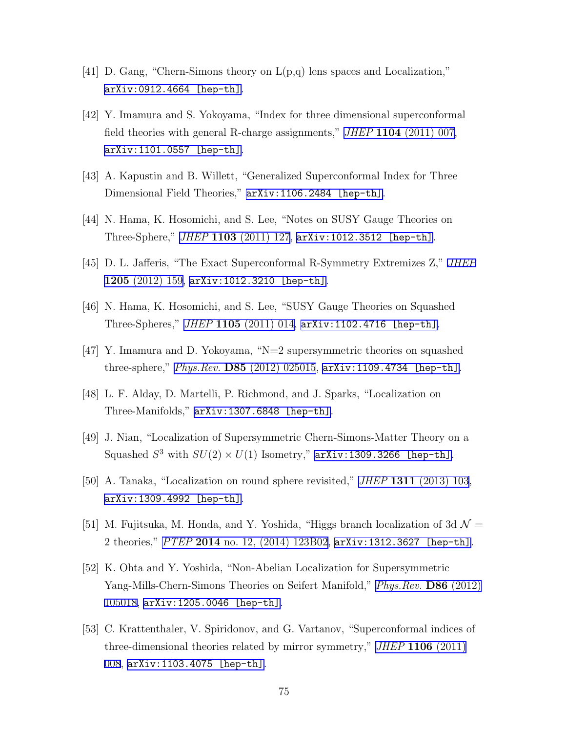[41] D. Gang, "Chern-Simons theory on L(p,q) lens spaces and Localization," arXiv:0912.4664 [hep-th].

[42] Y. Imamura and S. Yokoyama, "Index for three dimensional superconformal field theories with general R-charge assignments," *JHEP* **1104** (2011) 007, arXiv:1101.0557 [hep-th].

[43] A. Kapustin and B. Willett, "Generalized Superconformal Index for Three Dimensional Field Theories," arXiv:1106.2484 [hep-th].

[44] N. Hama, K. Hosomichi, and S. Lee, "Notes on SUSY Gauge Theories on Three-Sphere," *JHEP* **1103** (2011) 127, arXiv:1012.3512 [hep-th].

[45] D. L. Jafferis, "The Exact Superconformal R-Symmetry Extremizes Z," *JHEP* **1205** (2012) 159, arXiv:1012.3210 [hep-th].

[46] N. Hama, K. Hosomichi, and S. Lee, "SUSY Gauge Theories on Squashed Three-Spheres," *JHEP* **1105** (2011) 014, arXiv:1102.4716 [hep-th].

[47] Y. Imamura and D. Yokoyama, "N=2 supersymmetric theories on squashed three-sphere," *Phys.Rev.* **D85** (2012) 025015, arXiv:1109.4734 [hep-th].

[48] L. F. Alday, D. Martelli, P. Richmond, and J. Sparks, "Localization on Three-Manifolds," arXiv:1307.6848 [hep-th].

[49] J. Nian, "Localization of Supersymmetric Chern-Simons-Matter Theory on a Squashed $S^3$ with $SU(2) \times U(1)$ Isometry," arXiv:1309.3266 [hep-th].

[50] A. Tanaka, "Localization on round sphere revisited," *JHEP* **1311** (2013) 103, arXiv:1309.4992 [hep-th].

[51] M. Fujitsuka, M. Honda, and Y. Yoshida, "Higgs branch localization of 3d $\mathcal{N} = 2$ theories," *PTEP* **2014** no. 12, (2014) 123B02, arXiv:1312.3627 [hep-th].

[52] K. Ohta and Y. Yoshida, "Non-Abelian Localization for Supersymmetric Yang-Mills-Chern-Simons Theories on Seifert Manifold," *Phys.Rev.* **D86** (2012) 105018, arXiv:1205.0046 [hep-th].

[53] C. Krattenthaler, V. Spiridonov, and G. Vartanov, "Superconformal indices of three-dimensional theories related by mirror symmetry," *JHEP* **1106** (2011) 008, arXiv:1103.4075 [hep-th].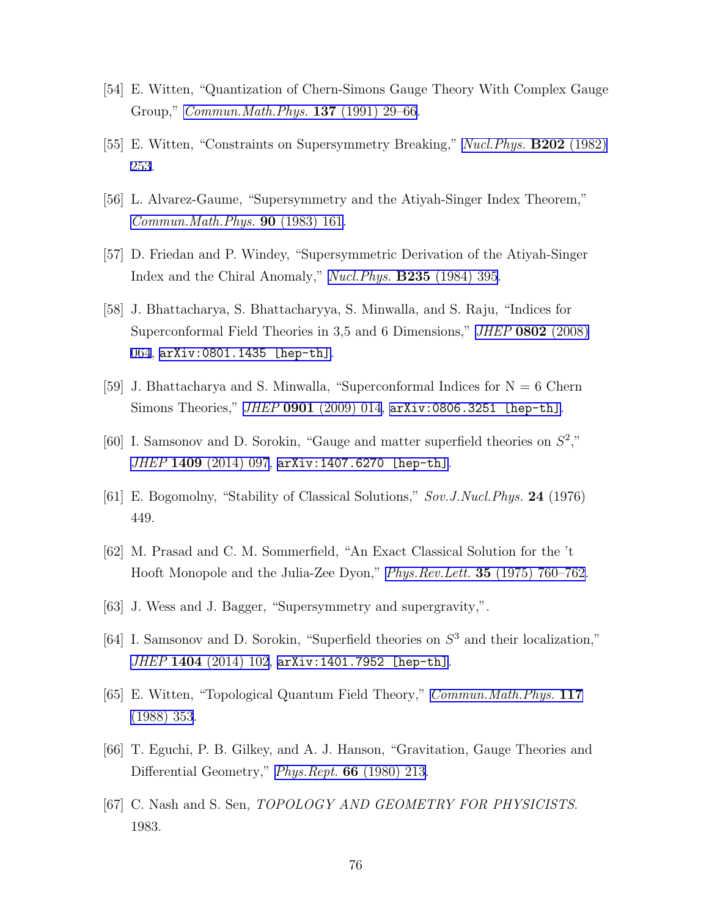[54] E. Witten, "Quantization of Chern-Simons Gauge Theory With Complex Gauge Group," *Commun.Math.Phys.* **137** (1991) 29–66.

[55] E. Witten, "Constraints on Supersymmetry Breaking," *Nucl.Phys.* **B202** (1982) 253.

[56] L. Alvarez-Gaume, "Supersymmetry and the Atiyah-Singer Index Theorem," *Commun.Math.Phys.* **90** (1983) 161.

[57] D. Friedan and P. Windey, "Supersymmetric Derivation of the Atiyah-Singer Index and the Chiral Anomaly," *Nucl.Phys.* **B235** (1984) 395.

[58] J. Bhattacharya, S. Bhattacharyya, S. Minwalla, and S. Raju, "Indices for Superconformal Field Theories in 3,5 and 6 Dimensions," *JHEP* **0802** (2008) 064, `arXiv:0801.1435 [hep-th]`.

[59] J. Bhattacharya and S. Minwalla, "Superconformal Indices for N = 6 Chern Simons Theories," *JHEP* **0901** (2009) 014, `arXiv:0806.3251 [hep-th]`.

[60] I. Samsonov and D. Sorokin, "Gauge and matter superfield theories on $S^2$," *JHEP* **1409** (2014) 097, `arXiv:1407.6270 [hep-th]`.

[61] E. Bogomolny, "Stability of Classical Solutions," *Sov.J.Nucl.Phys.* **24** (1976) 449.

[62] M. Prasad and C. M. Sommerfield, "An Exact Classical Solution for the 't Hooft Monopole and the Julia-Zee Dyon," *Phys.Rev.Lett.* **35** (1975) 760–762.

[63] J. Wess and J. Bagger, "Supersymmetry and supergravity,".

[64] I. Samsonov and D. Sorokin, "Superfield theories on $S^3$ and their localization," *JHEP* **1404** (2014) 102, `arXiv:1401.7952 [hep-th]`.

[65] E. Witten, "Topological Quantum Field Theory," *Commun.Math.Phys.* **117** (1988) 353.

[66] T. Eguchi, P. B. Gilkey, and A. J. Hanson, "Gravitation, Gauge Theories and Differential Geometry," *Phys.Rept.* **66** (1980) 213.

[67] C. Nash and S. Sen, *TOPOLOGY AND GEOMETRY FOR PHYSICISTS*. 1983.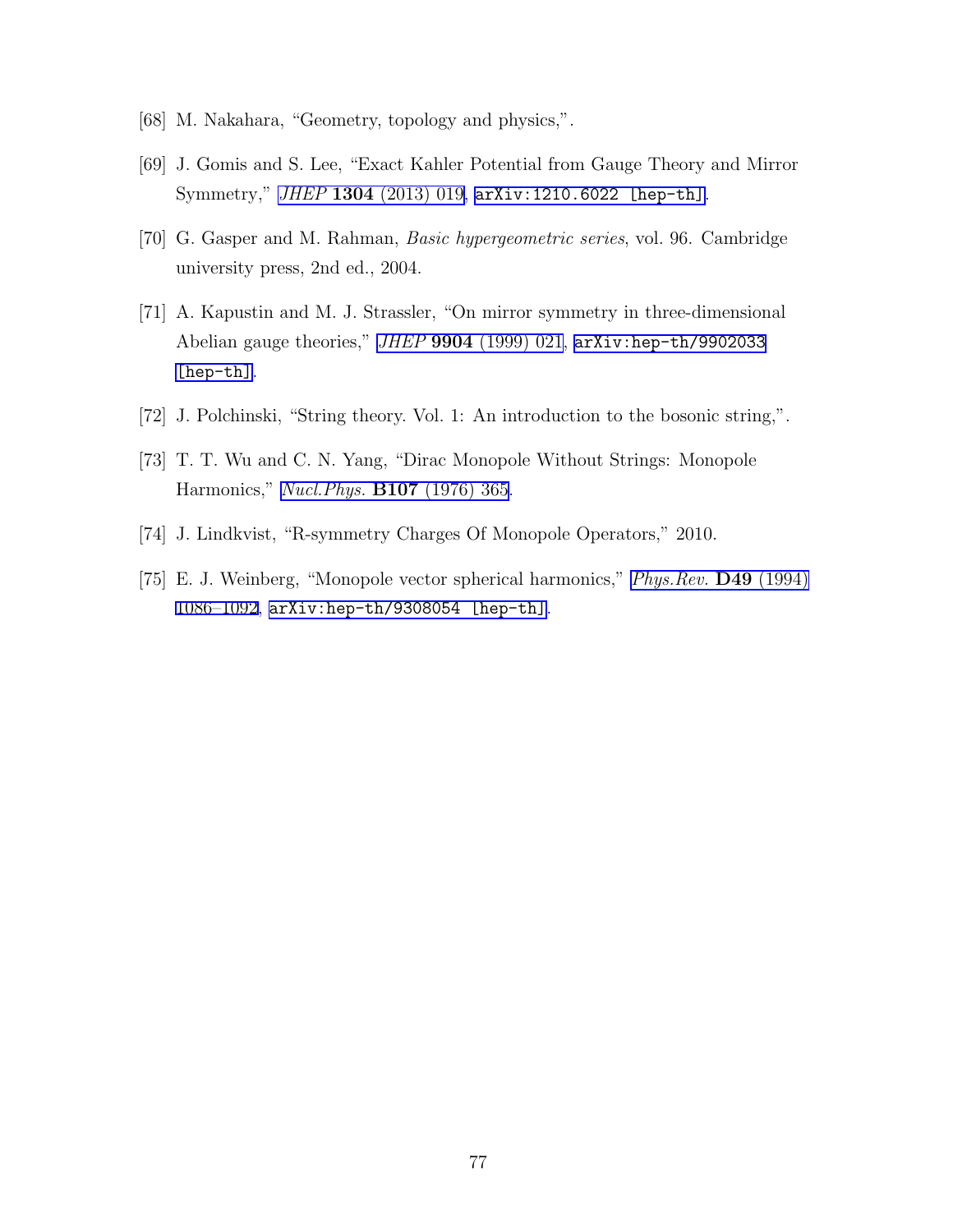[68] M. Nakahara, "Geometry, topology and physics,".

[69] J. Gomis and S. Lee, "Exact Kahler Potential from Gauge Theory and Mirror Symmetry," *JHEP* **1304** (2013) 019, arXiv:1210.6022 [hep-th].

[70] G. Gasper and M. Rahman, *Basic hypergeometric series*, vol. 96. Cambridge university press, 2nd ed., 2004.

[71] A. Kapustin and M. J. Strassler, "On mirror symmetry in three-dimensional Abelian gauge theories," *JHEP* **9904** (1999) 021, arXiv:hep-th/9902033 [hep-th].

[72] J. Polchinski, "String theory. Vol. 1: An introduction to the bosonic string,".

[73] T. T. Wu and C. N. Yang, "Dirac Monopole Without Strings: Monopole Harmonics," *Nucl.Phys.* **B107** (1976) 365.

[74] J. Lindkvist, "R-symmetry Charges Of Monopole Operators," 2010.

[75] E. J. Weinberg, "Monopole vector spherical harmonics," *Phys.Rev.* **D49** (1994) 1086–1092, arXiv:hep-th/9308054 [hep-th].